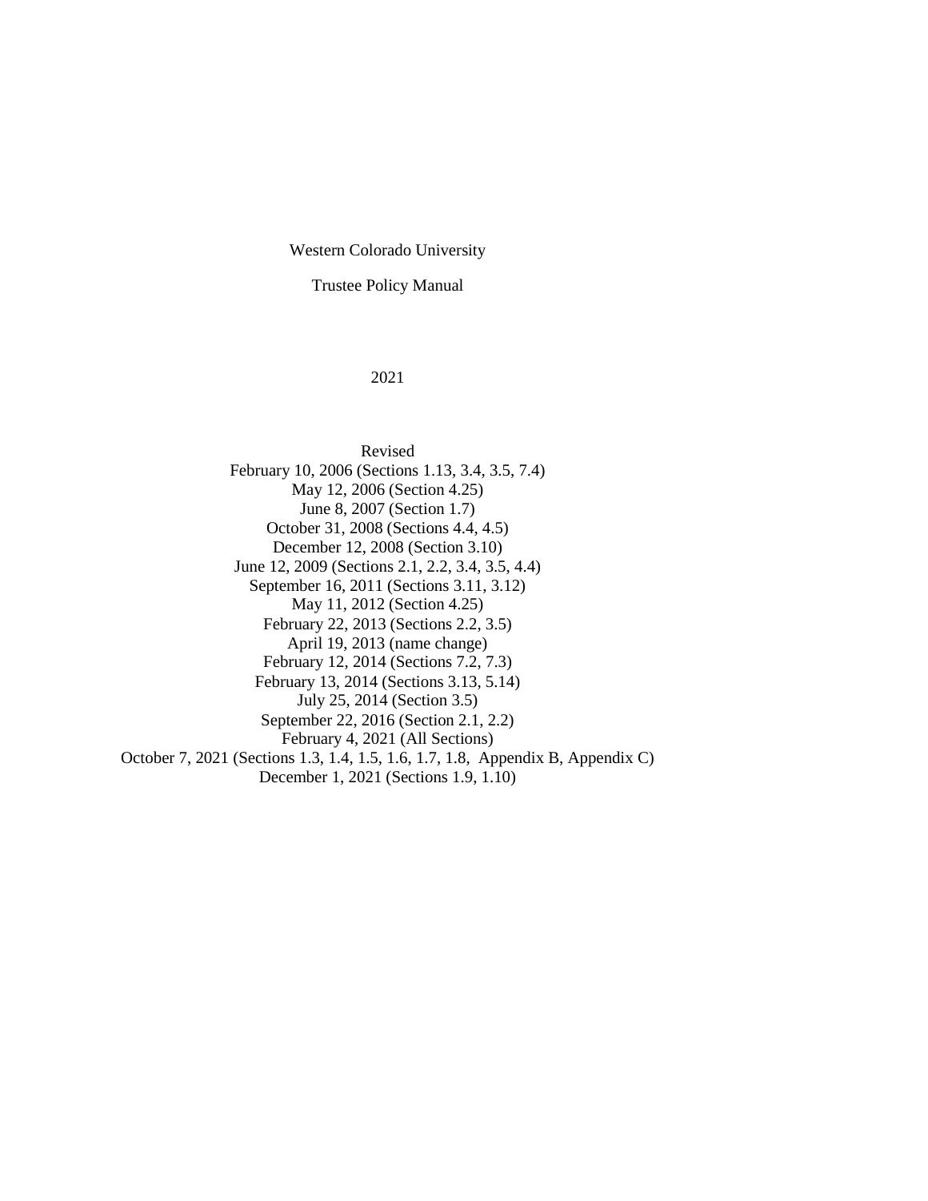# Western Colorado University

## Trustee Policy Manual

2021

Revised

February 10, 2006 (Sections 1.13, 3.4, 3.5, 7.4)

May 12, 2006 (Section 4.25)

June 8, 2007 (Section 1.7)

October 31, 2008 (Sections 4.4, 4.5)

December 12, 2008 (Section 3.10)

June 12, 2009 (Sections 2.1, 2.2, 3.4, 3.5, 4.4)

September 16, 2011 (Sections 3.11, 3.12)

May 11, 2012 (Section 4.25)

February 22, 2013 (Sections 2.2, 3.5)

April 19, 2013 (name change)

February 12, 2014 (Sections 7.2, 7.3)

February 13, 2014 (Sections 3.13, 5.14)

July 25, 2014 (Section 3.5)

September 22, 2016 (Section 2.1, 2.2)

February 4, 2021 (All Sections)

October 7, 2021 (Sections 1.3, 1.4, 1.5, 1.6, 1.7, 1.8, Appendix B, Appendix C)

December 1, 2021 (Sections 1.9, 1.10)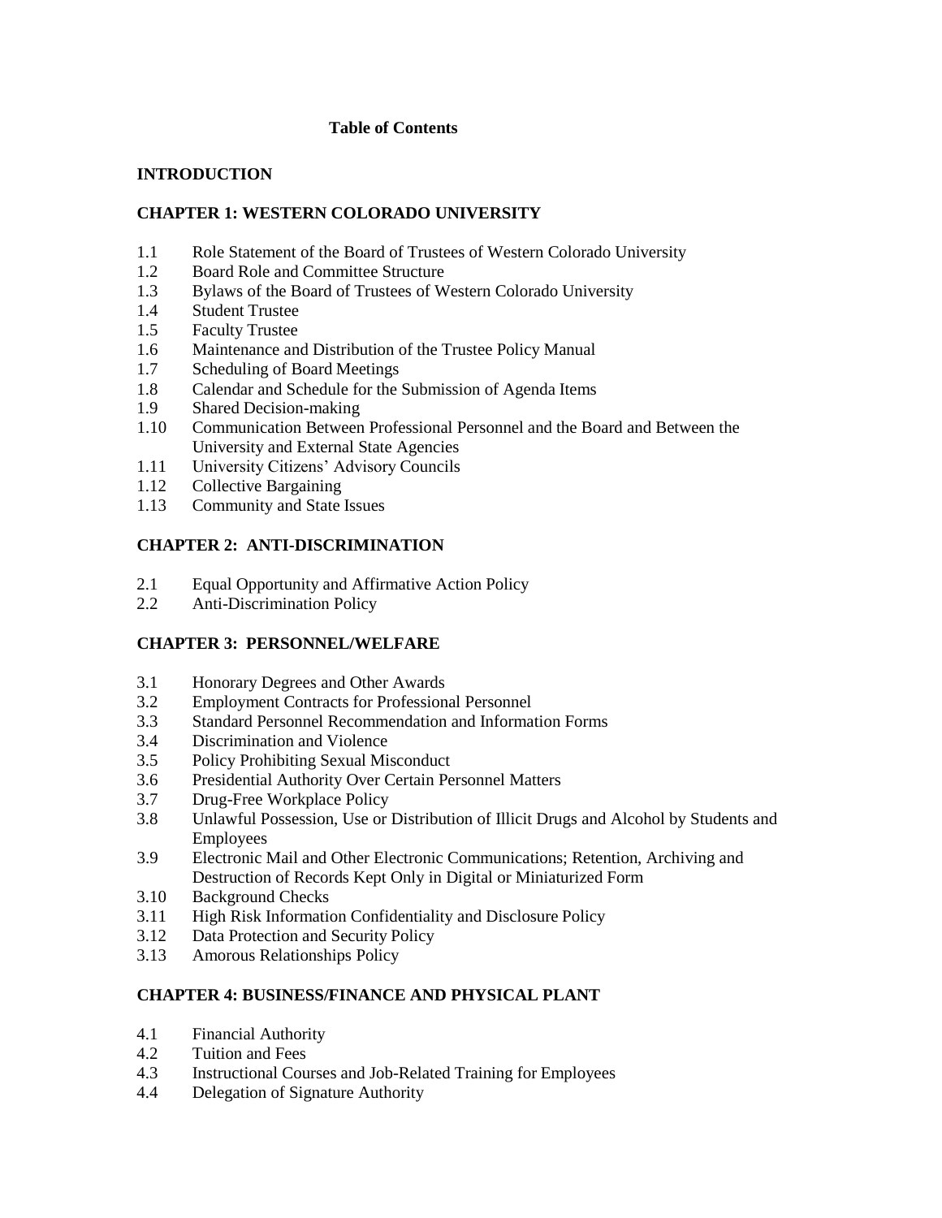# Table of Contents

## INTRODUCTION

## CHAPTER 1: WESTERN COLORADO UNIVERSITY

1.1 Role Statement of the Board of Trustees of Western Colorado University
1.2 Board Role and Committee Structure
1.3 Bylaws of the Board of Trustees of Western Colorado University
1.4 Student Trustee
1.5 Faculty Trustee
1.6 Maintenance and Distribution of the Trustee Policy Manual
1.7 Scheduling of Board Meetings
1.8 Calendar and Schedule for the Submission of Agenda Items
1.9 Shared Decision-making
1.10 Communication Between Professional Personnel and the Board and Between the University and External State Agencies
1.11 University Citizens' Advisory Councils
1.12 Collective Bargaining
1.13 Community and State Issues

## CHAPTER 2: ANTI-DISCRIMINATION

2.1 Equal Opportunity and Affirmative Action Policy
2.2 Anti-Discrimination Policy

## CHAPTER 3: PERSONNEL/WELFARE

3.1 Honorary Degrees and Other Awards
3.2 Employment Contracts for Professional Personnel
3.3 Standard Personnel Recommendation and Information Forms
3.4 Discrimination and Violence
3.5 Policy Prohibiting Sexual Misconduct
3.6 Presidential Authority Over Certain Personnel Matters
3.7 Drug-Free Workplace Policy
3.8 Unlawful Possession, Use or Distribution of Illicit Drugs and Alcohol by Students and Employees
3.9 Electronic Mail and Other Electronic Communications; Retention, Archiving and Destruction of Records Kept Only in Digital or Miniaturized Form
3.10 Background Checks
3.11 High Risk Information Confidentiality and Disclosure Policy
3.12 Data Protection and Security Policy
3.13 Amorous Relationships Policy

## CHAPTER 4: BUSINESS/FINANCE AND PHYSICAL PLANT

4.1 Financial Authority
4.2 Tuition and Fees
4.3 Instructional Courses and Job-Related Training for Employees
4.4 Delegation of Signature Authority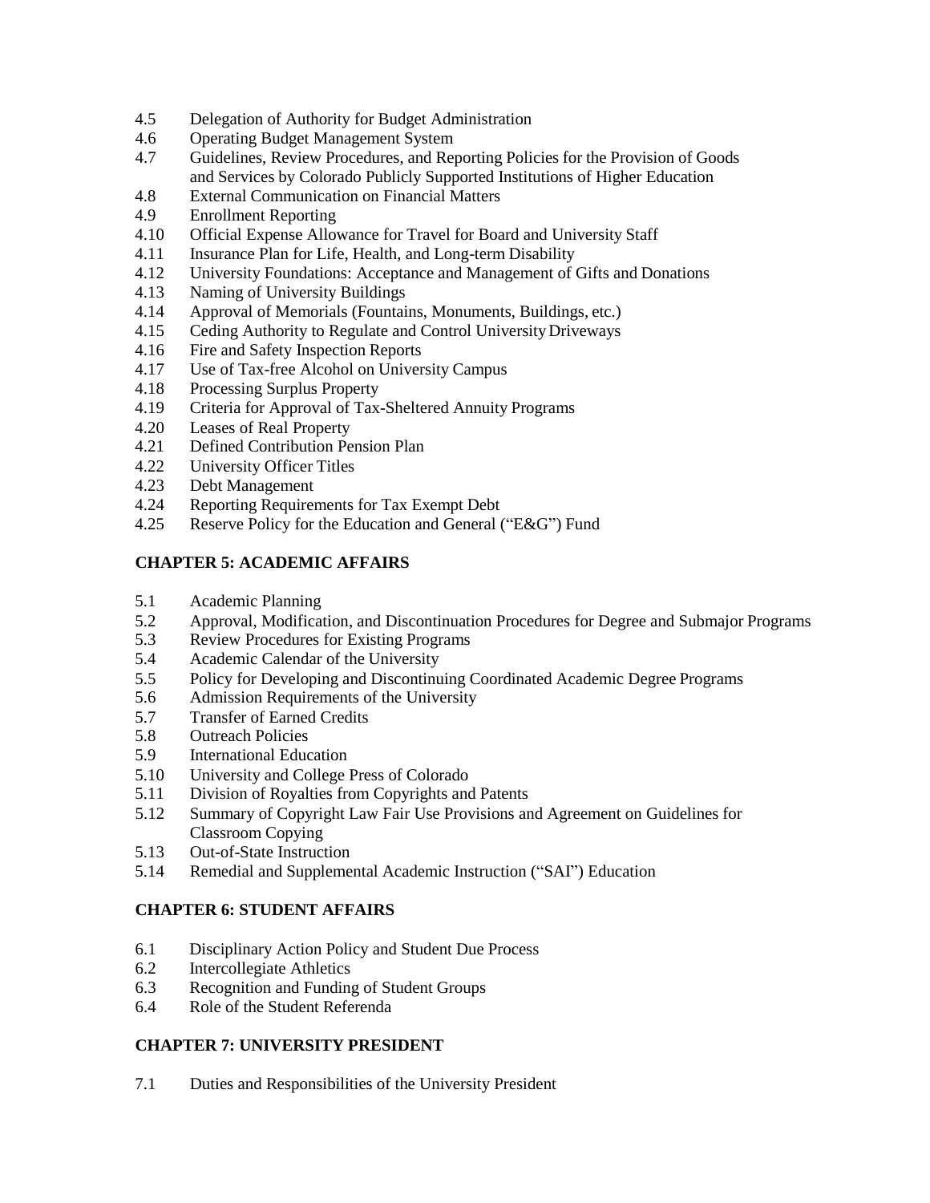4.5 Delegation of Authority for Budget Administration
4.6 Operating Budget Management System
4.7 Guidelines, Review Procedures, and Reporting Policies for the Provision of Goods and Services by Colorado Publicly Supported Institutions of Higher Education
4.8 External Communication on Financial Matters
4.9 Enrollment Reporting
4.10 Official Expense Allowance for Travel for Board and University Staff
4.11 Insurance Plan for Life, Health, and Long-term Disability
4.12 University Foundations: Acceptance and Management of Gifts and Donations
4.13 Naming of University Buildings
4.14 Approval of Memorials (Fountains, Monuments, Buildings, etc.)
4.15 Ceding Authority to Regulate and Control University Driveways
4.16 Fire and Safety Inspection Reports
4.17 Use of Tax-free Alcohol on University Campus
4.18 Processing Surplus Property
4.19 Criteria for Approval of Tax-Sheltered Annuity Programs
4.20 Leases of Real Property
4.21 Defined Contribution Pension Plan
4.22 University Officer Titles
4.23 Debt Management
4.24 Reporting Requirements for Tax Exempt Debt
4.25 Reserve Policy for the Education and General ("E&G") Fund

**CHAPTER 5: ACADEMIC AFFAIRS**

5.1 Academic Planning
5.2 Approval, Modification, and Discontinuation Procedures for Degree and Submajor Programs
5.3 Review Procedures for Existing Programs
5.4 Academic Calendar of the University
5.5 Policy for Developing and Discontinuing Coordinated Academic Degree Programs
5.6 Admission Requirements of the University
5.7 Transfer of Earned Credits
5.8 Outreach Policies
5.9 International Education
5.10 University and College Press of Colorado
5.11 Division of Royalties from Copyrights and Patents
5.12 Summary of Copyright Law Fair Use Provisions and Agreement on Guidelines for Classroom Copying
5.13 Out-of-State Instruction
5.14 Remedial and Supplemental Academic Instruction ("SAI") Education

**CHAPTER 6: STUDENT AFFAIRS**

6.1 Disciplinary Action Policy and Student Due Process
6.2 Intercollegiate Athletics
6.3 Recognition and Funding of Student Groups
6.4 Role of the Student Referenda

**CHAPTER 7: UNIVERSITY PRESIDENT**

7.1 Duties and Responsibilities of the University President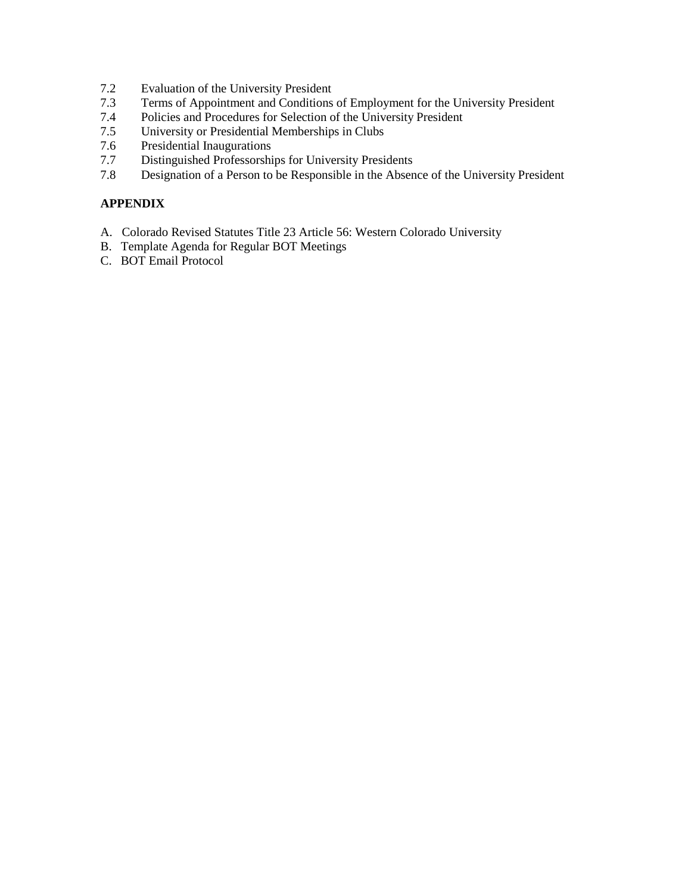7.2 Evaluation of the University President
7.3 Terms of Appointment and Conditions of Employment for the University President
7.4 Policies and Procedures for Selection of the University President
7.5 University or Presidential Memberships in Clubs
7.6 Presidential Inaugurations
7.7 Distinguished Professorships for University Presidents
7.8 Designation of a Person to be Responsible in the Absence of the University President

**APPENDIX**

A. Colorado Revised Statutes Title 23 Article 56: Western Colorado University
B. Template Agenda for Regular BOT Meetings
C. BOT Email Protocol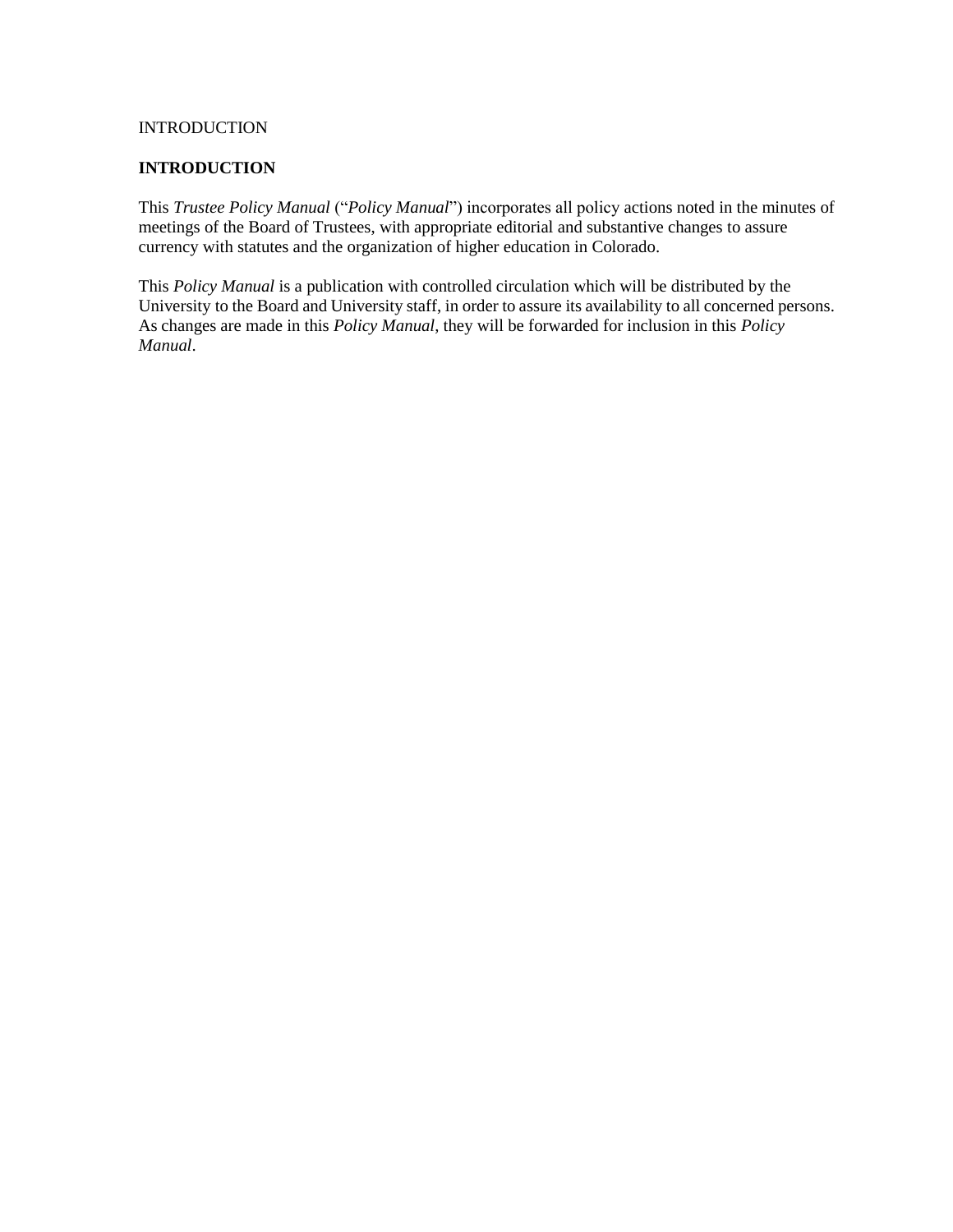INTRODUCTION

# INTRODUCTION

This *Trustee Policy Manual* ("*Policy Manual*") incorporates all policy actions noted in the minutes of meetings of the Board of Trustees, with appropriate editorial and substantive changes to assure currency with statutes and the organization of higher education in Colorado.

This *Policy Manual* is a publication with controlled circulation which will be distributed by the University to the Board and University staff, in order to assure its availability to all concerned persons. As changes are made in this *Policy Manual*, they will be forwarded for inclusion in this *Policy Manual*.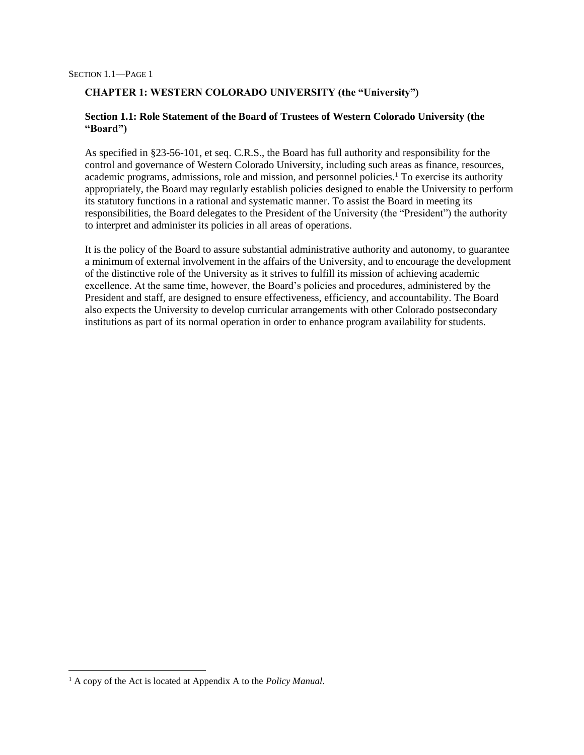# CHAPTER 1: WESTERN COLORADO UNIVERSITY (the "University")

## Section 1.1: Role Statement of the Board of Trustees of Western Colorado University (the "Board")

As specified in §23-56-101, et seq. C.R.S., the Board has full authority and responsibility for the control and governance of Western Colorado University, including such areas as finance, resources, academic programs, admissions, role and mission, and personnel policies.[1] To exercise its authority appropriately, the Board may regularly establish policies designed to enable the University to perform its statutory functions in a rational and systematic manner. To assist the Board in meeting its responsibilities, the Board delegates to the President of the University (the "President") the authority to interpret and administer its policies in all areas of operations.

It is the policy of the Board to assure substantial administrative authority and autonomy, to guarantee a minimum of external involvement in the affairs of the University, and to encourage the development of the distinctive role of the University as it strives to fulfill its mission of achieving academic excellence. At the same time, however, the Board's policies and procedures, administered by the President and staff, are designed to ensure effectiveness, efficiency, and accountability. The Board also expects the University to develop curricular arrangements with other Colorado postsecondary institutions as part of its normal operation in order to enhance program availability for students.

[1] A copy of the Act is located at Appendix A to the *Policy Manual*.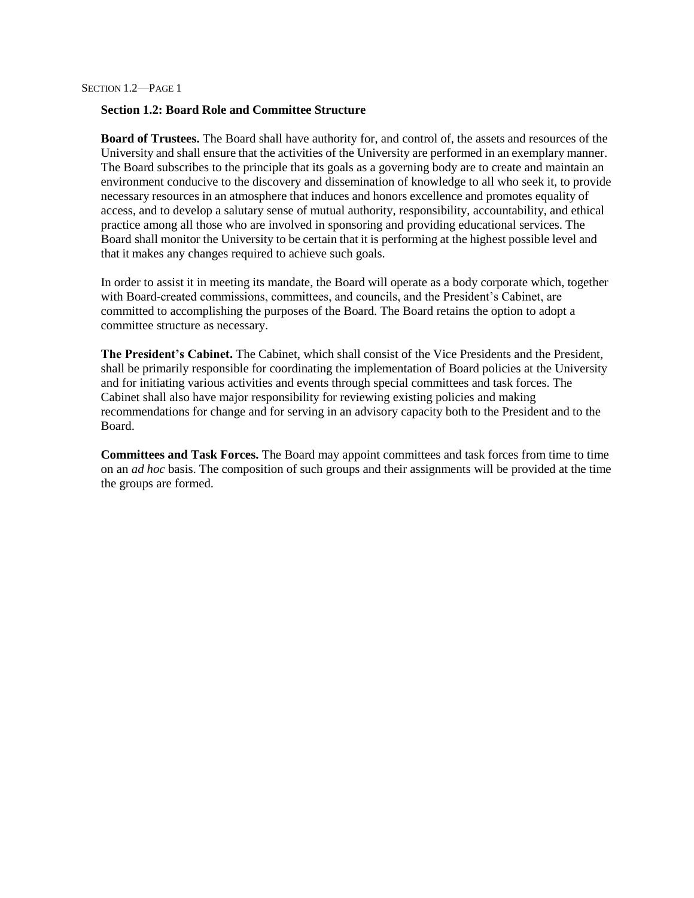## Section 1.2: Board Role and Committee Structure

**Board of Trustees.** The Board shall have authority for, and control of, the assets and resources of the University and shall ensure that the activities of the University are performed in an exemplary manner. The Board subscribes to the principle that its goals as a governing body are to create and maintain an environment conducive to the discovery and dissemination of knowledge to all who seek it, to provide necessary resources in an atmosphere that induces and honors excellence and promotes equality of access, and to develop a salutary sense of mutual authority, responsibility, accountability, and ethical practice among all those who are involved in sponsoring and providing educational services. The Board shall monitor the University to be certain that it is performing at the highest possible level and that it makes any changes required to achieve such goals.

In order to assist it in meeting its mandate, the Board will operate as a body corporate which, together with Board-created commissions, committees, and councils, and the President's Cabinet, are committed to accomplishing the purposes of the Board. The Board retains the option to adopt a committee structure as necessary.

**The President's Cabinet.** The Cabinet, which shall consist of the Vice Presidents and the President, shall be primarily responsible for coordinating the implementation of Board policies at the University and for initiating various activities and events through special committees and task forces. The Cabinet shall also have major responsibility for reviewing existing policies and making recommendations for change and for serving in an advisory capacity both to the President and to the Board.

**Committees and Task Forces.** The Board may appoint committees and task forces from time to time on an *ad hoc* basis. The composition of such groups and their assignments will be provided at the time the groups are formed.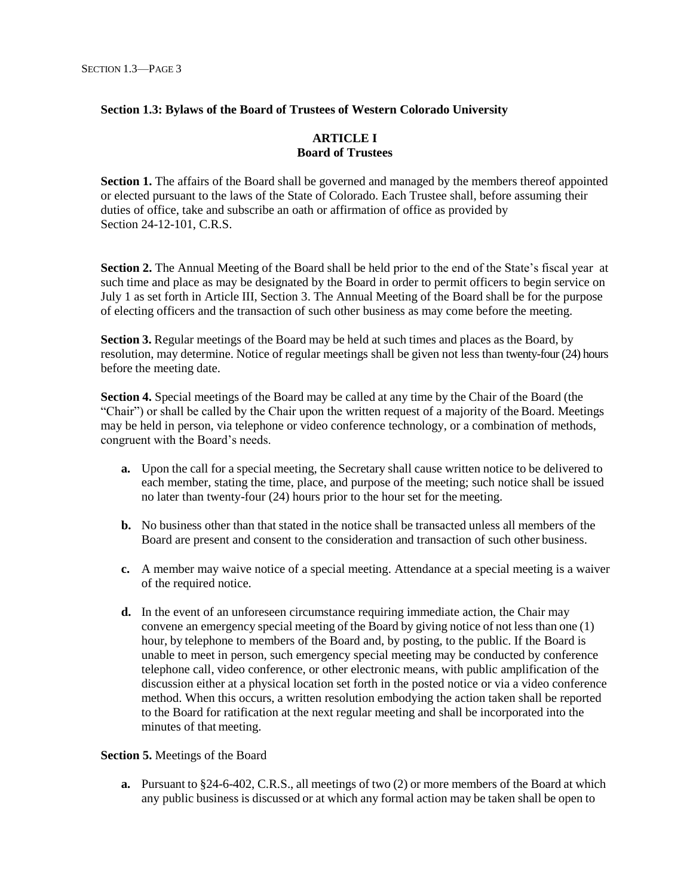## Section 1.3: Bylaws of the Board of Trustees of Western Colorado University

### ARTICLE I
### Board of Trustees

**Section 1.** The affairs of the Board shall be governed and managed by the members thereof appointed or elected pursuant to the laws of the State of Colorado. Each Trustee shall, before assuming their duties of office, take and subscribe an oath or affirmation of office as provided by Section 24-12-101, C.R.S.

**Section 2.** The Annual Meeting of the Board shall be held prior to the end of the State's fiscal year at such time and place as may be designated by the Board in order to permit officers to begin service on July 1 as set forth in Article III, Section 3. The Annual Meeting of the Board shall be for the purpose of electing officers and the transaction of such other business as may come before the meeting.

**Section 3.** Regular meetings of the Board may be held at such times and places as the Board, by resolution, may determine. Notice of regular meetings shall be given not less than twenty-four (24) hours before the meeting date.

**Section 4.** Special meetings of the Board may be called at any time by the Chair of the Board (the "Chair") or shall be called by the Chair upon the written request of a majority of the Board. Meetings may be held in person, via telephone or video conference technology, or a combination of methods, congruent with the Board's needs.

- **a.** Upon the call for a special meeting, the Secretary shall cause written notice to be delivered to each member, stating the time, place, and purpose of the meeting; such notice shall be issued no later than twenty-four (24) hours prior to the hour set for the meeting.

- **b.** No business other than that stated in the notice shall be transacted unless all members of the Board are present and consent to the consideration and transaction of such other business.

- **c.** A member may waive notice of a special meeting. Attendance at a special meeting is a waiver of the required notice.

- **d.** In the event of an unforeseen circumstance requiring immediate action, the Chair may convene an emergency special meeting of the Board by giving notice of not less than one (1) hour, by telephone to members of the Board and, by posting, to the public. If the Board is unable to meet in person, such emergency special meeting may be conducted by conference telephone call, video conference, or other electronic means, with public amplification of the discussion either at a physical location set forth in the posted notice or via a video conference method. When this occurs, a written resolution embodying the action taken shall be reported to the Board for ratification at the next regular meeting and shall be incorporated into the minutes of that meeting.

**Section 5.** Meetings of the Board

- **a.** Pursuant to §24-6-402, C.R.S., all meetings of two (2) or more members of the Board at which any public business is discussed or at which any formal action may be taken shall be open to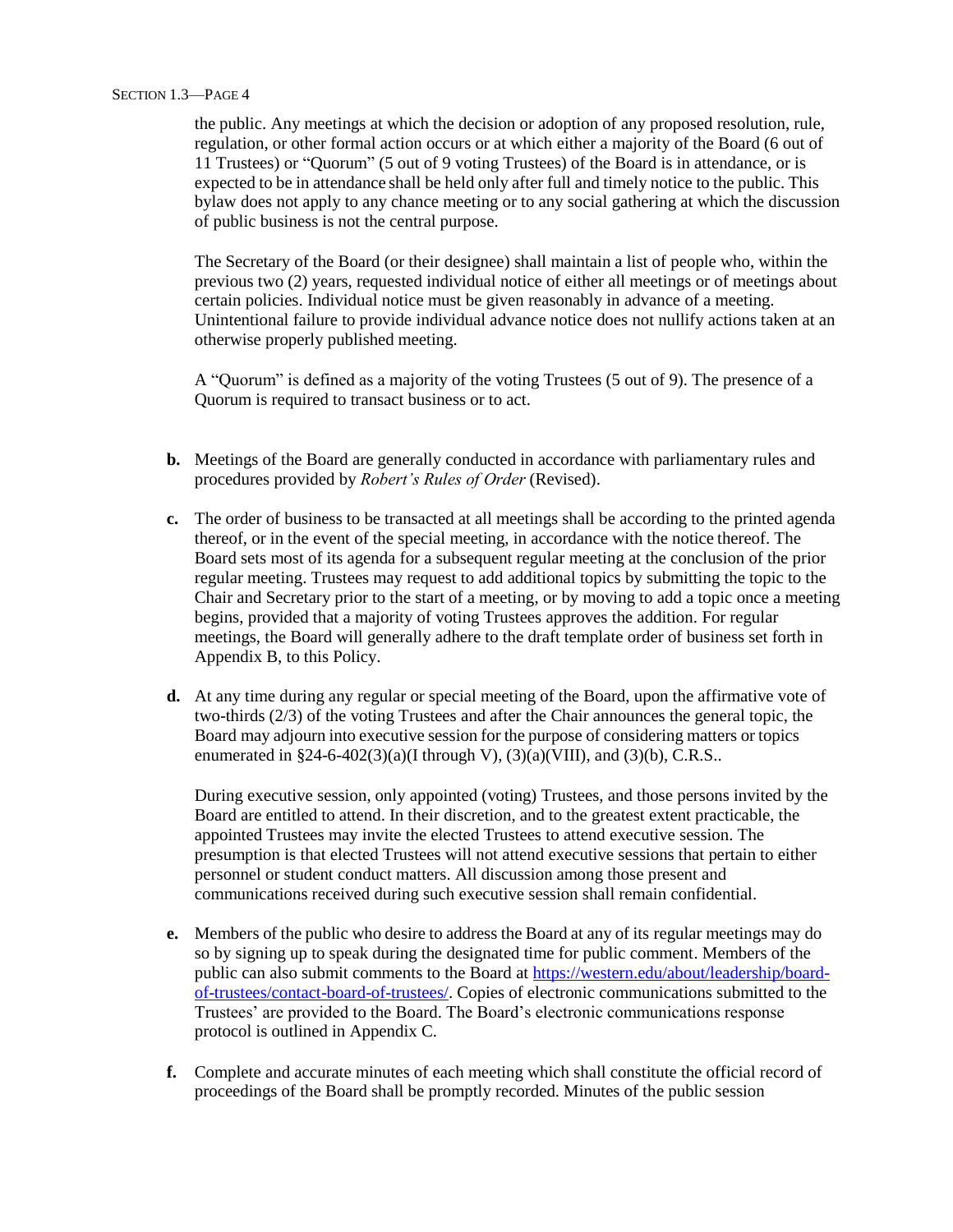the public. Any meetings at which the decision or adoption of any proposed resolution, rule, regulation, or other formal action occurs or at which either a majority of the Board (6 out of 11 Trustees) or "Quorum" (5 out of 9 voting Trustees) of the Board is in attendance, or is expected to be in attendance shall be held only after full and timely notice to the public. This bylaw does not apply to any chance meeting or to any social gathering at which the discussion of public business is not the central purpose.

The Secretary of the Board (or their designee) shall maintain a list of people who, within the previous two (2) years, requested individual notice of either all meetings or of meetings about certain policies. Individual notice must be given reasonably in advance of a meeting. Unintentional failure to provide individual advance notice does not nullify actions taken at an otherwise properly published meeting.

A "Quorum" is defined as a majority of the voting Trustees (5 out of 9). The presence of a Quorum is required to transact business or to act.

**b.** Meetings of the Board are generally conducted in accordance with parliamentary rules and procedures provided by *Robert's Rules of Order* (Revised).

**c.** The order of business to be transacted at all meetings shall be according to the printed agenda thereof, or in the event of the special meeting, in accordance with the notice thereof. The Board sets most of its agenda for a subsequent regular meeting at the conclusion of the prior regular meeting. Trustees may request to add additional topics by submitting the topic to the Chair and Secretary prior to the start of a meeting, or by moving to add a topic once a meeting begins, provided that a majority of voting Trustees approves the addition. For regular meetings, the Board will generally adhere to the draft template order of business set forth in Appendix B, to this Policy.

**d.** At any time during any regular or special meeting of the Board, upon the affirmative vote of two-thirds (2/3) of the voting Trustees and after the Chair announces the general topic, the Board may adjourn into executive session for the purpose of considering matters or topics enumerated in §24-6-402(3)(a)(I through V), (3)(a)(VIII), and (3)(b), C.R.S..

During executive session, only appointed (voting) Trustees, and those persons invited by the Board are entitled to attend. In their discretion, and to the greatest extent practicable, the appointed Trustees may invite the elected Trustees to attend executive session. The presumption is that elected Trustees will not attend executive sessions that pertain to either personnel or student conduct matters. All discussion among those present and communications received during such executive session shall remain confidential.

**e.** Members of the public who desire to address the Board at any of its regular meetings may do so by signing up to speak during the designated time for public comment. Members of the public can also submit comments to the Board at [https://western.edu/about/leadership/board-of-trustees/contact-board-of-trustees/](https://western.edu/about/leadership/board-of-trustees/contact-board-of-trustees/). Copies of electronic communications submitted to the Trustees' are provided to the Board. The Board's electronic communications response protocol is outlined in Appendix C.

**f.** Complete and accurate minutes of each meeting which shall constitute the official record of proceedings of the Board shall be promptly recorded. Minutes of the public session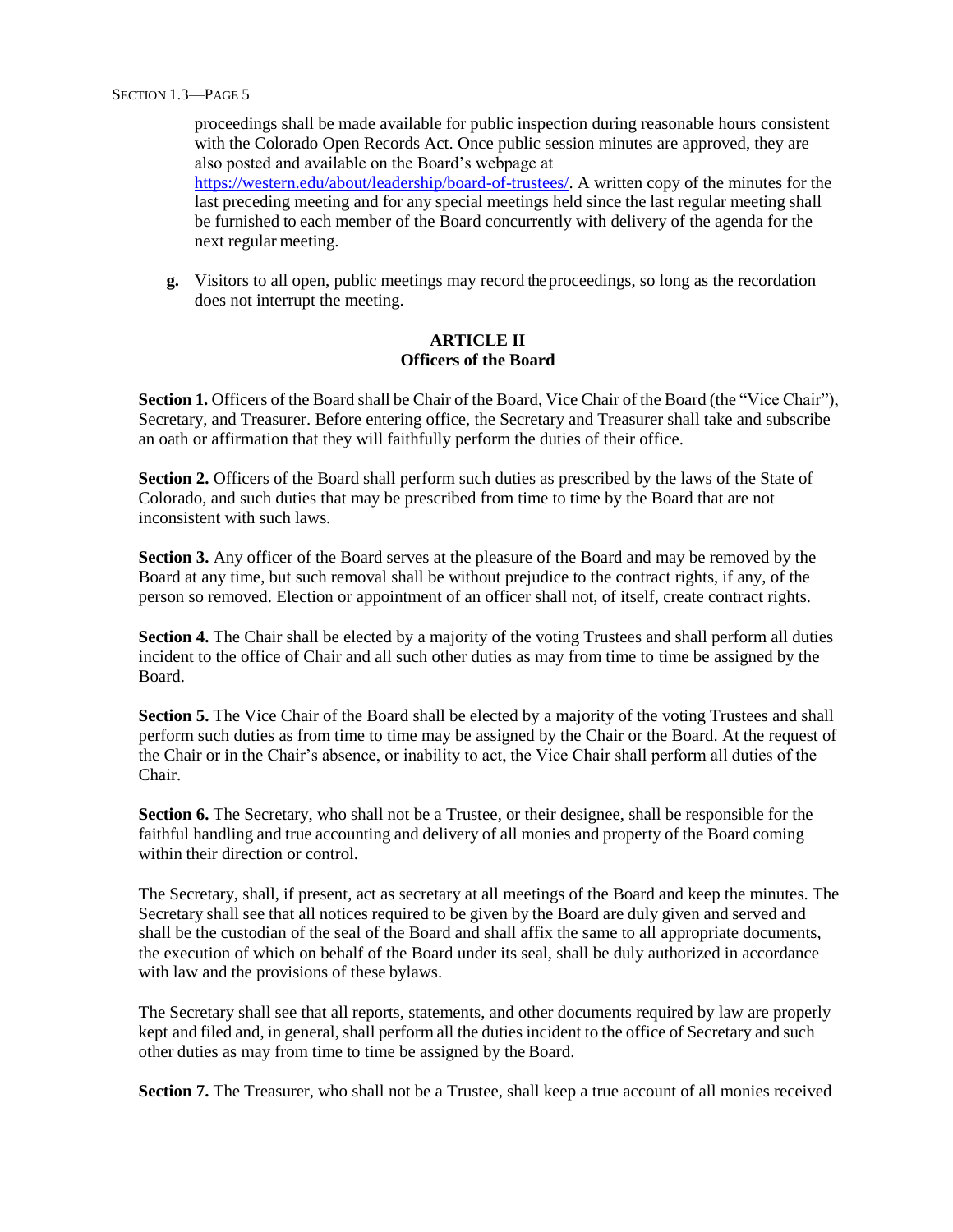proceedings shall be made available for public inspection during reasonable hours consistent with the Colorado Open Records Act. Once public session minutes are approved, they are also posted and available on the Board's webpage at https://western.edu/about/leadership/board-of-trustees/. A written copy of the minutes for the last preceding meeting and for any special meetings held since the last regular meeting shall be furnished to each member of the Board concurrently with delivery of the agenda for the next regular meeting.

**g.** Visitors to all open, public meetings may record the proceedings, so long as the recordation does not interrupt the meeting.

## ARTICLE II
## Officers of the Board

**Section 1.** Officers of the Board shall be Chair of the Board, Vice Chair of the Board (the "Vice Chair"), Secretary, and Treasurer. Before entering office, the Secretary and Treasurer shall take and subscribe an oath or affirmation that they will faithfully perform the duties of their office.

**Section 2.** Officers of the Board shall perform such duties as prescribed by the laws of the State of Colorado, and such duties that may be prescribed from time to time by the Board that are not inconsistent with such laws.

**Section 3.** Any officer of the Board serves at the pleasure of the Board and may be removed by the Board at any time, but such removal shall be without prejudice to the contract rights, if any, of the person so removed. Election or appointment of an officer shall not, of itself, create contract rights.

**Section 4.** The Chair shall be elected by a majority of the voting Trustees and shall perform all duties incident to the office of Chair and all such other duties as may from time to time be assigned by the Board.

**Section 5.** The Vice Chair of the Board shall be elected by a majority of the voting Trustees and shall perform such duties as from time to time may be assigned by the Chair or the Board. At the request of the Chair or in the Chair's absence, or inability to act, the Vice Chair shall perform all duties of the Chair.

**Section 6.** The Secretary, who shall not be a Trustee, or their designee, shall be responsible for the faithful handling and true accounting and delivery of all monies and property of the Board coming within their direction or control.

The Secretary, shall, if present, act as secretary at all meetings of the Board and keep the minutes. The Secretary shall see that all notices required to be given by the Board are duly given and served and shall be the custodian of the seal of the Board and shall affix the same to all appropriate documents, the execution of which on behalf of the Board under its seal, shall be duly authorized in accordance with law and the provisions of these bylaws.

The Secretary shall see that all reports, statements, and other documents required by law are properly kept and filed and, in general, shall perform all the duties incident to the office of Secretary and such other duties as may from time to time be assigned by the Board.

**Section 7.** The Treasurer, who shall not be a Trustee, shall keep a true account of all monies received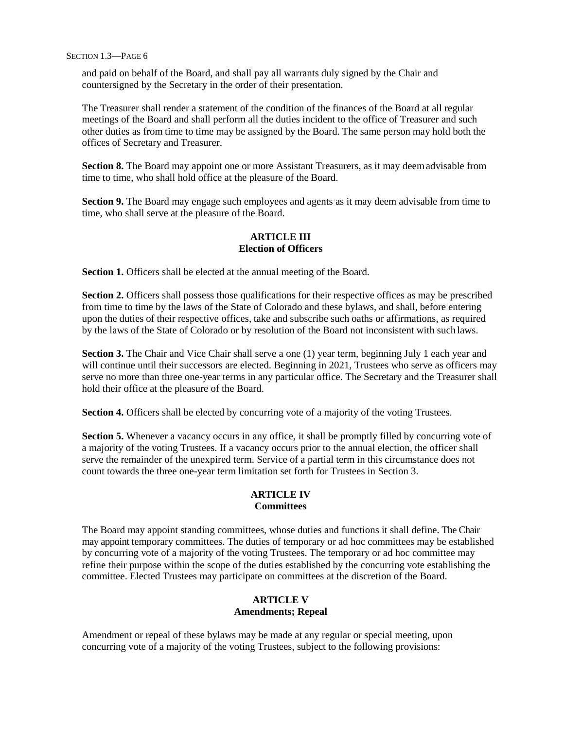and paid on behalf of the Board, and shall pay all warrants duly signed by the Chair and countersigned by the Secretary in the order of their presentation.

The Treasurer shall render a statement of the condition of the finances of the Board at all regular meetings of the Board and shall perform all the duties incident to the office of Treasurer and such other duties as from time to time may be assigned by the Board. The same person may hold both the offices of Secretary and Treasurer.

**Section 8.** The Board may appoint one or more Assistant Treasurers, as it may deem advisable from time to time, who shall hold office at the pleasure of the Board.

**Section 9.** The Board may engage such employees and agents as it may deem advisable from time to time, who shall serve at the pleasure of the Board.

## ARTICLE III
## Election of Officers

**Section 1.** Officers shall be elected at the annual meeting of the Board.

**Section 2.** Officers shall possess those qualifications for their respective offices as may be prescribed from time to time by the laws of the State of Colorado and these bylaws, and shall, before entering upon the duties of their respective offices, take and subscribe such oaths or affirmations, as required by the laws of the State of Colorado or by resolution of the Board not inconsistent with such laws.

**Section 3.** The Chair and Vice Chair shall serve a one (1) year term, beginning July 1 each year and will continue until their successors are elected. Beginning in 2021, Trustees who serve as officers may serve no more than three one-year terms in any particular office. The Secretary and the Treasurer shall hold their office at the pleasure of the Board.

**Section 4.** Officers shall be elected by concurring vote of a majority of the voting Trustees.

**Section 5.** Whenever a vacancy occurs in any office, it shall be promptly filled by concurring vote of a majority of the voting Trustees. If a vacancy occurs prior to the annual election, the officer shall serve the remainder of the unexpired term. Service of a partial term in this circumstance does not count towards the three one-year term limitation set forth for Trustees in Section 3.

## ARTICLE IV
## Committees

The Board may appoint standing committees, whose duties and functions it shall define. The Chair may appoint temporary committees. The duties of temporary or ad hoc committees may be established by concurring vote of a majority of the voting Trustees. The temporary or ad hoc committee may refine their purpose within the scope of the duties established by the concurring vote establishing the committee. Elected Trustees may participate on committees at the discretion of the Board.

## ARTICLE V
## Amendments; Repeal

Amendment or repeal of these bylaws may be made at any regular or special meeting, upon concurring vote of a majority of the voting Trustees, subject to the following provisions: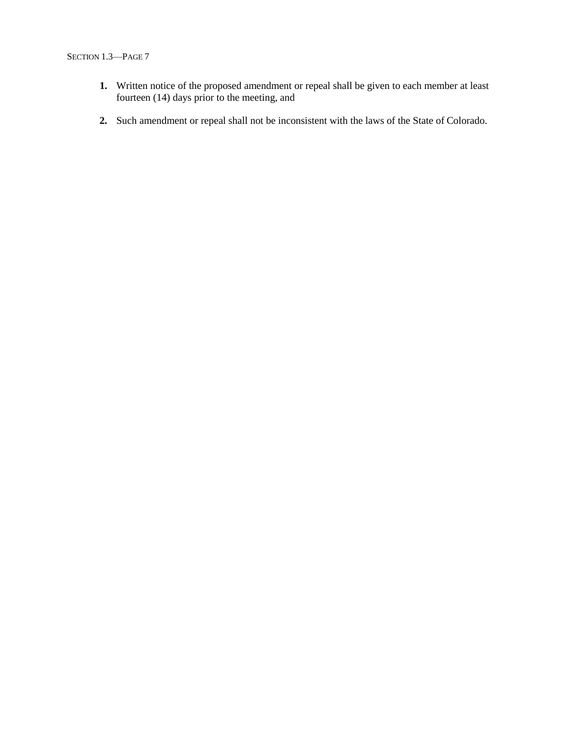1. Written notice of the proposed amendment or repeal shall be given to each member at least fourteen (14) days prior to the meeting, and

2. Such amendment or repeal shall not be inconsistent with the laws of the State of Colorado.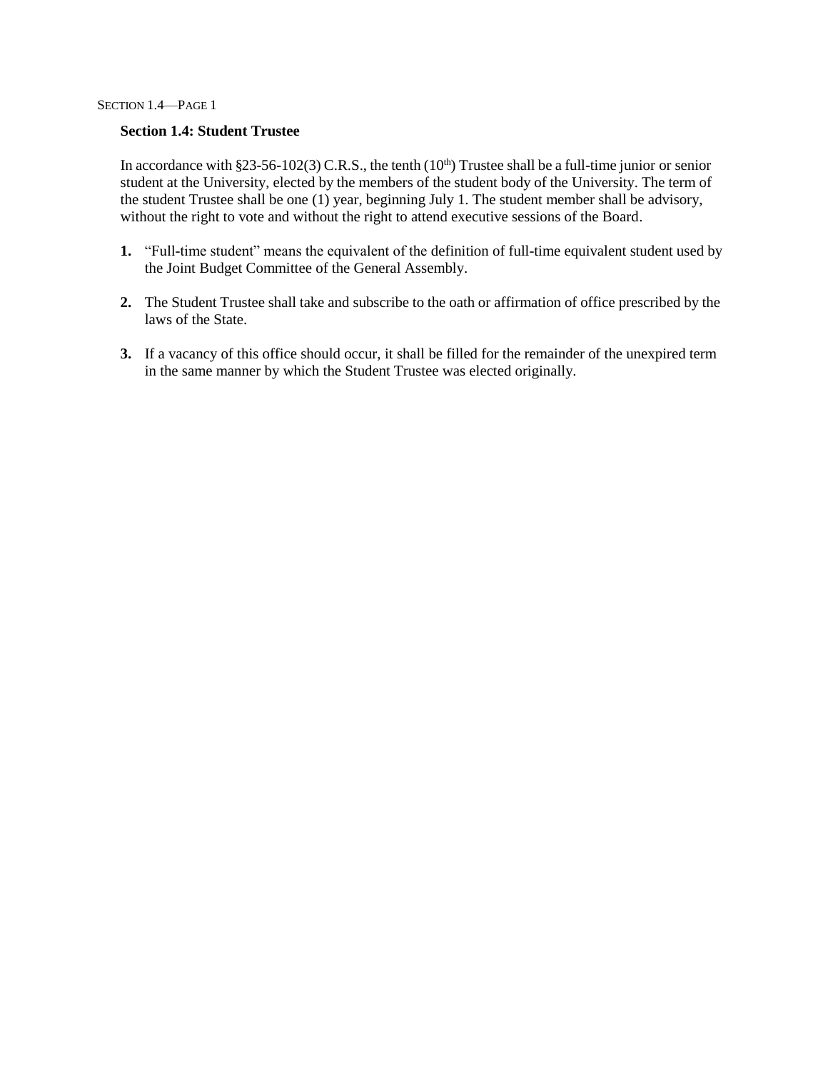## Section 1.4: Student Trustee

In accordance with §23-56-102(3) C.R.S., the tenth ($10^{th}$) Trustee shall be a full-time junior or senior student at the University, elected by the members of the student body of the University. The term of the student Trustee shall be one (1) year, beginning July 1. The student member shall be advisory, without the right to vote and without the right to attend executive sessions of the Board.

1. "Full-time student" means the equivalent of the definition of full-time equivalent student used by the Joint Budget Committee of the General Assembly.

2. The Student Trustee shall take and subscribe to the oath or affirmation of office prescribed by the laws of the State.

3. If a vacancy of this office should occur, it shall be filled for the remainder of the unexpired term in the same manner by which the Student Trustee was elected originally.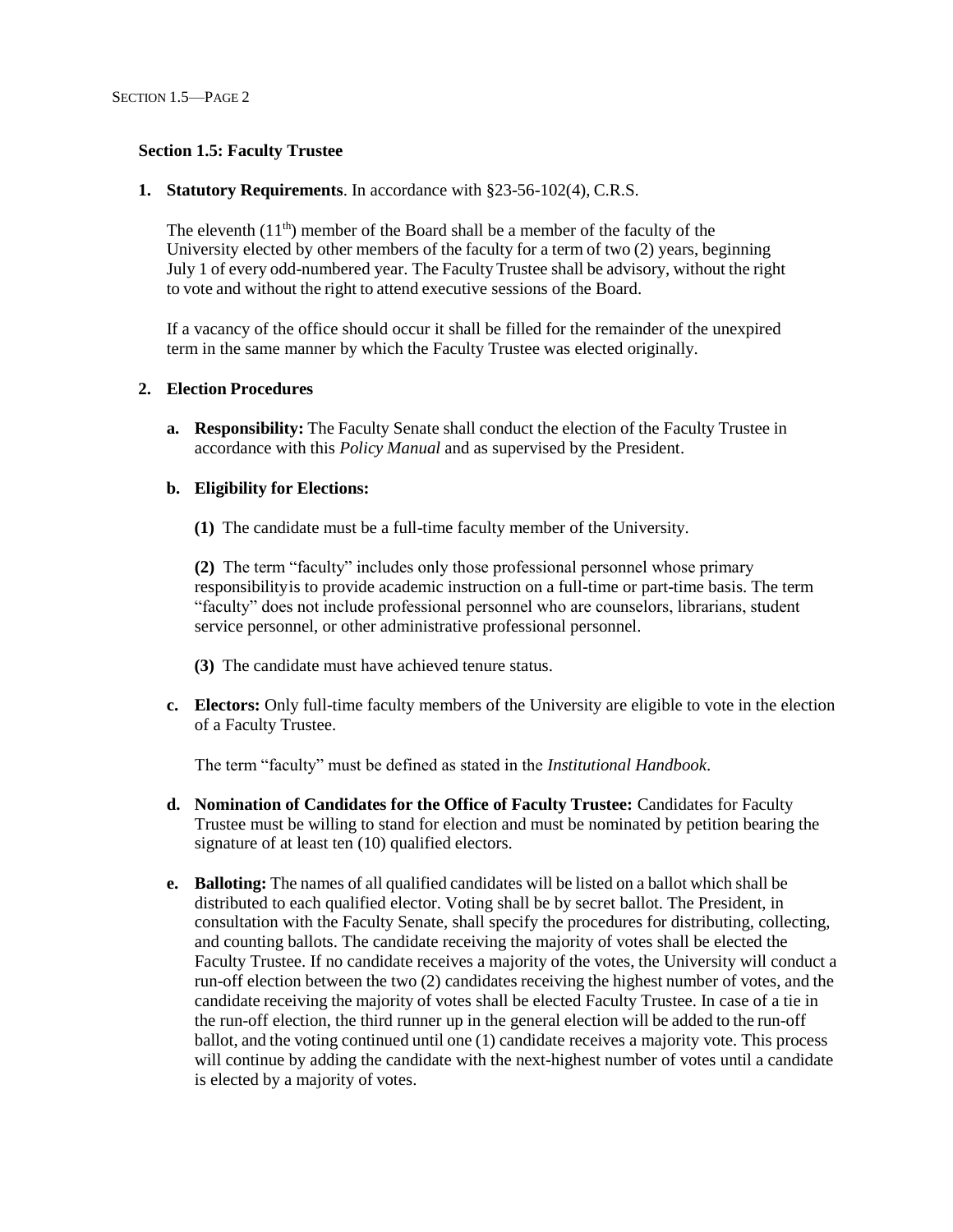**Section 1.5: Faculty Trustee**

1. **Statutory Requirements**. In accordance with §23-56-102(4), C.R.S.

   The eleventh ($11^{th}$) member of the Board shall be a member of the faculty of the University elected by other members of the faculty for a term of two (2) years, beginning July 1 of every odd-numbered year. The Faculty Trustee shall be advisory, without the right to vote and without the right to attend executive sessions of the Board.

   If a vacancy of the office should occur it shall be filled for the remainder of the unexpired term in the same manner by which the Faculty Trustee was elected originally.

2. **Election Procedures**

   a. **Responsibility:** The Faculty Senate shall conduct the election of the Faculty Trustee in accordance with this *Policy Manual* and as supervised by the President.

   b. **Eligibility for Elections:**

      **(1)** The candidate must be a full-time faculty member of the University.

      **(2)** The term "faculty" includes only those professional personnel whose primary responsibilityis to provide academic instruction on a full-time or part-time basis. The term "faculty" does not include professional personnel who are counselors, librarians, student service personnel, or other administrative professional personnel.

      **(3)** The candidate must have achieved tenure status.

   c. **Electors:** Only full-time faculty members of the University are eligible to vote in the election of a Faculty Trustee.

      The term "faculty" must be defined as stated in the *Institutional Handbook*.

   d. **Nomination of Candidates for the Office of Faculty Trustee:** Candidates for Faculty Trustee must be willing to stand for election and must be nominated by petition bearing the signature of at least ten (10) qualified electors.

   e. **Balloting:** The names of all qualified candidates will be listed on a ballot which shall be distributed to each qualified elector. Voting shall be by secret ballot. The President, in consultation with the Faculty Senate, shall specify the procedures for distributing, collecting, and counting ballots. The candidate receiving the majority of votes shall be elected the Faculty Trustee. If no candidate receives a majority of the votes, the University will conduct a run-off election between the two (2) candidates receiving the highest number of votes, and the candidate receiving the majority of votes shall be elected Faculty Trustee. In case of a tie in the run-off election, the third runner up in the general election will be added to the run-off ballot, and the voting continued until one (1) candidate receives a majority vote. This process will continue by adding the candidate with the next-highest number of votes until a candidate is elected by a majority of votes.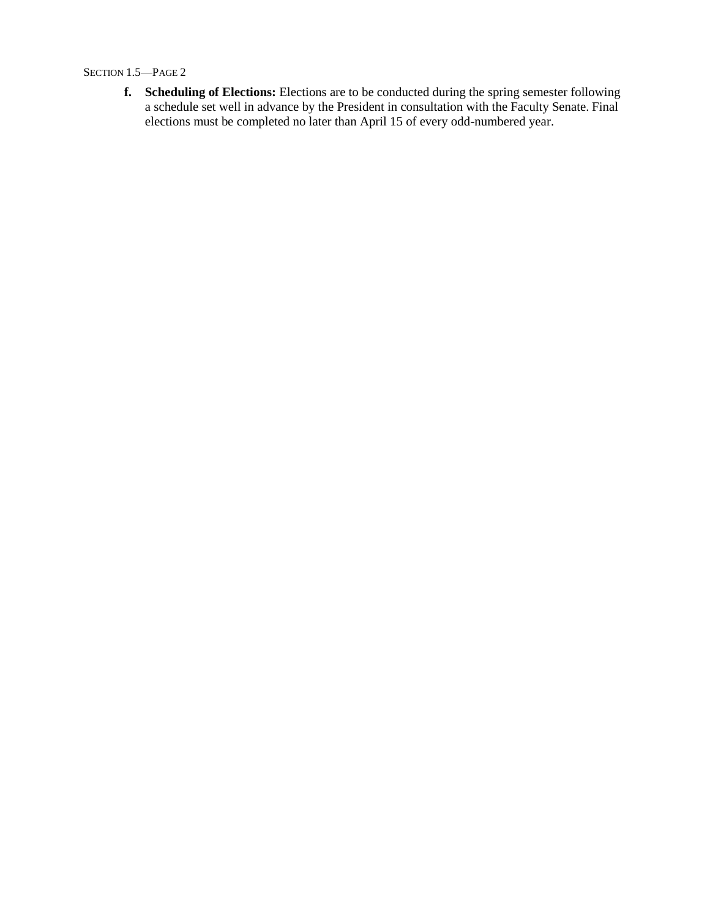f. **Scheduling of Elections:** Elections are to be conducted during the spring semester following a schedule set well in advance by the President in consultation with the Faculty Senate. Final elections must be completed no later than April 15 of every odd-numbered year.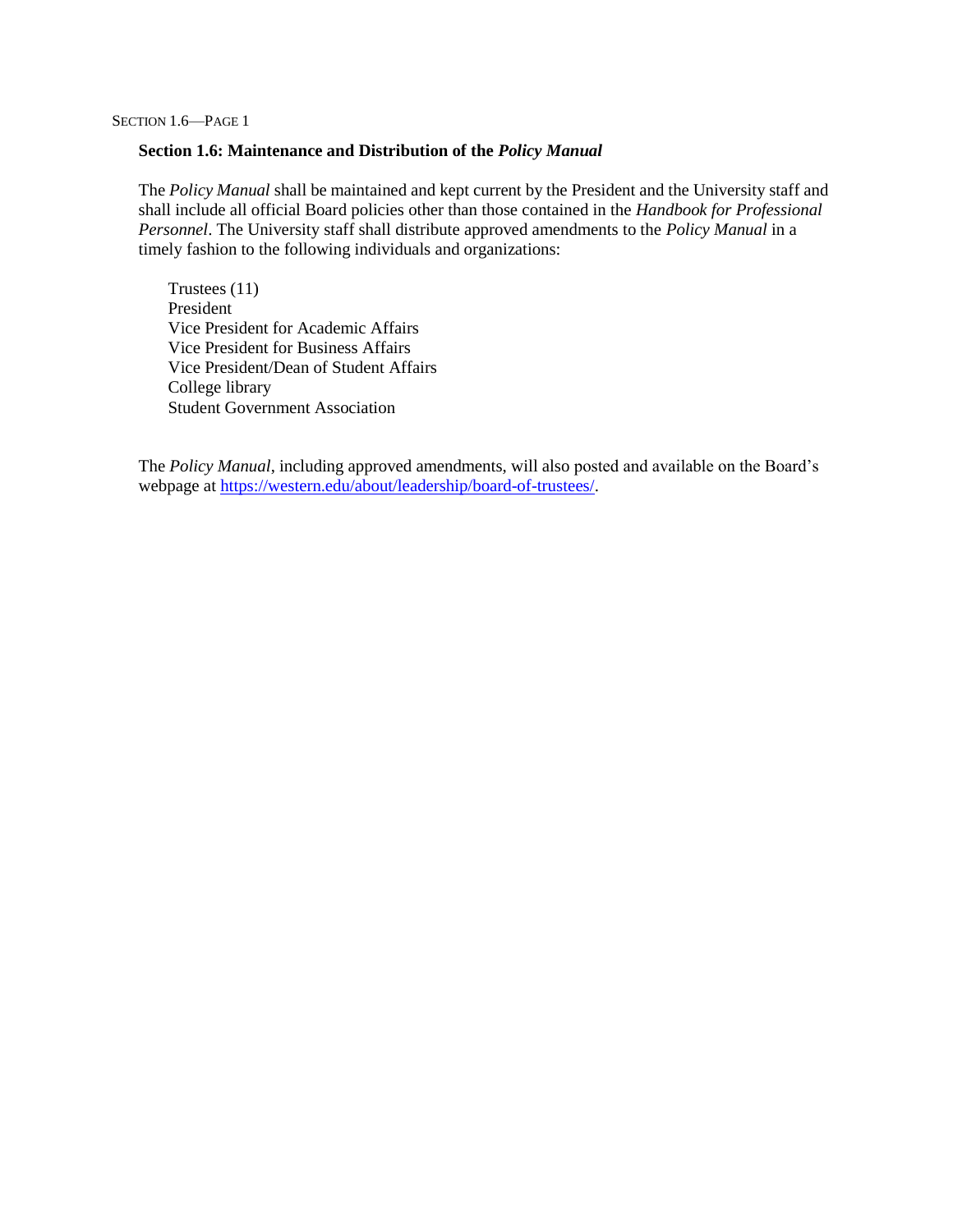## Section 1.6: Maintenance and Distribution of the *Policy Manual*

The *Policy Manual* shall be maintained and kept current by the President and the University staff and shall include all official Board policies other than those contained in the *Handbook for Professional Personnel*. The University staff shall distribute approved amendments to the *Policy Manual* in a timely fashion to the following individuals and organizations:

Trustees (11)  
President  
Vice President for Academic Affairs  
Vice President for Business Affairs  
Vice President/Dean of Student Affairs  
College library  
Student Government Association

The *Policy Manual*, including approved amendments, will also posted and available on the Board's webpage at https://western.edu/about/leadership/board-of-trustees/.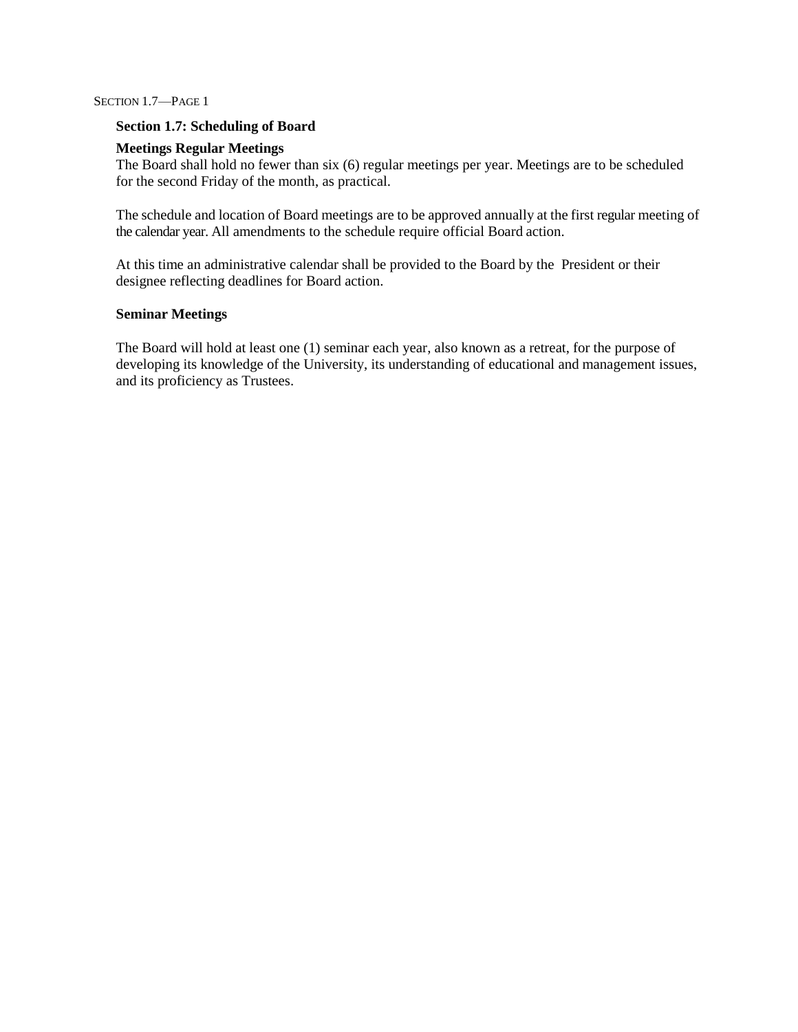## Section 1.7: Scheduling of Board

### Meetings Regular Meetings

The Board shall hold no fewer than six (6) regular meetings per year. Meetings are to be scheduled for the second Friday of the month, as practical.

The schedule and location of Board meetings are to be approved annually at the first regular meeting of the calendar year. All amendments to the schedule require official Board action.

At this time an administrative calendar shall be provided to the Board by the President or their designee reflecting deadlines for Board action.

### Seminar Meetings

The Board will hold at least one (1) seminar each year, also known as a retreat, for the purpose of developing its knowledge of the University, its understanding of educational and management issues, and its proficiency as Trustees.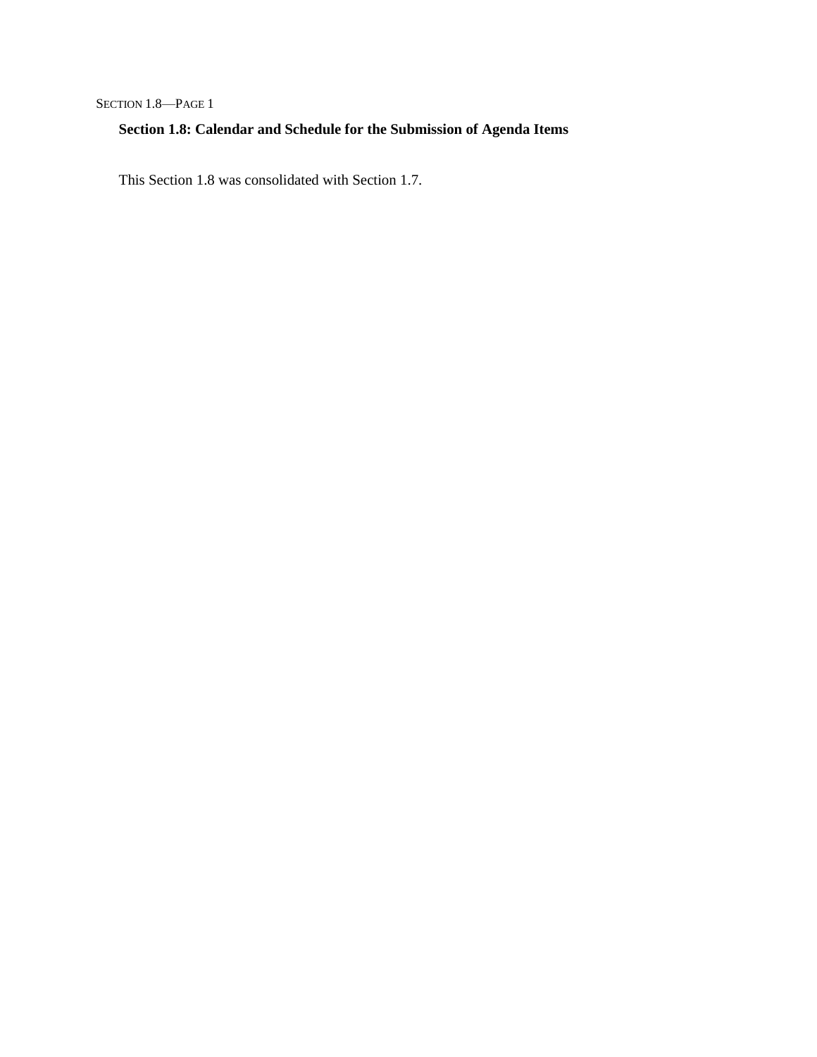## Section 1.8: Calendar and Schedule for the Submission of Agenda Items

This Section 1.8 was consolidated with Section 1.7.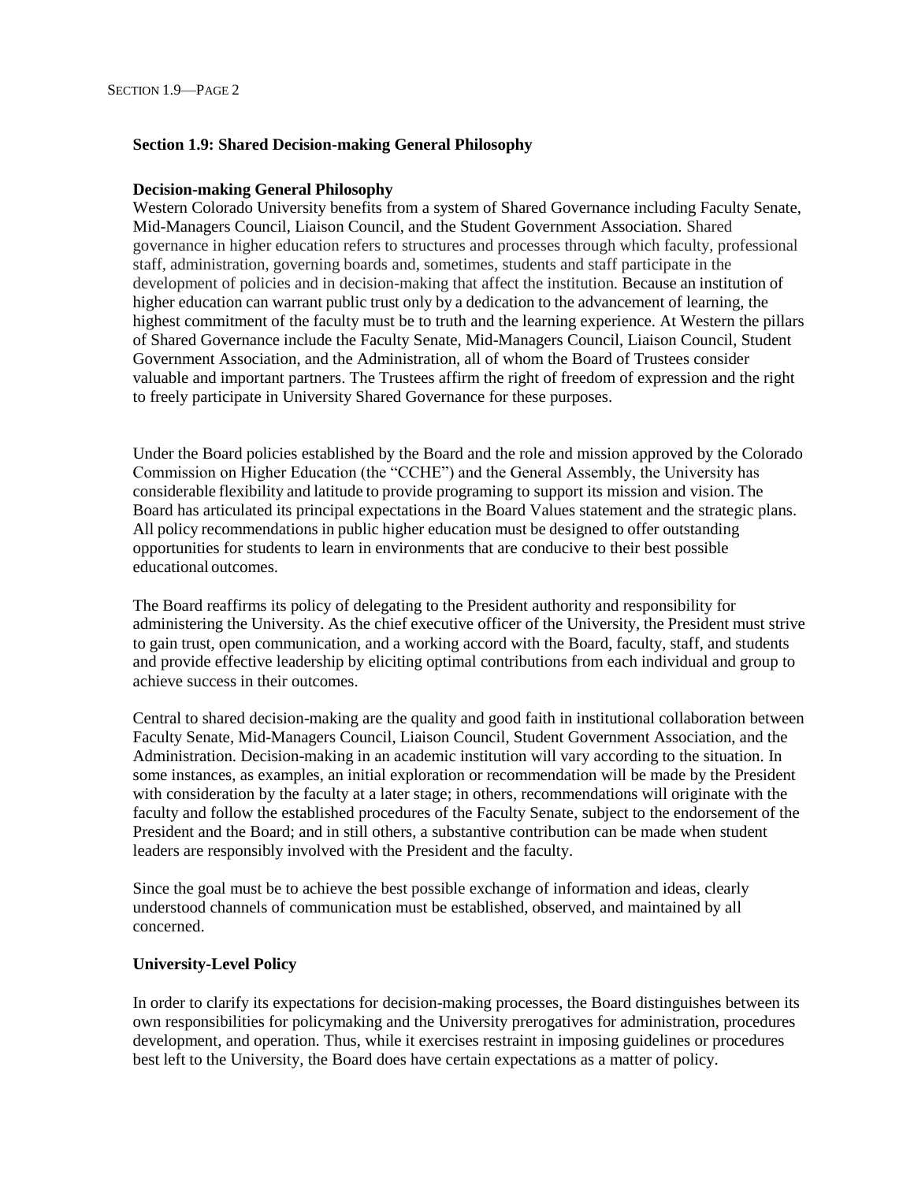## Section 1.9: Shared Decision-making General Philosophy

### Decision-making General Philosophy

Western Colorado University benefits from a system of Shared Governance including Faculty Senate, Mid-Managers Council, Liaison Council, and the Student Government Association. Shared governance in higher education refers to structures and processes through which faculty, professional staff, administration, governing boards and, sometimes, students and staff participate in the development of policies and in decision-making that affect the institution. Because an institution of higher education can warrant public trust only by a dedication to the advancement of learning, the highest commitment of the faculty must be to truth and the learning experience. At Western the pillars of Shared Governance include the Faculty Senate, Mid-Managers Council, Liaison Council, Student Government Association, and the Administration, all of whom the Board of Trustees consider valuable and important partners. The Trustees affirm the right of freedom of expression and the right to freely participate in University Shared Governance for these purposes.

Under the Board policies established by the Board and the role and mission approved by the Colorado Commission on Higher Education (the "CCHE") and the General Assembly, the University has considerable flexibility and latitude to provide programing to support its mission and vision. The Board has articulated its principal expectations in the Board Values statement and the strategic plans. All policy recommendations in public higher education must be designed to offer outstanding opportunities for students to learn in environments that are conducive to their best possible educational outcomes.

The Board reaffirms its policy of delegating to the President authority and responsibility for administering the University. As the chief executive officer of the University, the President must strive to gain trust, open communication, and a working accord with the Board, faculty, staff, and students and provide effective leadership by eliciting optimal contributions from each individual and group to achieve success in their outcomes.

Central to shared decision-making are the quality and good faith in institutional collaboration between Faculty Senate, Mid-Managers Council, Liaison Council, Student Government Association, and the Administration. Decision-making in an academic institution will vary according to the situation. In some instances, as examples, an initial exploration or recommendation will be made by the President with consideration by the faculty at a later stage; in others, recommendations will originate with the faculty and follow the established procedures of the Faculty Senate, subject to the endorsement of the President and the Board; and in still others, a substantive contribution can be made when student leaders are responsibly involved with the President and the faculty.

Since the goal must be to achieve the best possible exchange of information and ideas, clearly understood channels of communication must be established, observed, and maintained by all concerned.

### University-Level Policy

In order to clarify its expectations for decision-making processes, the Board distinguishes between its own responsibilities for policymaking and the University prerogatives for administration, procedures development, and operation. Thus, while it exercises restraint in imposing guidelines or procedures best left to the University, the Board does have certain expectations as a matter of policy.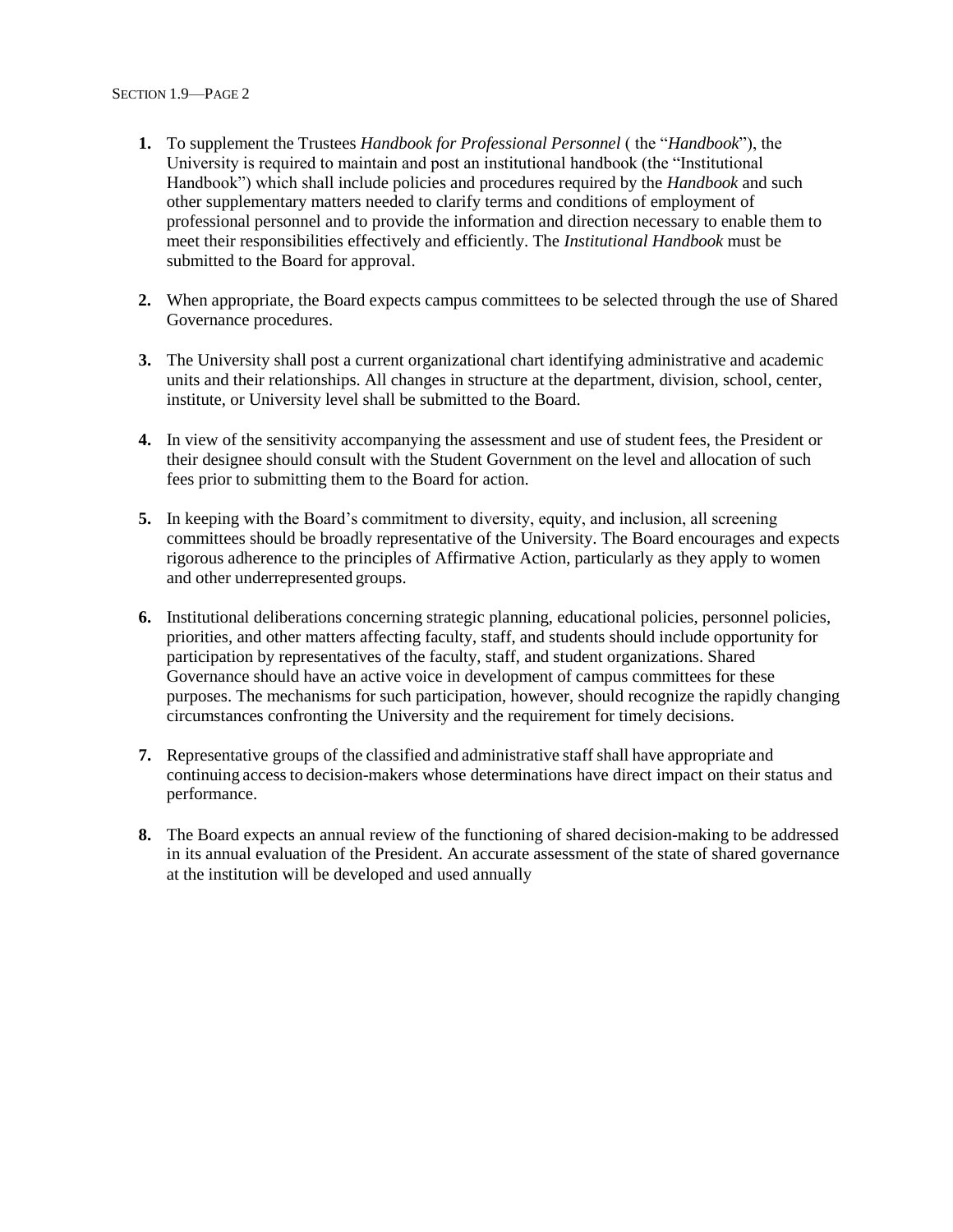1. To supplement the Trustees *Handbook for Professional Personnel* ( the "*Handbook*"), the University is required to maintain and post an institutional handbook (the "Institutional Handbook") which shall include policies and procedures required by the *Handbook* and such other supplementary matters needed to clarify terms and conditions of employment of professional personnel and to provide the information and direction necessary to enable them to meet their responsibilities effectively and efficiently. The *Institutional Handbook* must be submitted to the Board for approval.

2. When appropriate, the Board expects campus committees to be selected through the use of Shared Governance procedures.

3. The University shall post a current organizational chart identifying administrative and academic units and their relationships. All changes in structure at the department, division, school, center, institute, or University level shall be submitted to the Board.

4. In view of the sensitivity accompanying the assessment and use of student fees, the President or their designee should consult with the Student Government on the level and allocation of such fees prior to submitting them to the Board for action.

5. In keeping with the Board's commitment to diversity, equity, and inclusion, all screening committees should be broadly representative of the University. The Board encourages and expects rigorous adherence to the principles of Affirmative Action, particularly as they apply to women and other underrepresented groups.

6. Institutional deliberations concerning strategic planning, educational policies, personnel policies, priorities, and other matters affecting faculty, staff, and students should include opportunity for participation by representatives of the faculty, staff, and student organizations. Shared Governance should have an active voice in development of campus committees for these purposes. The mechanisms for such participation, however, should recognize the rapidly changing circumstances confronting the University and the requirement for timely decisions.

7. Representative groups of the classified and administrative staff shall have appropriate and continuing access to decision-makers whose determinations have direct impact on their status and performance.

8. The Board expects an annual review of the functioning of shared decision-making to be addressed in its annual evaluation of the President. An accurate assessment of the state of shared governance at the institution will be developed and used annually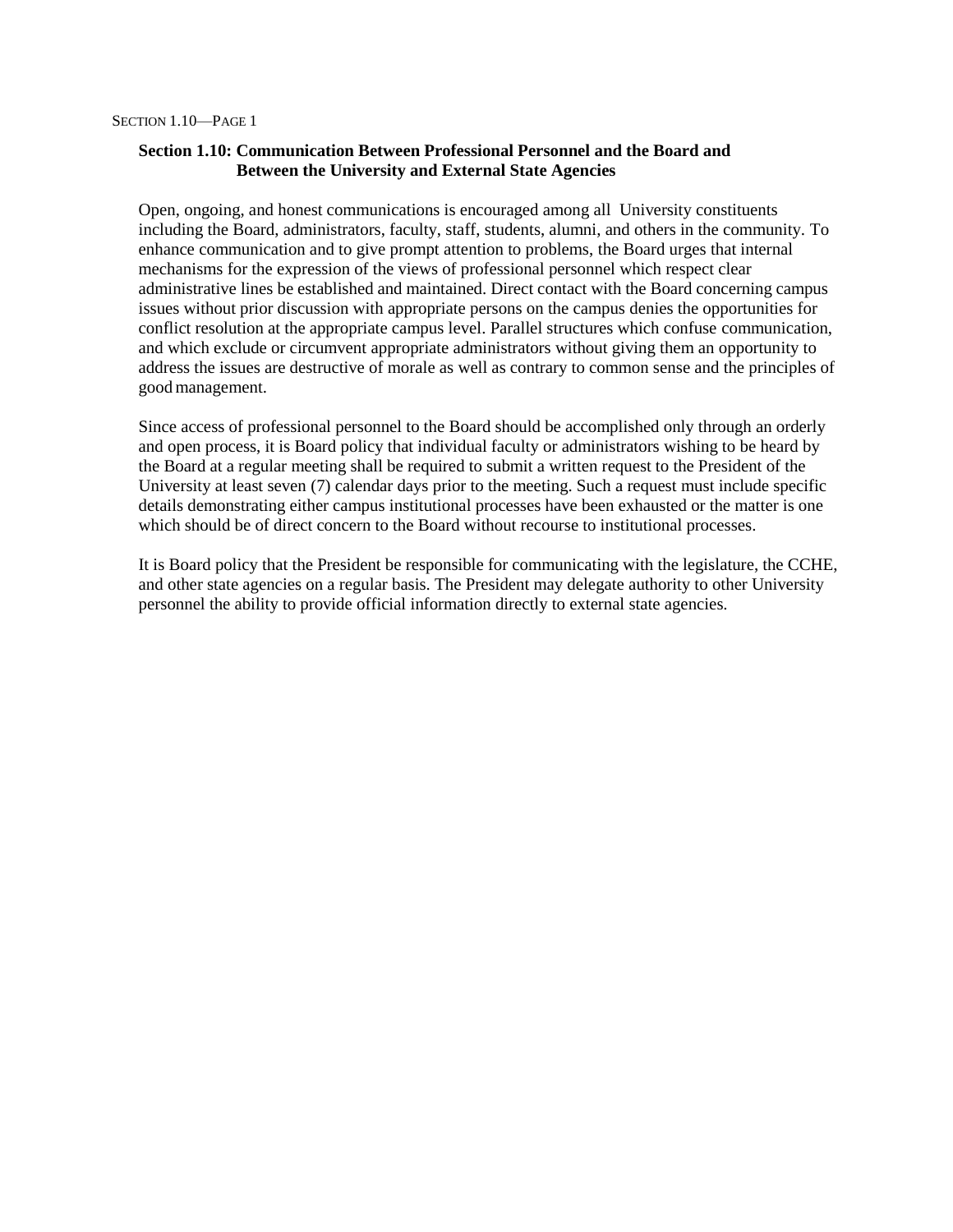## Section 1.10: Communication Between Professional Personnel and the Board and Between the University and External State Agencies

Open, ongoing, and honest communications is encouraged among all University constituents including the Board, administrators, faculty, staff, students, alumni, and others in the community. To enhance communication and to give prompt attention to problems, the Board urges that internal mechanisms for the expression of the views of professional personnel which respect clear administrative lines be established and maintained. Direct contact with the Board concerning campus issues without prior discussion with appropriate persons on the campus denies the opportunities for conflict resolution at the appropriate campus level. Parallel structures which confuse communication, and which exclude or circumvent appropriate administrators without giving them an opportunity to address the issues are destructive of morale as well as contrary to common sense and the principles of good management.

Since access of professional personnel to the Board should be accomplished only through an orderly and open process, it is Board policy that individual faculty or administrators wishing to be heard by the Board at a regular meeting shall be required to submit a written request to the President of the University at least seven (7) calendar days prior to the meeting. Such a request must include specific details demonstrating either campus institutional processes have been exhausted or the matter is one which should be of direct concern to the Board without recourse to institutional processes.

It is Board policy that the President be responsible for communicating with the legislature, the CCHE, and other state agencies on a regular basis. The President may delegate authority to other University personnel the ability to provide official information directly to external state agencies.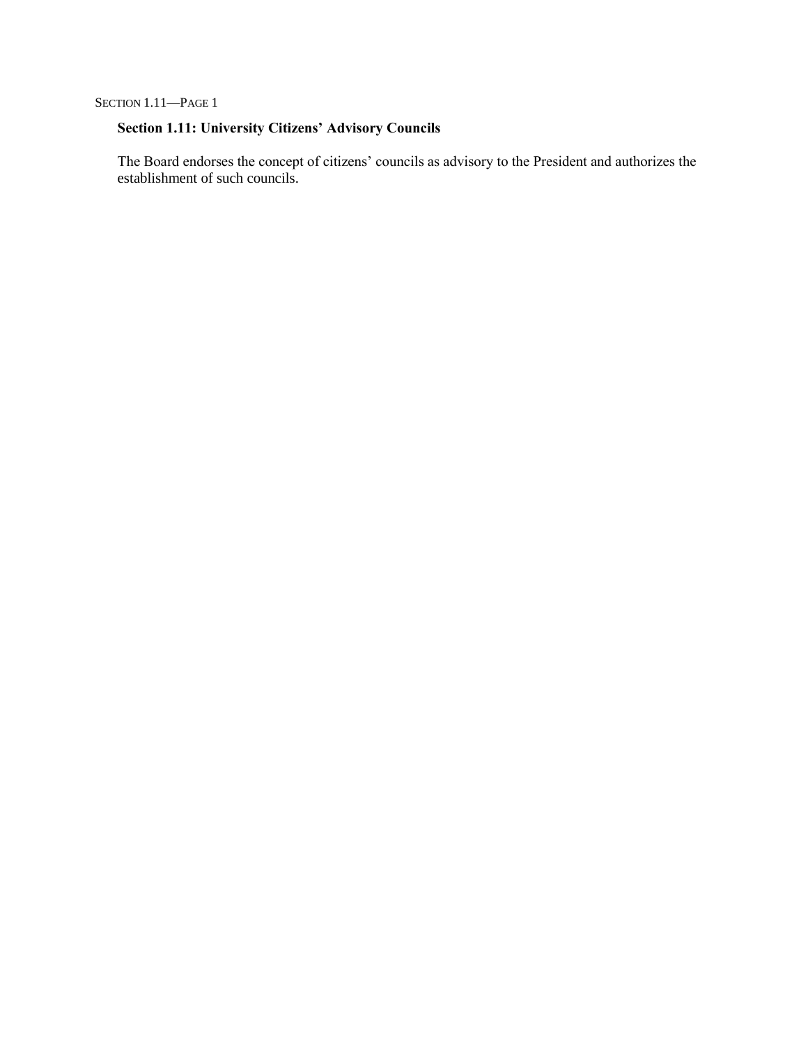## Section 1.11: University Citizens' Advisory Councils

The Board endorses the concept of citizens' councils as advisory to the President and authorizes the establishment of such councils.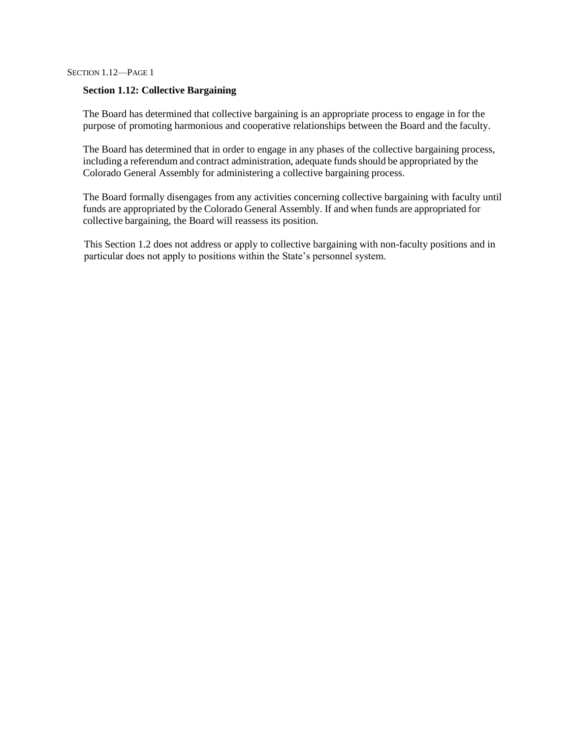## Section 1.12: Collective Bargaining

The Board has determined that collective bargaining is an appropriate process to engage in for the purpose of promoting harmonious and cooperative relationships between the Board and the faculty.

The Board has determined that in order to engage in any phases of the collective bargaining process, including a referendum and contract administration, adequate funds should be appropriated by the Colorado General Assembly for administering a collective bargaining process.

The Board formally disengages from any activities concerning collective bargaining with faculty until funds are appropriated by the Colorado General Assembly. If and when funds are appropriated for collective bargaining, the Board will reassess its position.

This Section 1.2 does not address or apply to collective bargaining with non-faculty positions and in particular does not apply to positions within the State's personnel system.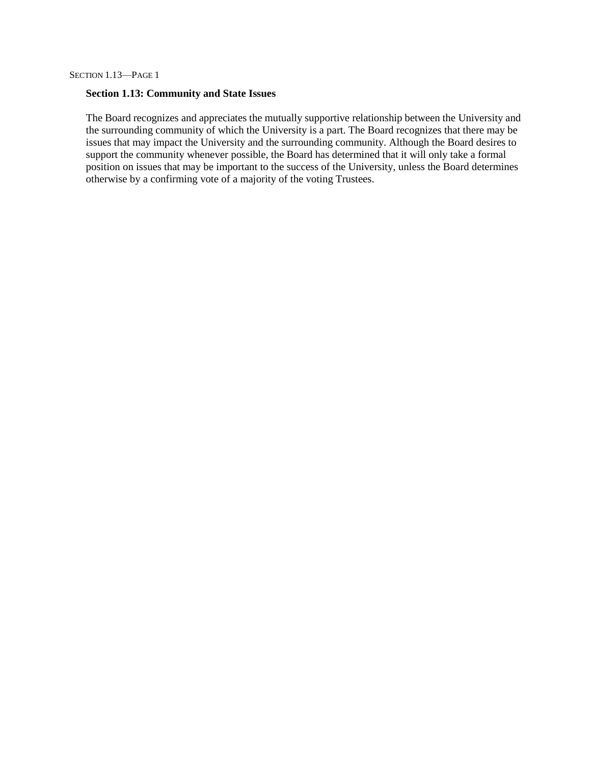## Section 1.13: Community and State Issues

The Board recognizes and appreciates the mutually supportive relationship between the University and the surrounding community of which the University is a part. The Board recognizes that there may be issues that may impact the University and the surrounding community. Although the Board desires to support the community whenever possible, the Board has determined that it will only take a formal position on issues that may be important to the success of the University, unless the Board determines otherwise by a confirming vote of a majority of the voting Trustees.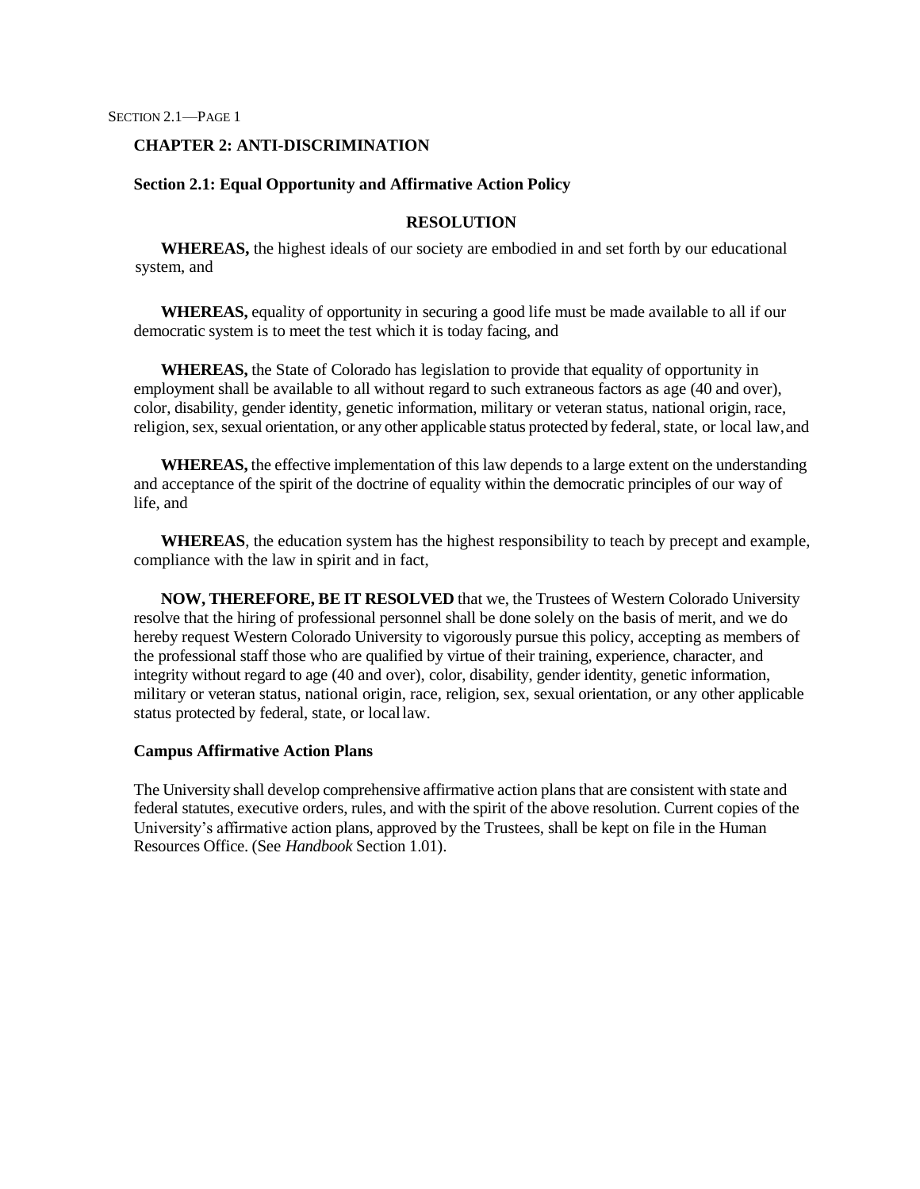## CHAPTER 2: ANTI-DISCRIMINATION

### Section 2.1: Equal Opportunity and Affirmative Action Policy

**RESOLUTION**

**WHEREAS,** the highest ideals of our society are embodied in and set forth by our educational system, and

**WHEREAS,** equality of opportunity in securing a good life must be made available to all if our democratic system is to meet the test which it is today facing, and

**WHEREAS,** the State of Colorado has legislation to provide that equality of opportunity in employment shall be available to all without regard to such extraneous factors as age (40 and over), color, disability, gender identity, genetic information, military or veteran status, national origin, race, religion, sex, sexual orientation, or any other applicable status protected by federal, state, or local law, and

**WHEREAS,** the effective implementation of this law depends to a large extent on the understanding and acceptance of the spirit of the doctrine of equality within the democratic principles of our way of life, and

**WHEREAS**, the education system has the highest responsibility to teach by precept and example, compliance with the law in spirit and in fact,

**NOW, THEREFORE, BE IT RESOLVED** that we, the Trustees of Western Colorado University resolve that the hiring of professional personnel shall be done solely on the basis of merit, and we do hereby request Western Colorado University to vigorously pursue this policy, accepting as members of the professional staff those who are qualified by virtue of their training, experience, character, and integrity without regard to age (40 and over), color, disability, gender identity, genetic information, military or veteran status, national origin, race, religion, sex, sexual orientation, or any other applicable status protected by federal, state, or local law.

**Campus Affirmative Action Plans**

The University shall develop comprehensive affirmative action plans that are consistent with state and federal statutes, executive orders, rules, and with the spirit of the above resolution. Current copies of the University's affirmative action plans, approved by the Trustees, shall be kept on file in the Human Resources Office. (See *Handbook* Section 1.01).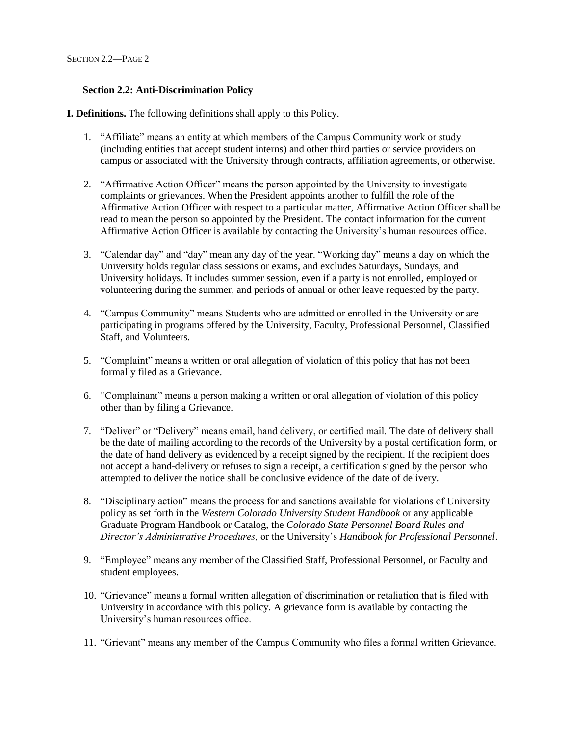## Section 2.2: Anti-Discrimination Policy

**I. Definitions.** The following definitions shall apply to this Policy.

1. "Affiliate" means an entity at which members of the Campus Community work or study (including entities that accept student interns) and other third parties or service providers on campus or associated with the University through contracts, affiliation agreements, or otherwise.

2. "Affirmative Action Officer" means the person appointed by the University to investigate complaints or grievances. When the President appoints another to fulfill the role of the Affirmative Action Officer with respect to a particular matter, Affirmative Action Officer shall be read to mean the person so appointed by the President. The contact information for the current Affirmative Action Officer is available by contacting the University's human resources office.

3. "Calendar day" and "day" mean any day of the year. "Working day" means a day on which the University holds regular class sessions or exams, and excludes Saturdays, Sundays, and University holidays. It includes summer session, even if a party is not enrolled, employed or volunteering during the summer, and periods of annual or other leave requested by the party.

4. "Campus Community" means Students who are admitted or enrolled in the University or are participating in programs offered by the University, Faculty, Professional Personnel, Classified Staff, and Volunteers.

5. "Complaint" means a written or oral allegation of violation of this policy that has not been formally filed as a Grievance.

6. "Complainant" means a person making a written or oral allegation of violation of this policy other than by filing a Grievance.

7. "Deliver" or "Delivery" means email, hand delivery, or certified mail. The date of delivery shall be the date of mailing according to the records of the University by a postal certification form, or the date of hand delivery as evidenced by a receipt signed by the recipient. If the recipient does not accept a hand-delivery or refuses to sign a receipt, a certification signed by the person who attempted to deliver the notice shall be conclusive evidence of the date of delivery.

8. "Disciplinary action" means the process for and sanctions available for violations of University policy as set forth in the *Western Colorado University Student Handbook* or any applicable Graduate Program Handbook or Catalog, the *Colorado State Personnel Board Rules and Director's Administrative Procedures,* or the University's *Handbook for Professional Personnel*.

9. "Employee" means any member of the Classified Staff, Professional Personnel, or Faculty and student employees.

10. "Grievance" means a formal written allegation of discrimination or retaliation that is filed with University in accordance with this policy. A grievance form is available by contacting the University's human resources office.

11. "Grievant" means any member of the Campus Community who files a formal written Grievance.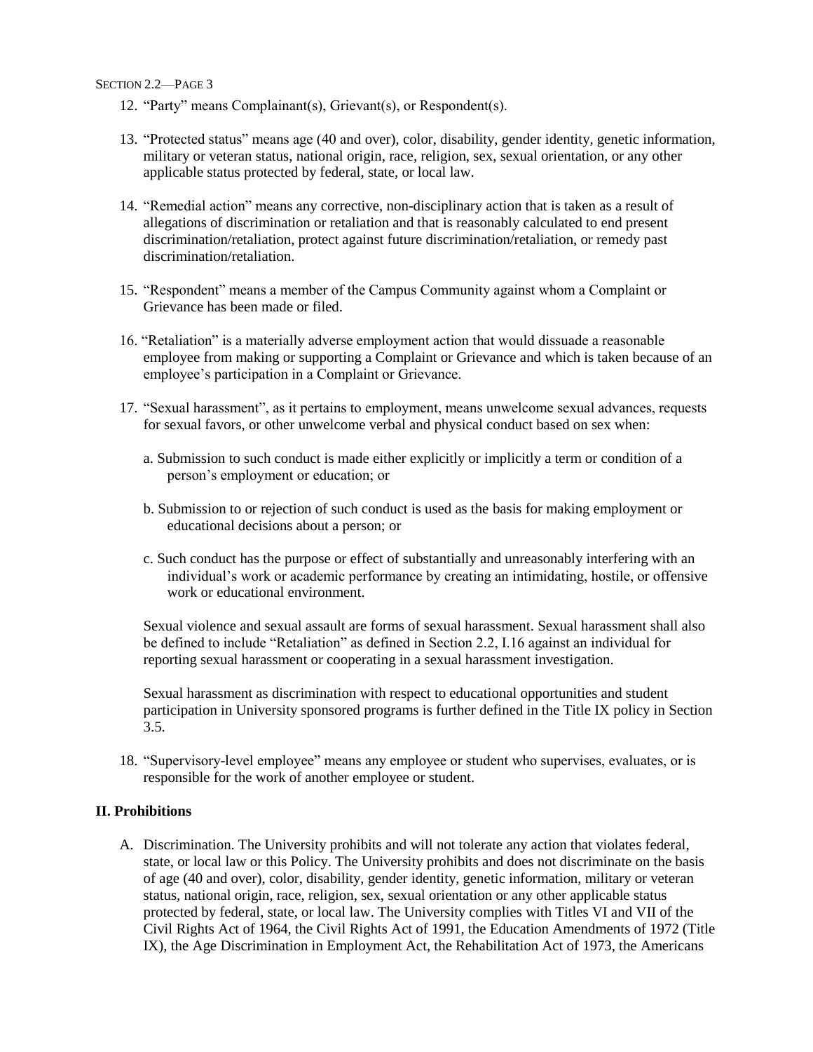12. "Party" means Complainant(s), Grievant(s), or Respondent(s).

13. "Protected status" means age (40 and over), color, disability, gender identity, genetic information, military or veteran status, national origin, race, religion, sex, sexual orientation, or any other applicable status protected by federal, state, or local law.

14. "Remedial action" means any corrective, non-disciplinary action that is taken as a result of allegations of discrimination or retaliation and that is reasonably calculated to end present discrimination/retaliation, protect against future discrimination/retaliation, or remedy past discrimination/retaliation.

15. "Respondent" means a member of the Campus Community against whom a Complaint or Grievance has been made or filed.

16. "Retaliation" is a materially adverse employment action that would dissuade a reasonable employee from making or supporting a Complaint or Grievance and which is taken because of an employee's participation in a Complaint or Grievance.

17. "Sexual harassment", as it pertains to employment, means unwelcome sexual advances, requests for sexual favors, or other unwelcome verbal and physical conduct based on sex when:

    a. Submission to such conduct is made either explicitly or implicitly a term or condition of a person's employment or education; or

    b. Submission to or rejection of such conduct is used as the basis for making employment or educational decisions about a person; or

    c. Such conduct has the purpose or effect of substantially and unreasonably interfering with an individual's work or academic performance by creating an intimidating, hostile, or offensive work or educational environment.

    Sexual violence and sexual assault are forms of sexual harassment. Sexual harassment shall also be defined to include "Retaliation" as defined in Section 2.2, I.16 against an individual for reporting sexual harassment or cooperating in a sexual harassment investigation.

    Sexual harassment as discrimination with respect to educational opportunities and student participation in University sponsored programs is further defined in the Title IX policy in Section 3.5.

18. "Supervisory-level employee" means any employee or student who supervises, evaluates, or is responsible for the work of another employee or student.

## II. Prohibitions

A. Discrimination. The University prohibits and will not tolerate any action that violates federal, state, or local law or this Policy. The University prohibits and does not discriminate on the basis of age (40 and over), color, disability, gender identity, genetic information, military or veteran status, national origin, race, religion, sex, sexual orientation or any other applicable status protected by federal, state, or local law. The University complies with Titles VI and VII of the Civil Rights Act of 1964, the Civil Rights Act of 1991, the Education Amendments of 1972 (Title IX), the Age Discrimination in Employment Act, the Rehabilitation Act of 1973, the Americans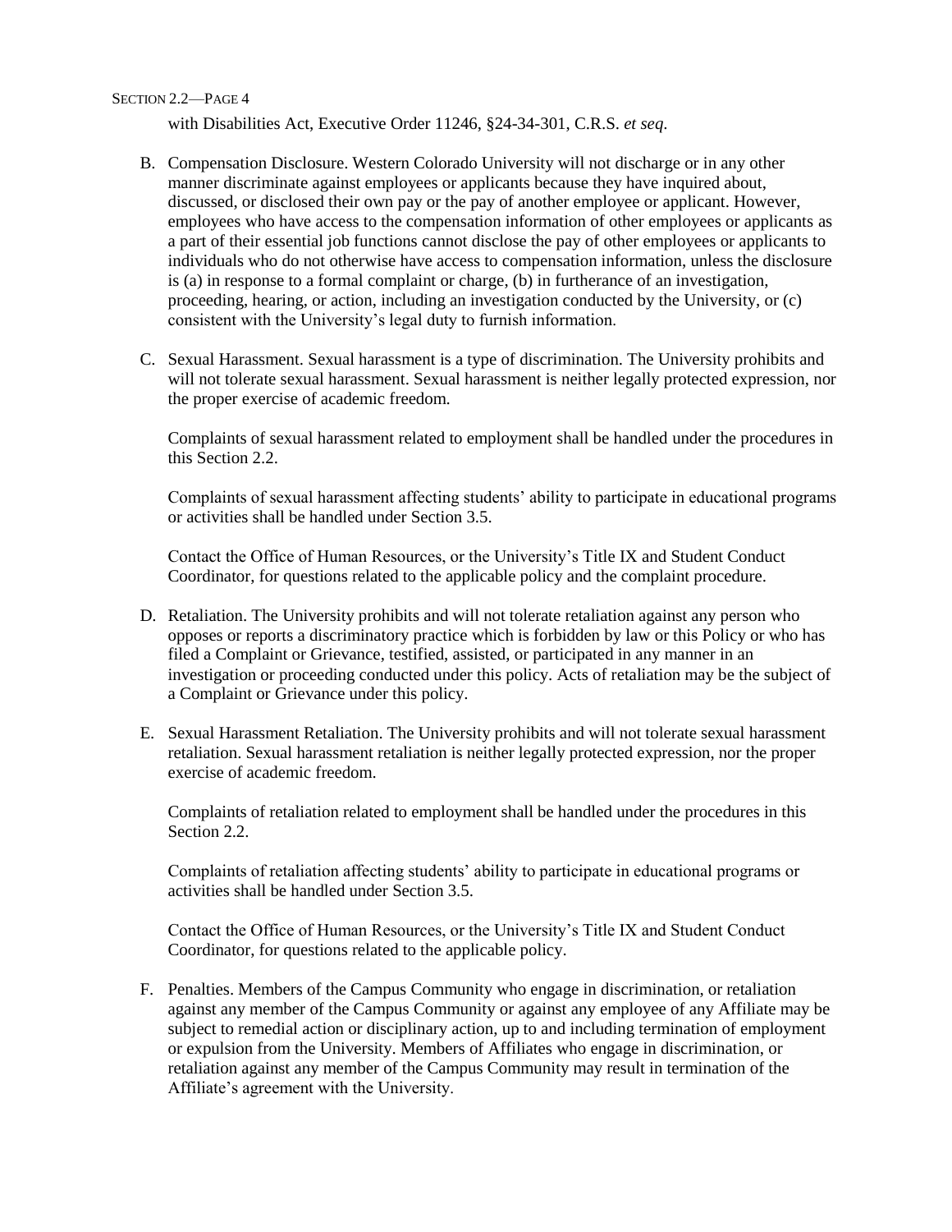with Disabilities Act, Executive Order 11246, §24-34-301, C.R.S. *et seq*.

B. Compensation Disclosure. Western Colorado University will not discharge or in any other manner discriminate against employees or applicants because they have inquired about, discussed, or disclosed their own pay or the pay of another employee or applicant. However, employees who have access to the compensation information of other employees or applicants as a part of their essential job functions cannot disclose the pay of other employees or applicants to individuals who do not otherwise have access to compensation information, unless the disclosure is (a) in response to a formal complaint or charge, (b) in furtherance of an investigation, proceeding, hearing, or action, including an investigation conducted by the University, or (c) consistent with the University's legal duty to furnish information.

C. Sexual Harassment. Sexual harassment is a type of discrimination. The University prohibits and will not tolerate sexual harassment. Sexual harassment is neither legally protected expression, nor the proper exercise of academic freedom.

   Complaints of sexual harassment related to employment shall be handled under the procedures in this Section 2.2.

   Complaints of sexual harassment affecting students' ability to participate in educational programs or activities shall be handled under Section 3.5.

   Contact the Office of Human Resources, or the University's Title IX and Student Conduct Coordinator, for questions related to the applicable policy and the complaint procedure.

D. Retaliation. The University prohibits and will not tolerate retaliation against any person who opposes or reports a discriminatory practice which is forbidden by law or this Policy or who has filed a Complaint or Grievance, testified, assisted, or participated in any manner in an investigation or proceeding conducted under this policy. Acts of retaliation may be the subject of a Complaint or Grievance under this policy.

E. Sexual Harassment Retaliation. The University prohibits and will not tolerate sexual harassment retaliation. Sexual harassment retaliation is neither legally protected expression, nor the proper exercise of academic freedom.

   Complaints of retaliation related to employment shall be handled under the procedures in this Section 2.2.

   Complaints of retaliation affecting students' ability to participate in educational programs or activities shall be handled under Section 3.5.

   Contact the Office of Human Resources, or the University's Title IX and Student Conduct Coordinator, for questions related to the applicable policy.

F. Penalties. Members of the Campus Community who engage in discrimination, or retaliation against any member of the Campus Community or against any employee of any Affiliate may be subject to remedial action or disciplinary action, up to and including termination of employment or expulsion from the University. Members of Affiliates who engage in discrimination, or retaliation against any member of the Campus Community may result in termination of the Affiliate's agreement with the University.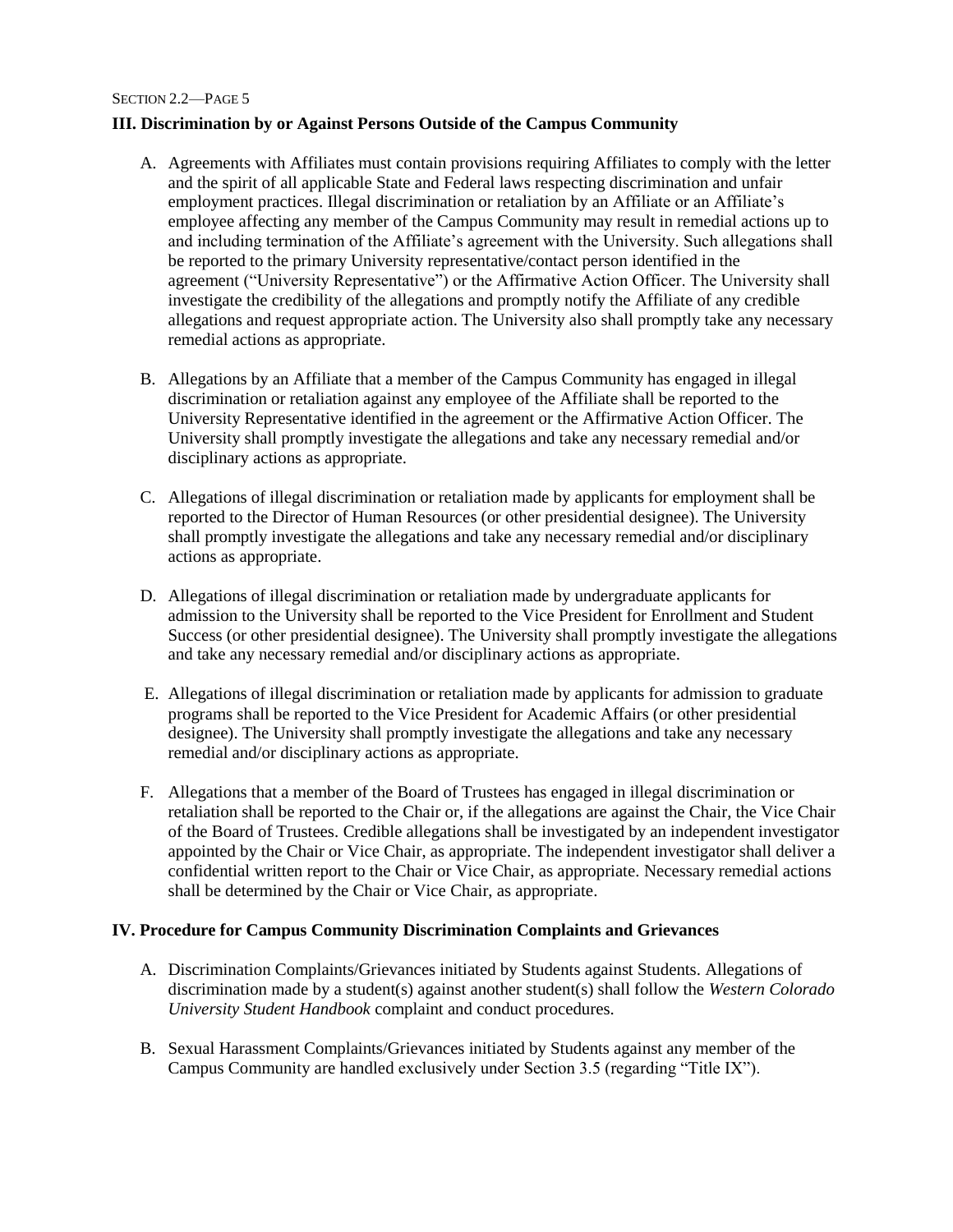## III. Discrimination by or Against Persons Outside of the Campus Community

A. Agreements with Affiliates must contain provisions requiring Affiliates to comply with the letter and the spirit of all applicable State and Federal laws respecting discrimination and unfair employment practices. Illegal discrimination or retaliation by an Affiliate or an Affiliate's employee affecting any member of the Campus Community may result in remedial actions up to and including termination of the Affiliate's agreement with the University. Such allegations shall be reported to the primary University representative/contact person identified in the agreement ("University Representative") or the Affirmative Action Officer. The University shall investigate the credibility of the allegations and promptly notify the Affiliate of any credible allegations and request appropriate action. The University also shall promptly take any necessary remedial actions as appropriate.

B. Allegations by an Affiliate that a member of the Campus Community has engaged in illegal discrimination or retaliation against any employee of the Affiliate shall be reported to the University Representative identified in the agreement or the Affirmative Action Officer. The University shall promptly investigate the allegations and take any necessary remedial and/or disciplinary actions as appropriate.

C. Allegations of illegal discrimination or retaliation made by applicants for employment shall be reported to the Director of Human Resources (or other presidential designee). The University shall promptly investigate the allegations and take any necessary remedial and/or disciplinary actions as appropriate.

D. Allegations of illegal discrimination or retaliation made by undergraduate applicants for admission to the University shall be reported to the Vice President for Enrollment and Student Success (or other presidential designee). The University shall promptly investigate the allegations and take any necessary remedial and/or disciplinary actions as appropriate.

E. Allegations of illegal discrimination or retaliation made by applicants for admission to graduate programs shall be reported to the Vice President for Academic Affairs (or other presidential designee). The University shall promptly investigate the allegations and take any necessary remedial and/or disciplinary actions as appropriate.

F. Allegations that a member of the Board of Trustees has engaged in illegal discrimination or retaliation shall be reported to the Chair or, if the allegations are against the Chair, the Vice Chair of the Board of Trustees. Credible allegations shall be investigated by an independent investigator appointed by the Chair or Vice Chair, as appropriate. The independent investigator shall deliver a confidential written report to the Chair or Vice Chair, as appropriate. Necessary remedial actions shall be determined by the Chair or Vice Chair, as appropriate.

## IV. Procedure for Campus Community Discrimination Complaints and Grievances

A. Discrimination Complaints/Grievances initiated by Students against Students. Allegations of discrimination made by a student(s) against another student(s) shall follow the *Western Colorado University Student Handbook* complaint and conduct procedures.

B. Sexual Harassment Complaints/Grievances initiated by Students against any member of the Campus Community are handled exclusively under Section 3.5 (regarding "Title IX").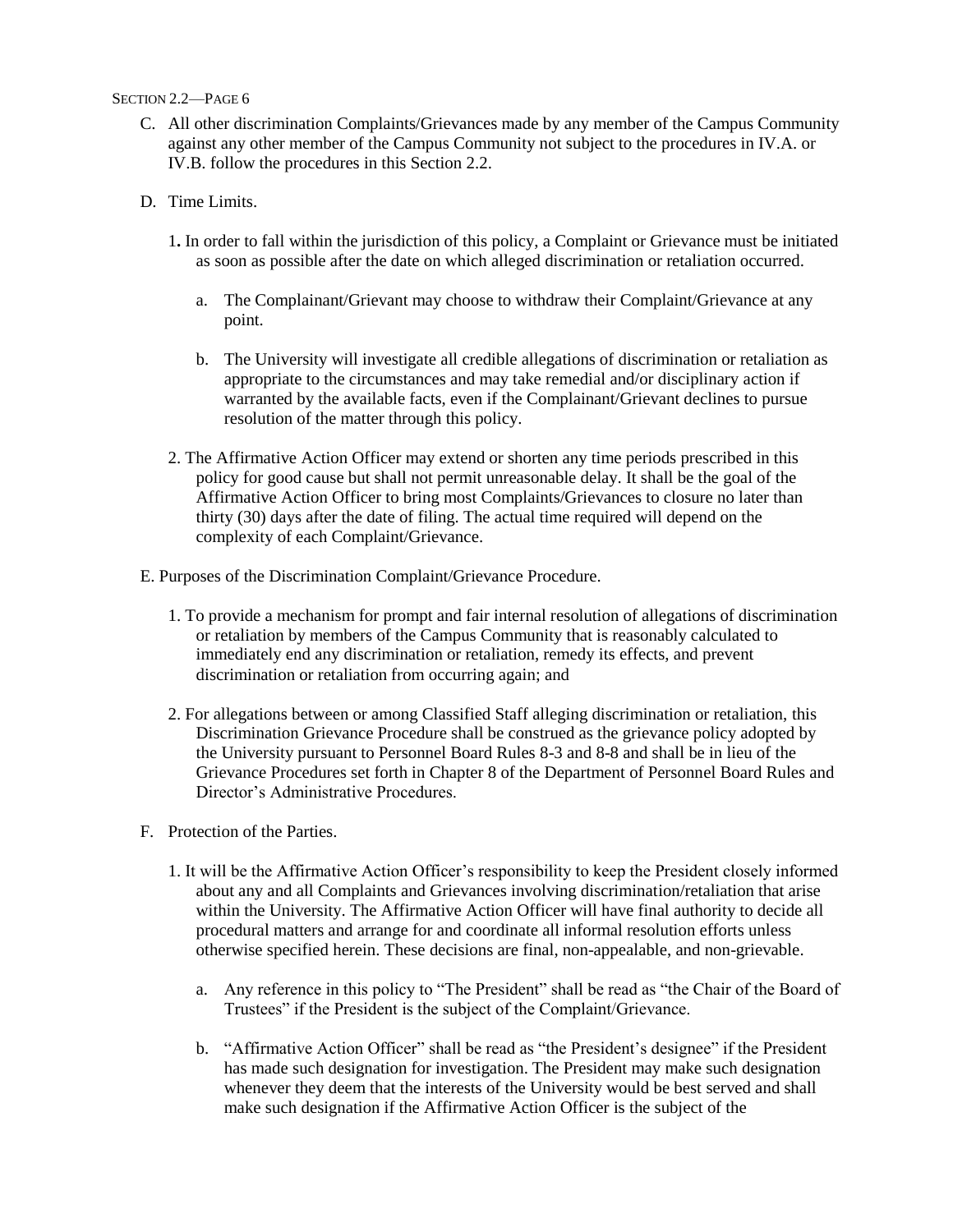C. All other discrimination Complaints/Grievances made by any member of the Campus Community against any other member of the Campus Community not subject to the procedures in IV.A. or IV.B. follow the procedures in this Section 2.2.

D. Time Limits.

1. In order to fall within the jurisdiction of this policy, a Complaint or Grievance must be initiated as soon as possible after the date on which alleged discrimination or retaliation occurred.

   a. The Complainant/Grievant may choose to withdraw their Complaint/Grievance at any point.

   b. The University will investigate all credible allegations of discrimination or retaliation as appropriate to the circumstances and may take remedial and/or disciplinary action if warranted by the available facts, even if the Complainant/Grievant declines to pursue resolution of the matter through this policy.

2. The Affirmative Action Officer may extend or shorten any time periods prescribed in this policy for good cause but shall not permit unreasonable delay. It shall be the goal of the Affirmative Action Officer to bring most Complaints/Grievances to closure no later than thirty (30) days after the date of filing. The actual time required will depend on the complexity of each Complaint/Grievance.

E. Purposes of the Discrimination Complaint/Grievance Procedure.

1. To provide a mechanism for prompt and fair internal resolution of allegations of discrimination or retaliation by members of the Campus Community that is reasonably calculated to immediately end any discrimination or retaliation, remedy its effects, and prevent discrimination or retaliation from occurring again; and

2. For allegations between or among Classified Staff alleging discrimination or retaliation, this Discrimination Grievance Procedure shall be construed as the grievance policy adopted by the University pursuant to Personnel Board Rules 8-3 and 8-8 and shall be in lieu of the Grievance Procedures set forth in Chapter 8 of the Department of Personnel Board Rules and Director's Administrative Procedures.

F. Protection of the Parties.

1. It will be the Affirmative Action Officer's responsibility to keep the President closely informed about any and all Complaints and Grievances involving discrimination/retaliation that arise within the University. The Affirmative Action Officer will have final authority to decide all procedural matters and arrange for and coordinate all informal resolution efforts unless otherwise specified herein. These decisions are final, non-appealable, and non-grievable.

   a. Any reference in this policy to "The President" shall be read as "the Chair of the Board of Trustees" if the President is the subject of the Complaint/Grievance.

   b. "Affirmative Action Officer" shall be read as "the President's designee" if the President has made such designation for investigation. The President may make such designation whenever they deem that the interests of the University would be best served and shall make such designation if the Affirmative Action Officer is the subject of the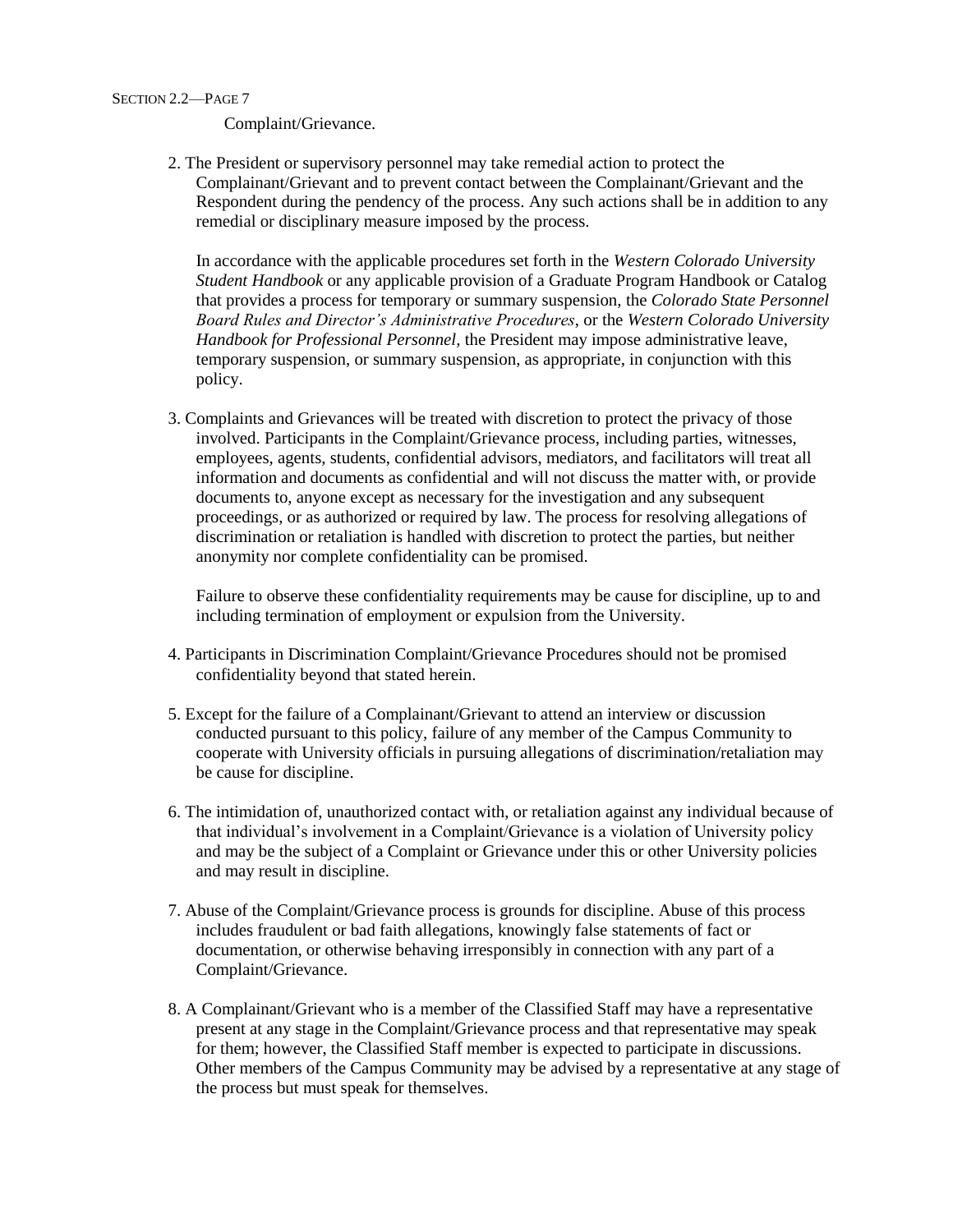Complaint/Grievance.

2. The President or supervisory personnel may take remedial action to protect the Complainant/Grievant and to prevent contact between the Complainant/Grievant and the Respondent during the pendency of the process. Any such actions shall be in addition to any remedial or disciplinary measure imposed by the process.

   In accordance with the applicable procedures set forth in the *Western Colorado University Student Handbook* or any applicable provision of a Graduate Program Handbook or Catalog that provides a process for temporary or summary suspension, the *Colorado State Personnel Board Rules and Director's Administrative Procedures*, or the *Western Colorado University Handbook for Professional Personnel*, the President may impose administrative leave, temporary suspension, or summary suspension, as appropriate, in conjunction with this policy.

3. Complaints and Grievances will be treated with discretion to protect the privacy of those involved. Participants in the Complaint/Grievance process, including parties, witnesses, employees, agents, students, confidential advisors, mediators, and facilitators will treat all information and documents as confidential and will not discuss the matter with, or provide documents to, anyone except as necessary for the investigation and any subsequent proceedings, or as authorized or required by law. The process for resolving allegations of discrimination or retaliation is handled with discretion to protect the parties, but neither anonymity nor complete confidentiality can be promised.

   Failure to observe these confidentiality requirements may be cause for discipline, up to and including termination of employment or expulsion from the University.

4. Participants in Discrimination Complaint/Grievance Procedures should not be promised confidentiality beyond that stated herein.

5. Except for the failure of a Complainant/Grievant to attend an interview or discussion conducted pursuant to this policy, failure of any member of the Campus Community to cooperate with University officials in pursuing allegations of discrimination/retaliation may be cause for discipline.

6. The intimidation of, unauthorized contact with, or retaliation against any individual because of that individual's involvement in a Complaint/Grievance is a violation of University policy and may be the subject of a Complaint or Grievance under this or other University policies and may result in discipline.

7. Abuse of the Complaint/Grievance process is grounds for discipline. Abuse of this process includes fraudulent or bad faith allegations, knowingly false statements of fact or documentation, or otherwise behaving irresponsibly in connection with any part of a Complaint/Grievance.

8. A Complainant/Grievant who is a member of the Classified Staff may have a representative present at any stage in the Complaint/Grievance process and that representative may speak for them; however, the Classified Staff member is expected to participate in discussions. Other members of the Campus Community may be advised by a representative at any stage of the process but must speak for themselves.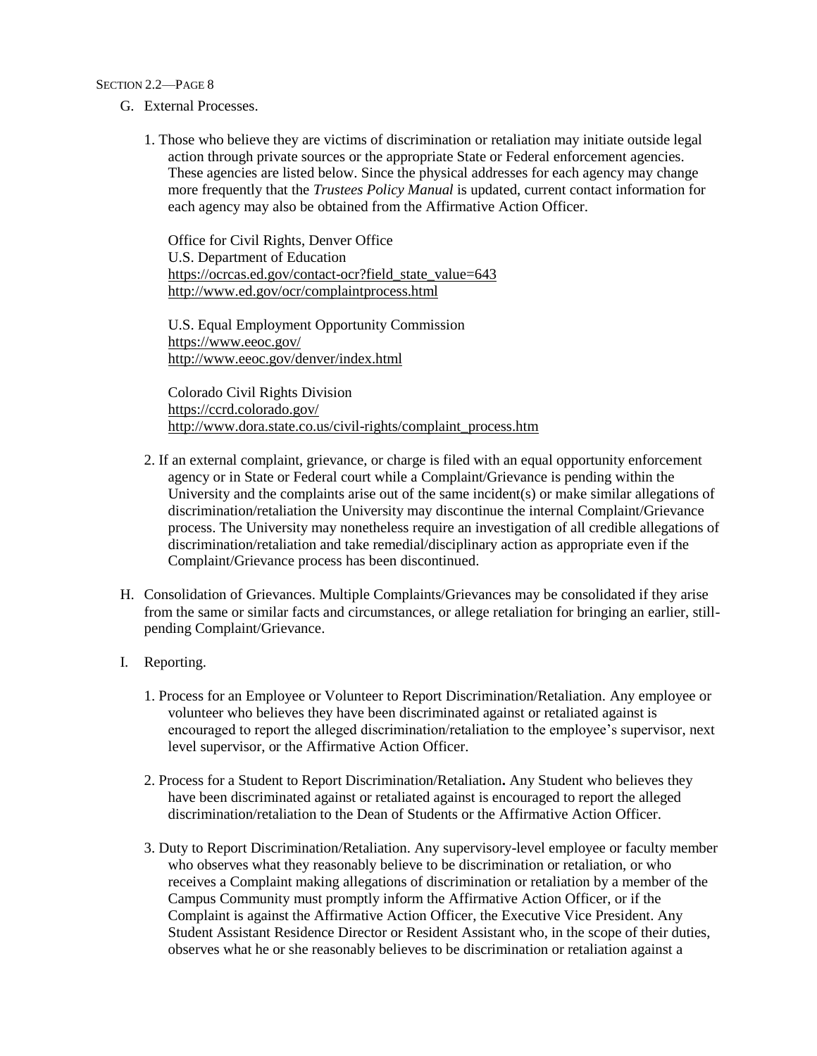G. External Processes.

1. Those who believe they are victims of discrimination or retaliation may initiate outside legal action through private sources or the appropriate State or Federal enforcement agencies. These agencies are listed below. Since the physical addresses for each agency may change more frequently that the *Trustees Policy Manual* is updated, current contact information for each agency may also be obtained from the Affirmative Action Officer.

   Office for Civil Rights, Denver Office
   U.S. Department of Education
   https://ocrcas.ed.gov/contact-ocr?field_state_value=643
   http://www.ed.gov/ocr/complaintprocess.html

   U.S. Equal Employment Opportunity Commission
   https://www.eeoc.gov/
   http://www.eeoc.gov/denver/index.html

   Colorado Civil Rights Division
   https://ccrd.colorado.gov/
   http://www.dora.state.co.us/civil-rights/complaint_process.htm

2. If an external complaint, grievance, or charge is filed with an equal opportunity enforcement agency or in State or Federal court while a Complaint/Grievance is pending within the University and the complaints arise out of the same incident(s) or make similar allegations of discrimination/retaliation the University may discontinue the internal Complaint/Grievance process. The University may nonetheless require an investigation of all credible allegations of discrimination/retaliation and take remedial/disciplinary action as appropriate even if the Complaint/Grievance process has been discontinued.

H. Consolidation of Grievances. Multiple Complaints/Grievances may be consolidated if they arise from the same or similar facts and circumstances, or allege retaliation for bringing an earlier, still-pending Complaint/Grievance.

I. Reporting.

1. Process for an Employee or Volunteer to Report Discrimination/Retaliation. Any employee or volunteer who believes they have been discriminated against or retaliated against is encouraged to report the alleged discrimination/retaliation to the employee's supervisor, next level supervisor, or the Affirmative Action Officer.

2. Process for a Student to Report Discrimination/Retaliation**.** Any Student who believes they have been discriminated against or retaliated against is encouraged to report the alleged discrimination/retaliation to the Dean of Students or the Affirmative Action Officer.

3. Duty to Report Discrimination/Retaliation. Any supervisory-level employee or faculty member who observes what they reasonably believe to be discrimination or retaliation, or who receives a Complaint making allegations of discrimination or retaliation by a member of the Campus Community must promptly inform the Affirmative Action Officer, or if the Complaint is against the Affirmative Action Officer, the Executive Vice President. Any Student Assistant Residence Director or Resident Assistant who, in the scope of their duties, observes what he or she reasonably believes to be discrimination or retaliation against a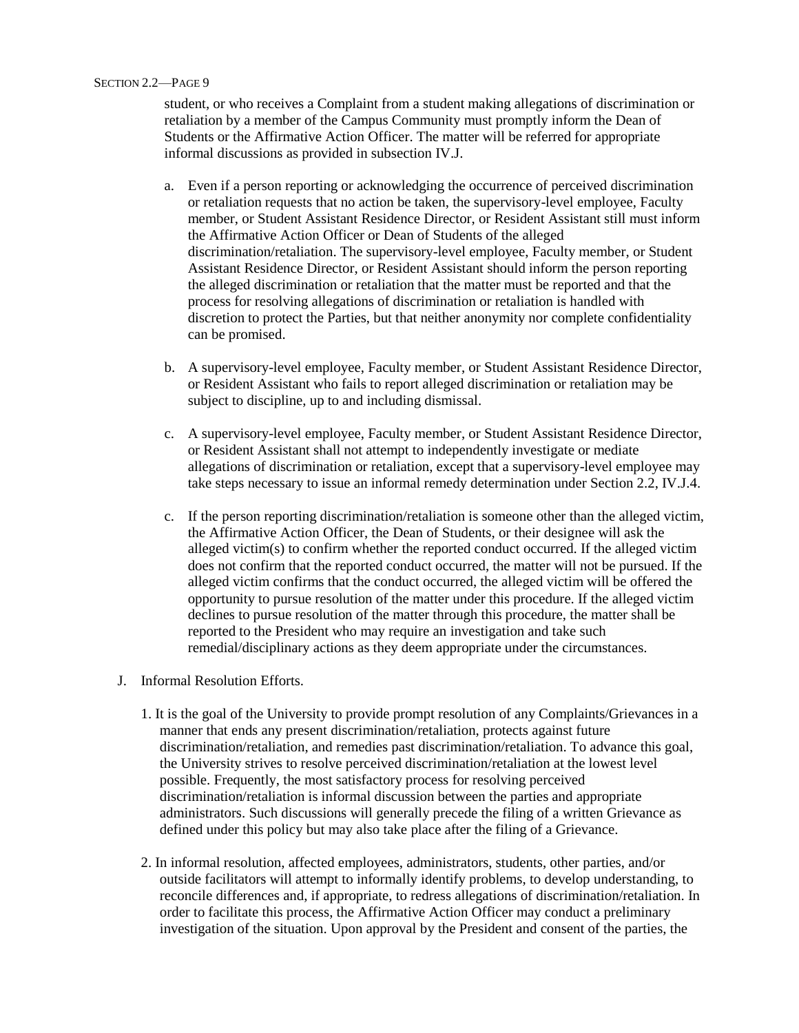student, or who receives a Complaint from a student making allegations of discrimination or retaliation by a member of the Campus Community must promptly inform the Dean of Students or the Affirmative Action Officer. The matter will be referred for appropriate informal discussions as provided in subsection IV.J.

a. Even if a person reporting or acknowledging the occurrence of perceived discrimination or retaliation requests that no action be taken, the supervisory-level employee, Faculty member, or Student Assistant Residence Director, or Resident Assistant still must inform the Affirmative Action Officer or Dean of Students of the alleged discrimination/retaliation. The supervisory-level employee, Faculty member, or Student Assistant Residence Director, or Resident Assistant should inform the person reporting the alleged discrimination or retaliation that the matter must be reported and that the process for resolving allegations of discrimination or retaliation is handled with discretion to protect the Parties, but that neither anonymity nor complete confidentiality can be promised.

b. A supervisory-level employee, Faculty member, or Student Assistant Residence Director, or Resident Assistant who fails to report alleged discrimination or retaliation may be subject to discipline, up to and including dismissal.

c. A supervisory-level employee, Faculty member, or Student Assistant Residence Director, or Resident Assistant shall not attempt to independently investigate or mediate allegations of discrimination or retaliation, except that a supervisory-level employee may take steps necessary to issue an informal remedy determination under Section 2.2, IV.J.4.

c. If the person reporting discrimination/retaliation is someone other than the alleged victim, the Affirmative Action Officer, the Dean of Students, or their designee will ask the alleged victim(s) to confirm whether the reported conduct occurred. If the alleged victim does not confirm that the reported conduct occurred, the matter will not be pursued. If the alleged victim confirms that the conduct occurred, the alleged victim will be offered the opportunity to pursue resolution of the matter under this procedure. If the alleged victim declines to pursue resolution of the matter through this procedure, the matter shall be reported to the President who may require an investigation and take such remedial/disciplinary actions as they deem appropriate under the circumstances.

J. Informal Resolution Efforts.

1. It is the goal of the University to provide prompt resolution of any Complaints/Grievances in a manner that ends any present discrimination/retaliation, protects against future discrimination/retaliation, and remedies past discrimination/retaliation. To advance this goal, the University strives to resolve perceived discrimination/retaliation at the lowest level possible. Frequently, the most satisfactory process for resolving perceived discrimination/retaliation is informal discussion between the parties and appropriate administrators. Such discussions will generally precede the filing of a written Grievance as defined under this policy but may also take place after the filing of a Grievance.

2. In informal resolution, affected employees, administrators, students, other parties, and/or outside facilitators will attempt to informally identify problems, to develop understanding, to reconcile differences and, if appropriate, to redress allegations of discrimination/retaliation. In order to facilitate this process, the Affirmative Action Officer may conduct a preliminary investigation of the situation. Upon approval by the President and consent of the parties, the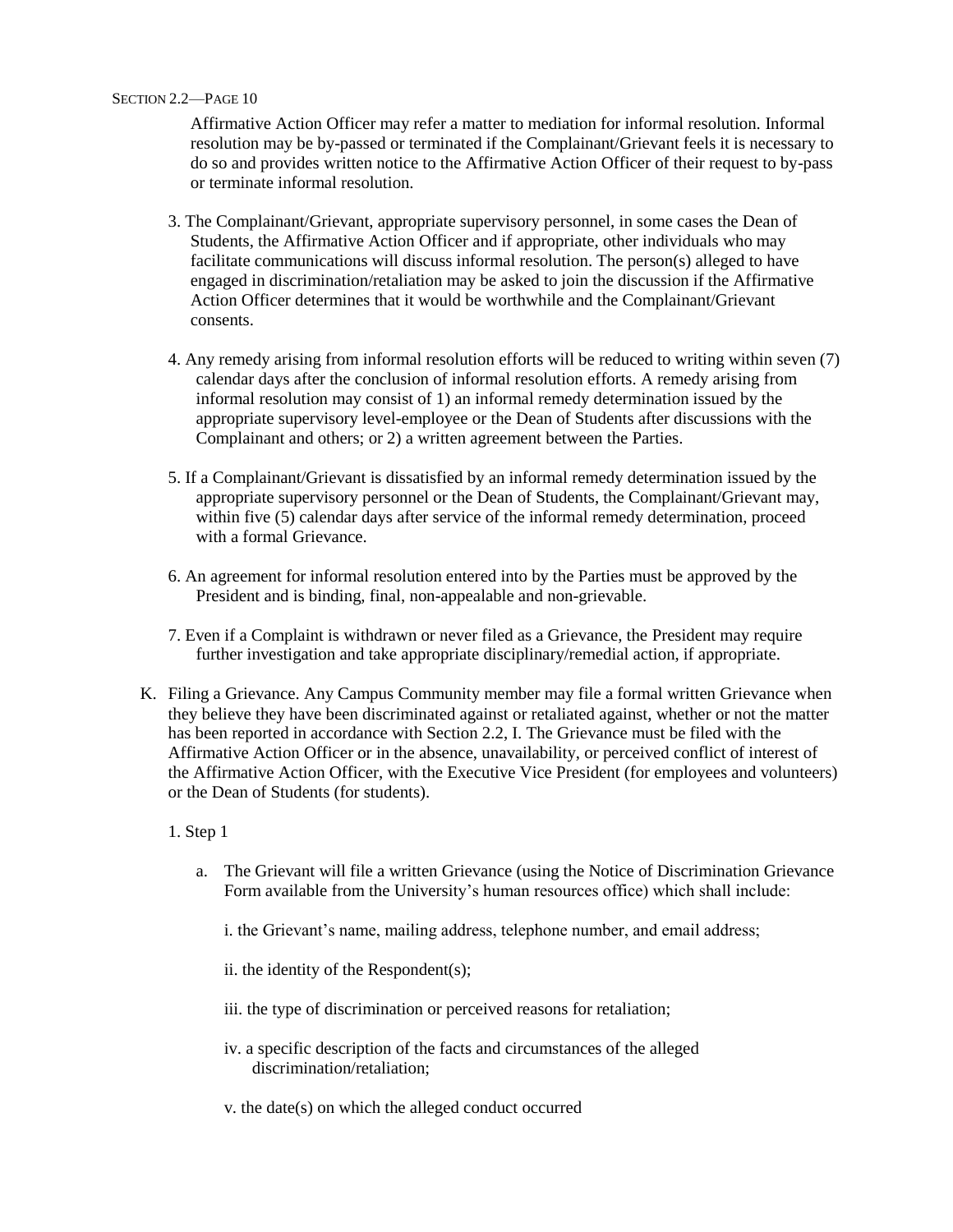Affirmative Action Officer may refer a matter to mediation for informal resolution. Informal resolution may be by-passed or terminated if the Complainant/Grievant feels it is necessary to do so and provides written notice to the Affirmative Action Officer of their request to by-pass or terminate informal resolution.

3. The Complainant/Grievant, appropriate supervisory personnel, in some cases the Dean of Students, the Affirmative Action Officer and if appropriate, other individuals who may facilitate communications will discuss informal resolution. The person(s) alleged to have engaged in discrimination/retaliation may be asked to join the discussion if the Affirmative Action Officer determines that it would be worthwhile and the Complainant/Grievant consents.

4. Any remedy arising from informal resolution efforts will be reduced to writing within seven (7) calendar days after the conclusion of informal resolution efforts. A remedy arising from informal resolution may consist of 1) an informal remedy determination issued by the appropriate supervisory level-employee or the Dean of Students after discussions with the Complainant and others; or 2) a written agreement between the Parties.

5. If a Complainant/Grievant is dissatisfied by an informal remedy determination issued by the appropriate supervisory personnel or the Dean of Students, the Complainant/Grievant may, within five (5) calendar days after service of the informal remedy determination, proceed with a formal Grievance.

6. An agreement for informal resolution entered into by the Parties must be approved by the President and is binding, final, non-appealable and non-grievable.

7. Even if a Complaint is withdrawn or never filed as a Grievance, the President may require further investigation and take appropriate disciplinary/remedial action, if appropriate.

K. Filing a Grievance. Any Campus Community member may file a formal written Grievance when they believe they have been discriminated against or retaliated against, whether or not the matter has been reported in accordance with Section 2.2, I. The Grievance must be filed with the Affirmative Action Officer or in the absence, unavailability, or perceived conflict of interest of the Affirmative Action Officer, with the Executive Vice President (for employees and volunteers) or the Dean of Students (for students).

1. Step 1

a. The Grievant will file a written Grievance (using the Notice of Discrimination Grievance Form available from the University's human resources office) which shall include:

i. the Grievant's name, mailing address, telephone number, and email address;

ii. the identity of the Respondent(s);

iii. the type of discrimination or perceived reasons for retaliation;

iv. a specific description of the facts and circumstances of the alleged discrimination/retaliation;

v. the date(s) on which the alleged conduct occurred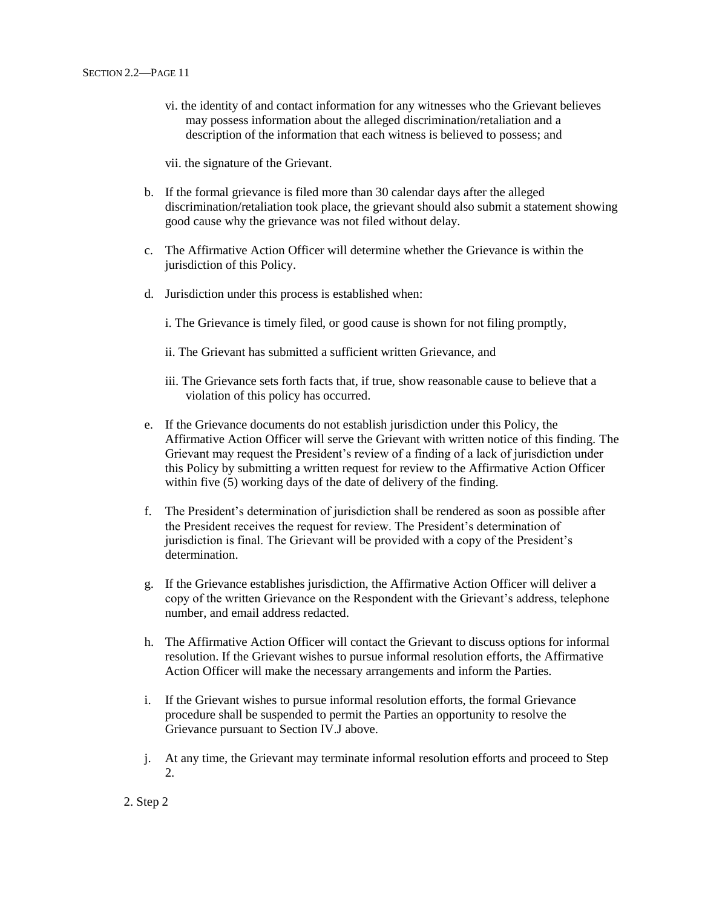vi. the identity of and contact information for any witnesses who the Grievant believes may possess information about the alleged discrimination/retaliation and a description of the information that each witness is believed to possess; and

vii. the signature of the Grievant.

b. If the formal grievance is filed more than 30 calendar days after the alleged discrimination/retaliation took place, the grievant should also submit a statement showing good cause why the grievance was not filed without delay.

c. The Affirmative Action Officer will determine whether the Grievance is within the jurisdiction of this Policy.

d. Jurisdiction under this process is established when:

i. The Grievance is timely filed, or good cause is shown for not filing promptly,

ii. The Grievant has submitted a sufficient written Grievance, and

iii. The Grievance sets forth facts that, if true, show reasonable cause to believe that a violation of this policy has occurred.

e. If the Grievance documents do not establish jurisdiction under this Policy, the Affirmative Action Officer will serve the Grievant with written notice of this finding. The Grievant may request the President's review of a finding of a lack of jurisdiction under this Policy by submitting a written request for review to the Affirmative Action Officer within five (5) working days of the date of delivery of the finding.

f. The President's determination of jurisdiction shall be rendered as soon as possible after the President receives the request for review. The President's determination of jurisdiction is final. The Grievant will be provided with a copy of the President's determination.

g. If the Grievance establishes jurisdiction, the Affirmative Action Officer will deliver a copy of the written Grievance on the Respondent with the Grievant's address, telephone number, and email address redacted.

h. The Affirmative Action Officer will contact the Grievant to discuss options for informal resolution. If the Grievant wishes to pursue informal resolution efforts, the Affirmative Action Officer will make the necessary arrangements and inform the Parties.

i. If the Grievant wishes to pursue informal resolution efforts, the formal Grievance procedure shall be suspended to permit the Parties an opportunity to resolve the Grievance pursuant to Section IV.J above.

j. At any time, the Grievant may terminate informal resolution efforts and proceed to Step 2.

2. Step 2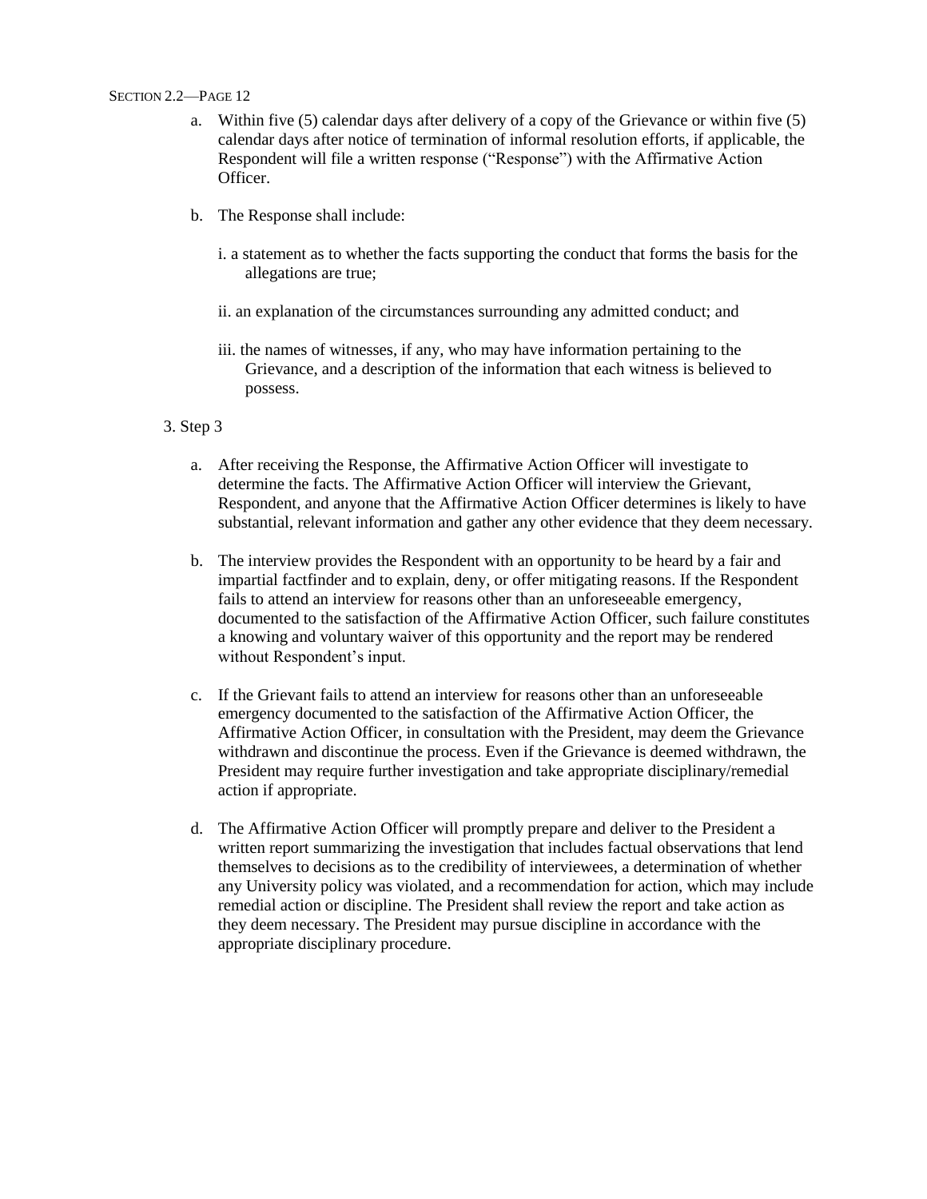a. Within five (5) calendar days after delivery of a copy of the Grievance or within five (5) calendar days after notice of termination of informal resolution efforts, if applicable, the Respondent will file a written response ("Response") with the Affirmative Action Officer.

b. The Response shall include:

   i. a statement as to whether the facts supporting the conduct that forms the basis for the allegations are true;

   ii. an explanation of the circumstances surrounding any admitted conduct; and

   iii. the names of witnesses, if any, who may have information pertaining to the Grievance, and a description of the information that each witness is believed to possess.

3. Step 3

   a. After receiving the Response, the Affirmative Action Officer will investigate to determine the facts. The Affirmative Action Officer will interview the Grievant, Respondent, and anyone that the Affirmative Action Officer determines is likely to have substantial, relevant information and gather any other evidence that they deem necessary.

   b. The interview provides the Respondent with an opportunity to be heard by a fair and impartial factfinder and to explain, deny, or offer mitigating reasons. If the Respondent fails to attend an interview for reasons other than an unforeseeable emergency, documented to the satisfaction of the Affirmative Action Officer, such failure constitutes a knowing and voluntary waiver of this opportunity and the report may be rendered without Respondent's input.

   c. If the Grievant fails to attend an interview for reasons other than an unforeseeable emergency documented to the satisfaction of the Affirmative Action Officer, the Affirmative Action Officer, in consultation with the President, may deem the Grievance withdrawn and discontinue the process. Even if the Grievance is deemed withdrawn, the President may require further investigation and take appropriate disciplinary/remedial action if appropriate.

   d. The Affirmative Action Officer will promptly prepare and deliver to the President a written report summarizing the investigation that includes factual observations that lend themselves to decisions as to the credibility of interviewees, a determination of whether any University policy was violated, and a recommendation for action, which may include remedial action or discipline. The President shall review the report and take action as they deem necessary. The President may pursue discipline in accordance with the appropriate disciplinary procedure.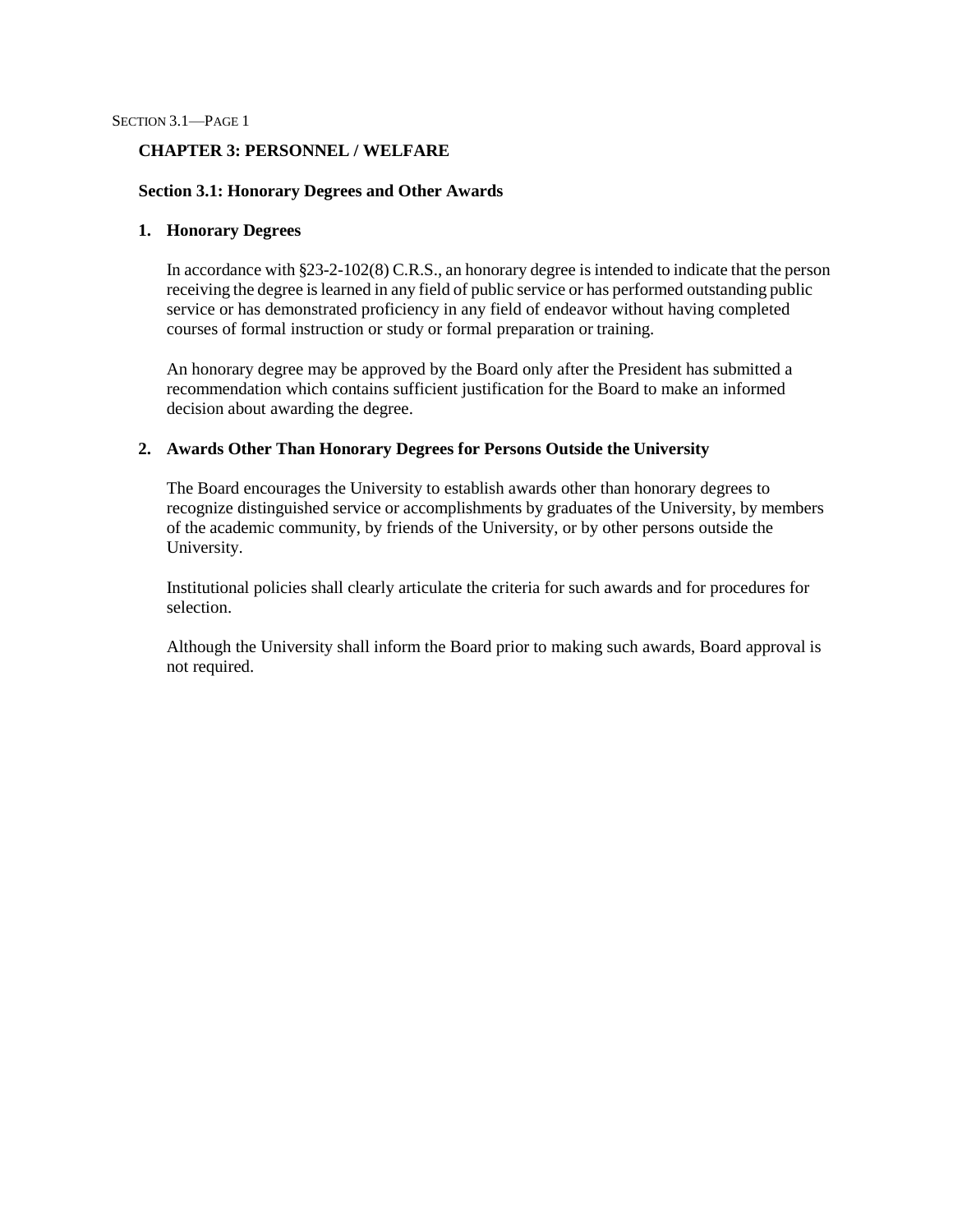## CHAPTER 3: PERSONNEL / WELFARE

### Section 3.1: Honorary Degrees and Other Awards

#### 1. Honorary Degrees

In accordance with §23-2-102(8) C.R.S., an honorary degree is intended to indicate that the person receiving the degree is learned in any field of public service or has performed outstanding public service or has demonstrated proficiency in any field of endeavor without having completed courses of formal instruction or study or formal preparation or training.

An honorary degree may be approved by the Board only after the President has submitted a recommendation which contains sufficient justification for the Board to make an informed decision about awarding the degree.

#### 2. Awards Other Than Honorary Degrees for Persons Outside the University

The Board encourages the University to establish awards other than honorary degrees to recognize distinguished service or accomplishments by graduates of the University, by members of the academic community, by friends of the University, or by other persons outside the University.

Institutional policies shall clearly articulate the criteria for such awards and for procedures for selection.

Although the University shall inform the Board prior to making such awards, Board approval is not required.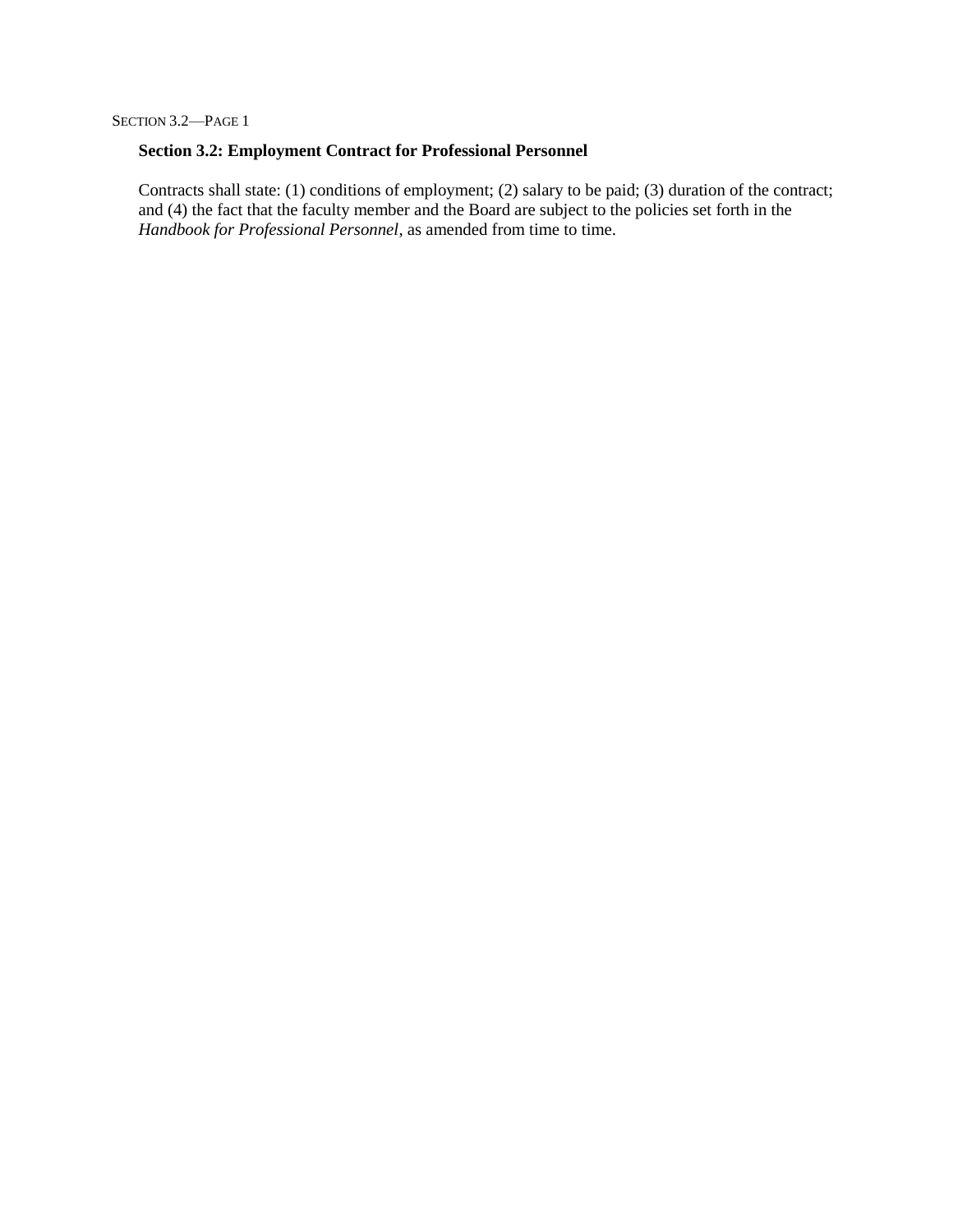## Section 3.2: Employment Contract for Professional Personnel

Contracts shall state: (1) conditions of employment; (2) salary to be paid; (3) duration of the contract; and (4) the fact that the faculty member and the Board are subject to the policies set forth in the *Handbook for Professional Personnel*, as amended from time to time.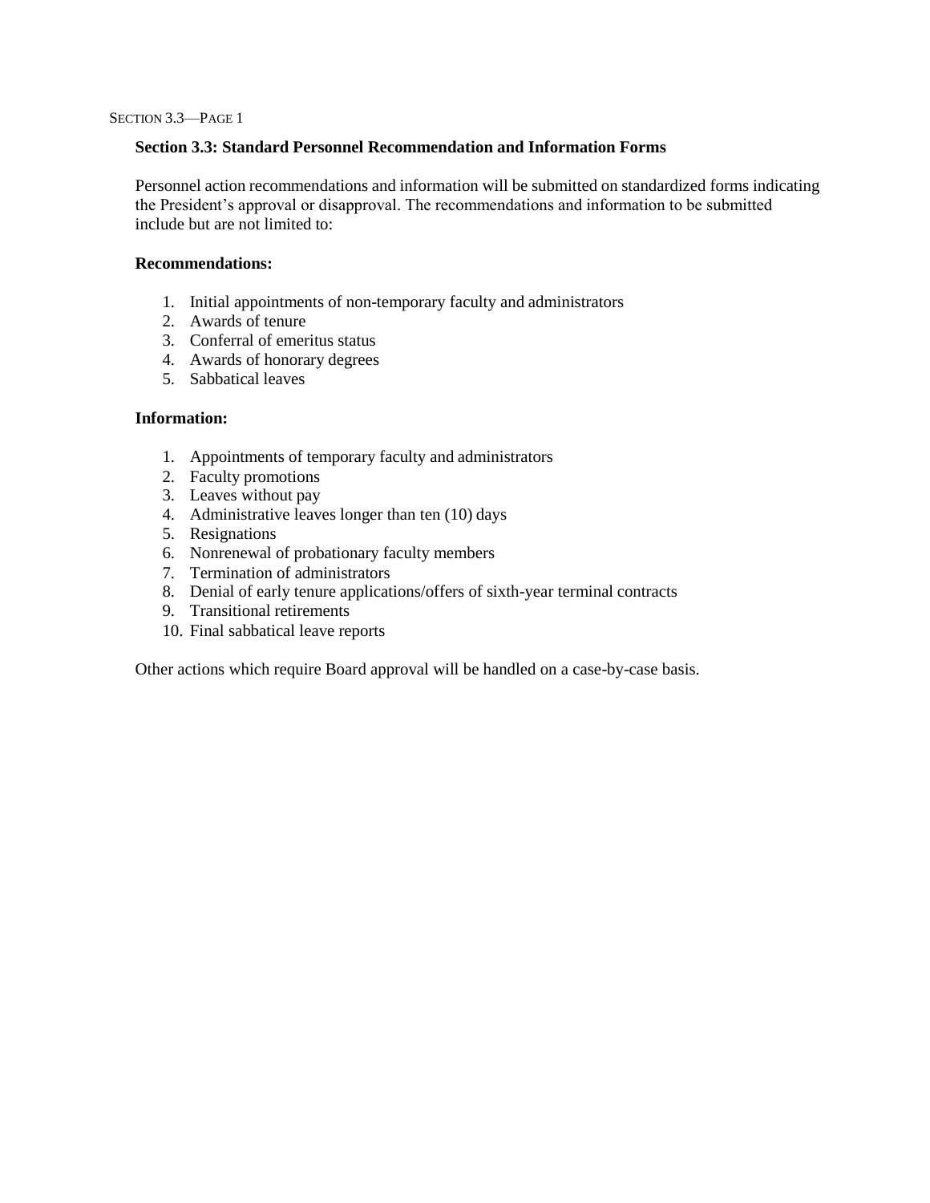## Section 3.3: Standard Personnel Recommendation and Information Forms

Personnel action recommendations and information will be submitted on standardized forms indicating the President's approval or disapproval. The recommendations and information to be submitted include but are not limited to:

**Recommendations:**

1. Initial appointments of non-temporary faculty and administrators
2. Awards of tenure
3. Conferral of emeritus status
4. Awards of honorary degrees
5. Sabbatical leaves

**Information:**

1. Appointments of temporary faculty and administrators
2. Faculty promotions
3. Leaves without pay
4. Administrative leaves longer than ten (10) days
5. Resignations
6. Nonrenewal of probationary faculty members
7. Termination of administrators
8. Denial of early tenure applications/offers of sixth-year terminal contracts
9. Transitional retirements
10. Final sabbatical leave reports

Other actions which require Board approval will be handled on a case-by-case basis.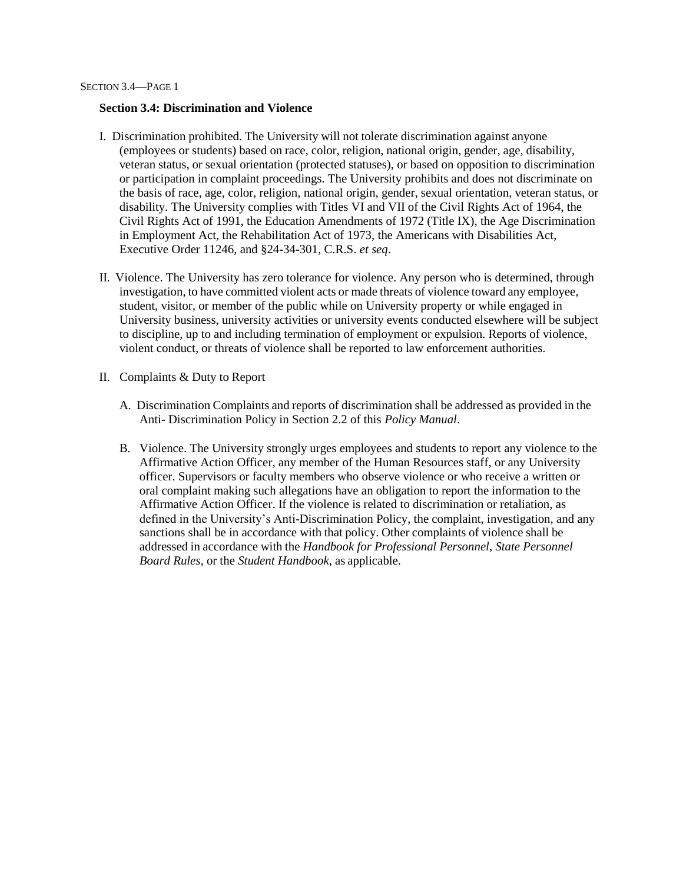## Section 3.4: Discrimination and Violence

I. Discrimination prohibited. The University will not tolerate discrimination against anyone (employees or students) based on race, color, religion, national origin, gender, age, disability, veteran status, or sexual orientation (protected statuses), or based on opposition to discrimination or participation in complaint proceedings. The University prohibits and does not discriminate on the basis of race, age, color, religion, national origin, gender, sexual orientation, veteran status, or disability. The University complies with Titles VI and VII of the Civil Rights Act of 1964, the Civil Rights Act of 1991, the Education Amendments of 1972 (Title IX), the Age Discrimination in Employment Act, the Rehabilitation Act of 1973, the Americans with Disabilities Act, Executive Order 11246, and §24-34-301, C.R.S. *et seq*.

II. Violence. The University has zero tolerance for violence. Any person who is determined, through investigation, to have committed violent acts or made threats of violence toward any employee, student, visitor, or member of the public while on University property or while engaged in University business, university activities or university events conducted elsewhere will be subject to discipline, up to and including termination of employment or expulsion. Reports of violence, violent conduct, or threats of violence shall be reported to law enforcement authorities.

II. Complaints & Duty to Report

A. Discrimination Complaints and reports of discrimination shall be addressed as provided in the Anti- Discrimination Policy in Section 2.2 of this *Policy Manual*.

B. Violence. The University strongly urges employees and students to report any violence to the Affirmative Action Officer, any member of the Human Resources staff, or any University officer. Supervisors or faculty members who observe violence or who receive a written or oral complaint making such allegations have an obligation to report the information to the Affirmative Action Officer. If the violence is related to discrimination or retaliation, as defined in the University's Anti-Discrimination Policy, the complaint, investigation, and any sanctions shall be in accordance with that policy. Other complaints of violence shall be addressed in accordance with the *Handbook for Professional Personnel, State Personnel Board Rules,* or the *Student Handbook*, as applicable.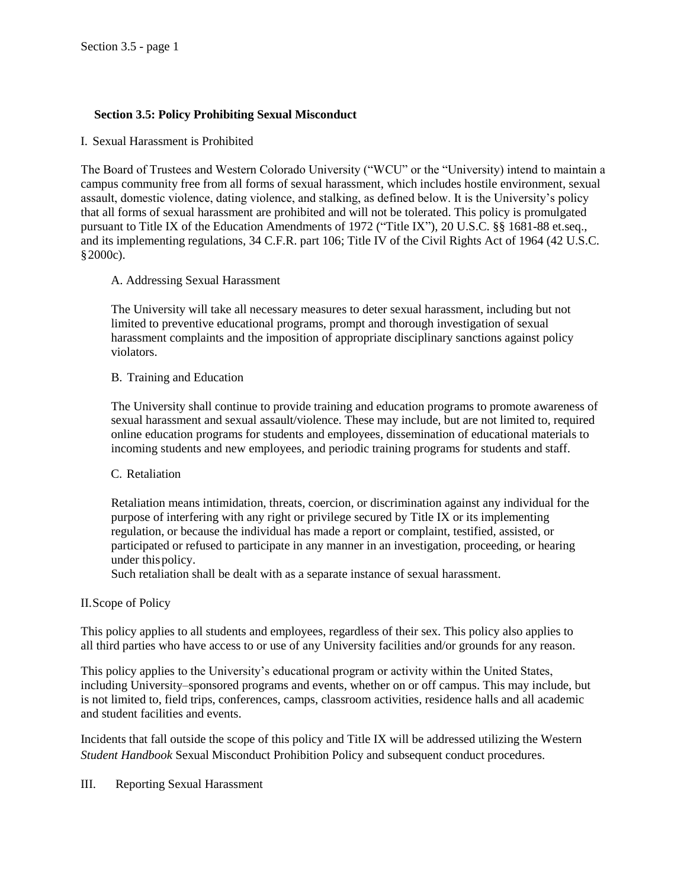## Section 3.5: Policy Prohibiting Sexual Misconduct

I. Sexual Harassment is Prohibited

The Board of Trustees and Western Colorado University ("WCU" or the "University) intend to maintain a campus community free from all forms of sexual harassment, which includes hostile environment, sexual assault, domestic violence, dating violence, and stalking, as defined below. It is the University's policy that all forms of sexual harassment are prohibited and will not be tolerated. This policy is promulgated pursuant to Title IX of the Education Amendments of 1972 ("Title IX"), 20 U.S.C. §§ 1681-88 et.seq., and its implementing regulations, 34 C.F.R. part 106; Title IV of the Civil Rights Act of 1964 (42 U.S.C. §2000c).

A. Addressing Sexual Harassment

The University will take all necessary measures to deter sexual harassment, including but not limited to preventive educational programs, prompt and thorough investigation of sexual harassment complaints and the imposition of appropriate disciplinary sanctions against policy violators.

B. Training and Education

The University shall continue to provide training and education programs to promote awareness of sexual harassment and sexual assault/violence. These may include, but are not limited to, required online education programs for students and employees, dissemination of educational materials to incoming students and new employees, and periodic training programs for students and staff.

C. Retaliation

Retaliation means intimidation, threats, coercion, or discrimination against any individual for the purpose of interfering with any right or privilege secured by Title IX or its implementing regulation, or because the individual has made a report or complaint, testified, assisted, or participated or refused to participate in any manner in an investigation, proceeding, or hearing under this policy.
Such retaliation shall be dealt with as a separate instance of sexual harassment.

II. Scope of Policy

This policy applies to all students and employees, regardless of their sex. This policy also applies to all third parties who have access to or use of any University facilities and/or grounds for any reason.

This policy applies to the University's educational program or activity within the United States, including University–sponsored programs and events, whether on or off campus. This may include, but is not limited to, field trips, conferences, camps, classroom activities, residence halls and all academic and student facilities and events.

Incidents that fall outside the scope of this policy and Title IX will be addressed utilizing the Western *Student Handbook* Sexual Misconduct Prohibition Policy and subsequent conduct procedures.

III. Reporting Sexual Harassment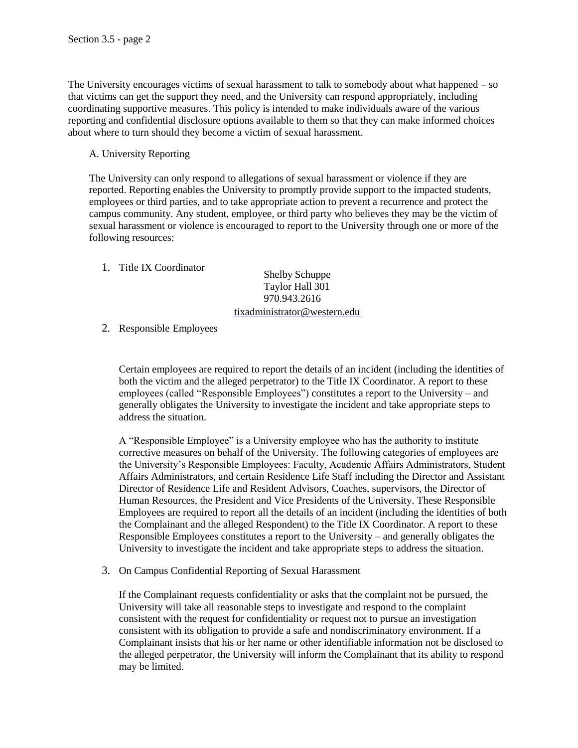The University encourages victims of sexual harassment to talk to somebody about what happened – so that victims can get the support they need, and the University can respond appropriately, including coordinating supportive measures. This policy is intended to make individuals aware of the various reporting and confidential disclosure options available to them so that they can make informed choices about where to turn should they become a victim of sexual harassment.

A. University Reporting

The University can only respond to allegations of sexual harassment or violence if they are reported. Reporting enables the University to promptly provide support to the impacted students, employees or third parties, and to take appropriate action to prevent a recurrence and protect the campus community. Any student, employee, or third party who believes they may be the victim of sexual harassment or violence is encouraged to report to the University through one or more of the following resources:

1. Title IX Coordinator

   Shelby Schuppe
   Taylor Hall 301
   970.943.2616
   tixadministrator@western.edu

2. Responsible Employees

   Certain employees are required to report the details of an incident (including the identities of both the victim and the alleged perpetrator) to the Title IX Coordinator. A report to these employees (called "Responsible Employees") constitutes a report to the University – and generally obligates the University to investigate the incident and take appropriate steps to address the situation.

   A "Responsible Employee" is a University employee who has the authority to institute corrective measures on behalf of the University. The following categories of employees are the University's Responsible Employees: Faculty, Academic Affairs Administrators, Student Affairs Administrators, and certain Residence Life Staff including the Director and Assistant Director of Residence Life and Resident Advisors, Coaches, supervisors, the Director of Human Resources, the President and Vice Presidents of the University. These Responsible Employees are required to report all the details of an incident (including the identities of both the Complainant and the alleged Respondent) to the Title IX Coordinator. A report to these Responsible Employees constitutes a report to the University – and generally obligates the University to investigate the incident and take appropriate steps to address the situation.

3. On Campus Confidential Reporting of Sexual Harassment

   If the Complainant requests confidentiality or asks that the complaint not be pursued, the University will take all reasonable steps to investigate and respond to the complaint consistent with the request for confidentiality or request not to pursue an investigation consistent with its obligation to provide a safe and nondiscriminatory environment. If a Complainant insists that his or her name or other identifiable information not be disclosed to the alleged perpetrator, the University will inform the Complainant that its ability to respond may be limited.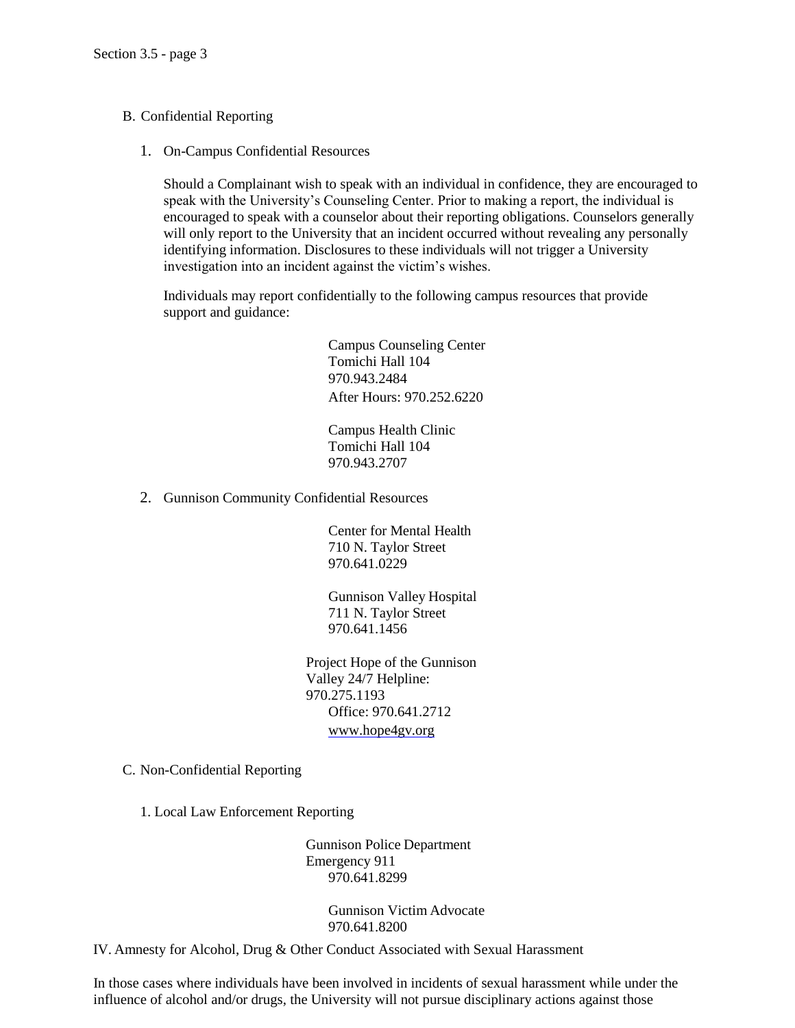B. Confidential Reporting

1. On-Campus Confidential Resources

   Should a Complainant wish to speak with an individual in confidence, they are encouraged to speak with the University's Counseling Center. Prior to making a report, the individual is encouraged to speak with a counselor about their reporting obligations. Counselors generally will only report to the University that an incident occurred without revealing any personally identifying information. Disclosures to these individuals will not trigger a University investigation into an incident against the victim's wishes.

   Individuals may report confidentially to the following campus resources that provide support and guidance:

   Campus Counseling Center
   Tomichi Hall 104
   970.943.2484
   After Hours: 970.252.6220

   Campus Health Clinic
   Tomichi Hall 104
   970.943.2707

2. Gunnison Community Confidential Resources

   Center for Mental Health
   710 N. Taylor Street
   970.641.0229

   Gunnison Valley Hospital
   711 N. Taylor Street
   970.641.1456

   Project Hope of the Gunnison Valley 24/7 Helpline:
   970.275.1193
   Office: 970.641.2712
   www.hope4gv.org

C. Non-Confidential Reporting

1. Local Law Enforcement Reporting

   Gunnison Police Department
   Emergency 911
   970.641.8299

   Gunnison Victim Advocate
   970.641.8200

IV. Amnesty for Alcohol, Drug & Other Conduct Associated with Sexual Harassment

In those cases where individuals have been involved in incidents of sexual harassment while under the influence of alcohol and/or drugs, the University will not pursue disciplinary actions against those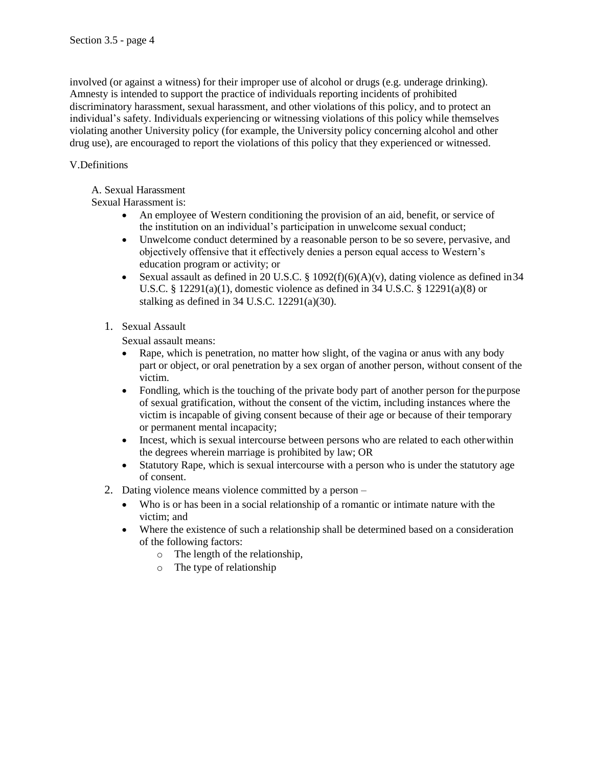involved (or against a witness) for their improper use of alcohol or drugs (e.g. underage drinking). Amnesty is intended to support the practice of individuals reporting incidents of prohibited discriminatory harassment, sexual harassment, and other violations of this policy, and to protect an individual's safety. Individuals experiencing or witnessing violations of this policy while themselves violating another University policy (for example, the University policy concerning alcohol and other drug use), are encouraged to report the violations of this policy that they experienced or witnessed.

## V. Definitions

### A. Sexual Harassment

Sexual Harassment is:

- An employee of Western conditioning the provision of an aid, benefit, or service of the institution on an individual's participation in unwelcome sexual conduct;
- Unwelcome conduct determined by a reasonable person to be so severe, pervasive, and objectively offensive that it effectively denies a person equal access to Western's education program or activity; or
- Sexual assault as defined in 20 U.S.C. § 1092(f)(6)(A)(v), dating violence as defined in 34 U.S.C. § 12291(a)(1), domestic violence as defined in 34 U.S.C. § 12291(a)(8) or stalking as defined in 34 U.S.C. 12291(a)(30).

1. Sexual Assault

   Sexual assault means:

   - Rape, which is penetration, no matter how slight, of the vagina or anus with any body part or object, or oral penetration by a sex organ of another person, without consent of the victim.
   - Fondling, which is the touching of the private body part of another person for the purpose of sexual gratification, without the consent of the victim, including instances where the victim is incapable of giving consent because of their age or because of their temporary or permanent mental incapacity;
   - Incest, which is sexual intercourse between persons who are related to each other within the degrees wherein marriage is prohibited by law; OR
   - Statutory Rape, which is sexual intercourse with a person who is under the statutory age of consent.

2. Dating violence means violence committed by a person –

   - Who is or has been in a social relationship of a romantic or intimate nature with the victim; and
   - Where the existence of such a relationship shall be determined based on a consideration of the following factors:
     - The length of the relationship,
     - The type of relationship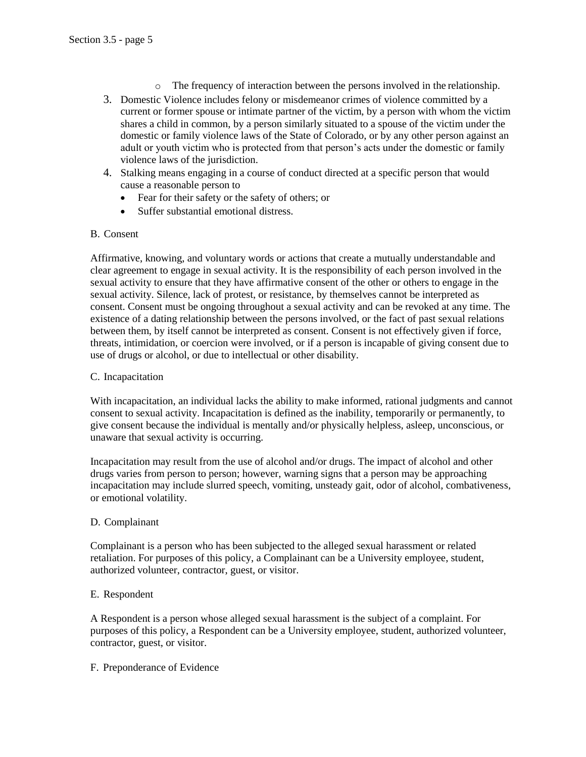- The frequency of interaction between the persons involved in the relationship.

3. Domestic Violence includes felony or misdemeanor crimes of violence committed by a current or former spouse or intimate partner of the victim, by a person with whom the victim shares a child in common, by a person similarly situated to a spouse of the victim under the domestic or family violence laws of the State of Colorado, or by any other person against an adult or youth victim who is protected from that person's acts under the domestic or family violence laws of the jurisdiction.
4. Stalking means engaging in a course of conduct directed at a specific person that would cause a reasonable person to
   - Fear for their safety or the safety of others; or
   - Suffer substantial emotional distress.

B. Consent

Affirmative, knowing, and voluntary words or actions that create a mutually understandable and clear agreement to engage in sexual activity. It is the responsibility of each person involved in the sexual activity to ensure that they have affirmative consent of the other or others to engage in the sexual activity. Silence, lack of protest, or resistance, by themselves cannot be interpreted as consent. Consent must be ongoing throughout a sexual activity and can be revoked at any time. The existence of a dating relationship between the persons involved, or the fact of past sexual relations between them, by itself cannot be interpreted as consent. Consent is not effectively given if force, threats, intimidation, or coercion were involved, or if a person is incapable of giving consent due to use of drugs or alcohol, or due to intellectual or other disability.

C. Incapacitation

With incapacitation, an individual lacks the ability to make informed, rational judgments and cannot consent to sexual activity. Incapacitation is defined as the inability, temporarily or permanently, to give consent because the individual is mentally and/or physically helpless, asleep, unconscious, or unaware that sexual activity is occurring.

Incapacitation may result from the use of alcohol and/or drugs. The impact of alcohol and other drugs varies from person to person; however, warning signs that a person may be approaching incapacitation may include slurred speech, vomiting, unsteady gait, odor of alcohol, combativeness, or emotional volatility.

D. Complainant

Complainant is a person who has been subjected to the alleged sexual harassment or related retaliation. For purposes of this policy, a Complainant can be a University employee, student, authorized volunteer, contractor, guest, or visitor.

E. Respondent

A Respondent is a person whose alleged sexual harassment is the subject of a complaint. For purposes of this policy, a Respondent can be a University employee, student, authorized volunteer, contractor, guest, or visitor.

F. Preponderance of Evidence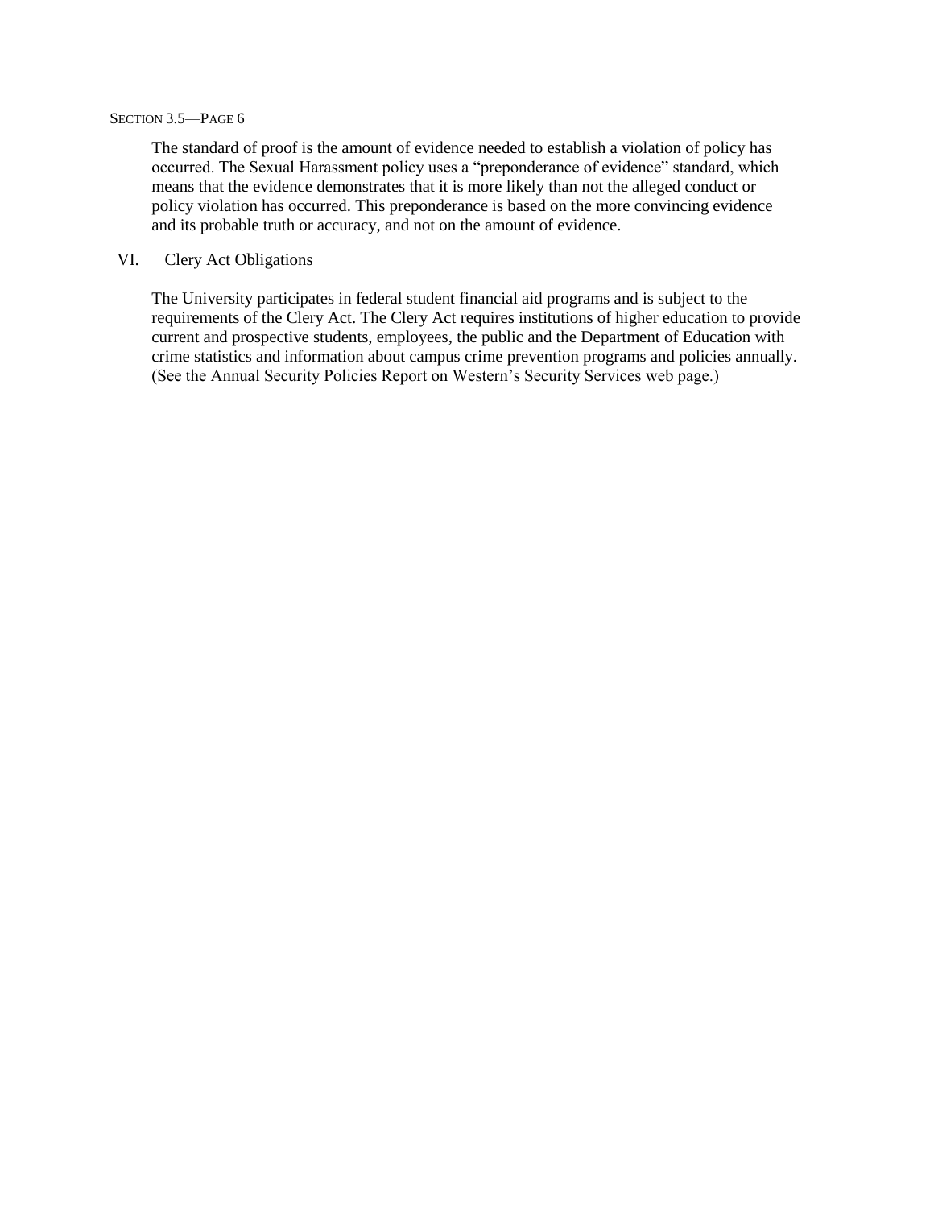The standard of proof is the amount of evidence needed to establish a violation of policy has occurred. The Sexual Harassment policy uses a "preponderance of evidence" standard, which means that the evidence demonstrates that it is more likely than not the alleged conduct or policy violation has occurred. This preponderance is based on the more convincing evidence and its probable truth or accuracy, and not on the amount of evidence.

## VI. Clery Act Obligations

The University participates in federal student financial aid programs and is subject to the requirements of the Clery Act. The Clery Act requires institutions of higher education to provide current and prospective students, employees, the public and the Department of Education with crime statistics and information about campus crime prevention programs and policies annually. (See the Annual Security Policies Report on Western's Security Services web page.)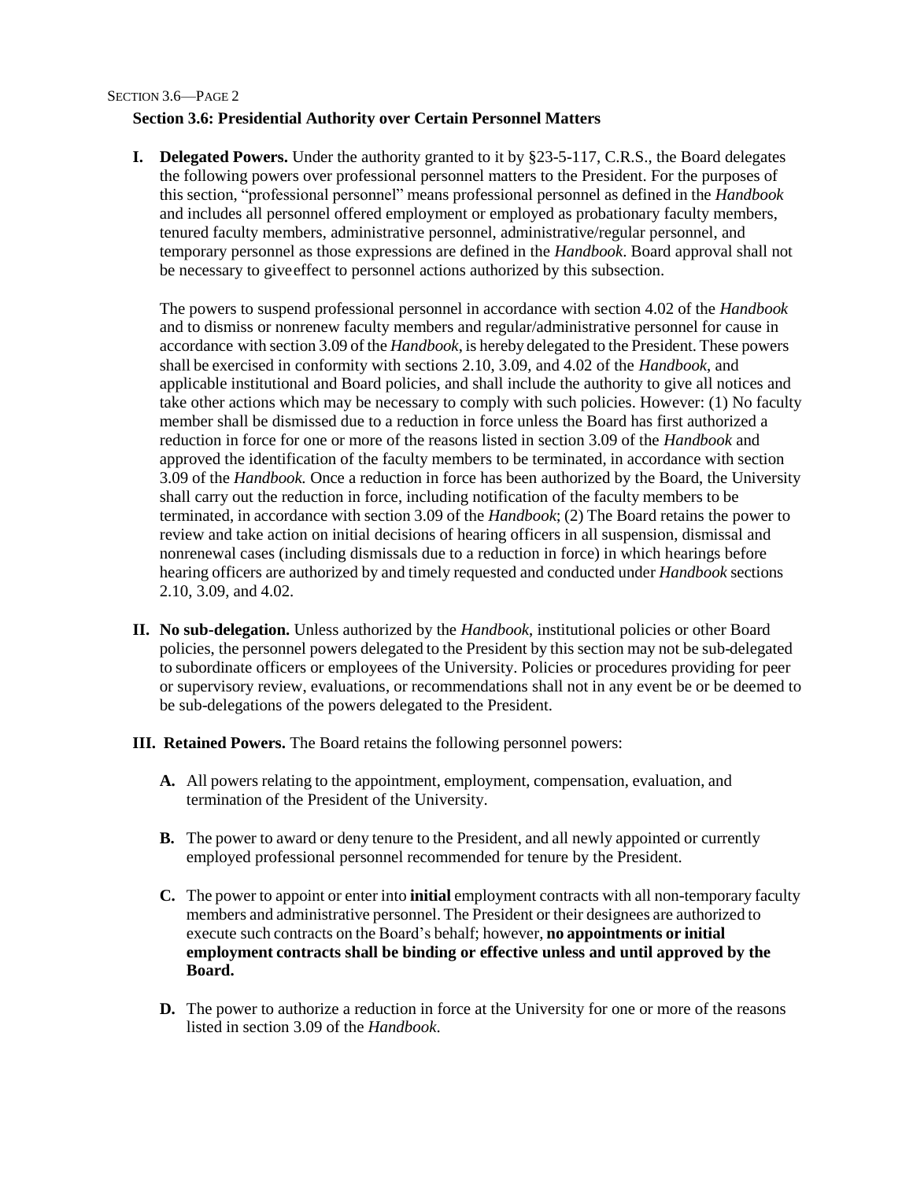## Section 3.6: Presidential Authority over Certain Personnel Matters

**I. Delegated Powers.** Under the authority granted to it by §23-5-117, C.R.S., the Board delegates the following powers over professional personnel matters to the President. For the purposes of this section, "professional personnel" means professional personnel as defined in the *Handbook* and includes all personnel offered employment or employed as probationary faculty members, tenured faculty members, administrative personnel, administrative/regular personnel, and temporary personnel as those expressions are defined in the *Handbook*. Board approval shall not be necessary to give effect to personnel actions authorized by this subsection.

The powers to suspend professional personnel in accordance with section 4.02 of the *Handbook* and to dismiss or nonrenew faculty members and regular/administrative personnel for cause in accordance with section 3.09 of the *Handbook*, is hereby delegated to the President. These powers shall be exercised in conformity with sections 2.10, 3.09, and 4.02 of the *Handbook*, and applicable institutional and Board policies, and shall include the authority to give all notices and take other actions which may be necessary to comply with such policies. However: (1) No faculty member shall be dismissed due to a reduction in force unless the Board has first authorized a reduction in force for one or more of the reasons listed in section 3.09 of the *Handbook* and approved the identification of the faculty members to be terminated, in accordance with section 3.09 of the *Handbook.* Once a reduction in force has been authorized by the Board, the University shall carry out the reduction in force, including notification of the faculty members to be terminated, in accordance with section 3.09 of the *Handbook*; (2) The Board retains the power to review and take action on initial decisions of hearing officers in all suspension, dismissal and nonrenewal cases (including dismissals due to a reduction in force) in which hearings before hearing officers are authorized by and timely requested and conducted under *Handbook* sections 2.10, 3.09, and 4.02.

**II. No sub-delegation.** Unless authorized by the *Handbook*, institutional policies or other Board policies, the personnel powers delegated to the President by this section may not be sub-delegated to subordinate officers or employees of the University. Policies or procedures providing for peer or supervisory review, evaluations, or recommendations shall not in any event be or be deemed to be sub-delegations of the powers delegated to the President.

**III. Retained Powers.** The Board retains the following personnel powers:

**A.** All powers relating to the appointment, employment, compensation, evaluation, and termination of the President of the University.

**B.** The power to award or deny tenure to the President, and all newly appointed or currently employed professional personnel recommended for tenure by the President.

**C.** The power to appoint or enter into **initial** employment contracts with all non-temporary faculty members and administrative personnel. The President or their designees are authorized to execute such contracts on the Board's behalf; however, **no appointments or initial employment contracts shall be binding or effective unless and until approved by the Board.**

**D.** The power to authorize a reduction in force at the University for one or more of the reasons listed in section 3.09 of the *Handbook*.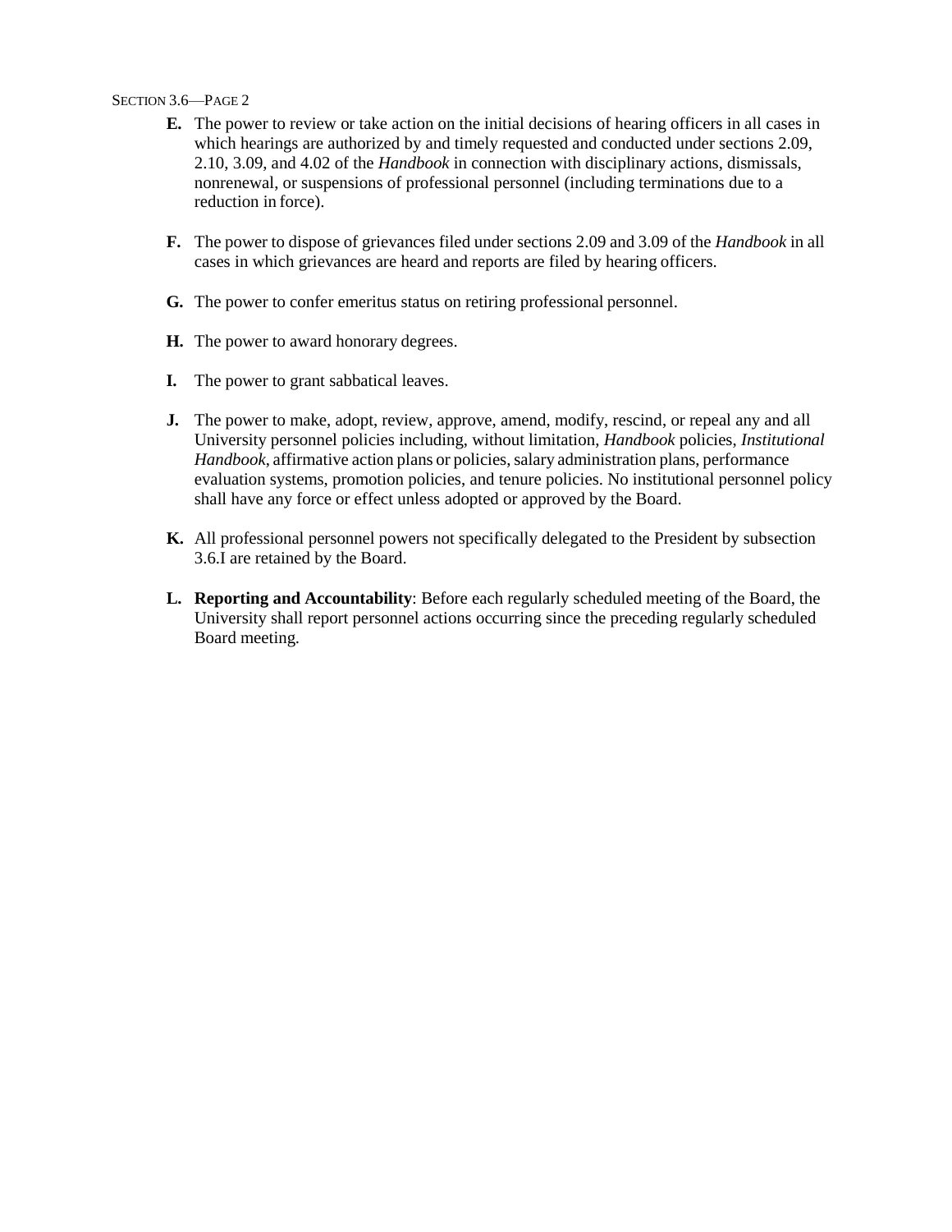**E.** The power to review or take action on the initial decisions of hearing officers in all cases in which hearings are authorized by and timely requested and conducted under sections 2.09, 2.10, 3.09, and 4.02 of the *Handbook* in connection with disciplinary actions, dismissals, nonrenewal, or suspensions of professional personnel (including terminations due to a reduction in force).

**F.** The power to dispose of grievances filed under sections 2.09 and 3.09 of the *Handbook* in all cases in which grievances are heard and reports are filed by hearing officers.

**G.** The power to confer emeritus status on retiring professional personnel.

**H.** The power to award honorary degrees.

**I.** The power to grant sabbatical leaves.

**J.** The power to make, adopt, review, approve, amend, modify, rescind, or repeal any and all University personnel policies including, without limitation, *Handbook* policies, *Institutional Handbook*, affirmative action plans or policies, salary administration plans, performance evaluation systems, promotion policies, and tenure policies. No institutional personnel policy shall have any force or effect unless adopted or approved by the Board.

**K.** All professional personnel powers not specifically delegated to the President by subsection 3.6.I are retained by the Board.

**L.** **Reporting and Accountability**: Before each regularly scheduled meeting of the Board, the University shall report personnel actions occurring since the preceding regularly scheduled Board meeting.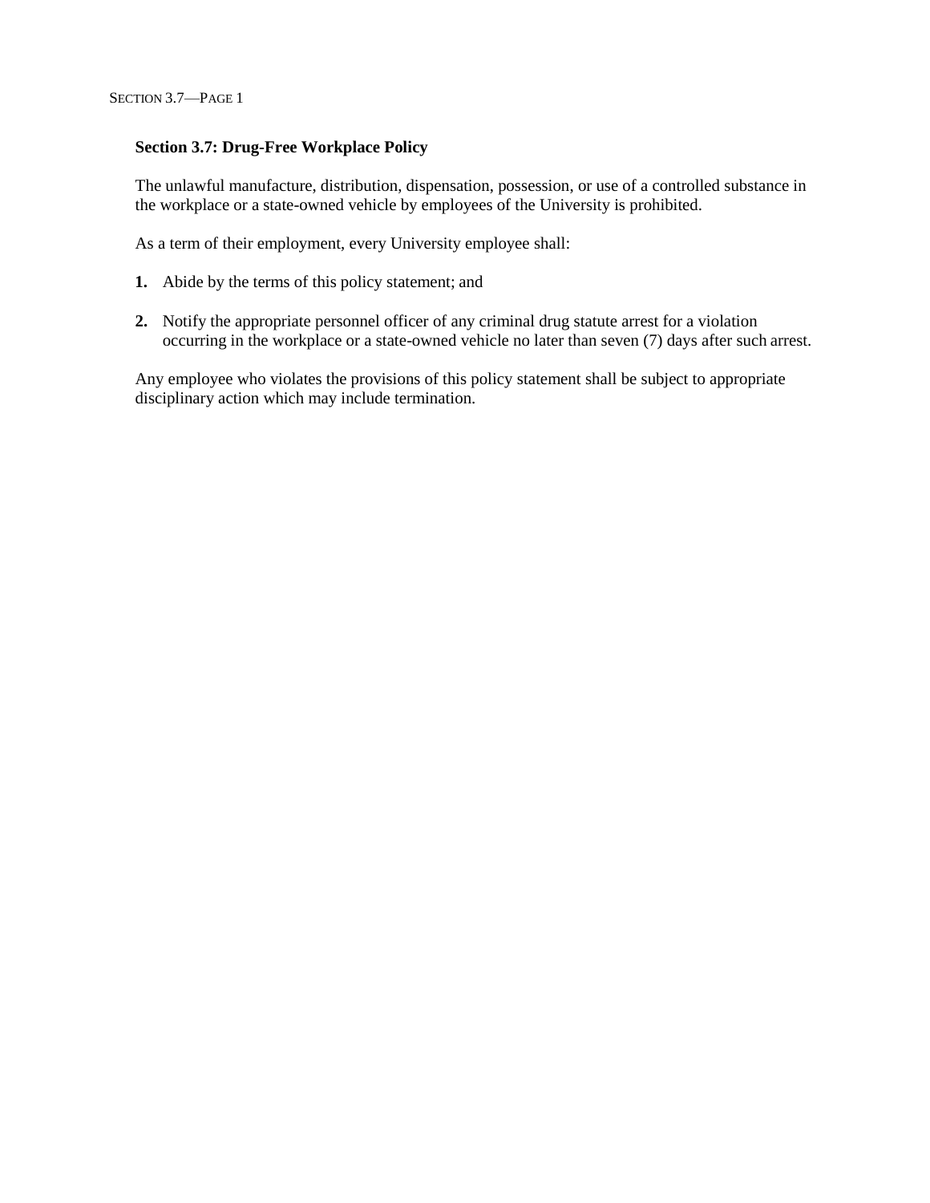## Section 3.7: Drug-Free Workplace Policy

The unlawful manufacture, distribution, dispensation, possession, or use of a controlled substance in the workplace or a state-owned vehicle by employees of the University is prohibited.

As a term of their employment, every University employee shall:

1. Abide by the terms of this policy statement; and

2. Notify the appropriate personnel officer of any criminal drug statute arrest for a violation occurring in the workplace or a state-owned vehicle no later than seven (7) days after such arrest.

Any employee who violates the provisions of this policy statement shall be subject to appropriate disciplinary action which may include termination.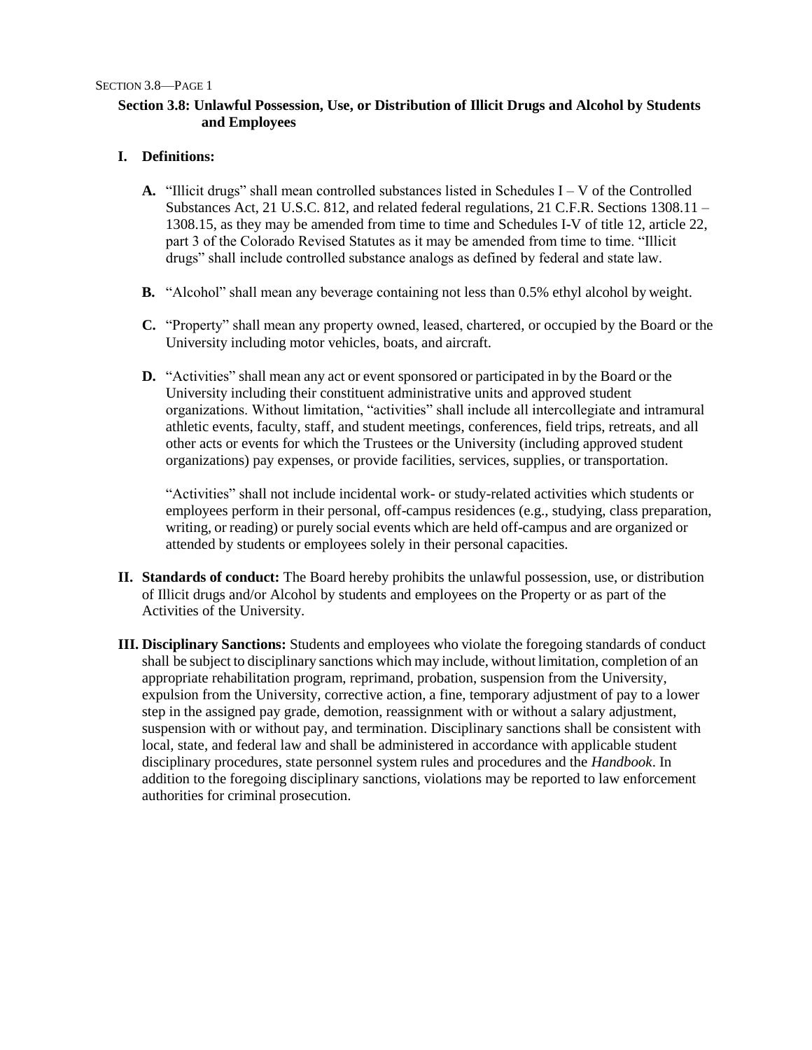## Section 3.8: Unlawful Possession, Use, or Distribution of Illicit Drugs and Alcohol by Students and Employees

**I. Definitions:**

**A.** "Illicit drugs" shall mean controlled substances listed in Schedules I – V of the Controlled Substances Act, 21 U.S.C. 812, and related federal regulations, 21 C.F.R. Sections 1308.11 – 1308.15, as they may be amended from time to time and Schedules I-V of title 12, article 22, part 3 of the Colorado Revised Statutes as it may be amended from time to time. "Illicit drugs" shall include controlled substance analogs as defined by federal and state law.

**B.** "Alcohol" shall mean any beverage containing not less than 0.5% ethyl alcohol by weight.

**C.** "Property" shall mean any property owned, leased, chartered, or occupied by the Board or the University including motor vehicles, boats, and aircraft.

**D.** "Activities" shall mean any act or event sponsored or participated in by the Board or the University including their constituent administrative units and approved student organizations. Without limitation, "activities" shall include all intercollegiate and intramural athletic events, faculty, staff, and student meetings, conferences, field trips, retreats, and all other acts or events for which the Trustees or the University (including approved student organizations) pay expenses, or provide facilities, services, supplies, or transportation.

"Activities" shall not include incidental work- or study-related activities which students or employees perform in their personal, off-campus residences (e.g., studying, class preparation, writing, or reading) or purely social events which are held off-campus and are organized or attended by students or employees solely in their personal capacities.

**II. Standards of conduct:** The Board hereby prohibits the unlawful possession, use, or distribution of Illicit drugs and/or Alcohol by students and employees on the Property or as part of the Activities of the University.

**III. Disciplinary Sanctions:** Students and employees who violate the foregoing standards of conduct shall be subject to disciplinary sanctions which may include, without limitation, completion of an appropriate rehabilitation program, reprimand, probation, suspension from the University, expulsion from the University, corrective action, a fine, temporary adjustment of pay to a lower step in the assigned pay grade, demotion, reassignment with or without a salary adjustment, suspension with or without pay, and termination. Disciplinary sanctions shall be consistent with local, state, and federal law and shall be administered in accordance with applicable student disciplinary procedures, state personnel system rules and procedures and the *Handbook*. In addition to the foregoing disciplinary sanctions, violations may be reported to law enforcement authorities for criminal prosecution.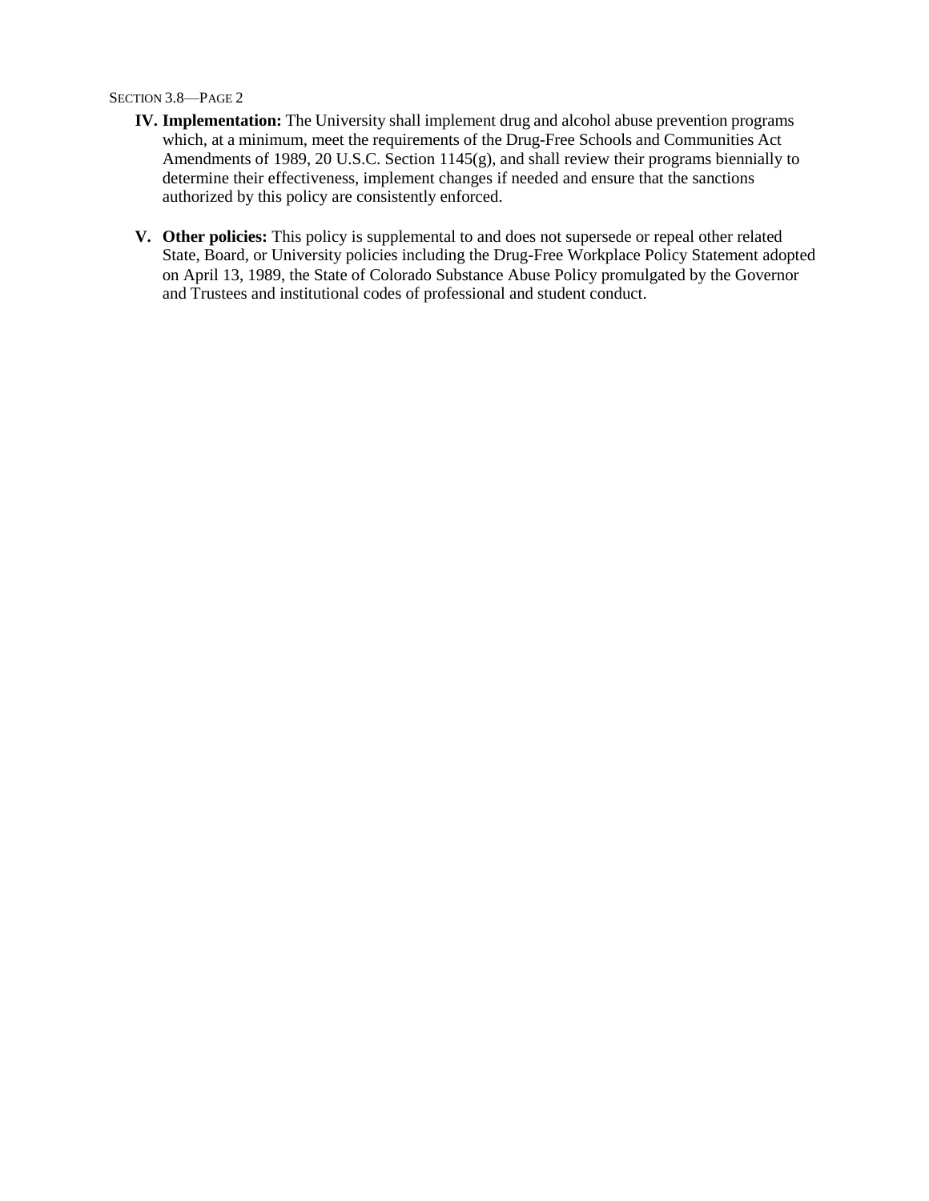**IV. Implementation:** The University shall implement drug and alcohol abuse prevention programs which, at a minimum, meet the requirements of the Drug-Free Schools and Communities Act Amendments of 1989, 20 U.S.C. Section 1145(g), and shall review their programs biennially to determine their effectiveness, implement changes if needed and ensure that the sanctions authorized by this policy are consistently enforced.

**V. Other policies:** This policy is supplemental to and does not supersede or repeal other related State, Board, or University policies including the Drug-Free Workplace Policy Statement adopted on April 13, 1989, the State of Colorado Substance Abuse Policy promulgated by the Governor and Trustees and institutional codes of professional and student conduct.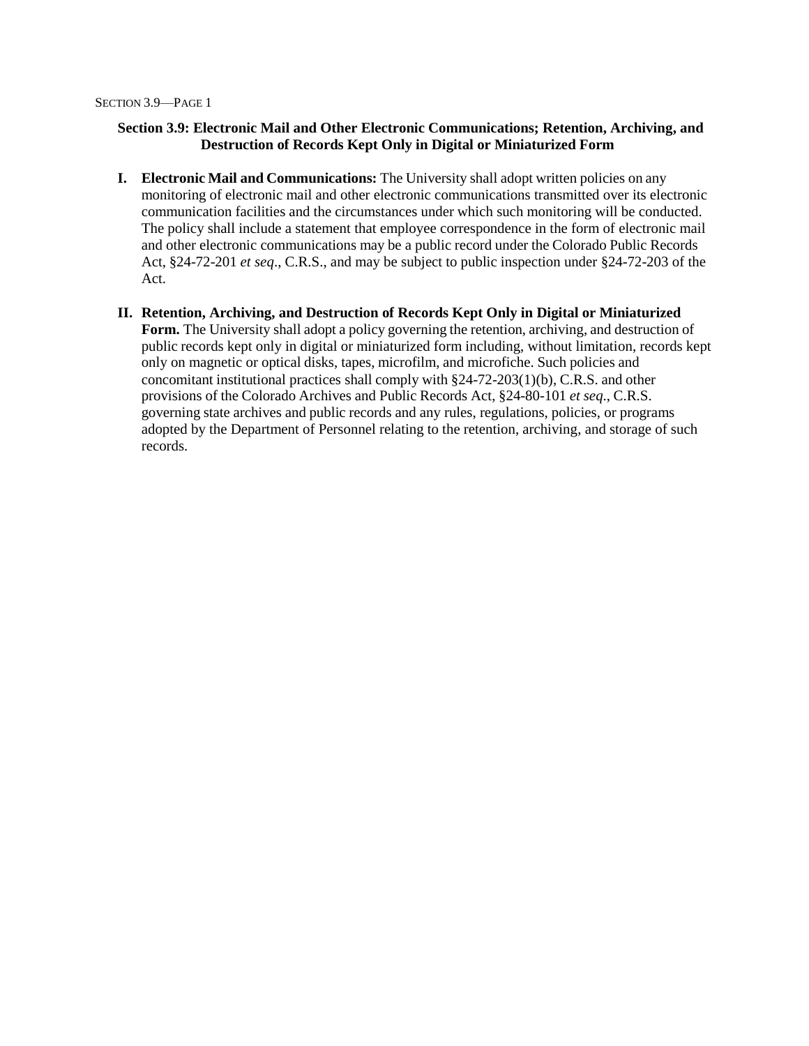## Section 3.9: Electronic Mail and Other Electronic Communications; Retention, Archiving, and Destruction of Records Kept Only in Digital or Miniaturized Form

**I. Electronic Mail and Communications:** The University shall adopt written policies on any monitoring of electronic mail and other electronic communications transmitted over its electronic communication facilities and the circumstances under which such monitoring will be conducted. The policy shall include a statement that employee correspondence in the form of electronic mail and other electronic communications may be a public record under the Colorado Public Records Act, §24-72-201 *et seq*., C.R.S., and may be subject to public inspection under §24-72-203 of the Act.

**II. Retention, Archiving, and Destruction of Records Kept Only in Digital or Miniaturized Form.** The University shall adopt a policy governing the retention, archiving, and destruction of public records kept only in digital or miniaturized form including, without limitation, records kept only on magnetic or optical disks, tapes, microfilm, and microfiche. Such policies and concomitant institutional practices shall comply with §24-72-203(1)(b), C.R.S. and other provisions of the Colorado Archives and Public Records Act, §24-80-101 *et seq*., C.R.S. governing state archives and public records and any rules, regulations, policies, or programs adopted by the Department of Personnel relating to the retention, archiving, and storage of such records.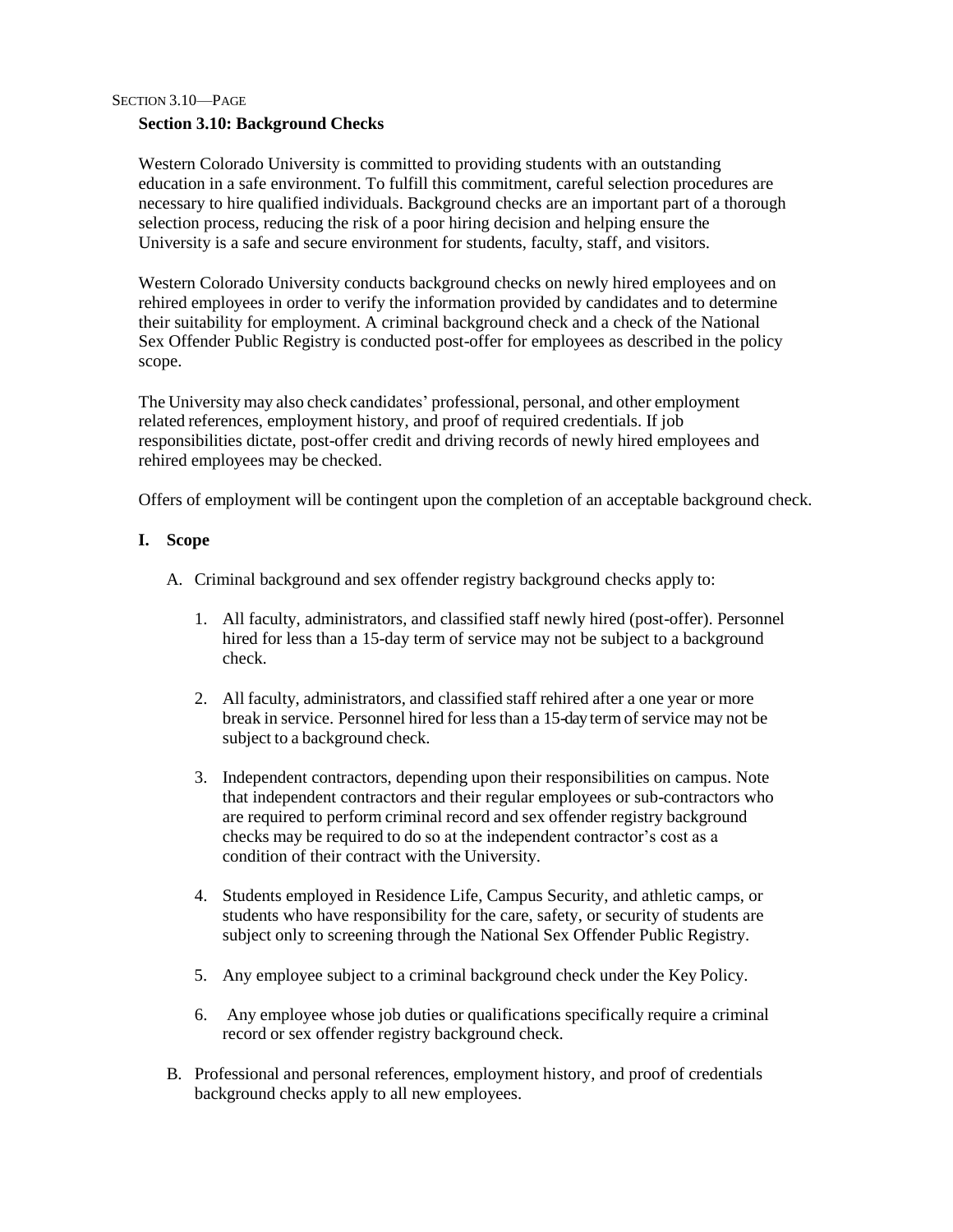## Section 3.10: Background Checks

Western Colorado University is committed to providing students with an outstanding education in a safe environment. To fulfill this commitment, careful selection procedures are necessary to hire qualified individuals. Background checks are an important part of a thorough selection process, reducing the risk of a poor hiring decision and helping ensure the University is a safe and secure environment for students, faculty, staff, and visitors.

Western Colorado University conducts background checks on newly hired employees and on rehired employees in order to verify the information provided by candidates and to determine their suitability for employment. A criminal background check and a check of the National Sex Offender Public Registry is conducted post-offer for employees as described in the policy scope.

The University may also check candidates' professional, personal, and other employment related references, employment history, and proof of required credentials. If job responsibilities dictate, post-offer credit and driving records of newly hired employees and rehired employees may be checked.

Offers of employment will be contingent upon the completion of an acceptable background check.

### I. Scope

A. Criminal background and sex offender registry background checks apply to:

1. All faculty, administrators, and classified staff newly hired (post-offer). Personnel hired for less than a 15-day term of service may not be subject to a background check.

2. All faculty, administrators, and classified staff rehired after a one year or more break in service. Personnel hired for less than a 15-day term of service may not be subject to a background check.

3. Independent contractors, depending upon their responsibilities on campus. Note that independent contractors and their regular employees or sub-contractors who are required to perform criminal record and sex offender registry background checks may be required to do so at the independent contractor's cost as a condition of their contract with the University.

4. Students employed in Residence Life, Campus Security, and athletic camps, or students who have responsibility for the care, safety, or security of students are subject only to screening through the National Sex Offender Public Registry.

5. Any employee subject to a criminal background check under the Key Policy.

6. Any employee whose job duties or qualifications specifically require a criminal record or sex offender registry background check.

B. Professional and personal references, employment history, and proof of credentials background checks apply to all new employees.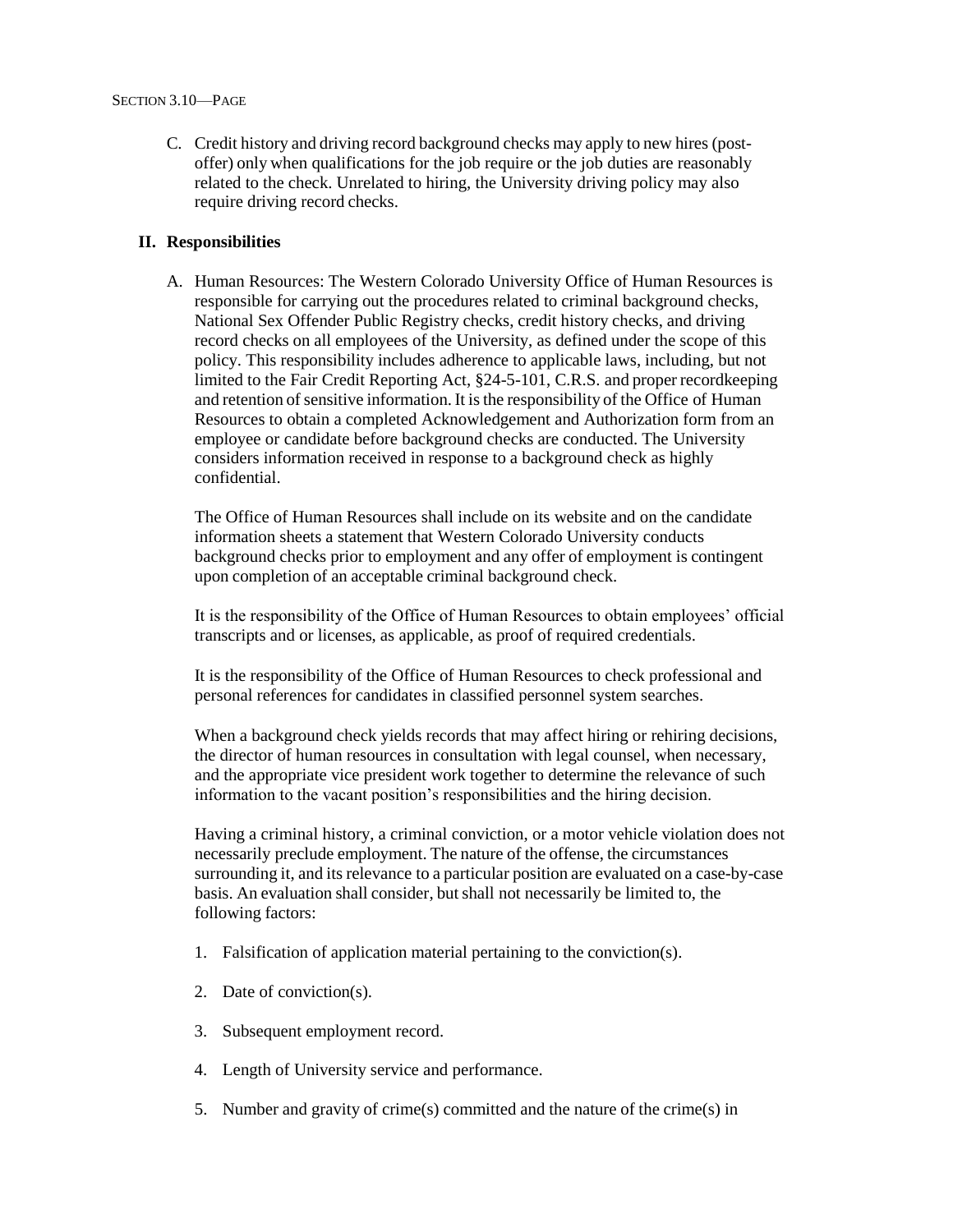C. Credit history and driving record background checks may apply to new hires (post-offer) only when qualifications for the job require or the job duties are reasonably related to the check. Unrelated to hiring, the University driving policy may also require driving record checks.

## II. Responsibilities

A. Human Resources: The Western Colorado University Office of Human Resources is responsible for carrying out the procedures related to criminal background checks, National Sex Offender Public Registry checks, credit history checks, and driving record checks on all employees of the University, as defined under the scope of this policy. This responsibility includes adherence to applicable laws, including, but not limited to the Fair Credit Reporting Act, §24-5-101, C.R.S. and proper recordkeeping and retention of sensitive information. It is the responsibility of the Office of Human Resources to obtain a completed Acknowledgement and Authorization form from an employee or candidate before background checks are conducted. The University considers information received in response to a background check as highly confidential.

   The Office of Human Resources shall include on its website and on the candidate information sheets a statement that Western Colorado University conducts background checks prior to employment and any offer of employment is contingent upon completion of an acceptable criminal background check.

   It is the responsibility of the Office of Human Resources to obtain employees' official transcripts and or licenses, as applicable, as proof of required credentials.

   It is the responsibility of the Office of Human Resources to check professional and personal references for candidates in classified personnel system searches.

   When a background check yields records that may affect hiring or rehiring decisions, the director of human resources in consultation with legal counsel, when necessary, and the appropriate vice president work together to determine the relevance of such information to the vacant position's responsibilities and the hiring decision.

   Having a criminal history, a criminal conviction, or a motor vehicle violation does not necessarily preclude employment. The nature of the offense, the circumstances surrounding it, and its relevance to a particular position are evaluated on a case-by-case basis. An evaluation shall consider, but shall not necessarily be limited to, the following factors:

   1. Falsification of application material pertaining to the conviction(s).
   2. Date of conviction(s).
   3. Subsequent employment record.
   4. Length of University service and performance.
   5. Number and gravity of crime(s) committed and the nature of the crime(s) in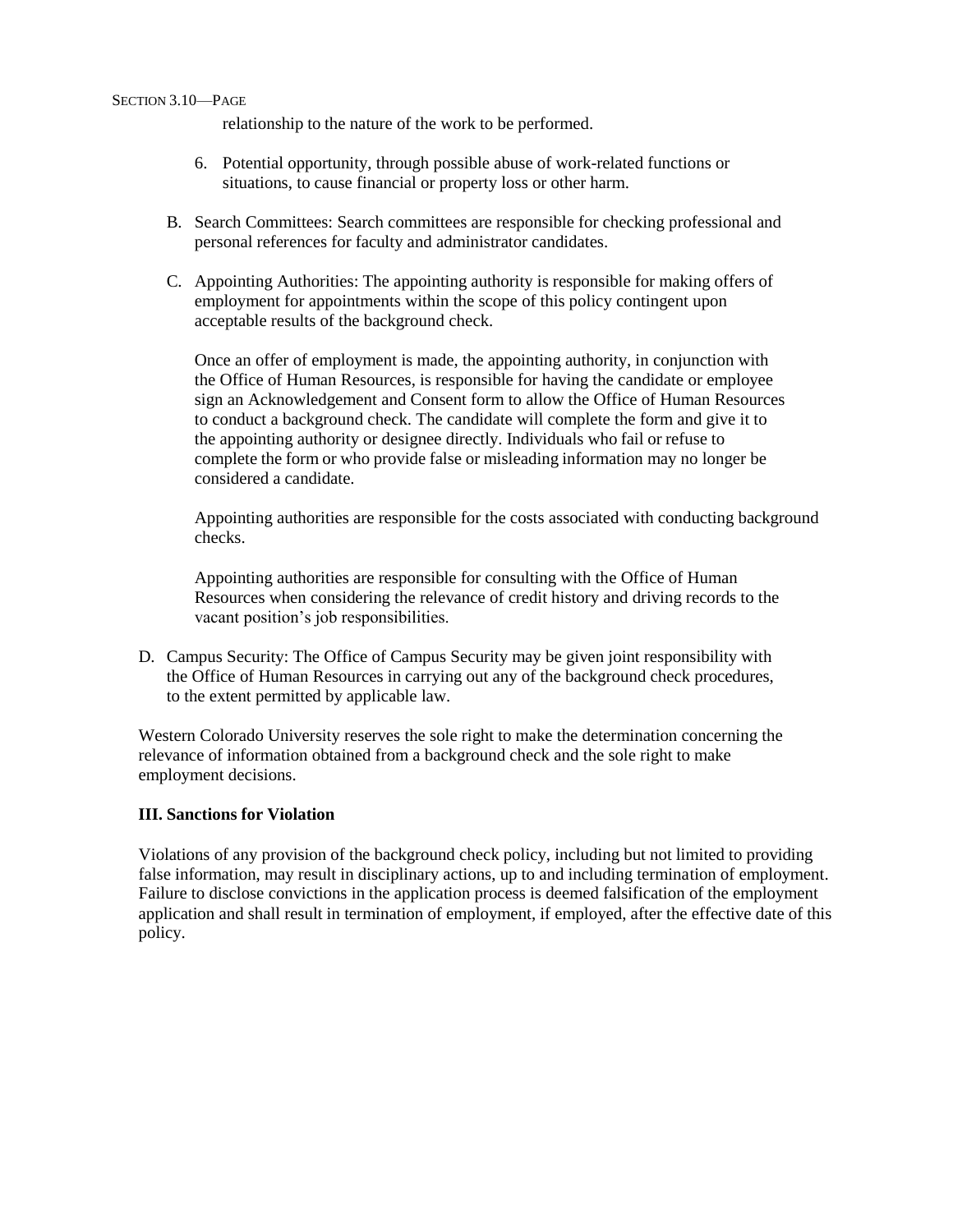relationship to the nature of the work to be performed.

6. Potential opportunity, through possible abuse of work-related functions or situations, to cause financial or property loss or other harm.

B. Search Committees: Search committees are responsible for checking professional and personal references for faculty and administrator candidates.

C. Appointing Authorities: The appointing authority is responsible for making offers of employment for appointments within the scope of this policy contingent upon acceptable results of the background check.

   Once an offer of employment is made, the appointing authority, in conjunction with the Office of Human Resources, is responsible for having the candidate or employee sign an Acknowledgement and Consent form to allow the Office of Human Resources to conduct a background check. The candidate will complete the form and give it to the appointing authority or designee directly. Individuals who fail or refuse to complete the form or who provide false or misleading information may no longer be considered a candidate.

   Appointing authorities are responsible for the costs associated with conducting background checks.

   Appointing authorities are responsible for consulting with the Office of Human Resources when considering the relevance of credit history and driving records to the vacant position's job responsibilities.

D. Campus Security: The Office of Campus Security may be given joint responsibility with the Office of Human Resources in carrying out any of the background check procedures, to the extent permitted by applicable law.

Western Colorado University reserves the sole right to make the determination concerning the relevance of information obtained from a background check and the sole right to make employment decisions.

**III. Sanctions for Violation**

Violations of any provision of the background check policy, including but not limited to providing false information, may result in disciplinary actions, up to and including termination of employment. Failure to disclose convictions in the application process is deemed falsification of the employment application and shall result in termination of employment, if employed, after the effective date of this policy.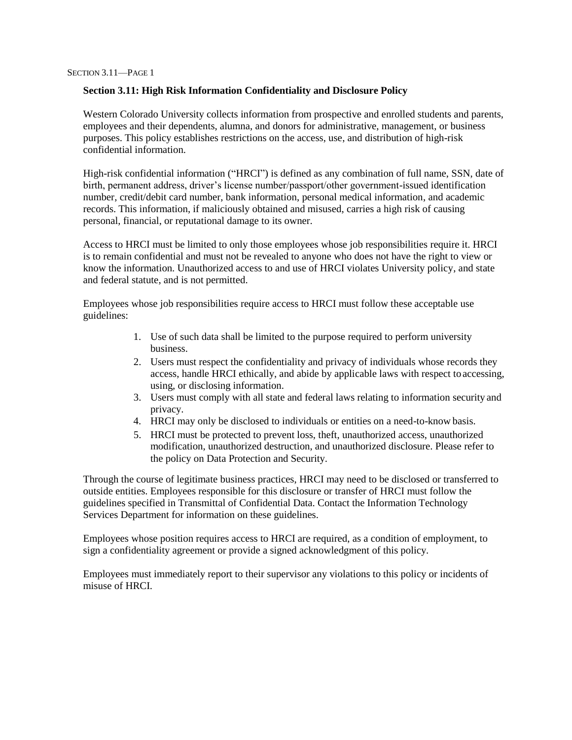## Section 3.11: High Risk Information Confidentiality and Disclosure Policy

Western Colorado University collects information from prospective and enrolled students and parents, employees and their dependents, alumna, and donors for administrative, management, or business purposes. This policy establishes restrictions on the access, use, and distribution of high-risk confidential information.

High-risk confidential information ("HRCI") is defined as any combination of full name, SSN, date of birth, permanent address, driver's license number/passport/other government-issued identification number, credit/debit card number, bank information, personal medical information, and academic records. This information, if maliciously obtained and misused, carries a high risk of causing personal, financial, or reputational damage to its owner.

Access to HRCI must be limited to only those employees whose job responsibilities require it. HRCI is to remain confidential and must not be revealed to anyone who does not have the right to view or know the information. Unauthorized access to and use of HRCI violates University policy, and state and federal statute, and is not permitted.

Employees whose job responsibilities require access to HRCI must follow these acceptable use guidelines:

1. Use of such data shall be limited to the purpose required to perform university business.
2. Users must respect the confidentiality and privacy of individuals whose records they access, handle HRCI ethically, and abide by applicable laws with respect to accessing, using, or disclosing information.
3. Users must comply with all state and federal laws relating to information security and privacy.
4. HRCI may only be disclosed to individuals or entities on a need-to-know basis.
5. HRCI must be protected to prevent loss, theft, unauthorized access, unauthorized modification, unauthorized destruction, and unauthorized disclosure. Please refer to the policy on Data Protection and Security.

Through the course of legitimate business practices, HRCI may need to be disclosed or transferred to outside entities. Employees responsible for this disclosure or transfer of HRCI must follow the guidelines specified in Transmittal of Confidential Data. Contact the Information Technology Services Department for information on these guidelines.

Employees whose position requires access to HRCI are required, as a condition of employment, to sign a confidentiality agreement or provide a signed acknowledgment of this policy.

Employees must immediately report to their supervisor any violations to this policy or incidents of misuse of HRCI.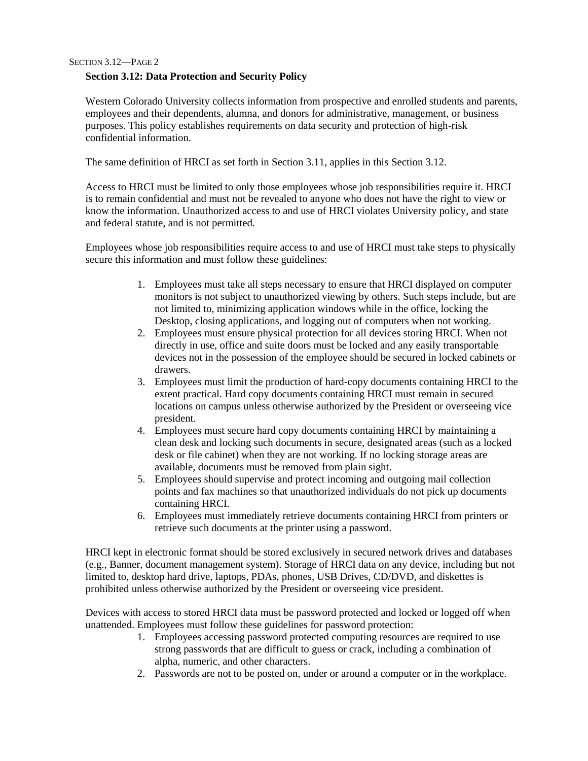## Section 3.12: Data Protection and Security Policy

Western Colorado University collects information from prospective and enrolled students and parents, employees and their dependents, alumna, and donors for administrative, management, or business purposes. This policy establishes requirements on data security and protection of high-risk confidential information.

The same definition of HRCI as set forth in Section 3.11, applies in this Section 3.12.

Access to HRCI must be limited to only those employees whose job responsibilities require it. HRCI is to remain confidential and must not be revealed to anyone who does not have the right to view or know the information. Unauthorized access to and use of HRCI violates University policy, and state and federal statute, and is not permitted.

Employees whose job responsibilities require access to and use of HRCI must take steps to physically secure this information and must follow these guidelines:

1. Employees must take all steps necessary to ensure that HRCI displayed on computer monitors is not subject to unauthorized viewing by others. Such steps include, but are not limited to, minimizing application windows while in the office, locking the Desktop, closing applications, and logging out of computers when not working.
2. Employees must ensure physical protection for all devices storing HRCI. When not directly in use, office and suite doors must be locked and any easily transportable devices not in the possession of the employee should be secured in locked cabinets or drawers.
3. Employees must limit the production of hard-copy documents containing HRCI to the extent practical. Hard copy documents containing HRCI must remain in secured locations on campus unless otherwise authorized by the President or overseeing vice president.
4. Employees must secure hard copy documents containing HRCI by maintaining a clean desk and locking such documents in secure, designated areas (such as a locked desk or file cabinet) when they are not working. If no locking storage areas are available, documents must be removed from plain sight.
5. Employees should supervise and protect incoming and outgoing mail collection points and fax machines so that unauthorized individuals do not pick up documents containing HRCI.
6. Employees must immediately retrieve documents containing HRCI from printers or retrieve such documents at the printer using a password.

HRCI kept in electronic format should be stored exclusively in secured network drives and databases (e.g., Banner, document management system). Storage of HRCI data on any device, including but not limited to, desktop hard drive, laptops, PDAs, phones, USB Drives, CD/DVD, and diskettes is prohibited unless otherwise authorized by the President or overseeing vice president.

Devices with access to stored HRCI data must be password protected and locked or logged off when unattended. Employees must follow these guidelines for password protection:

1. Employees accessing password protected computing resources are required to use strong passwords that are difficult to guess or crack, including a combination of alpha, numeric, and other characters.
2. Passwords are not to be posted on, under or around a computer or in the workplace.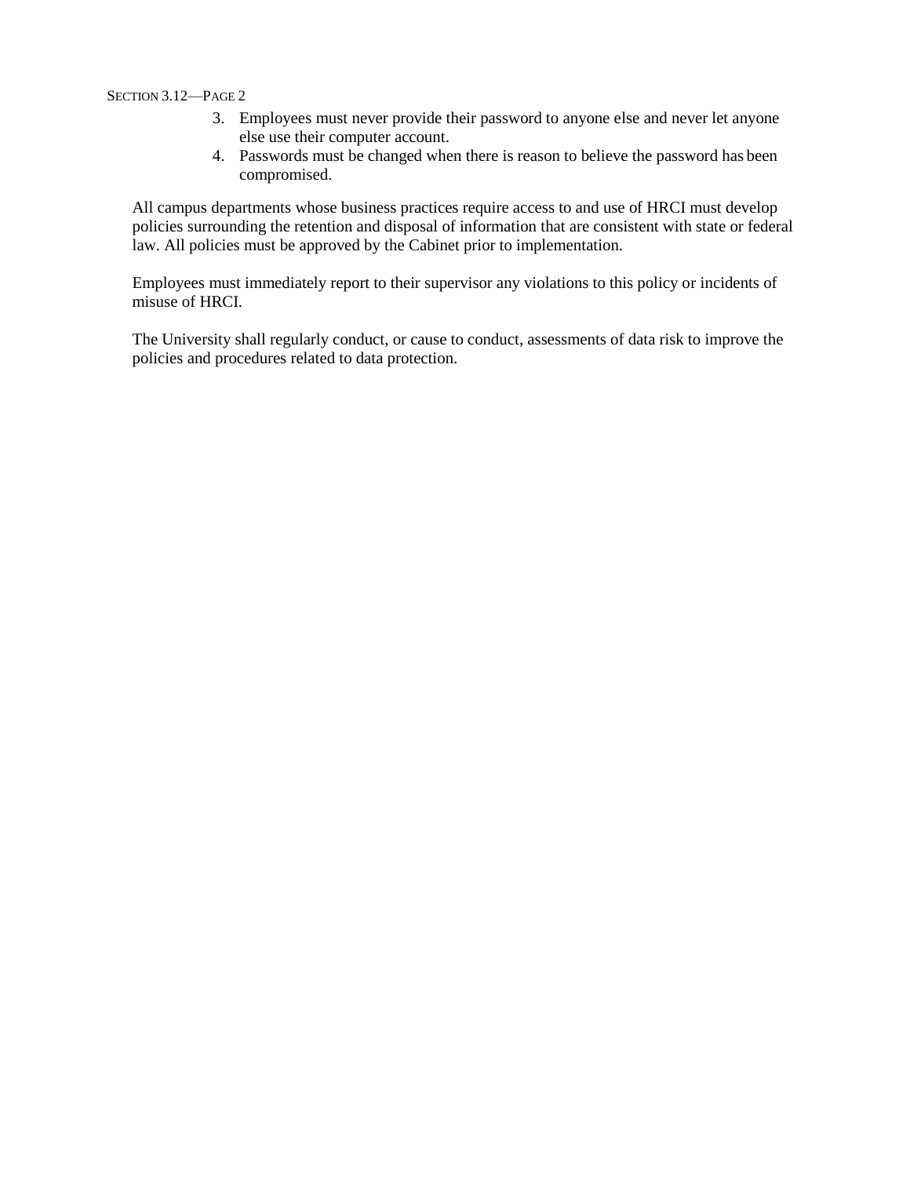3. Employees must never provide their password to anyone else and never let anyone else use their computer account.
4. Passwords must be changed when there is reason to believe the password has been compromised.

All campus departments whose business practices require access to and use of HRCI must develop policies surrounding the retention and disposal of information that are consistent with state or federal law. All policies must be approved by the Cabinet prior to implementation.

Employees must immediately report to their supervisor any violations to this policy or incidents of misuse of HRCI.

The University shall regularly conduct, or cause to conduct, assessments of data risk to improve the policies and procedures related to data protection.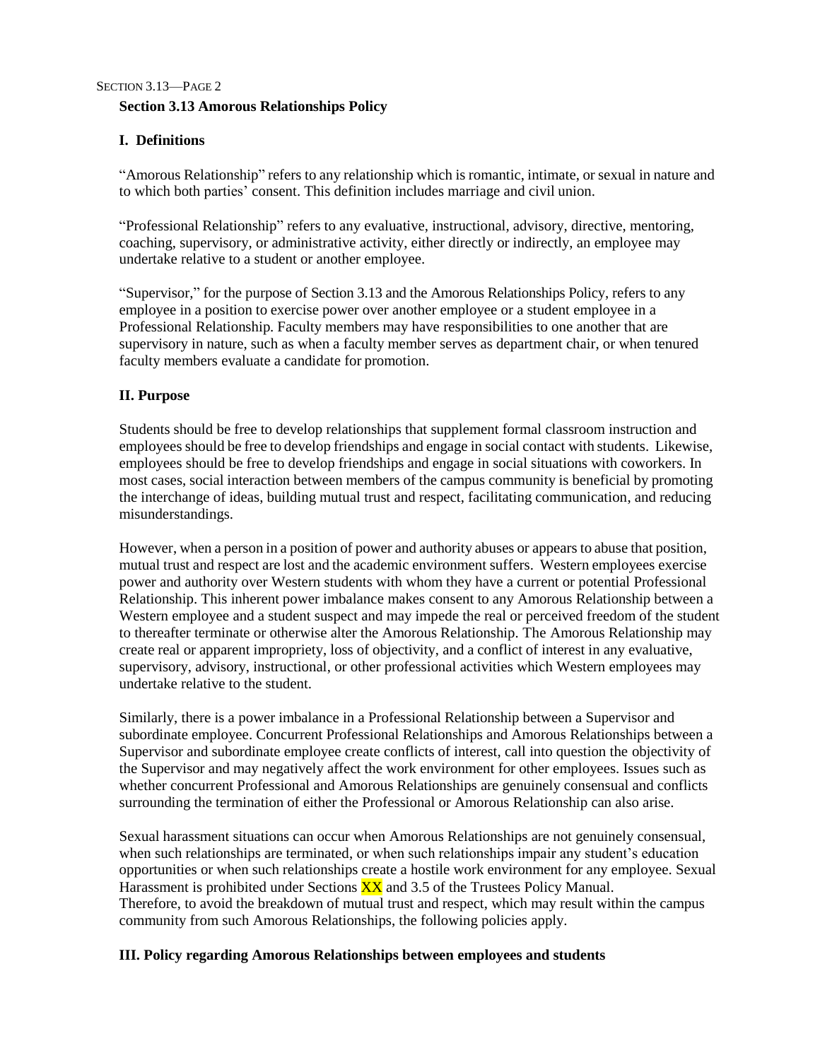## Section 3.13 Amorous Relationships Policy

### I. Definitions

"Amorous Relationship" refers to any relationship which is romantic, intimate, or sexual in nature and to which both parties' consent. This definition includes marriage and civil union.

"Professional Relationship" refers to any evaluative, instructional, advisory, directive, mentoring, coaching, supervisory, or administrative activity, either directly or indirectly, an employee may undertake relative to a student or another employee.

"Supervisor," for the purpose of Section 3.13 and the Amorous Relationships Policy, refers to any employee in a position to exercise power over another employee or a student employee in a Professional Relationship. Faculty members may have responsibilities to one another that are supervisory in nature, such as when a faculty member serves as department chair, or when tenured faculty members evaluate a candidate for promotion.

### II. Purpose

Students should be free to develop relationships that supplement formal classroom instruction and employees should be free to develop friendships and engage in social contact with students. Likewise, employees should be free to develop friendships and engage in social situations with coworkers. In most cases, social interaction between members of the campus community is beneficial by promoting the interchange of ideas, building mutual trust and respect, facilitating communication, and reducing misunderstandings.

However, when a person in a position of power and authority abuses or appears to abuse that position, mutual trust and respect are lost and the academic environment suffers. Western employees exercise power and authority over Western students with whom they have a current or potential Professional Relationship. This inherent power imbalance makes consent to any Amorous Relationship between a Western employee and a student suspect and may impede the real or perceived freedom of the student to thereafter terminate or otherwise alter the Amorous Relationship. The Amorous Relationship may create real or apparent impropriety, loss of objectivity, and a conflict of interest in any evaluative, supervisory, advisory, instructional, or other professional activities which Western employees may undertake relative to the student.

Similarly, there is a power imbalance in a Professional Relationship between a Supervisor and subordinate employee. Concurrent Professional Relationships and Amorous Relationships between a Supervisor and subordinate employee create conflicts of interest, call into question the objectivity of the Supervisor and may negatively affect the work environment for other employees. Issues such as whether concurrent Professional and Amorous Relationships are genuinely consensual and conflicts surrounding the termination of either the Professional or Amorous Relationship can also arise.

Sexual harassment situations can occur when Amorous Relationships are not genuinely consensual, when such relationships are terminated, or when such relationships impair any student's education opportunities or when such relationships create a hostile work environment for any employee. Sexual Harassment is prohibited under Sections XX and 3.5 of the Trustees Policy Manual.
Therefore, to avoid the breakdown of mutual trust and respect, which may result within the campus community from such Amorous Relationships, the following policies apply.

### III. Policy regarding Amorous Relationships between employees and students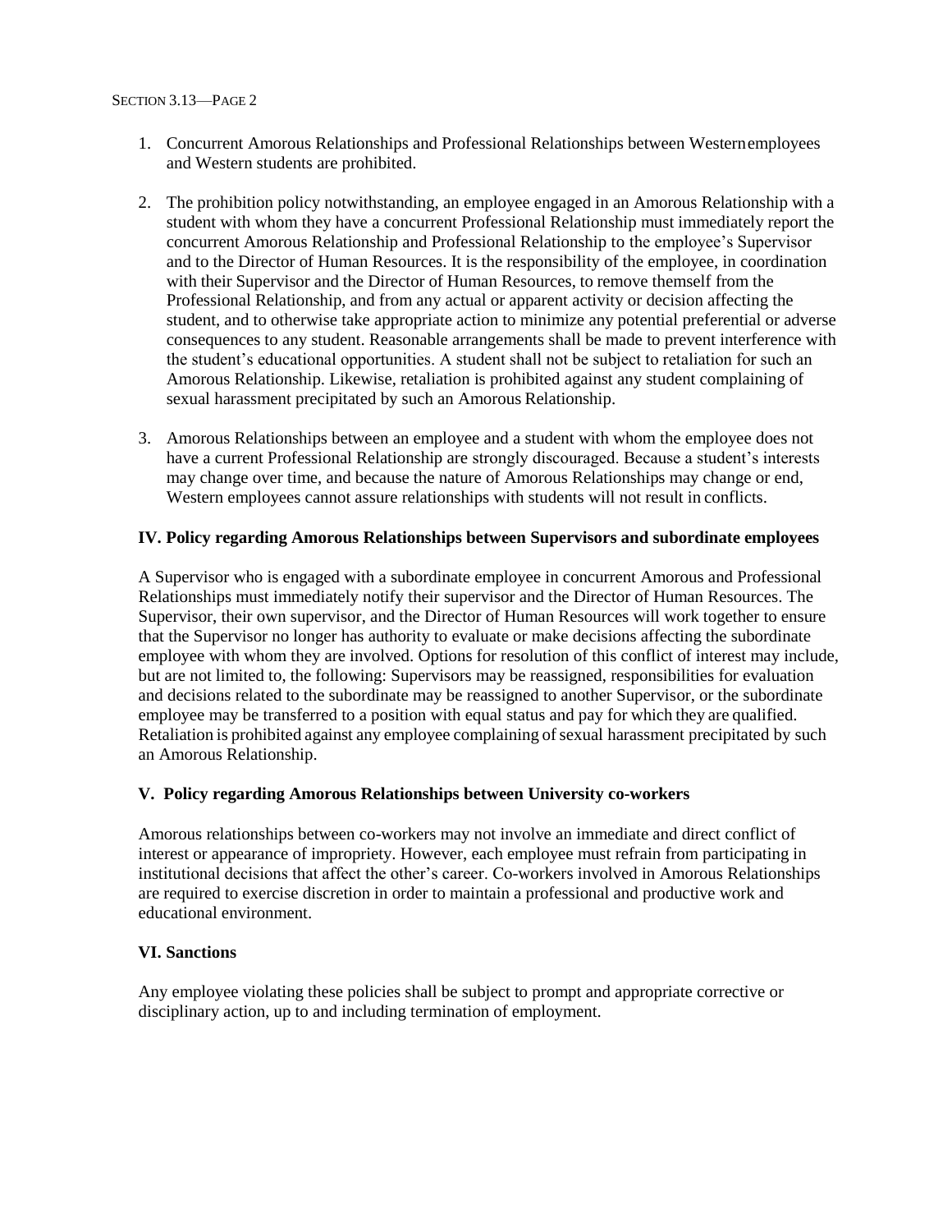1. Concurrent Amorous Relationships and Professional Relationships between Western employees and Western students are prohibited.

2. The prohibition policy notwithstanding, an employee engaged in an Amorous Relationship with a student with whom they have a concurrent Professional Relationship must immediately report the concurrent Amorous Relationship and Professional Relationship to the employee's Supervisor and to the Director of Human Resources. It is the responsibility of the employee, in coordination with their Supervisor and the Director of Human Resources, to remove themself from the Professional Relationship, and from any actual or apparent activity or decision affecting the student, and to otherwise take appropriate action to minimize any potential preferential or adverse consequences to any student. Reasonable arrangements shall be made to prevent interference with the student's educational opportunities. A student shall not be subject to retaliation for such an Amorous Relationship. Likewise, retaliation is prohibited against any student complaining of sexual harassment precipitated by such an Amorous Relationship.

3. Amorous Relationships between an employee and a student with whom the employee does not have a current Professional Relationship are strongly discouraged. Because a student's interests may change over time, and because the nature of Amorous Relationships may change or end, Western employees cannot assure relationships with students will not result in conflicts.

**IV. Policy regarding Amorous Relationships between Supervisors and subordinate employees**

A Supervisor who is engaged with a subordinate employee in concurrent Amorous and Professional Relationships must immediately notify their supervisor and the Director of Human Resources. The Supervisor, their own supervisor, and the Director of Human Resources will work together to ensure that the Supervisor no longer has authority to evaluate or make decisions affecting the subordinate employee with whom they are involved. Options for resolution of this conflict of interest may include, but are not limited to, the following: Supervisors may be reassigned, responsibilities for evaluation and decisions related to the subordinate may be reassigned to another Supervisor, or the subordinate employee may be transferred to a position with equal status and pay for which they are qualified. Retaliation is prohibited against any employee complaining of sexual harassment precipitated by such an Amorous Relationship.

**V. Policy regarding Amorous Relationships between University co-workers**

Amorous relationships between co-workers may not involve an immediate and direct conflict of interest or appearance of impropriety. However, each employee must refrain from participating in institutional decisions that affect the other's career. Co-workers involved in Amorous Relationships are required to exercise discretion in order to maintain a professional and productive work and educational environment.

**VI. Sanctions**

Any employee violating these policies shall be subject to prompt and appropriate corrective or disciplinary action, up to and including termination of employment.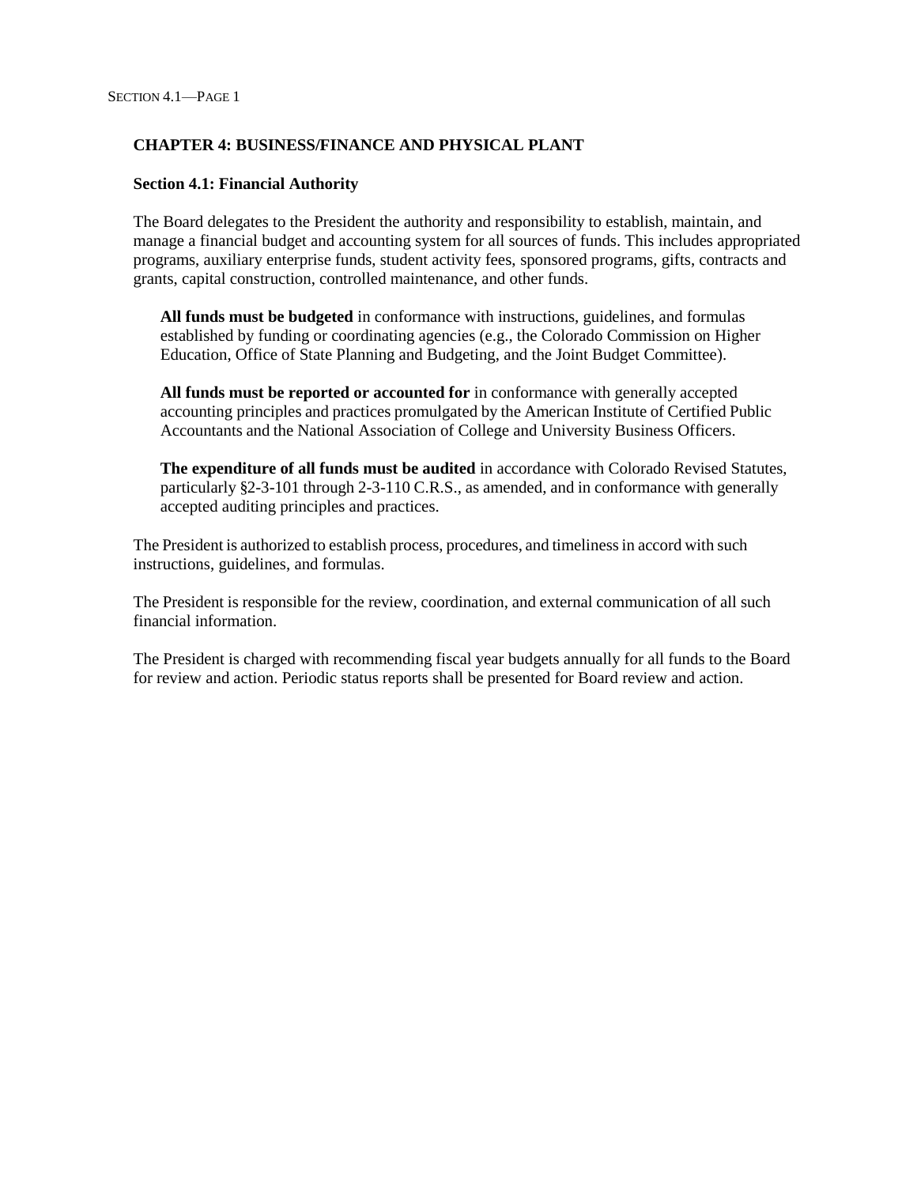# CHAPTER 4: BUSINESS/FINANCE AND PHYSICAL PLANT

## Section 4.1: Financial Authority

The Board delegates to the President the authority and responsibility to establish, maintain, and manage a financial budget and accounting system for all sources of funds. This includes appropriated programs, auxiliary enterprise funds, student activity fees, sponsored programs, gifts, contracts and grants, capital construction, controlled maintenance, and other funds.

> **All funds must be budgeted** in conformance with instructions, guidelines, and formulas established by funding or coordinating agencies (e.g., the Colorado Commission on Higher Education, Office of State Planning and Budgeting, and the Joint Budget Committee).
>
> **All funds must be reported or accounted for** in conformance with generally accepted accounting principles and practices promulgated by the American Institute of Certified Public Accountants and the National Association of College and University Business Officers.
>
> **The expenditure of all funds must be audited** in accordance with Colorado Revised Statutes, particularly §2-3-101 through 2-3-110 C.R.S., as amended, and in conformance with generally accepted auditing principles and practices.

The President is authorized to establish process, procedures, and timeliness in accord with such instructions, guidelines, and formulas.

The President is responsible for the review, coordination, and external communication of all such financial information.

The President is charged with recommending fiscal year budgets annually for all funds to the Board for review and action. Periodic status reports shall be presented for Board review and action.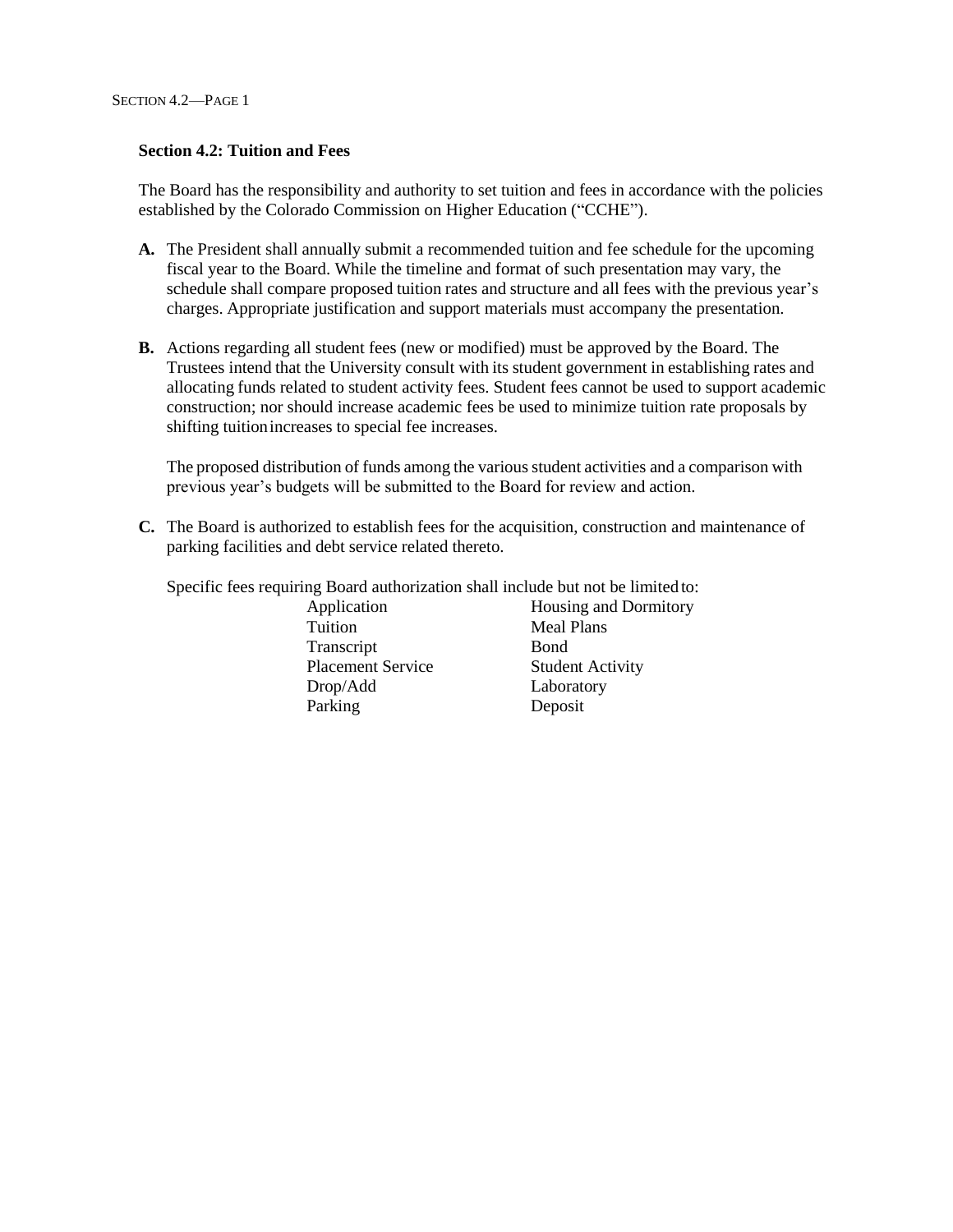## Section 4.2: Tuition and Fees

The Board has the responsibility and authority to set tuition and fees in accordance with the policies established by the Colorado Commission on Higher Education ("CCHE").

**A.** The President shall annually submit a recommended tuition and fee schedule for the upcoming fiscal year to the Board. While the timeline and format of such presentation may vary, the schedule shall compare proposed tuition rates and structure and all fees with the previous year's charges. Appropriate justification and support materials must accompany the presentation.

**B.** Actions regarding all student fees (new or modified) must be approved by the Board. The Trustees intend that the University consult with its student government in establishing rates and allocating funds related to student activity fees. Student fees cannot be used to support academic construction; nor should increase academic fees be used to minimize tuition rate proposals by shifting tuition increases to special fee increases.

The proposed distribution of funds among the various student activities and a comparison with previous year's budgets will be submitted to the Board for review and action.

**C.** The Board is authorized to establish fees for the acquisition, construction and maintenance of parking facilities and debt service related thereto.

Specific fees requiring Board authorization shall include but not be limited to:

| | |
|---|---|
| Application | Housing and Dormitory |
| Tuition | Meal Plans |
| Transcript | Bond |
| Placement Service | Student Activity |
| Drop/Add | Laboratory |
| Parking | Deposit |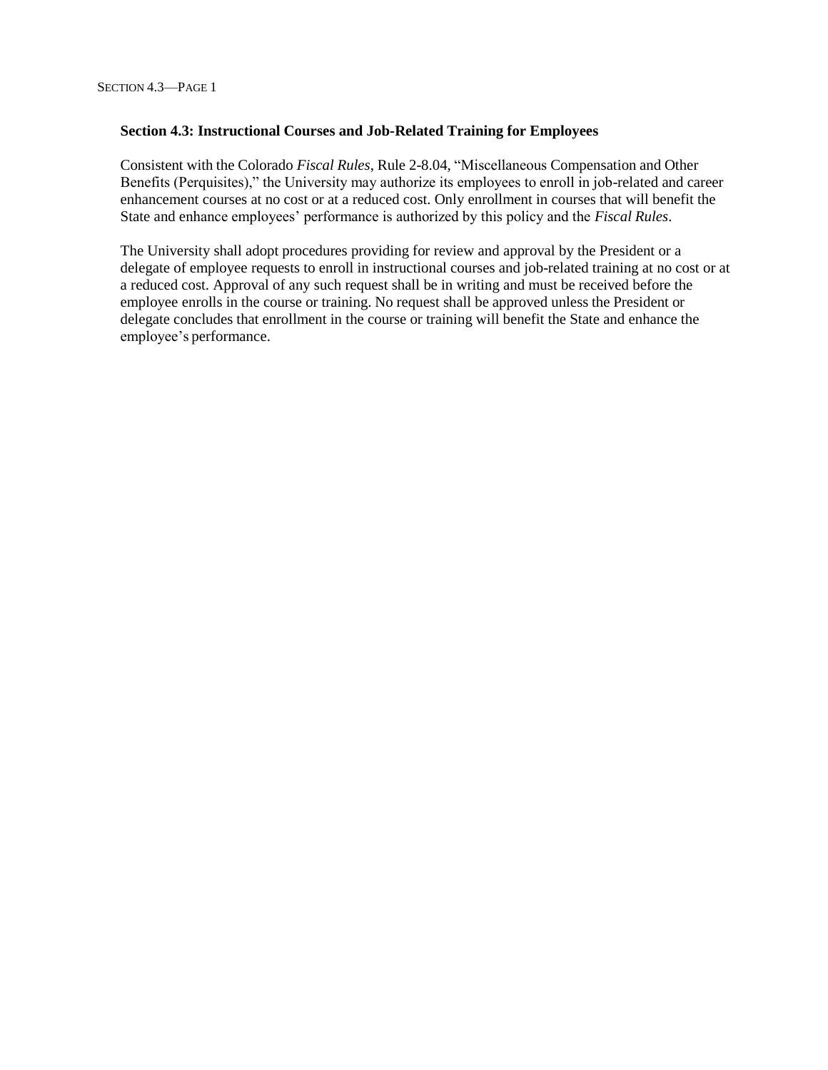### Section 4.3: Instructional Courses and Job-Related Training for Employees

Consistent with the Colorado *Fiscal Rules*, Rule 2-8.04, "Miscellaneous Compensation and Other Benefits (Perquisites)," the University may authorize its employees to enroll in job-related and career enhancement courses at no cost or at a reduced cost. Only enrollment in courses that will benefit the State and enhance employees' performance is authorized by this policy and the *Fiscal Rules*.

The University shall adopt procedures providing for review and approval by the President or a delegate of employee requests to enroll in instructional courses and job-related training at no cost or at a reduced cost. Approval of any such request shall be in writing and must be received before the employee enrolls in the course or training. No request shall be approved unless the President or delegate concludes that enrollment in the course or training will benefit the State and enhance the employee's performance.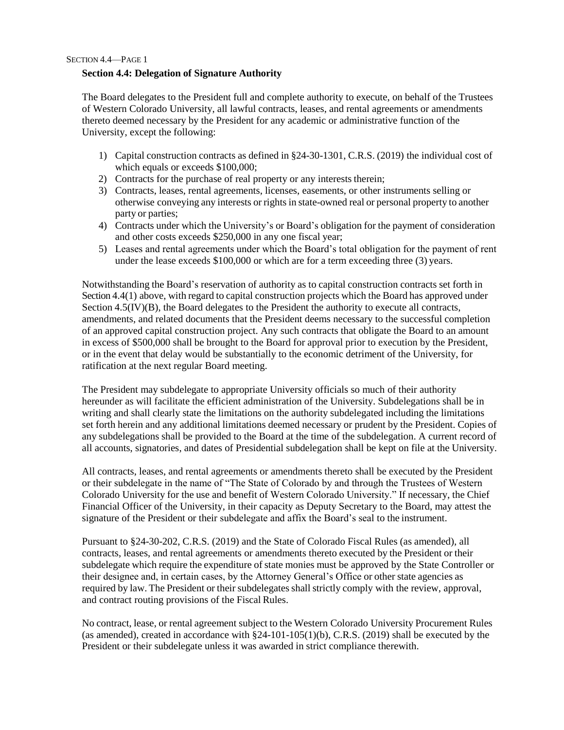## Section 4.4: Delegation of Signature Authority

The Board delegates to the President full and complete authority to execute, on behalf of the Trustees of Western Colorado University, all lawful contracts, leases, and rental agreements or amendments thereto deemed necessary by the President for any academic or administrative function of the University, except the following:

1) Capital construction contracts as defined in §24-30-1301, C.R.S. (2019) the individual cost of which equals or exceeds $100,000;
2) Contracts for the purchase of real property or any interests therein;
3) Contracts, leases, rental agreements, licenses, easements, or other instruments selling or otherwise conveying any interests or rights in state-owned real or personal property to another party or parties;
4) Contracts under which the University's or Board's obligation for the payment of consideration and other costs exceeds $250,000 in any one fiscal year;
5) Leases and rental agreements under which the Board's total obligation for the payment of rent under the lease exceeds $100,000 or which are for a term exceeding three (3) years.

Notwithstanding the Board's reservation of authority as to capital construction contracts set forth in Section 4.4(1) above, with regard to capital construction projects which the Board has approved under Section 4.5(IV)(B), the Board delegates to the President the authority to execute all contracts, amendments, and related documents that the President deems necessary to the successful completion of an approved capital construction project. Any such contracts that obligate the Board to an amount in excess of $500,000 shall be brought to the Board for approval prior to execution by the President, or in the event that delay would be substantially to the economic detriment of the University, for ratification at the next regular Board meeting.

The President may subdelegate to appropriate University officials so much of their authority hereunder as will facilitate the efficient administration of the University. Subdelegations shall be in writing and shall clearly state the limitations on the authority subdelegated including the limitations set forth herein and any additional limitations deemed necessary or prudent by the President. Copies of any subdelegations shall be provided to the Board at the time of the subdelegation. A current record of all accounts, signatories, and dates of Presidential subdelegation shall be kept on file at the University.

All contracts, leases, and rental agreements or amendments thereto shall be executed by the President or their subdelegate in the name of "The State of Colorado by and through the Trustees of Western Colorado University for the use and benefit of Western Colorado University." If necessary, the Chief Financial Officer of the University, in their capacity as Deputy Secretary to the Board, may attest the signature of the President or their subdelegate and affix the Board's seal to the instrument.

Pursuant to §24-30-202, C.R.S. (2019) and the State of Colorado Fiscal Rules (as amended), all contracts, leases, and rental agreements or amendments thereto executed by the President or their subdelegate which require the expenditure of state monies must be approved by the State Controller or their designee and, in certain cases, by the Attorney General's Office or other state agencies as required by law. The President or their subdelegates shall strictly comply with the review, approval, and contract routing provisions of the Fiscal Rules.

No contract, lease, or rental agreement subject to the Western Colorado University Procurement Rules (as amended), created in accordance with §24-101-105(1)(b), C.R.S. (2019) shall be executed by the President or their subdelegate unless it was awarded in strict compliance therewith.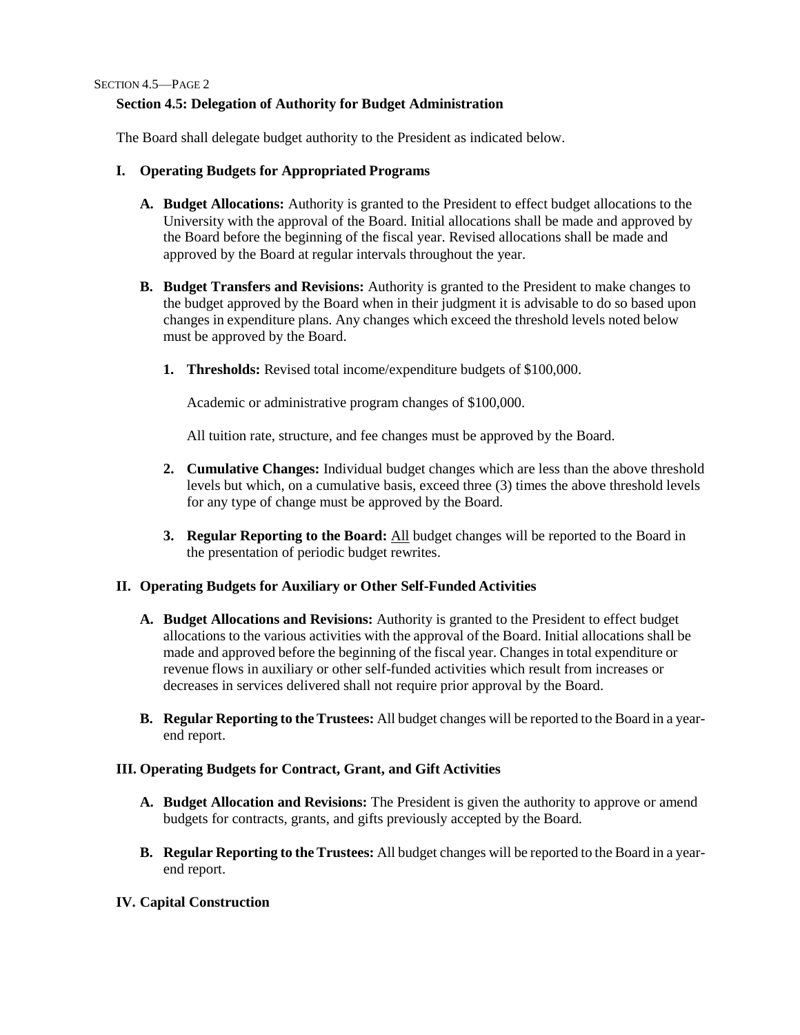## Section 4.5: Delegation of Authority for Budget Administration

The Board shall delegate budget authority to the President as indicated below.

### I. Operating Budgets for Appropriated Programs

**A. Budget Allocations:** Authority is granted to the President to effect budget allocations to the University with the approval of the Board. Initial allocations shall be made and approved by the Board before the beginning of the fiscal year. Revised allocations shall be made and approved by the Board at regular intervals throughout the year.

**B. Budget Transfers and Revisions:** Authority is granted to the President to make changes to the budget approved by the Board when in their judgment it is advisable to do so based upon changes in expenditure plans. Any changes which exceed the threshold levels noted below must be approved by the Board.

1. **Thresholds:** Revised total income/expenditure budgets of $100,000.

   Academic or administrative program changes of $100,000.

   All tuition rate, structure, and fee changes must be approved by the Board.

2. **Cumulative Changes:** Individual budget changes which are less than the above threshold levels but which, on a cumulative basis, exceed three (3) times the above threshold levels for any type of change must be approved by the Board.

3. **Regular Reporting to the Board:** All budget changes will be reported to the Board in the presentation of periodic budget rewrites.

### II. Operating Budgets for Auxiliary or Other Self-Funded Activities

**A. Budget Allocations and Revisions:** Authority is granted to the President to effect budget allocations to the various activities with the approval of the Board. Initial allocations shall be made and approved before the beginning of the fiscal year. Changes in total expenditure or revenue flows in auxiliary or other self-funded activities which result from increases or decreases in services delivered shall not require prior approval by the Board.

**B. Regular Reporting to the Trustees:** All budget changes will be reported to the Board in a year-end report.

### III. Operating Budgets for Contract, Grant, and Gift Activities

**A. Budget Allocation and Revisions:** The President is given the authority to approve or amend budgets for contracts, grants, and gifts previously accepted by the Board.

**B. Regular Reporting to the Trustees:** All budget changes will be reported to the Board in a year-end report.

### IV. Capital Construction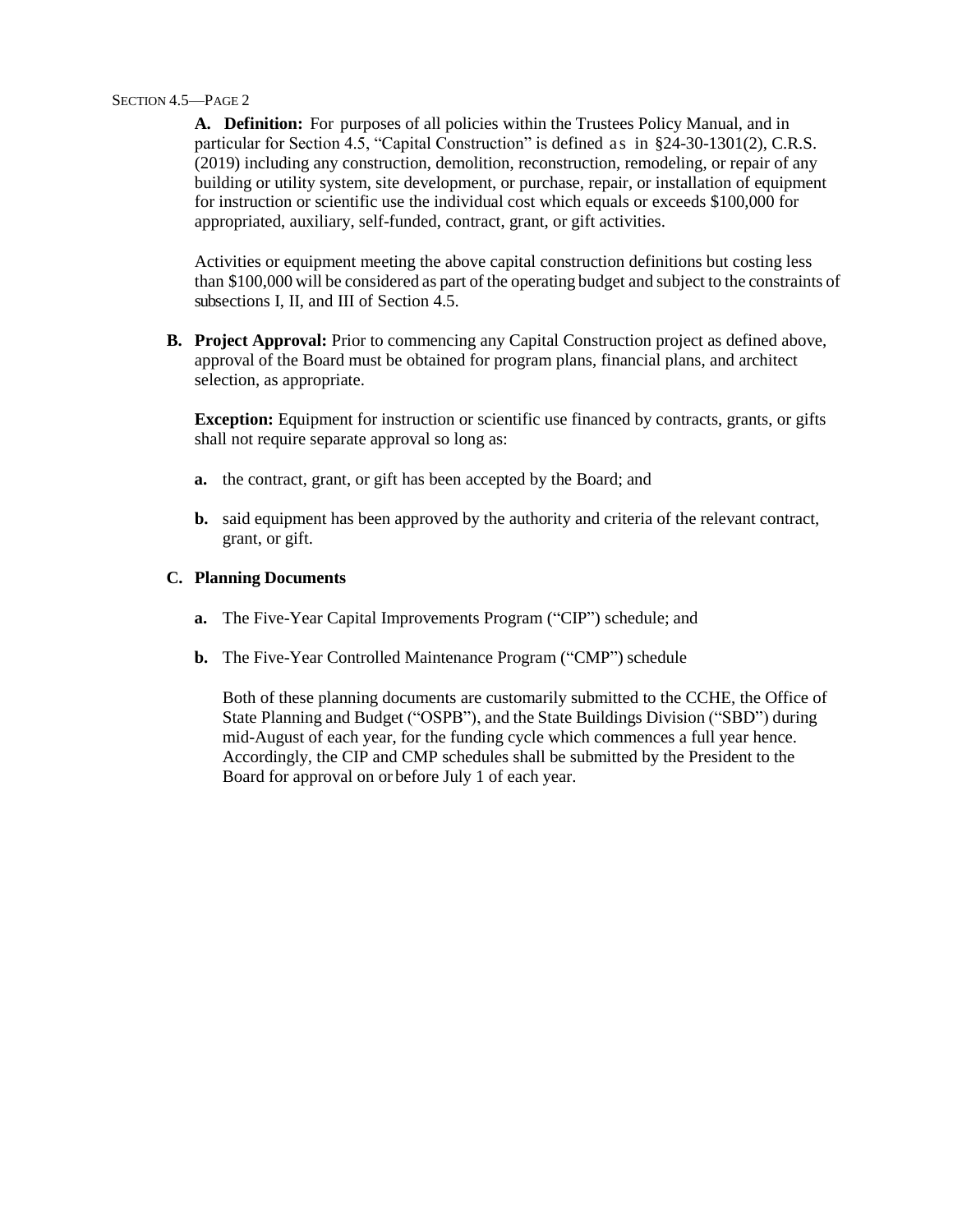**A. Definition:** For purposes of all policies within the Trustees Policy Manual, and in particular for Section 4.5, "Capital Construction" is defined as in §24-30-1301(2), C.R.S. (2019) including any construction, demolition, reconstruction, remodeling, or repair of any building or utility system, site development, or purchase, repair, or installation of equipment for instruction or scientific use the individual cost which equals or exceeds $100,000 for appropriated, auxiliary, self-funded, contract, grant, or gift activities.

Activities or equipment meeting the above capital construction definitions but costing less than $100,000 will be considered as part of the operating budget and subject to the constraints of subsections I, II, and III of Section 4.5.

**B. Project Approval:** Prior to commencing any Capital Construction project as defined above, approval of the Board must be obtained for program plans, financial plans, and architect selection, as appropriate.

**Exception:** Equipment for instruction or scientific use financed by contracts, grants, or gifts shall not require separate approval so long as:

- **a.** the contract, grant, or gift has been accepted by the Board; and
- **b.** said equipment has been approved by the authority and criteria of the relevant contract, grant, or gift.

**C. Planning Documents**

- **a.** The Five-Year Capital Improvements Program ("CIP") schedule; and
- **b.** The Five-Year Controlled Maintenance Program ("CMP") schedule

Both of these planning documents are customarily submitted to the CCHE, the Office of State Planning and Budget ("OSPB"), and the State Buildings Division ("SBD") during mid-August of each year, for the funding cycle which commences a full year hence. Accordingly, the CIP and CMP schedules shall be submitted by the President to the Board for approval on or before July 1 of each year.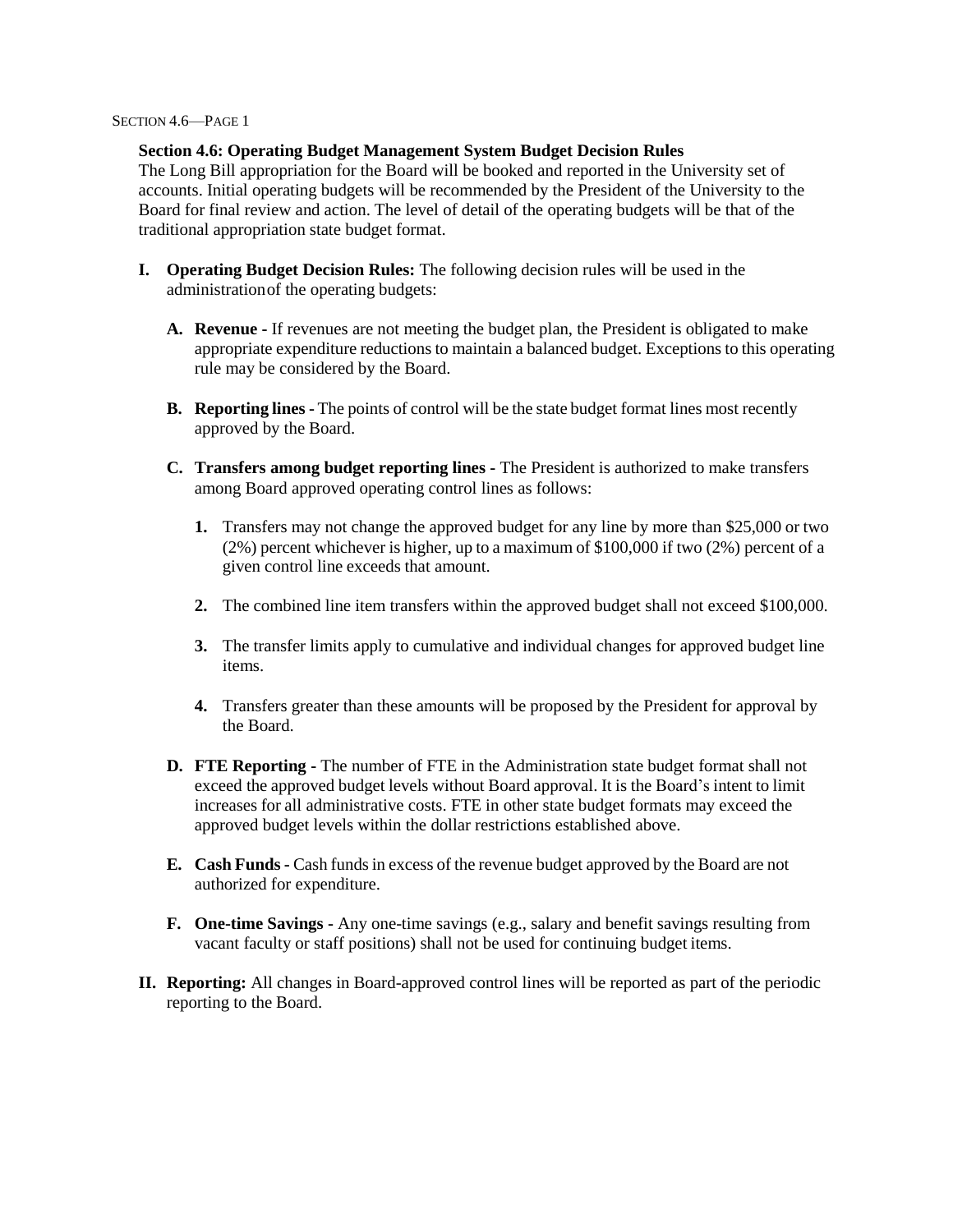## Section 4.6: Operating Budget Management System Budget Decision Rules

The Long Bill appropriation for the Board will be booked and reported in the University set of accounts. Initial operating budgets will be recommended by the President of the University to the Board for final review and action. The level of detail of the operating budgets will be that of the traditional appropriation state budget format.

**I. Operating Budget Decision Rules:** The following decision rules will be used in the administration of the operating budgets:

**A. Revenue -** If revenues are not meeting the budget plan, the President is obligated to make appropriate expenditure reductions to maintain a balanced budget. Exceptions to this operating rule may be considered by the Board.

**B. Reporting lines -** The points of control will be the state budget format lines most recently approved by the Board.

**C. Transfers among budget reporting lines -** The President is authorized to make transfers among Board approved operating control lines as follows:

1. Transfers may not change the approved budget for any line by more than $25,000 or two (2%) percent whichever is higher, up to a maximum of $100,000 if two (2%) percent of a given control line exceeds that amount.
2. The combined line item transfers within the approved budget shall not exceed $100,000.
3. The transfer limits apply to cumulative and individual changes for approved budget line items.
4. Transfers greater than these amounts will be proposed by the President for approval by the Board.

**D. FTE Reporting -** The number of FTE in the Administration state budget format shall not exceed the approved budget levels without Board approval. It is the Board's intent to limit increases for all administrative costs. FTE in other state budget formats may exceed the approved budget levels within the dollar restrictions established above.

**E. Cash Funds -** Cash funds in excess of the revenue budget approved by the Board are not authorized for expenditure.

**F. One-time Savings -** Any one-time savings (e.g., salary and benefit savings resulting from vacant faculty or staff positions) shall not be used for continuing budget items.

**II. Reporting:** All changes in Board-approved control lines will be reported as part of the periodic reporting to the Board.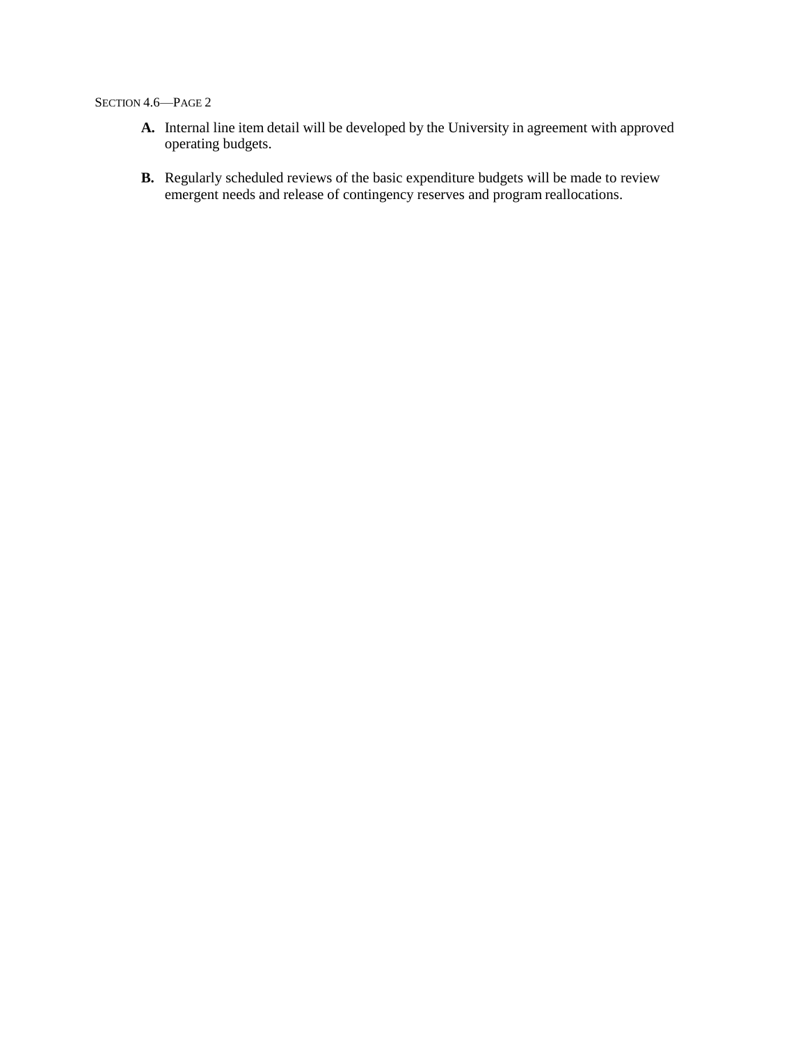**A.** Internal line item detail will be developed by the University in agreement with approved operating budgets.

**B.** Regularly scheduled reviews of the basic expenditure budgets will be made to review emergent needs and release of contingency reserves and program reallocations.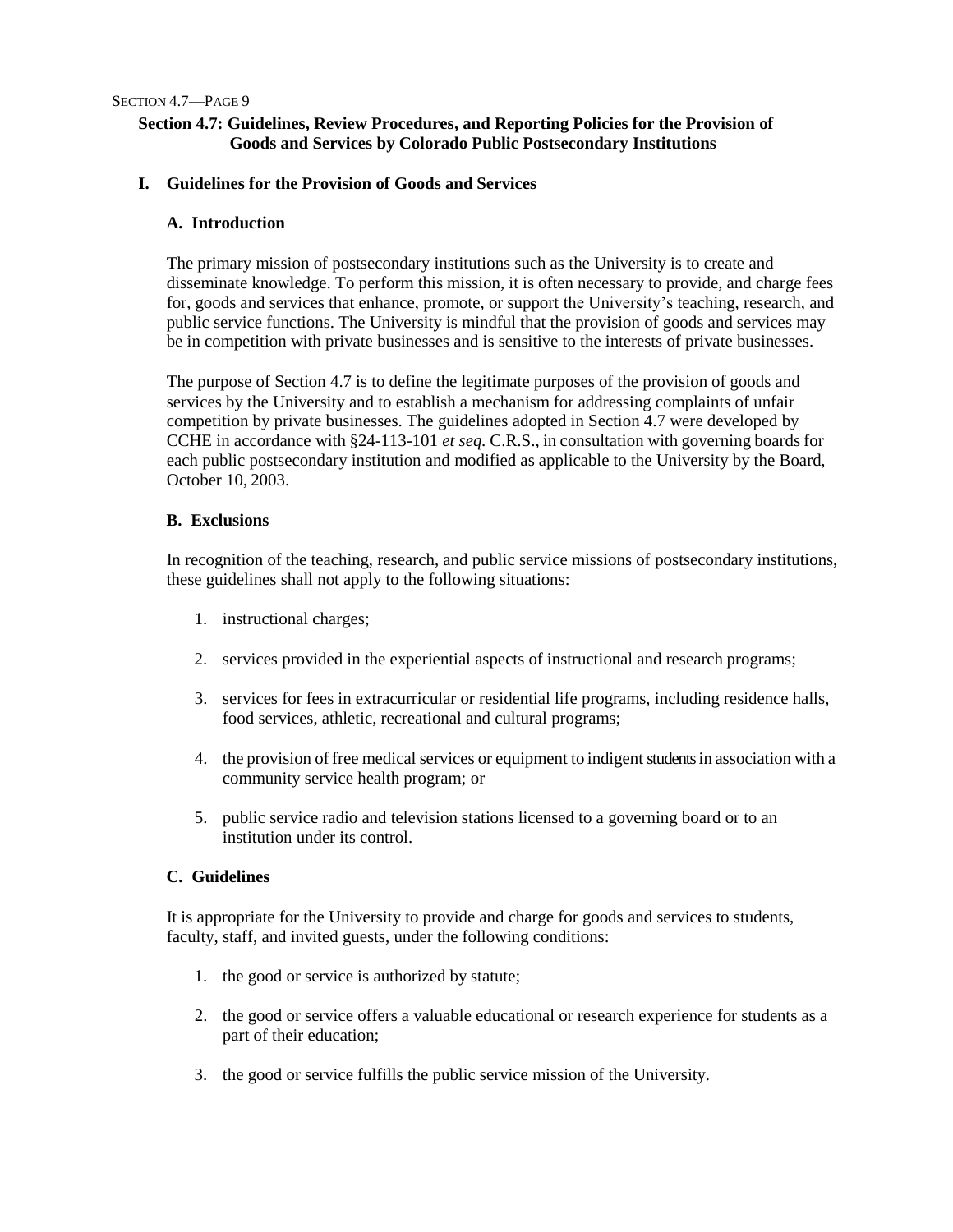## Section 4.7: Guidelines, Review Procedures, and Reporting Policies for the Provision of Goods and Services by Colorado Public Postsecondary Institutions

### I. Guidelines for the Provision of Goods and Services

#### A. Introduction

The primary mission of postsecondary institutions such as the University is to create and disseminate knowledge. To perform this mission, it is often necessary to provide, and charge fees for, goods and services that enhance, promote, or support the University's teaching, research, and public service functions. The University is mindful that the provision of goods and services may be in competition with private businesses and is sensitive to the interests of private businesses.

The purpose of Section 4.7 is to define the legitimate purposes of the provision of goods and services by the University and to establish a mechanism for addressing complaints of unfair competition by private businesses. The guidelines adopted in Section 4.7 were developed by CCHE in accordance with §24-113-101 *et seq.* C.R.S., in consultation with governing boards for each public postsecondary institution and modified as applicable to the University by the Board, October 10, 2003.

#### B. Exclusions

In recognition of the teaching, research, and public service missions of postsecondary institutions, these guidelines shall not apply to the following situations:

1. instructional charges;
2. services provided in the experiential aspects of instructional and research programs;
3. services for fees in extracurricular or residential life programs, including residence halls, food services, athletic, recreational and cultural programs;
4. the provision of free medical services or equipment to indigent students in association with a community service health program; or
5. public service radio and television stations licensed to a governing board or to an institution under its control.

#### C. Guidelines

It is appropriate for the University to provide and charge for goods and services to students, faculty, staff, and invited guests, under the following conditions:

1. the good or service is authorized by statute;
2. the good or service offers a valuable educational or research experience for students as a part of their education;
3. the good or service fulfills the public service mission of the University.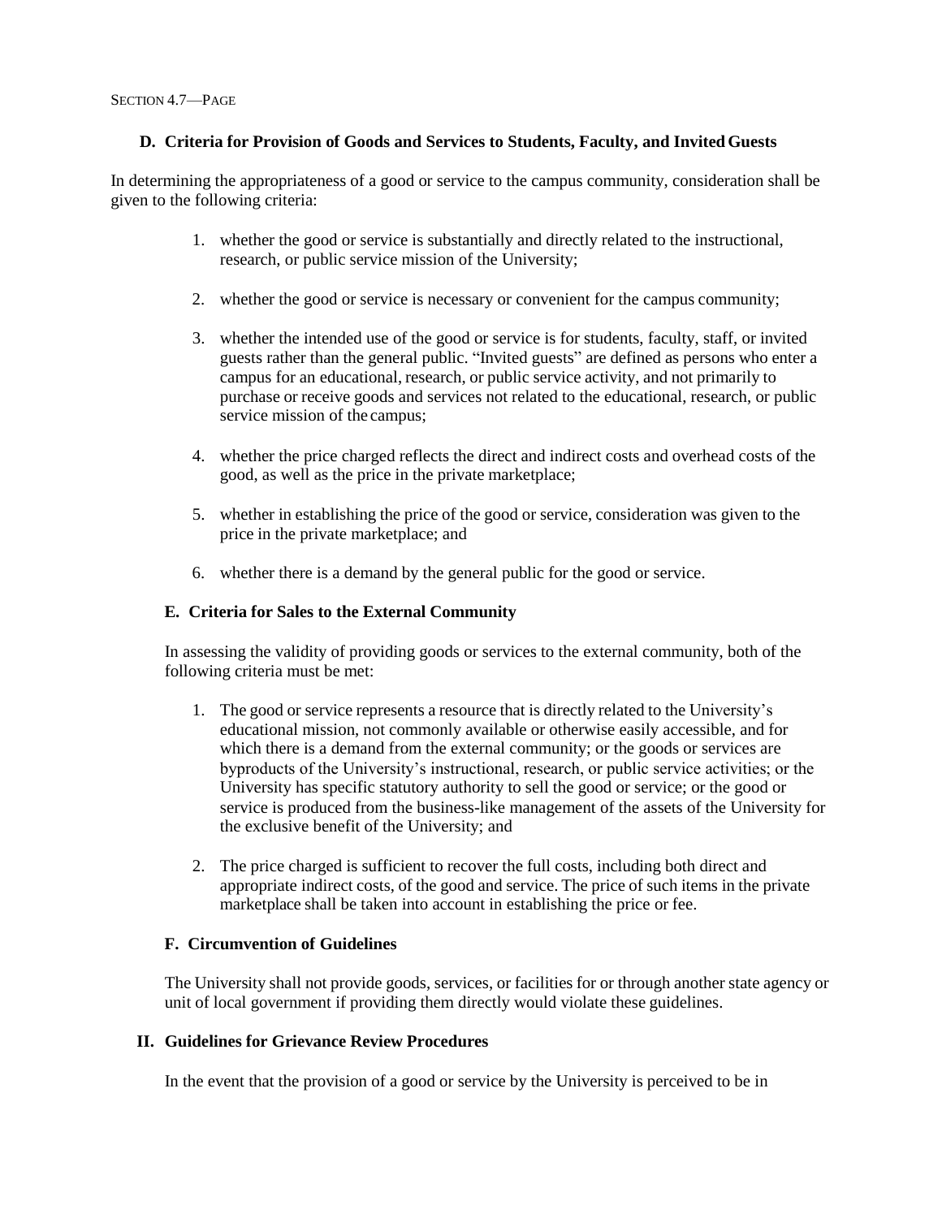### D. Criteria for Provision of Goods and Services to Students, Faculty, and Invited Guests

In determining the appropriateness of a good or service to the campus community, consideration shall be given to the following criteria:

1. whether the good or service is substantially and directly related to the instructional, research, or public service mission of the University;
2. whether the good or service is necessary or convenient for the campus community;
3. whether the intended use of the good or service is for students, faculty, staff, or invited guests rather than the general public. "Invited guests" are defined as persons who enter a campus for an educational, research, or public service activity, and not primarily to purchase or receive goods and services not related to the educational, research, or public service mission of the campus;
4. whether the price charged reflects the direct and indirect costs and overhead costs of the good, as well as the price in the private marketplace;
5. whether in establishing the price of the good or service, consideration was given to the price in the private marketplace; and
6. whether there is a demand by the general public for the good or service.

### E. Criteria for Sales to the External Community

In assessing the validity of providing goods or services to the external community, both of the following criteria must be met:

1. The good or service represents a resource that is directly related to the University's educational mission, not commonly available or otherwise easily accessible, and for which there is a demand from the external community; or the goods or services are byproducts of the University's instructional, research, or public service activities; or the University has specific statutory authority to sell the good or service; or the good or service is produced from the business-like management of the assets of the University for the exclusive benefit of the University; and
2. The price charged is sufficient to recover the full costs, including both direct and appropriate indirect costs, of the good and service. The price of such items in the private marketplace shall be taken into account in establishing the price or fee.

### F. Circumvention of Guidelines

The University shall not provide goods, services, or facilities for or through another state agency or unit of local government if providing them directly would violate these guidelines.

## II. Guidelines for Grievance Review Procedures

In the event that the provision of a good or service by the University is perceived to be in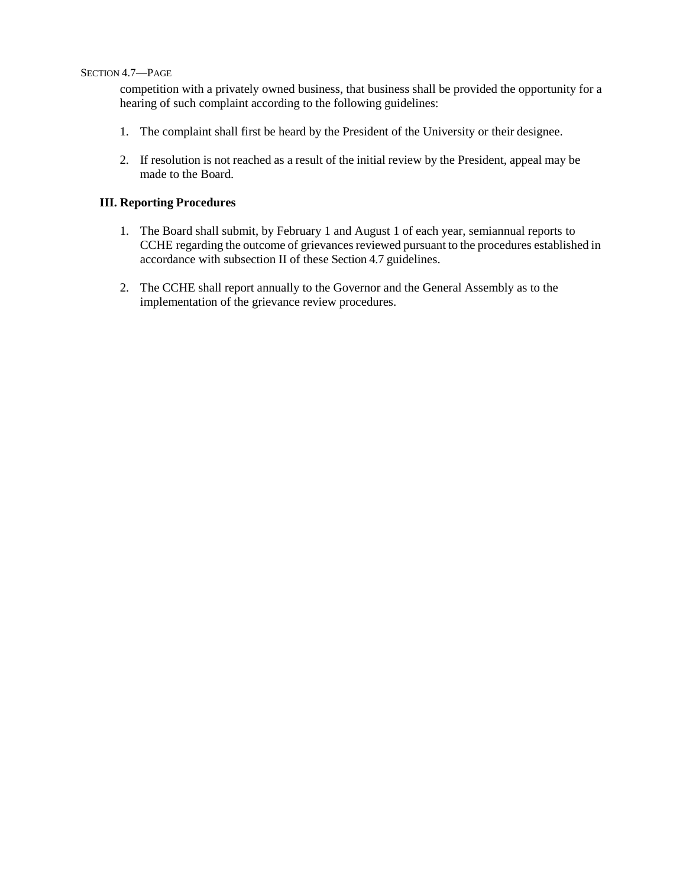competition with a privately owned business, that business shall be provided the opportunity for a hearing of such complaint according to the following guidelines:

1. The complaint shall first be heard by the President of the University or their designee.

2. If resolution is not reached as a result of the initial review by the President, appeal may be made to the Board.

### III. Reporting Procedures

1. The Board shall submit, by February 1 and August 1 of each year, semiannual reports to CCHE regarding the outcome of grievances reviewed pursuant to the procedures established in accordance with subsection II of these Section 4.7 guidelines.

2. The CCHE shall report annually to the Governor and the General Assembly as to the implementation of the grievance review procedures.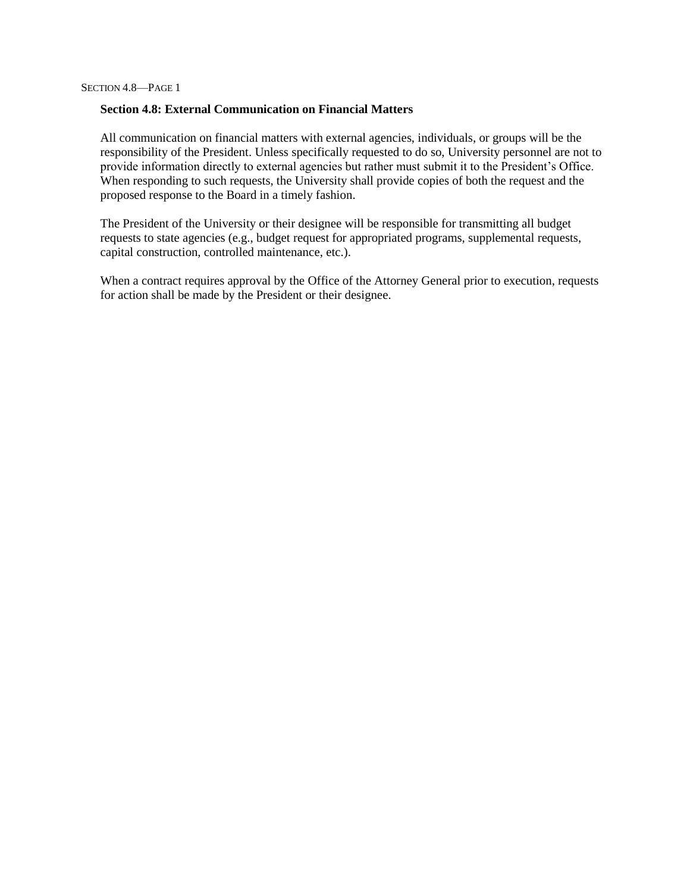## Section 4.8: External Communication on Financial Matters

All communication on financial matters with external agencies, individuals, or groups will be the responsibility of the President. Unless specifically requested to do so, University personnel are not to provide information directly to external agencies but rather must submit it to the President's Office. When responding to such requests, the University shall provide copies of both the request and the proposed response to the Board in a timely fashion.

The President of the University or their designee will be responsible for transmitting all budget requests to state agencies (e.g., budget request for appropriated programs, supplemental requests, capital construction, controlled maintenance, etc.).

When a contract requires approval by the Office of the Attorney General prior to execution, requests for action shall be made by the President or their designee.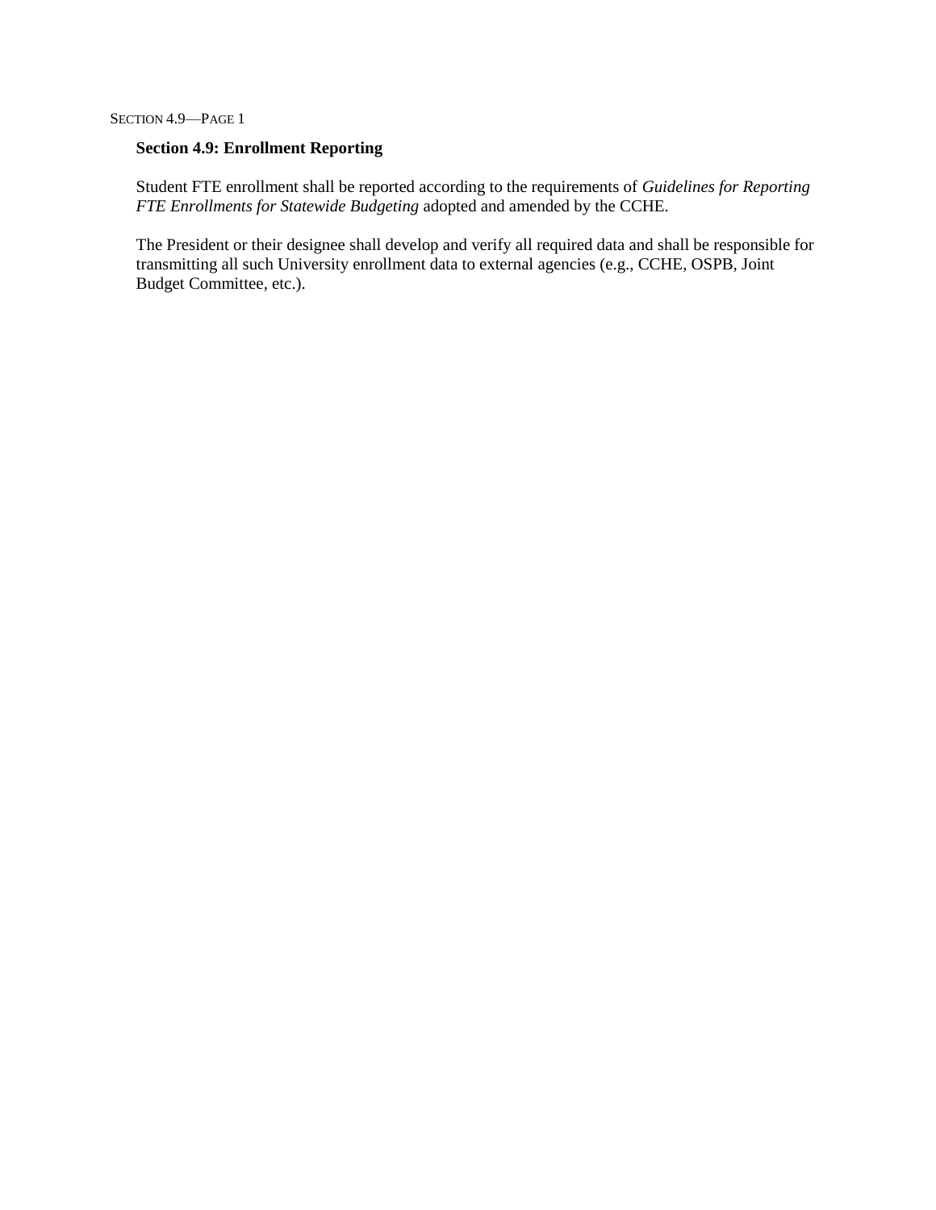## Section 4.9: Enrollment Reporting

Student FTE enrollment shall be reported according to the requirements of *Guidelines for Reporting FTE Enrollments for Statewide Budgeting* adopted and amended by the CCHE.

The President or their designee shall develop and verify all required data and shall be responsible for transmitting all such University enrollment data to external agencies (e.g., CCHE, OSPB, Joint Budget Committee, etc.).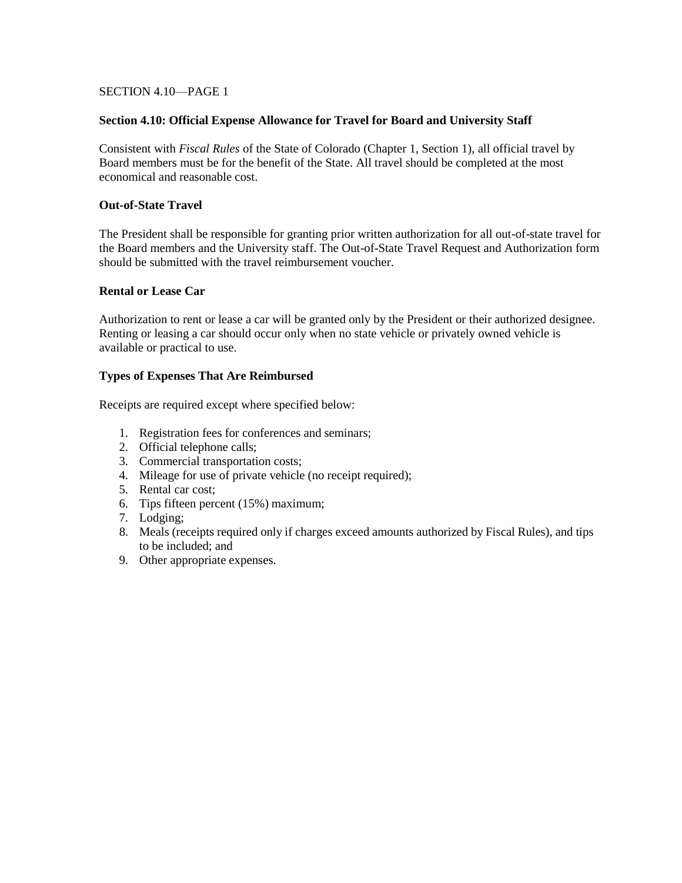**Section 4.10: Official Expense Allowance for Travel for Board and University Staff**

Consistent with *Fiscal Rules* of the State of Colorado (Chapter 1, Section 1), all official travel by Board members must be for the benefit of the State. All travel should be completed at the most economical and reasonable cost.

**Out-of-State Travel**

The President shall be responsible for granting prior written authorization for all out-of-state travel for the Board members and the University staff. The Out-of-State Travel Request and Authorization form should be submitted with the travel reimbursement voucher.

**Rental or Lease Car**

Authorization to rent or lease a car will be granted only by the President or their authorized designee. Renting or leasing a car should occur only when no state vehicle or privately owned vehicle is available or practical to use.

**Types of Expenses That Are Reimbursed**

Receipts are required except where specified below:

1. Registration fees for conferences and seminars;
2. Official telephone calls;
3. Commercial transportation costs;
4. Mileage for use of private vehicle (no receipt required);
5. Rental car cost;
6. Tips fifteen percent (15%) maximum;
7. Lodging;
8. Meals (receipts required only if charges exceed amounts authorized by Fiscal Rules), and tips to be included; and
9. Other appropriate expenses.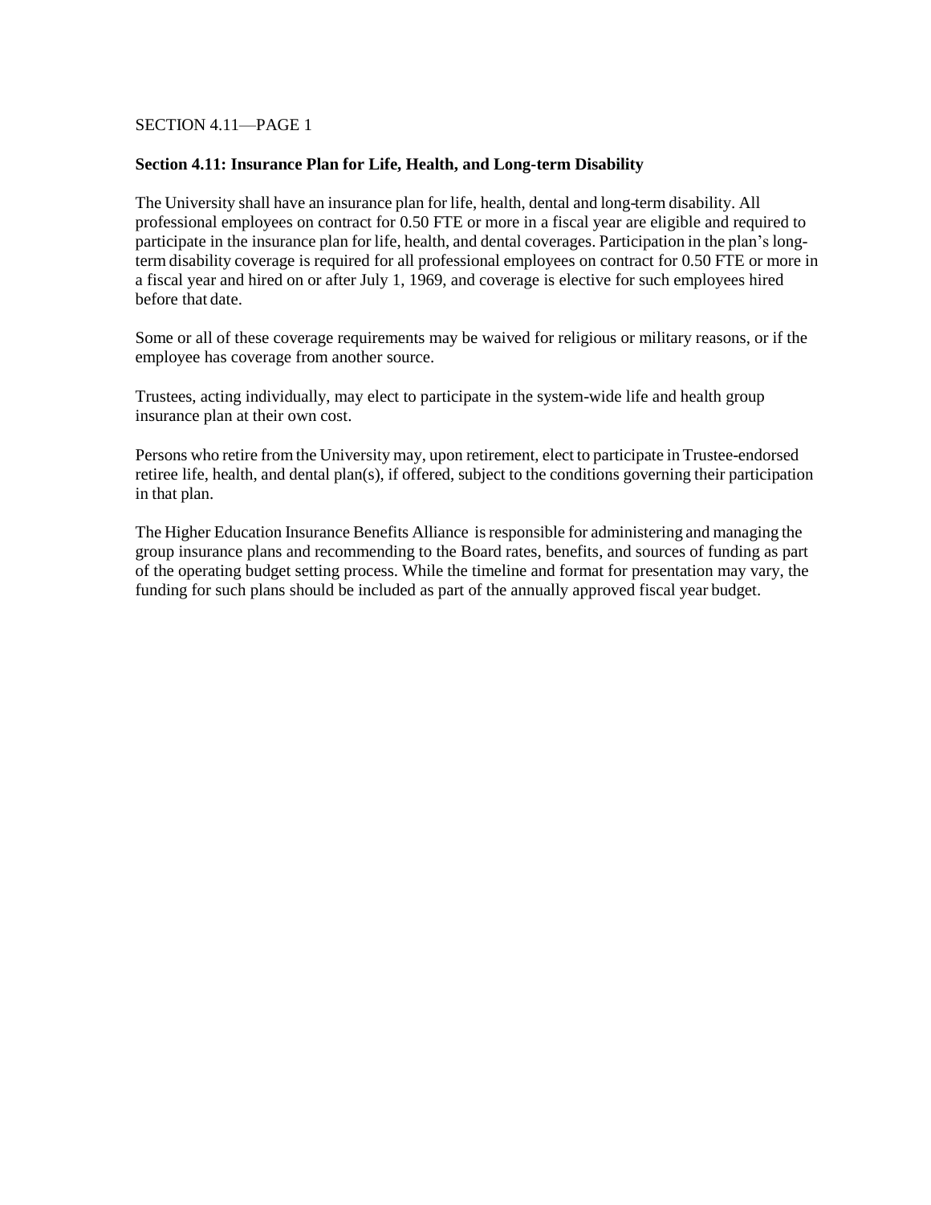## Section 4.11: Insurance Plan for Life, Health, and Long-term Disability

The University shall have an insurance plan for life, health, dental and long-term disability. All professional employees on contract for 0.50 FTE or more in a fiscal year are eligible and required to participate in the insurance plan for life, health, and dental coverages. Participation in the plan's long-term disability coverage is required for all professional employees on contract for 0.50 FTE or more in a fiscal year and hired on or after July 1, 1969, and coverage is elective for such employees hired before that date.

Some or all of these coverage requirements may be waived for religious or military reasons, or if the employee has coverage from another source.

Trustees, acting individually, may elect to participate in the system-wide life and health group insurance plan at their own cost.

Persons who retire from the University may, upon retirement, elect to participate in Trustee-endorsed retiree life, health, and dental plan(s), if offered, subject to the conditions governing their participation in that plan.

The Higher Education Insurance Benefits Alliance is responsible for administering and managing the group insurance plans and recommending to the Board rates, benefits, and sources of funding as part of the operating budget setting process. While the timeline and format for presentation may vary, the funding for such plans should be included as part of the annually approved fiscal year budget.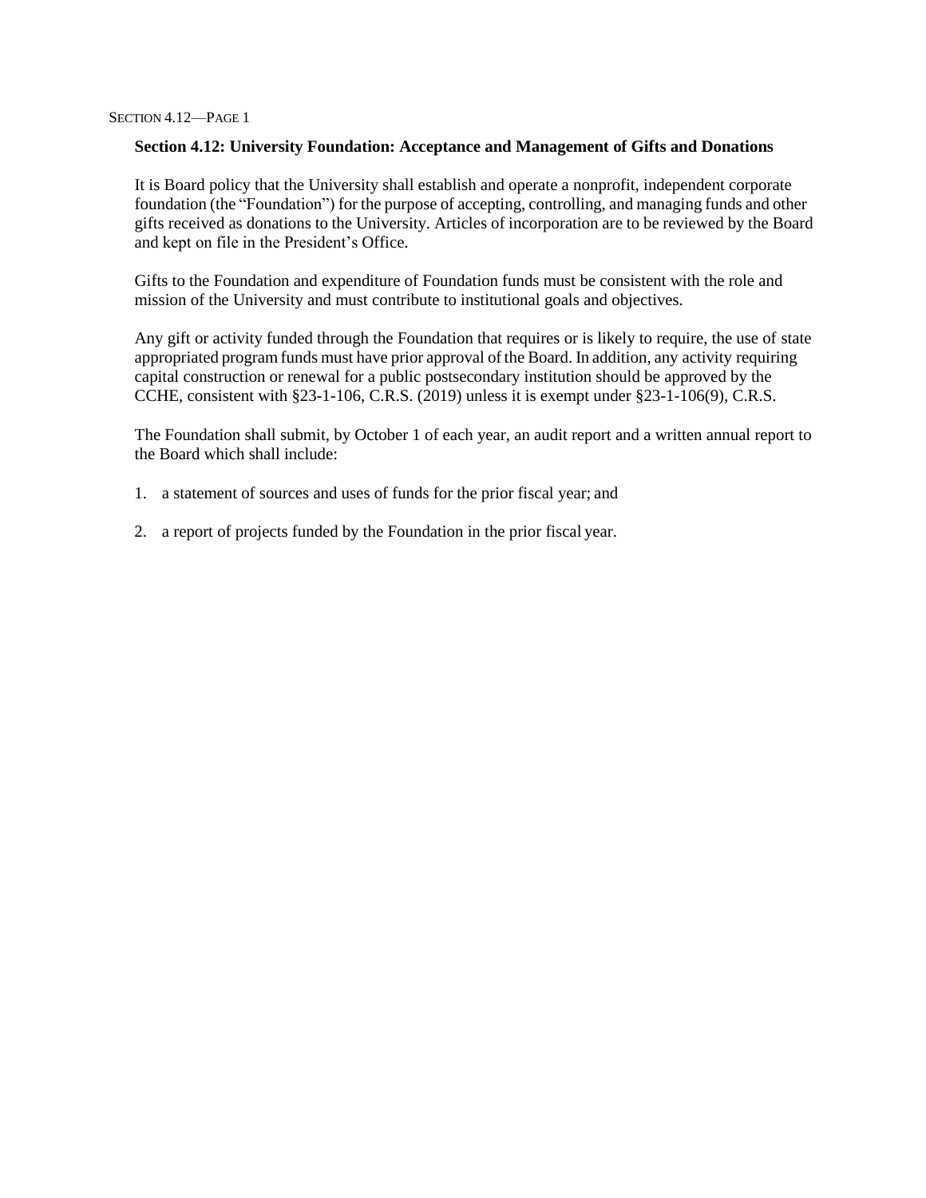**Section 4.12: University Foundation: Acceptance and Management of Gifts and Donations**

It is Board policy that the University shall establish and operate a nonprofit, independent corporate foundation (the "Foundation") for the purpose of accepting, controlling, and managing funds and other gifts received as donations to the University. Articles of incorporation are to be reviewed by the Board and kept on file in the President's Office.

Gifts to the Foundation and expenditure of Foundation funds must be consistent with the role and mission of the University and must contribute to institutional goals and objectives.

Any gift or activity funded through the Foundation that requires or is likely to require, the use of state appropriated program funds must have prior approval of the Board. In addition, any activity requiring capital construction or renewal for a public postsecondary institution should be approved by the CCHE, consistent with §23-1-106, C.R.S. (2019) unless it is exempt under §23-1-106(9), C.R.S.

The Foundation shall submit, by October 1 of each year, an audit report and a written annual report to the Board which shall include:

1. a statement of sources and uses of funds for the prior fiscal year; and

2. a report of projects funded by the Foundation in the prior fiscal year.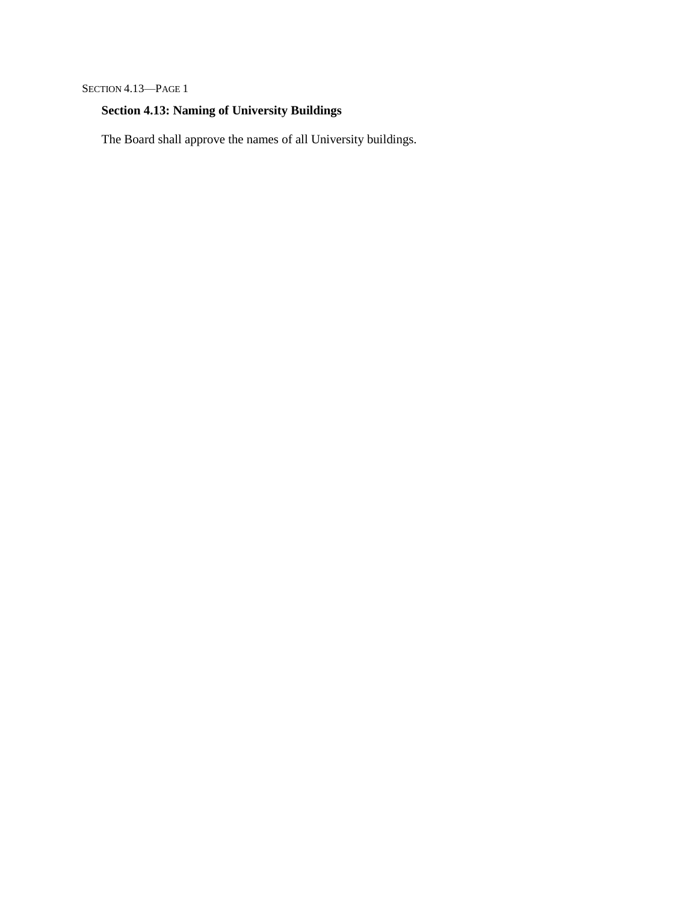## Section 4.13: Naming of University Buildings

The Board shall approve the names of all University buildings.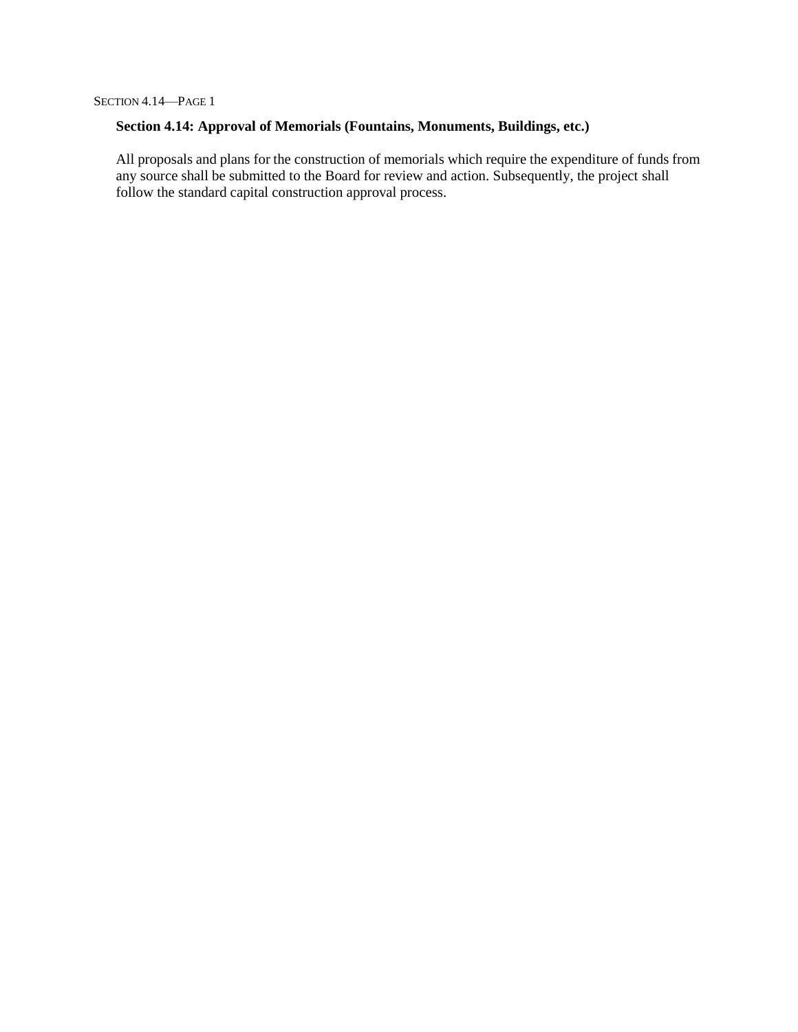## Section 4.14: Approval of Memorials (Fountains, Monuments, Buildings, etc.)

All proposals and plans for the construction of memorials which require the expenditure of funds from any source shall be submitted to the Board for review and action. Subsequently, the project shall follow the standard capital construction approval process.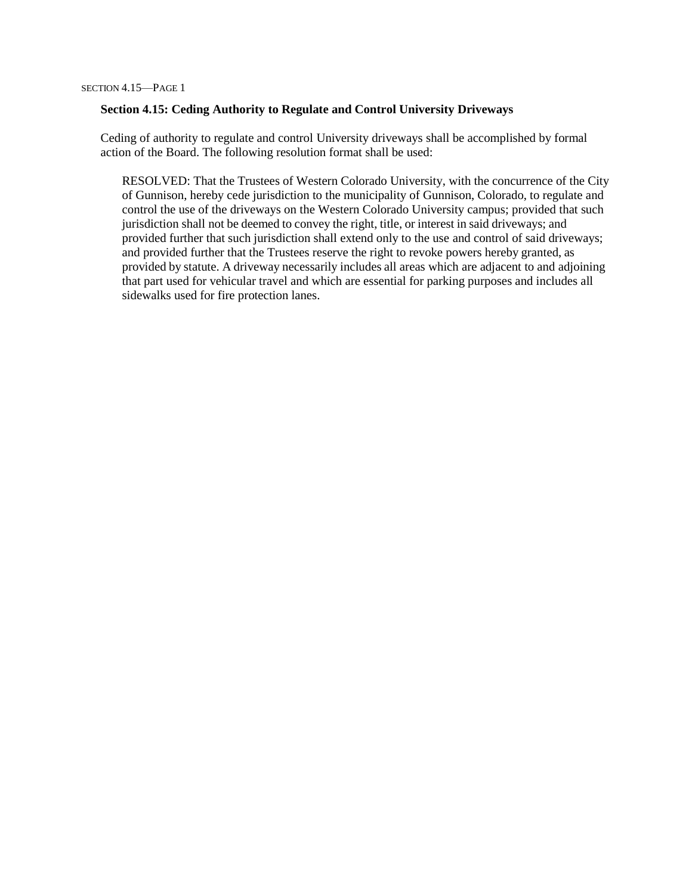## Section 4.15: Ceding Authority to Regulate and Control University Driveways

Ceding of authority to regulate and control University driveways shall be accomplished by formal action of the Board. The following resolution format shall be used:

> RESOLVED: That the Trustees of Western Colorado University, with the concurrence of the City of Gunnison, hereby cede jurisdiction to the municipality of Gunnison, Colorado, to regulate and control the use of the driveways on the Western Colorado University campus; provided that such jurisdiction shall not be deemed to convey the right, title, or interest in said driveways; and provided further that such jurisdiction shall extend only to the use and control of said driveways; and provided further that the Trustees reserve the right to revoke powers hereby granted, as provided by statute. A driveway necessarily includes all areas which are adjacent to and adjoining that part used for vehicular travel and which are essential for parking purposes and includes all sidewalks used for fire protection lanes.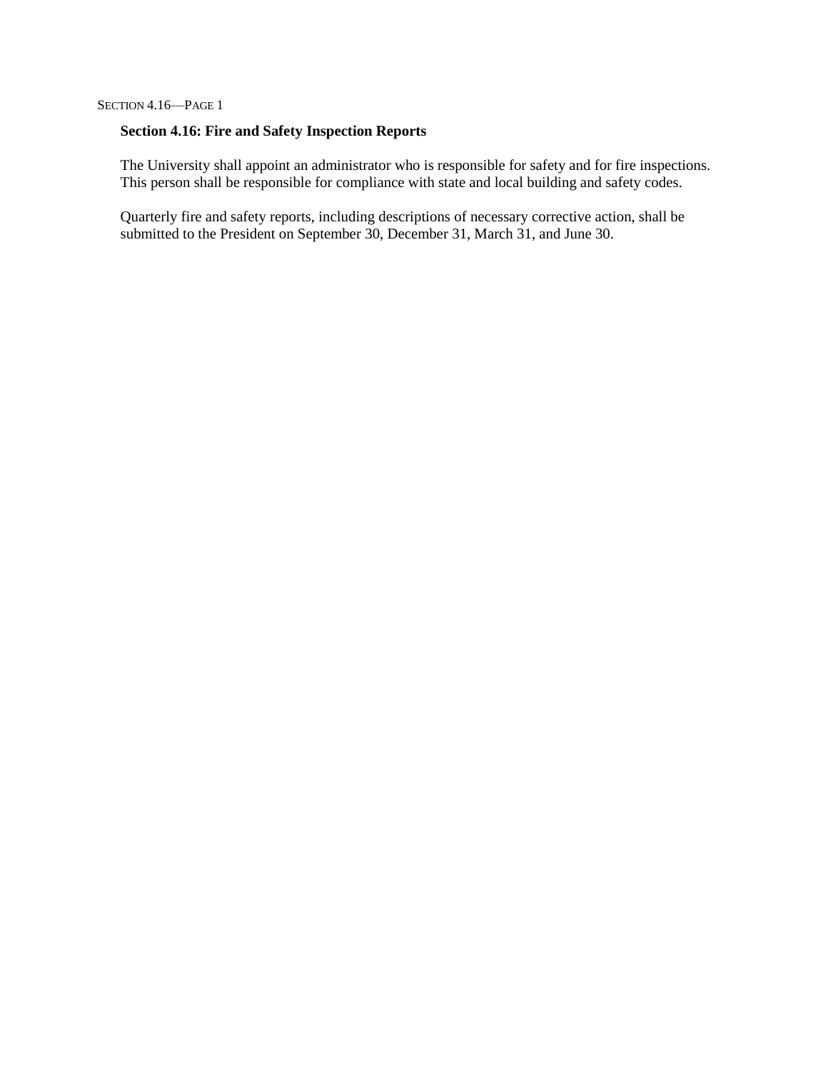## Section 4.16: Fire and Safety Inspection Reports

The University shall appoint an administrator who is responsible for safety and for fire inspections. This person shall be responsible for compliance with state and local building and safety codes.

Quarterly fire and safety reports, including descriptions of necessary corrective action, shall be submitted to the President on September 30, December 31, March 31, and June 30.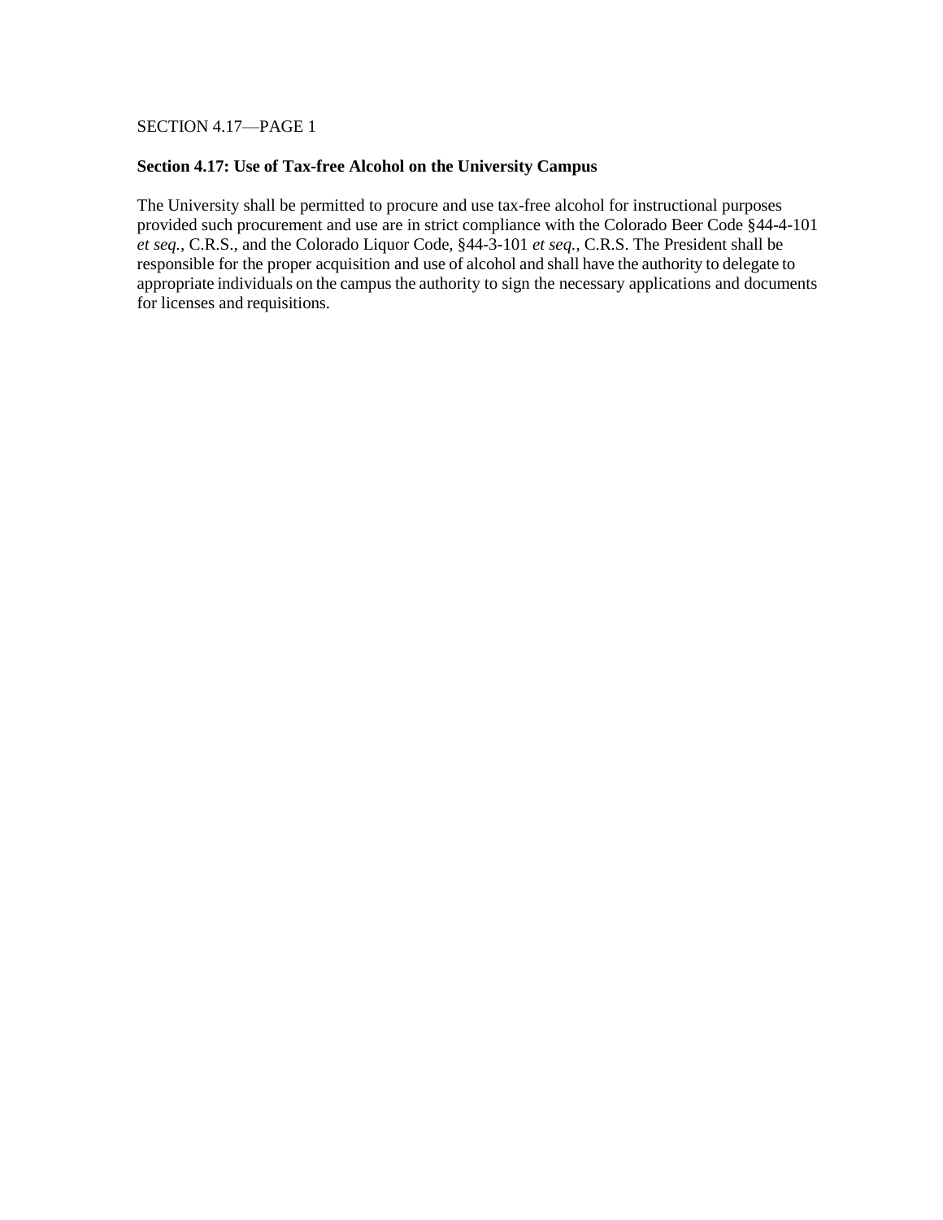## Section 4.17: Use of Tax-free Alcohol on the University Campus

The University shall be permitted to procure and use tax-free alcohol for instructional purposes provided such procurement and use are in strict compliance with the Colorado Beer Code §44-4-101 *et seq.*, C.R.S., and the Colorado Liquor Code, §44-3-101 *et seq.*, C.R.S. The President shall be responsible for the proper acquisition and use of alcohol and shall have the authority to delegate to appropriate individuals on the campus the authority to sign the necessary applications and documents for licenses and requisitions.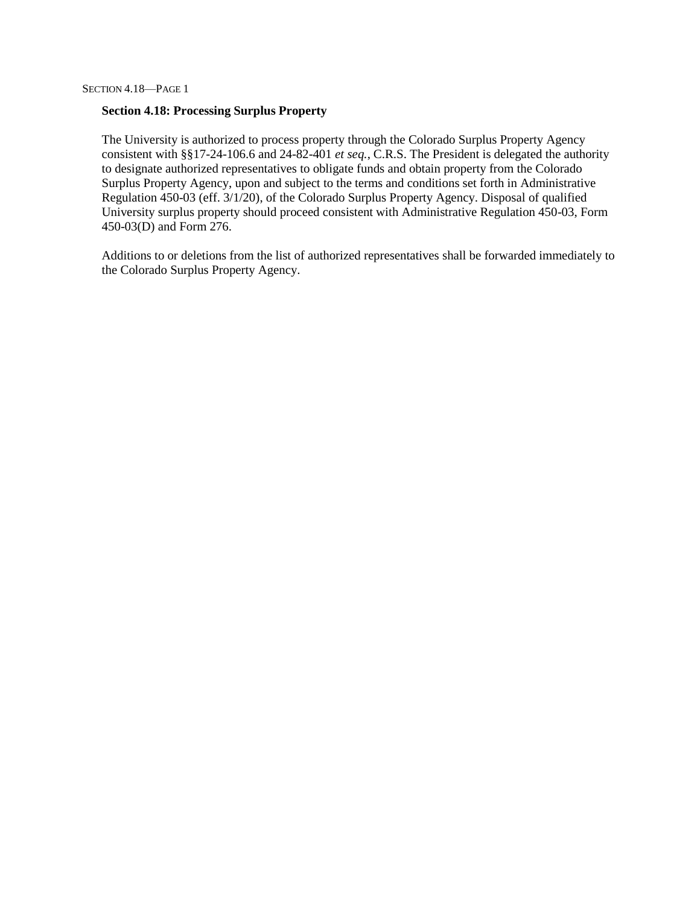### Section 4.18: Processing Surplus Property

The University is authorized to process property through the Colorado Surplus Property Agency consistent with §§17-24-106.6 and 24-82-401 *et seq.*, C.R.S. The President is delegated the authority to designate authorized representatives to obligate funds and obtain property from the Colorado Surplus Property Agency, upon and subject to the terms and conditions set forth in Administrative Regulation 450-03 (eff. 3/1/20), of the Colorado Surplus Property Agency. Disposal of qualified University surplus property should proceed consistent with Administrative Regulation 450-03, Form 450-03(D) and Form 276.

Additions to or deletions from the list of authorized representatives shall be forwarded immediately to the Colorado Surplus Property Agency.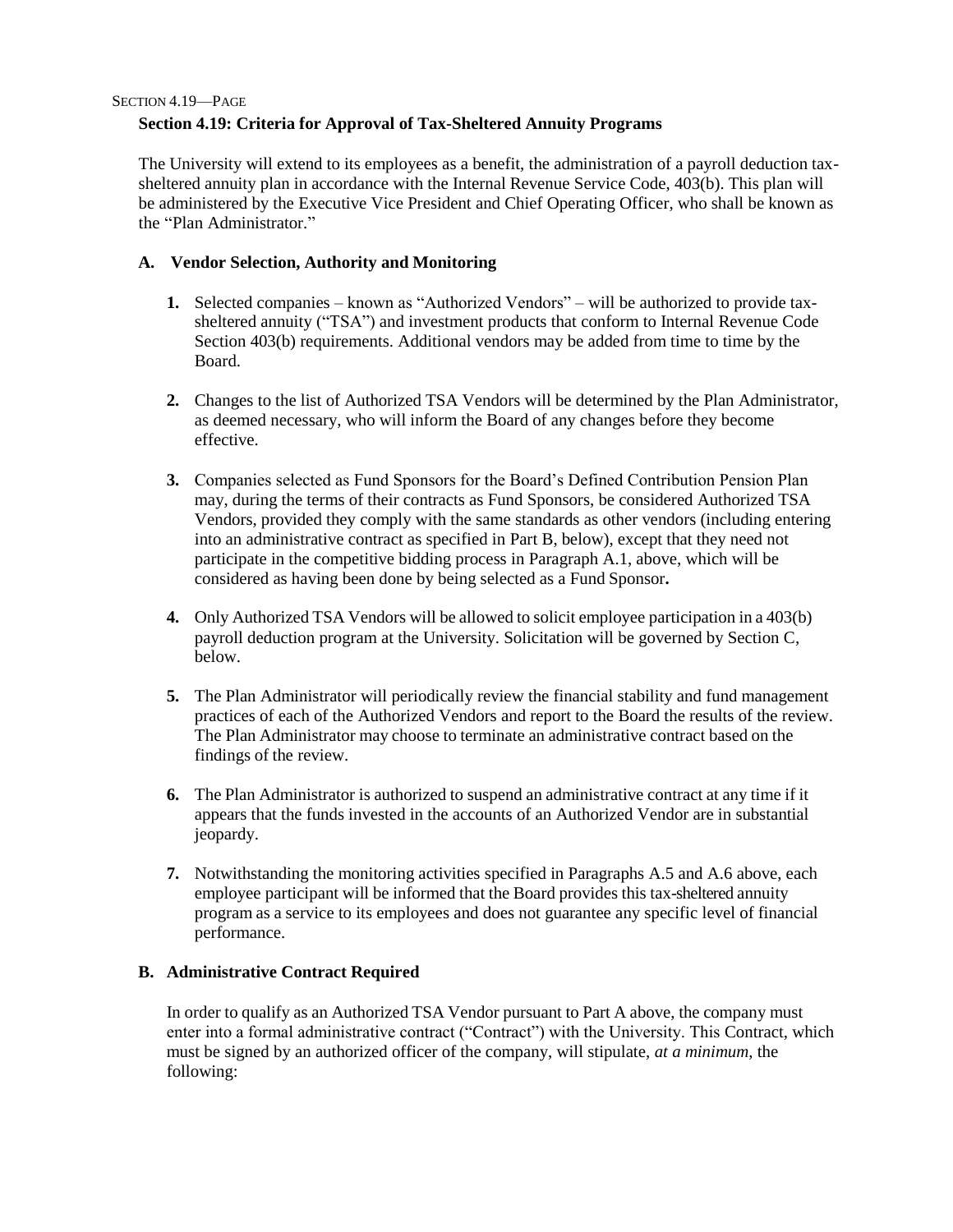## Section 4.19: Criteria for Approval of Tax-Sheltered Annuity Programs

The University will extend to its employees as a benefit, the administration of a payroll deduction tax-sheltered annuity plan in accordance with the Internal Revenue Service Code, 403(b). This plan will be administered by the Executive Vice President and Chief Operating Officer, who shall be known as the "Plan Administrator."

### A. Vendor Selection, Authority and Monitoring

1. Selected companies – known as "Authorized Vendors" – will be authorized to provide tax-sheltered annuity ("TSA") and investment products that conform to Internal Revenue Code Section 403(b) requirements. Additional vendors may be added from time to time by the Board.

2. Changes to the list of Authorized TSA Vendors will be determined by the Plan Administrator, as deemed necessary, who will inform the Board of any changes before they become effective.

3. Companies selected as Fund Sponsors for the Board's Defined Contribution Pension Plan may, during the terms of their contracts as Fund Sponsors, be considered Authorized TSA Vendors, provided they comply with the same standards as other vendors (including entering into an administrative contract as specified in Part B, below), except that they need not participate in the competitive bidding process in Paragraph A.1, above, which will be considered as having been done by being selected as a Fund Sponsor**.**

4. Only Authorized TSA Vendors will be allowed to solicit employee participation in a 403(b) payroll deduction program at the University. Solicitation will be governed by Section C, below.

5. The Plan Administrator will periodically review the financial stability and fund management practices of each of the Authorized Vendors and report to the Board the results of the review. The Plan Administrator may choose to terminate an administrative contract based on the findings of the review.

6. The Plan Administrator is authorized to suspend an administrative contract at any time if it appears that the funds invested in the accounts of an Authorized Vendor are in substantial jeopardy.

7. Notwithstanding the monitoring activities specified in Paragraphs A.5 and A.6 above, each employee participant will be informed that the Board provides this tax-sheltered annuity program as a service to its employees and does not guarantee any specific level of financial performance.

### B. Administrative Contract Required

In order to qualify as an Authorized TSA Vendor pursuant to Part A above, the company must enter into a formal administrative contract ("Contract") with the University. This Contract, which must be signed by an authorized officer of the company, will stipulate, *at a minimum*, the following: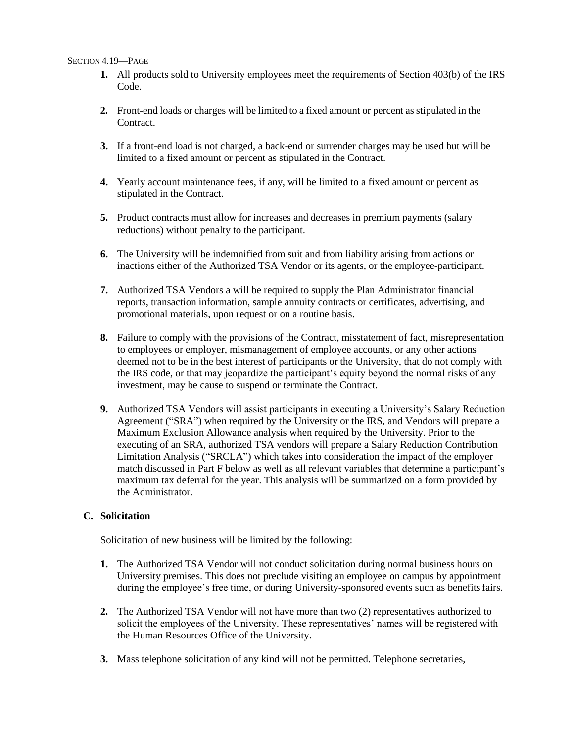1. All products sold to University employees meet the requirements of Section 403(b) of the IRS Code.

2. Front-end loads or charges will be limited to a fixed amount or percent as stipulated in the Contract.

3. If a front-end load is not charged, a back-end or surrender charges may be used but will be limited to a fixed amount or percent as stipulated in the Contract.

4. Yearly account maintenance fees, if any, will be limited to a fixed amount or percent as stipulated in the Contract.

5. Product contracts must allow for increases and decreases in premium payments (salary reductions) without penalty to the participant.

6. The University will be indemnified from suit and from liability arising from actions or inactions either of the Authorized TSA Vendor or its agents, or the employee-participant.

7. Authorized TSA Vendors a will be required to supply the Plan Administrator financial reports, transaction information, sample annuity contracts or certificates, advertising, and promotional materials, upon request or on a routine basis.

8. Failure to comply with the provisions of the Contract, misstatement of fact, misrepresentation to employees or employer, mismanagement of employee accounts, or any other actions deemed not to be in the best interest of participants or the University, that do not comply with the IRS code, or that may jeopardize the participant's equity beyond the normal risks of any investment, may be cause to suspend or terminate the Contract.

9. Authorized TSA Vendors will assist participants in executing a University's Salary Reduction Agreement ("SRA") when required by the University or the IRS, and Vendors will prepare a Maximum Exclusion Allowance analysis when required by the University. Prior to the executing of an SRA, authorized TSA vendors will prepare a Salary Reduction Contribution Limitation Analysis ("SRCLA") which takes into consideration the impact of the employer match discussed in Part F below as well as all relevant variables that determine a participant's maximum tax deferral for the year. This analysis will be summarized on a form provided by the Administrator.

**C. Solicitation**

Solicitation of new business will be limited by the following:

1. The Authorized TSA Vendor will not conduct solicitation during normal business hours on University premises. This does not preclude visiting an employee on campus by appointment during the employee's free time, or during University-sponsored events such as benefits fairs.

2. The Authorized TSA Vendor will not have more than two (2) representatives authorized to solicit the employees of the University. These representatives' names will be registered with the Human Resources Office of the University.

3. Mass telephone solicitation of any kind will not be permitted. Telephone secretaries,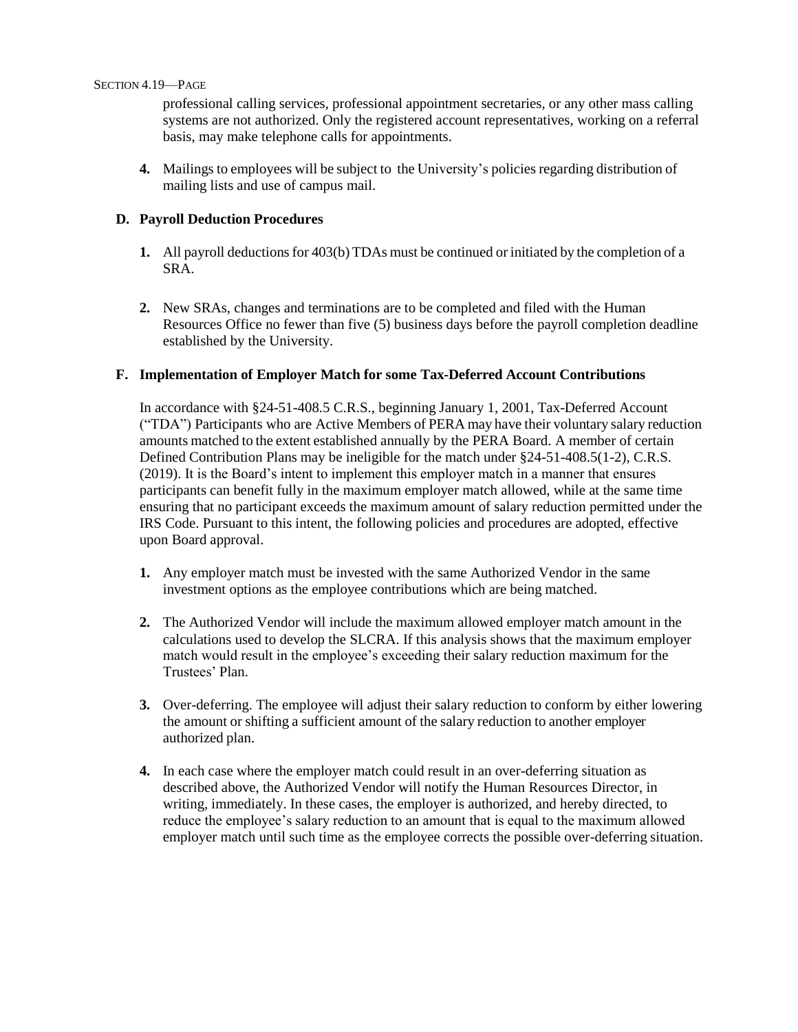professional calling services, professional appointment secretaries, or any other mass calling systems are not authorized. Only the registered account representatives, working on a referral basis, may make telephone calls for appointments.

4. Mailings to employees will be subject to the University's policies regarding distribution of mailing lists and use of campus mail.

### D. Payroll Deduction Procedures

1. All payroll deductions for 403(b) TDAs must be continued or initiated by the completion of a SRA.

2. New SRAs, changes and terminations are to be completed and filed with the Human Resources Office no fewer than five (5) business days before the payroll completion deadline established by the University.

### F. Implementation of Employer Match for some Tax-Deferred Account Contributions

In accordance with §24-51-408.5 C.R.S., beginning January 1, 2001, Tax-Deferred Account ("TDA") Participants who are Active Members of PERA may have their voluntary salary reduction amounts matched to the extent established annually by the PERA Board. A member of certain Defined Contribution Plans may be ineligible for the match under §24-51-408.5(1-2), C.R.S. (2019). It is the Board's intent to implement this employer match in a manner that ensures participants can benefit fully in the maximum employer match allowed, while at the same time ensuring that no participant exceeds the maximum amount of salary reduction permitted under the IRS Code. Pursuant to this intent, the following policies and procedures are adopted, effective upon Board approval.

1. Any employer match must be invested with the same Authorized Vendor in the same investment options as the employee contributions which are being matched.

2. The Authorized Vendor will include the maximum allowed employer match amount in the calculations used to develop the SLCRA. If this analysis shows that the maximum employer match would result in the employee's exceeding their salary reduction maximum for the Trustees' Plan.

3. Over-deferring. The employee will adjust their salary reduction to conform by either lowering the amount or shifting a sufficient amount of the salary reduction to another employer authorized plan.

4. In each case where the employer match could result in an over-deferring situation as described above, the Authorized Vendor will notify the Human Resources Director, in writing, immediately. In these cases, the employer is authorized, and hereby directed, to reduce the employee's salary reduction to an amount that is equal to the maximum allowed employer match until such time as the employee corrects the possible over-deferring situation.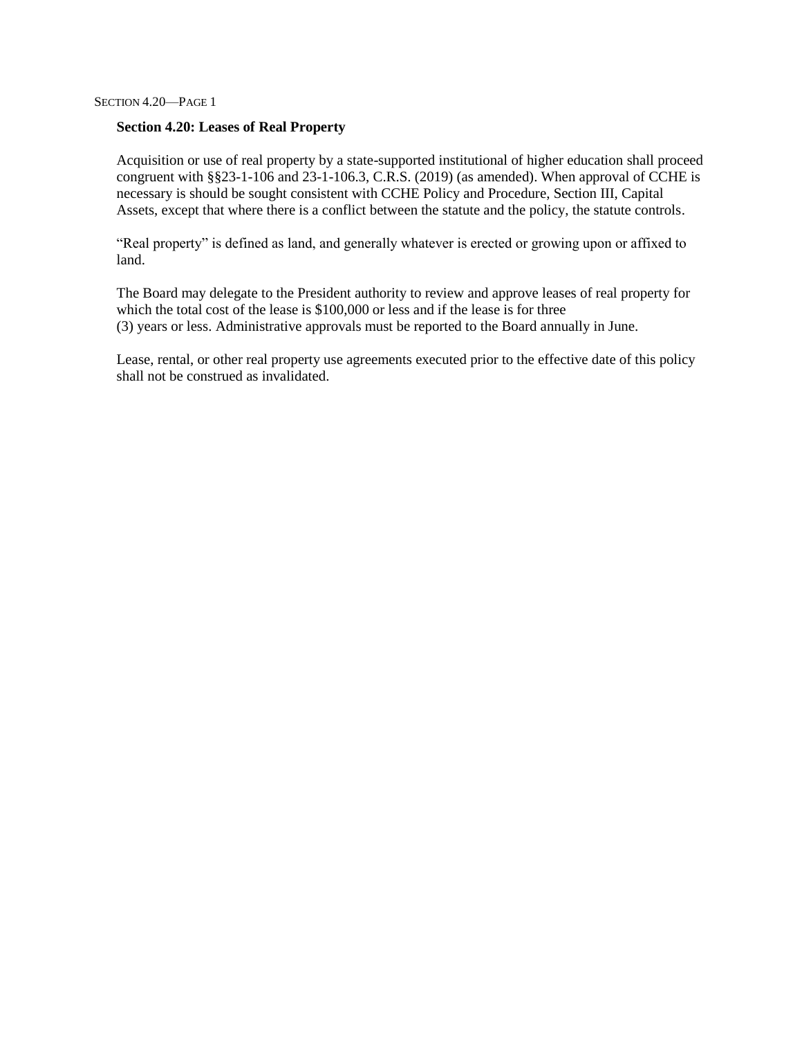## Section 4.20: Leases of Real Property

Acquisition or use of real property by a state-supported institutional of higher education shall proceed congruent with §§23-1-106 and 23-1-106.3, C.R.S. (2019) (as amended). When approval of CCHE is necessary is should be sought consistent with CCHE Policy and Procedure, Section III, Capital Assets, except that where there is a conflict between the statute and the policy, the statute controls.

"Real property" is defined as land, and generally whatever is erected or growing upon or affixed to land.

The Board may delegate to the President authority to review and approve leases of real property for which the total cost of the lease is $100,000 or less and if the lease is for three (3) years or less. Administrative approvals must be reported to the Board annually in June.

Lease, rental, or other real property use agreements executed prior to the effective date of this policy shall not be construed as invalidated.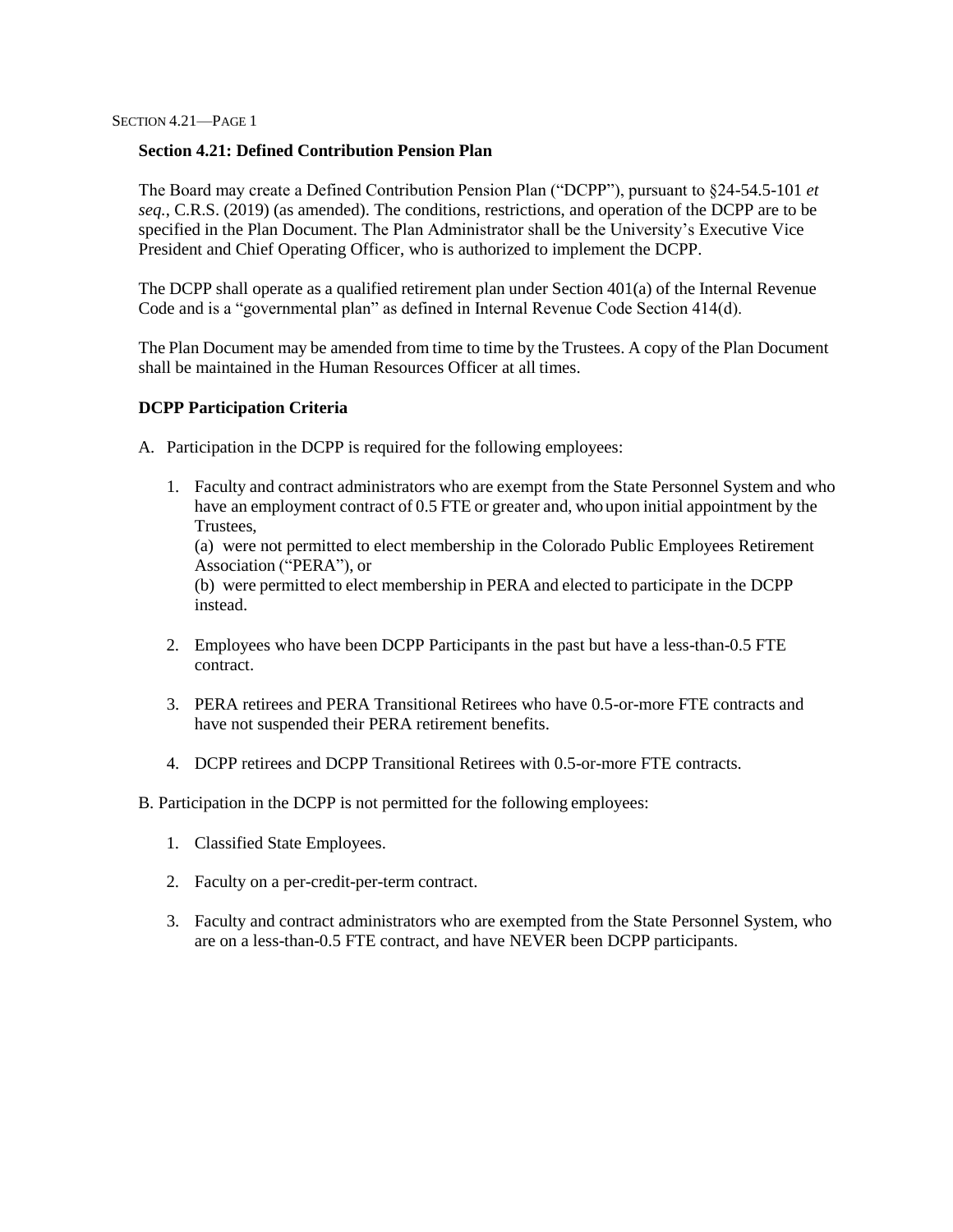## Section 4.21: Defined Contribution Pension Plan

The Board may create a Defined Contribution Pension Plan ("DCPP"), pursuant to §24-54.5-101 *et seq.*, C.R.S. (2019) (as amended). The conditions, restrictions, and operation of the DCPP are to be specified in the Plan Document. The Plan Administrator shall be the University's Executive Vice President and Chief Operating Officer, who is authorized to implement the DCPP.

The DCPP shall operate as a qualified retirement plan under Section 401(a) of the Internal Revenue Code and is a "governmental plan" as defined in Internal Revenue Code Section 414(d).

The Plan Document may be amended from time to time by the Trustees. A copy of the Plan Document shall be maintained in the Human Resources Officer at all times.

### DCPP Participation Criteria

A. Participation in the DCPP is required for the following employees:

1. Faculty and contract administrators who are exempt from the State Personnel System and who have an employment contract of 0.5 FTE or greater and, who upon initial appointment by the Trustees,
   (a) were not permitted to elect membership in the Colorado Public Employees Retirement Association ("PERA"), or
   (b) were permitted to elect membership in PERA and elected to participate in the DCPP instead.

2. Employees who have been DCPP Participants in the past but have a less-than-0.5 FTE contract.

3. PERA retirees and PERA Transitional Retirees who have 0.5-or-more FTE contracts and have not suspended their PERA retirement benefits.

4. DCPP retirees and DCPP Transitional Retirees with 0.5-or-more FTE contracts.

B. Participation in the DCPP is not permitted for the following employees:

1. Classified State Employees.

2. Faculty on a per-credit-per-term contract.

3. Faculty and contract administrators who are exempted from the State Personnel System, who are on a less-than-0.5 FTE contract, and have NEVER been DCPP participants.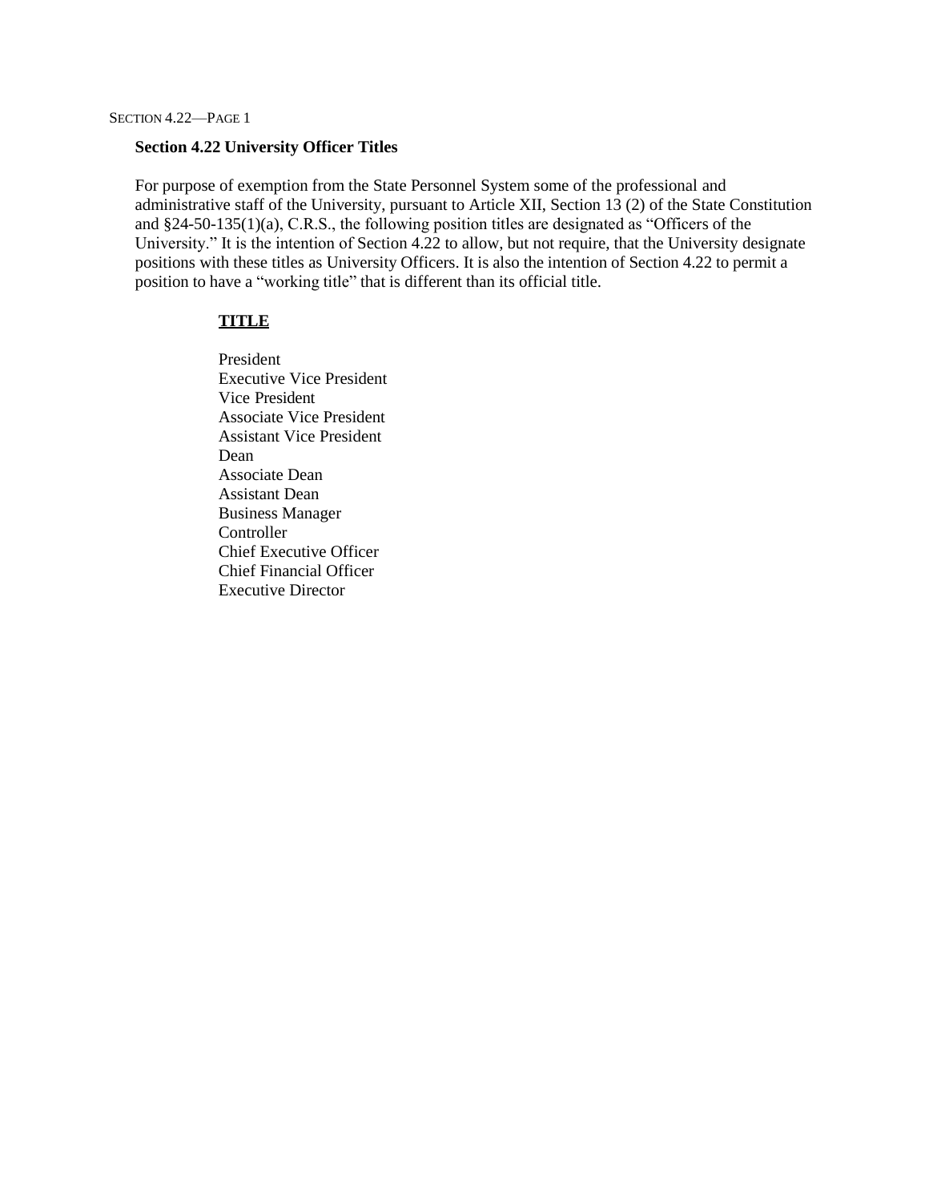## Section 4.22 University Officer Titles

For purpose of exemption from the State Personnel System some of the professional and administrative staff of the University, pursuant to Article XII, Section 13 (2) of the State Constitution and §24-50-135(1)(a), C.R.S., the following position titles are designated as "Officers of the University." It is the intention of Section 4.22 to allow, but not require, that the University designate positions with these titles as University Officers. It is also the intention of Section 4.22 to permit a position to have a "working title" that is different than its official title.

**TITLE**

President
Executive Vice President
Vice President
Associate Vice President
Assistant Vice President
Dean
Associate Dean
Assistant Dean
Business Manager
Controller
Chief Executive Officer
Chief Financial Officer
Executive Director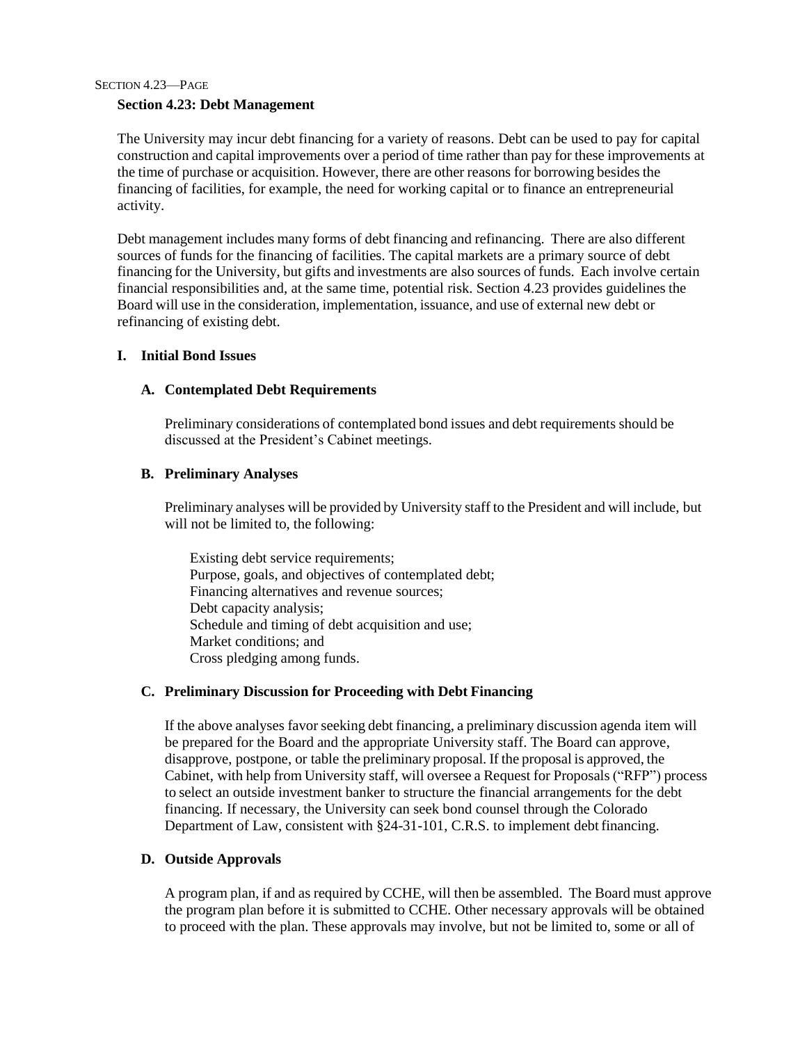## Section 4.23: Debt Management

The University may incur debt financing for a variety of reasons. Debt can be used to pay for capital construction and capital improvements over a period of time rather than pay for these improvements at the time of purchase or acquisition. However, there are other reasons for borrowing besides the financing of facilities, for example, the need for working capital or to finance an entrepreneurial activity.

Debt management includes many forms of debt financing and refinancing. There are also different sources of funds for the financing of facilities. The capital markets are a primary source of debt financing for the University, but gifts and investments are also sources of funds. Each involve certain financial responsibilities and, at the same time, potential risk. Section 4.23 provides guidelines the Board will use in the consideration, implementation, issuance, and use of external new debt or refinancing of existing debt.

### I. Initial Bond Issues

#### A. Contemplated Debt Requirements

Preliminary considerations of contemplated bond issues and debt requirements should be discussed at the President's Cabinet meetings.

#### B. Preliminary Analyses

Preliminary analyses will be provided by University staff to the President and will include, but will not be limited to, the following:

- Existing debt service requirements;
- Purpose, goals, and objectives of contemplated debt;
- Financing alternatives and revenue sources;
- Debt capacity analysis;
- Schedule and timing of debt acquisition and use;
- Market conditions; and
- Cross pledging among funds.

#### C. Preliminary Discussion for Proceeding with Debt Financing

If the above analyses favor seeking debt financing, a preliminary discussion agenda item will be prepared for the Board and the appropriate University staff. The Board can approve, disapprove, postpone, or table the preliminary proposal. If the proposal is approved, the Cabinet, with help from University staff, will oversee a Request for Proposals ("RFP") process to select an outside investment banker to structure the financial arrangements for the debt financing. If necessary, the University can seek bond counsel through the Colorado Department of Law, consistent with §24-31-101, C.R.S. to implement debt financing.

#### D. Outside Approvals

A program plan, if and as required by CCHE, will then be assembled. The Board must approve the program plan before it is submitted to CCHE. Other necessary approvals will be obtained to proceed with the plan. These approvals may involve, but not be limited to, some or all of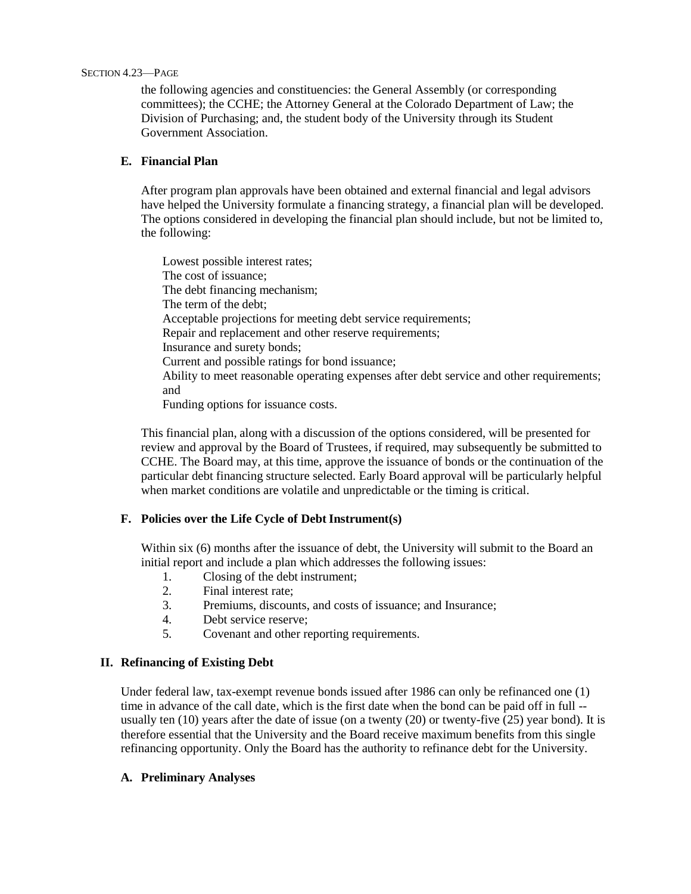the following agencies and constituencies: the General Assembly (or corresponding committees); the CCHE; the Attorney General at the Colorado Department of Law; the Division of Purchasing; and, the student body of the University through its Student Government Association.

### E. Financial Plan

After program plan approvals have been obtained and external financial and legal advisors have helped the University formulate a financing strategy, a financial plan will be developed. The options considered in developing the financial plan should include, but not be limited to, the following:

Lowest possible interest rates;
The cost of issuance;
The debt financing mechanism;
The term of the debt;
Acceptable projections for meeting debt service requirements;
Repair and replacement and other reserve requirements;
Insurance and surety bonds;
Current and possible ratings for bond issuance;
Ability to meet reasonable operating expenses after debt service and other requirements; and
Funding options for issuance costs.

This financial plan, along with a discussion of the options considered, will be presented for review and approval by the Board of Trustees, if required, may subsequently be submitted to CCHE. The Board may, at this time, approve the issuance of bonds or the continuation of the particular debt financing structure selected. Early Board approval will be particularly helpful when market conditions are volatile and unpredictable or the timing is critical.

### F. Policies over the Life Cycle of Debt Instrument(s)

Within six (6) months after the issuance of debt, the University will submit to the Board an initial report and include a plan which addresses the following issues:

1. Closing of the debt instrument;
2. Final interest rate;
3. Premiums, discounts, and costs of issuance; and Insurance;
4. Debt service reserve;
5. Covenant and other reporting requirements.

## II. Refinancing of Existing Debt

Under federal law, tax-exempt revenue bonds issued after 1986 can only be refinanced one (1) time in advance of the call date, which is the first date when the bond can be paid off in full -- usually ten (10) years after the date of issue (on a twenty (20) or twenty-five (25) year bond). It is therefore essential that the University and the Board receive maximum benefits from this single refinancing opportunity. Only the Board has the authority to refinance debt for the University.

### A. Preliminary Analyses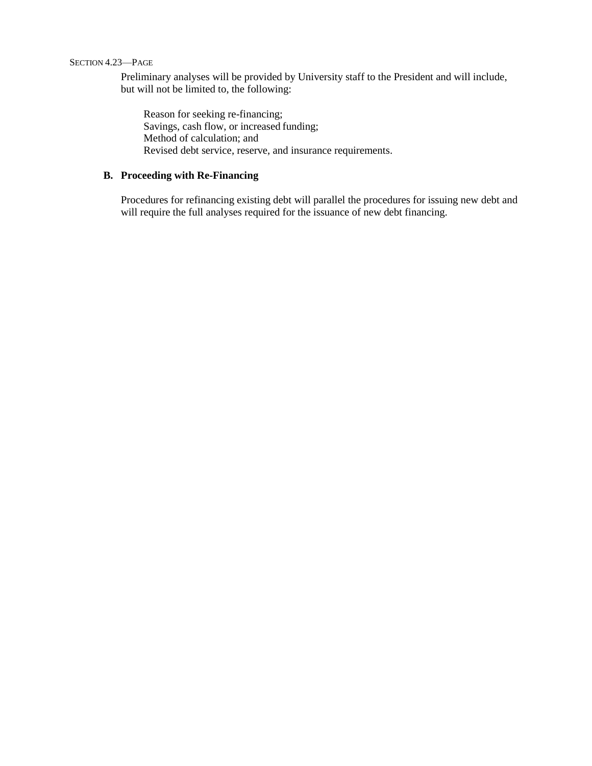Preliminary analyses will be provided by University staff to the President and will include, but will not be limited to, the following:

- Reason for seeking re-financing;
- Savings, cash flow, or increased funding;
- Method of calculation; and
- Revised debt service, reserve, and insurance requirements.

### B. Proceeding with Re-Financing

Procedures for refinancing existing debt will parallel the procedures for issuing new debt and will require the full analyses required for the issuance of new debt financing.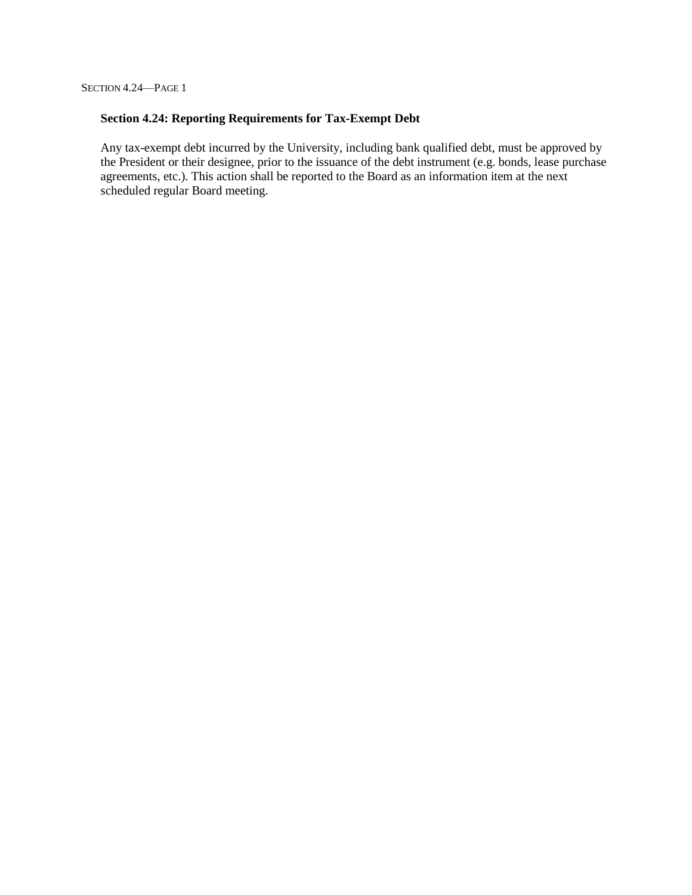## Section 4.24: Reporting Requirements for Tax-Exempt Debt

Any tax-exempt debt incurred by the University, including bank qualified debt, must be approved by the President or their designee, prior to the issuance of the debt instrument (e.g. bonds, lease purchase agreements, etc.). This action shall be reported to the Board as an information item at the next scheduled regular Board meeting.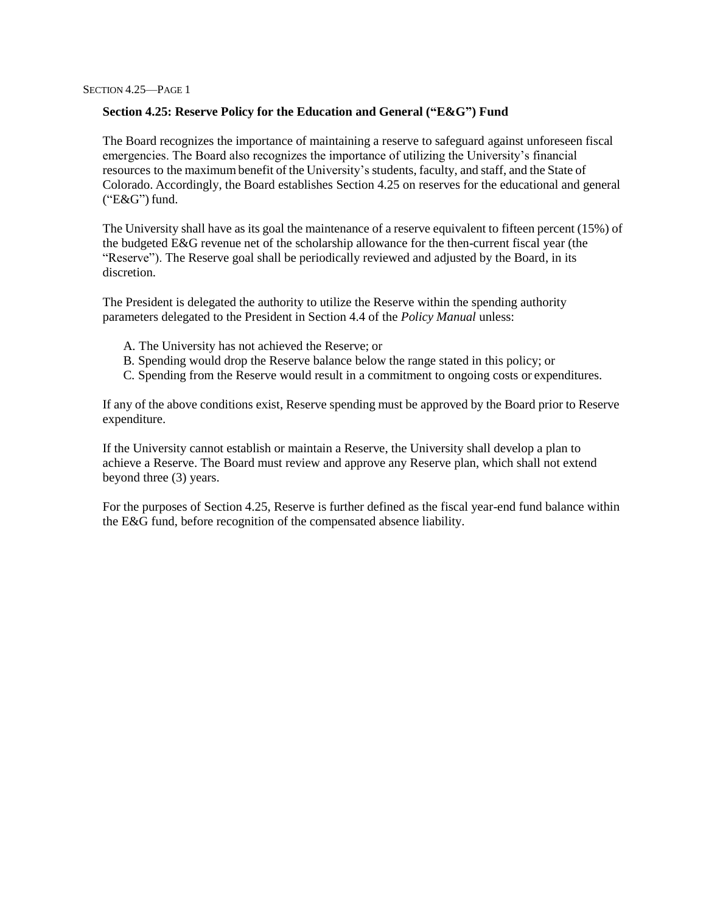## Section 4.25: Reserve Policy for the Education and General ("E&G") Fund

The Board recognizes the importance of maintaining a reserve to safeguard against unforeseen fiscal emergencies. The Board also recognizes the importance of utilizing the University's financial resources to the maximum benefit of the University's students, faculty, and staff, and the State of Colorado. Accordingly, the Board establishes Section 4.25 on reserves for the educational and general ("E&G") fund.

The University shall have as its goal the maintenance of a reserve equivalent to fifteen percent (15%) of the budgeted E&G revenue net of the scholarship allowance for the then-current fiscal year (the "Reserve"). The Reserve goal shall be periodically reviewed and adjusted by the Board, in its discretion.

The President is delegated the authority to utilize the Reserve within the spending authority parameters delegated to the President in Section 4.4 of the *Policy Manual* unless:

A. The University has not achieved the Reserve; or
B. Spending would drop the Reserve balance below the range stated in this policy; or
C. Spending from the Reserve would result in a commitment to ongoing costs or expenditures.

If any of the above conditions exist, Reserve spending must be approved by the Board prior to Reserve expenditure.

If the University cannot establish or maintain a Reserve, the University shall develop a plan to achieve a Reserve. The Board must review and approve any Reserve plan, which shall not extend beyond three (3) years.

For the purposes of Section 4.25, Reserve is further defined as the fiscal year-end fund balance within the E&G fund, before recognition of the compensated absence liability.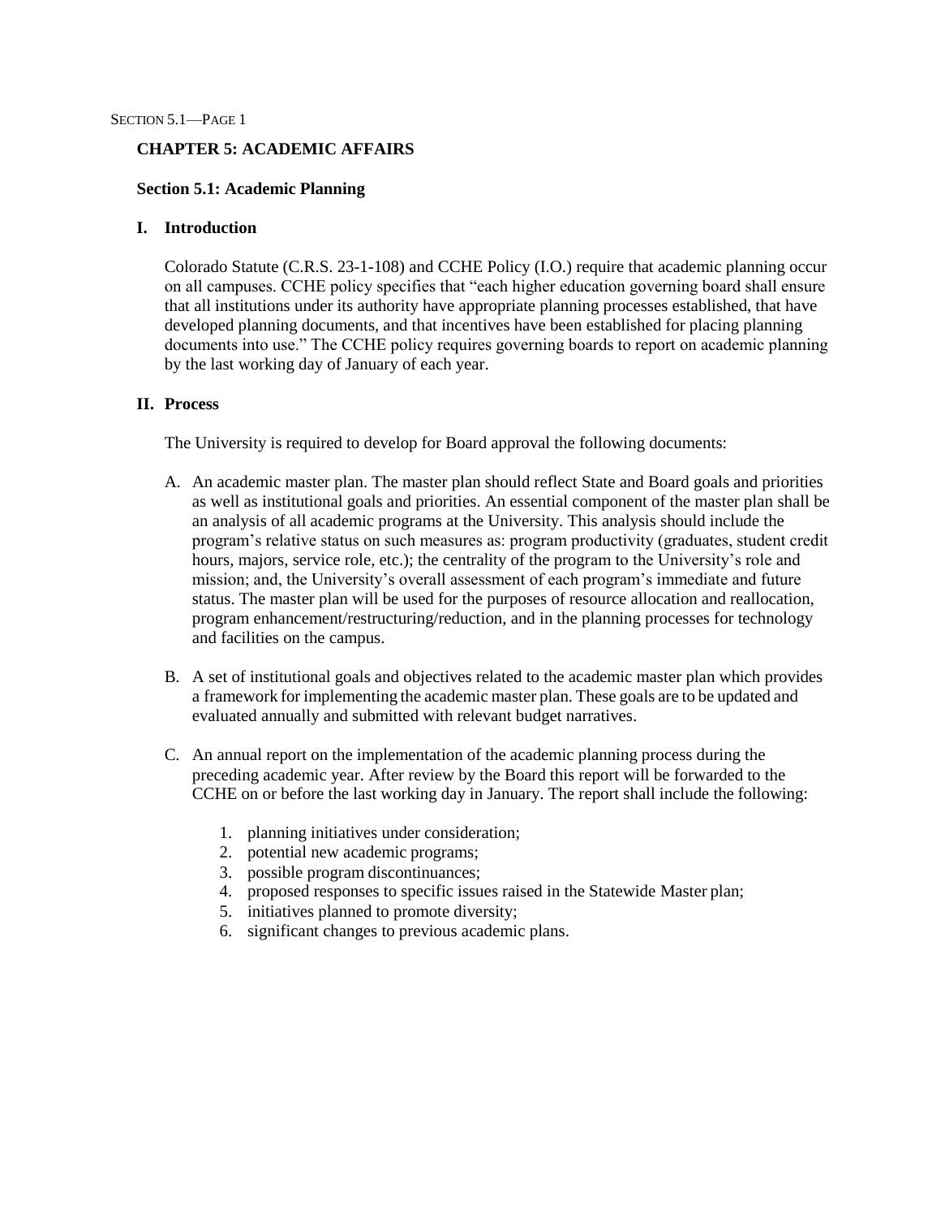# CHAPTER 5: ACADEMIC AFFAIRS

## Section 5.1: Academic Planning

### I. Introduction

Colorado Statute (C.R.S. 23-1-108) and CCHE Policy (I.O.) require that academic planning occur on all campuses. CCHE policy specifies that "each higher education governing board shall ensure that all institutions under its authority have appropriate planning processes established, that have developed planning documents, and that incentives have been established for placing planning documents into use." The CCHE policy requires governing boards to report on academic planning by the last working day of January of each year.

### II. Process

The University is required to develop for Board approval the following documents:

A. An academic master plan. The master plan should reflect State and Board goals and priorities as well as institutional goals and priorities. An essential component of the master plan shall be an analysis of all academic programs at the University. This analysis should include the program's relative status on such measures as: program productivity (graduates, student credit hours, majors, service role, etc.); the centrality of the program to the University's role and mission; and, the University's overall assessment of each program's immediate and future status. The master plan will be used for the purposes of resource allocation and reallocation, program enhancement/restructuring/reduction, and in the planning processes for technology and facilities on the campus.

B. A set of institutional goals and objectives related to the academic master plan which provides a framework for implementing the academic master plan. These goals are to be updated and evaluated annually and submitted with relevant budget narratives.

C. An annual report on the implementation of the academic planning process during the preceding academic year. After review by the Board this report will be forwarded to the CCHE on or before the last working day in January. The report shall include the following:

    1. planning initiatives under consideration;
    2. potential new academic programs;
    3. possible program discontinuances;
    4. proposed responses to specific issues raised in the Statewide Master plan;
    5. initiatives planned to promote diversity;
    6. significant changes to previous academic plans.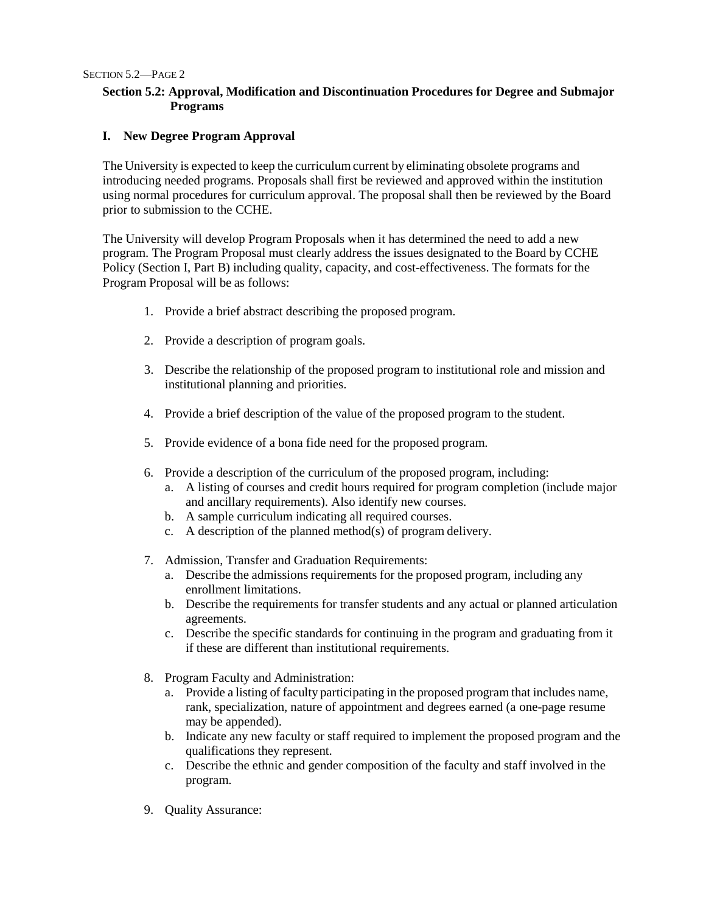## Section 5.2: Approval, Modification and Discontinuation Procedures for Degree and Submajor Programs

### I. New Degree Program Approval

The University is expected to keep the curriculum current by eliminating obsolete programs and introducing needed programs. Proposals shall first be reviewed and approved within the institution using normal procedures for curriculum approval. The proposal shall then be reviewed by the Board prior to submission to the CCHE.

The University will develop Program Proposals when it has determined the need to add a new program. The Program Proposal must clearly address the issues designated to the Board by CCHE Policy (Section I, Part B) including quality, capacity, and cost-effectiveness. The formats for the Program Proposal will be as follows:

1. Provide a brief abstract describing the proposed program.

2. Provide a description of program goals.

3. Describe the relationship of the proposed program to institutional role and mission and institutional planning and priorities.

4. Provide a brief description of the value of the proposed program to the student.

5. Provide evidence of a bona fide need for the proposed program.

6. Provide a description of the curriculum of the proposed program, including:
   a. A listing of courses and credit hours required for program completion (include major and ancillary requirements). Also identify new courses.
   b. A sample curriculum indicating all required courses.
   c. A description of the planned method(s) of program delivery.

7. Admission, Transfer and Graduation Requirements:
   a. Describe the admissions requirements for the proposed program, including any enrollment limitations.
   b. Describe the requirements for transfer students and any actual or planned articulation agreements.
   c. Describe the specific standards for continuing in the program and graduating from it if these are different than institutional requirements.

8. Program Faculty and Administration:
   a. Provide a listing of faculty participating in the proposed program that includes name, rank, specialization, nature of appointment and degrees earned (a one-page resume may be appended).
   b. Indicate any new faculty or staff required to implement the proposed program and the qualifications they represent.
   c. Describe the ethnic and gender composition of the faculty and staff involved in the program.

9. Quality Assurance: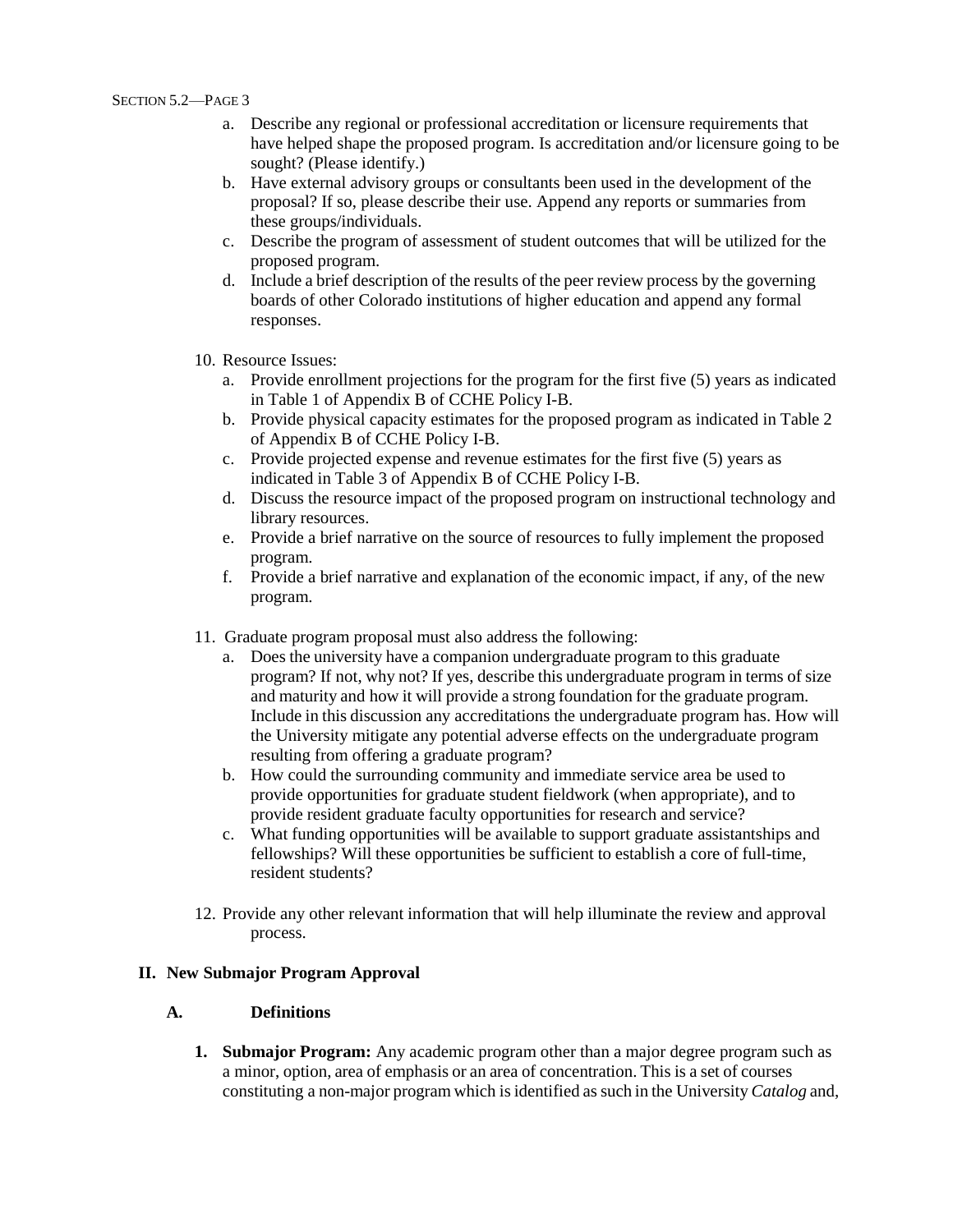a. Describe any regional or professional accreditation or licensure requirements that have helped shape the proposed program. Is accreditation and/or licensure going to be sought? (Please identify.)
b. Have external advisory groups or consultants been used in the development of the proposal? If so, please describe their use. Append any reports or summaries from these groups/individuals.
c. Describe the program of assessment of student outcomes that will be utilized for the proposed program.
d. Include a brief description of the results of the peer review process by the governing boards of other Colorado institutions of higher education and append any formal responses.

10. Resource Issues:
    a. Provide enrollment projections for the program for the first five (5) years as indicated in Table 1 of Appendix B of CCHE Policy I-B.
    b. Provide physical capacity estimates for the proposed program as indicated in Table 2 of Appendix B of CCHE Policy I-B.
    c. Provide projected expense and revenue estimates for the first five (5) years as indicated in Table 3 of Appendix B of CCHE Policy I-B.
    d. Discuss the resource impact of the proposed program on instructional technology and library resources.
    e. Provide a brief narrative on the source of resources to fully implement the proposed program.
    f. Provide a brief narrative and explanation of the economic impact, if any, of the new program.

11. Graduate program proposal must also address the following:
    a. Does the university have a companion undergraduate program to this graduate program? If not, why not? If yes, describe this undergraduate program in terms of size and maturity and how it will provide a strong foundation for the graduate program. Include in this discussion any accreditations the undergraduate program has. How will the University mitigate any potential adverse effects on the undergraduate program resulting from offering a graduate program?
    b. How could the surrounding community and immediate service area be used to provide opportunities for graduate student fieldwork (when appropriate), and to provide resident graduate faculty opportunities for research and service?
    c. What funding opportunities will be available to support graduate assistantships and fellowships? Will these opportunities be sufficient to establish a core of full-time, resident students?

12. Provide any other relevant information that will help illuminate the review and approval process.

## II. New Submajor Program Approval

### A. Definitions

1. **Submajor Program:** Any academic program other than a major degree program such as a minor, option, area of emphasis or an area of concentration. This is a set of courses constituting a non-major program which is identified as such in the University *Catalog* and,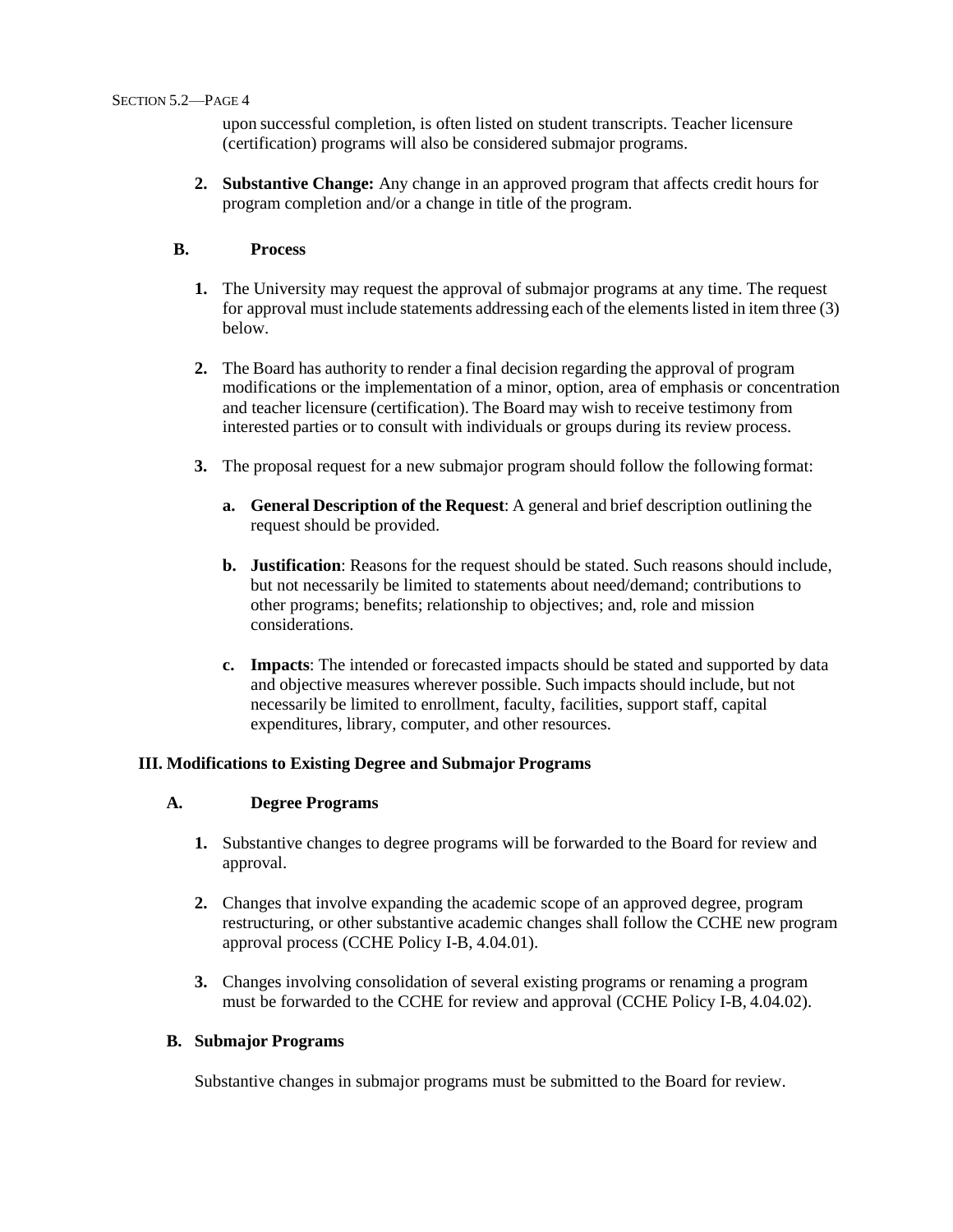upon successful completion, is often listed on student transcripts. Teacher licensure (certification) programs will also be considered submajor programs.

2. **Substantive Change:** Any change in an approved program that affects credit hours for program completion and/or a change in title of the program.

### B. Process

1. The University may request the approval of submajor programs at any time. The request for approval must include statements addressing each of the elements listed in item three (3) below.

2. The Board has authority to render a final decision regarding the approval of program modifications or the implementation of a minor, option, area of emphasis or concentration and teacher licensure (certification). The Board may wish to receive testimony from interested parties or to consult with individuals or groups during its review process.

3. The proposal request for a new submajor program should follow the following format:

   a. **General Description of the Request**: A general and brief description outlining the request should be provided.

   b. **Justification**: Reasons for the request should be stated. Such reasons should include, but not necessarily be limited to statements about need/demand; contributions to other programs; benefits; relationship to objectives; and, role and mission considerations.

   c. **Impacts**: The intended or forecasted impacts should be stated and supported by data and objective measures wherever possible. Such impacts should include, but not necessarily be limited to enrollment, faculty, facilities, support staff, capital expenditures, library, computer, and other resources.

## III. Modifications to Existing Degree and Submajor Programs

### A. Degree Programs

1. Substantive changes to degree programs will be forwarded to the Board for review and approval.

2. Changes that involve expanding the academic scope of an approved degree, program restructuring, or other substantive academic changes shall follow the CCHE new program approval process (CCHE Policy I-B, 4.04.01).

3. Changes involving consolidation of several existing programs or renaming a program must be forwarded to the CCHE for review and approval (CCHE Policy I-B, 4.04.02).

### B. Submajor Programs

Substantive changes in submajor programs must be submitted to the Board for review.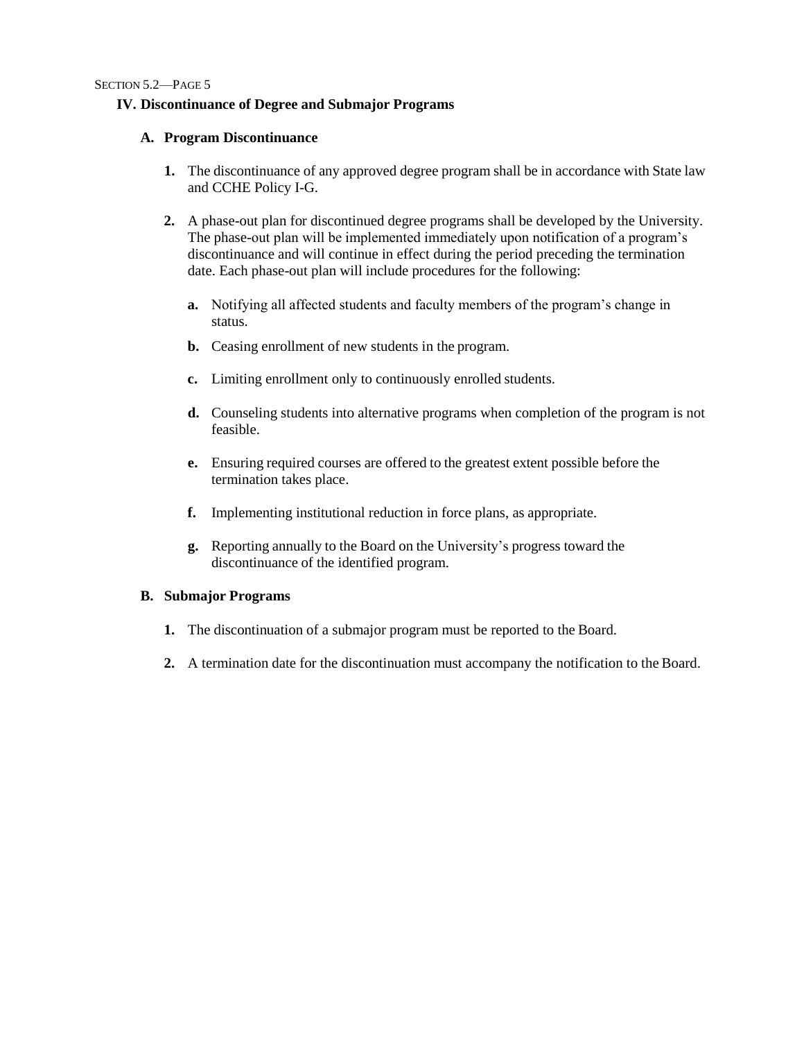## IV. Discontinuance of Degree and Submajor Programs

### A. Program Discontinuance

1. The discontinuance of any approved degree program shall be in accordance with State law and CCHE Policy I-G.

2. A phase-out plan for discontinued degree programs shall be developed by the University. The phase-out plan will be implemented immediately upon notification of a program's discontinuance and will continue in effect during the period preceding the termination date. Each phase-out plan will include procedures for the following:

   a. Notifying all affected students and faculty members of the program's change in status.

   b. Ceasing enrollment of new students in the program.

   c. Limiting enrollment only to continuously enrolled students.

   d. Counseling students into alternative programs when completion of the program is not feasible.

   e. Ensuring required courses are offered to the greatest extent possible before the termination takes place.

   f. Implementing institutional reduction in force plans, as appropriate.

   g. Reporting annually to the Board on the University's progress toward the discontinuance of the identified program.

### B. Submajor Programs

1. The discontinuation of a submajor program must be reported to the Board.

2. A termination date for the discontinuation must accompany the notification to the Board.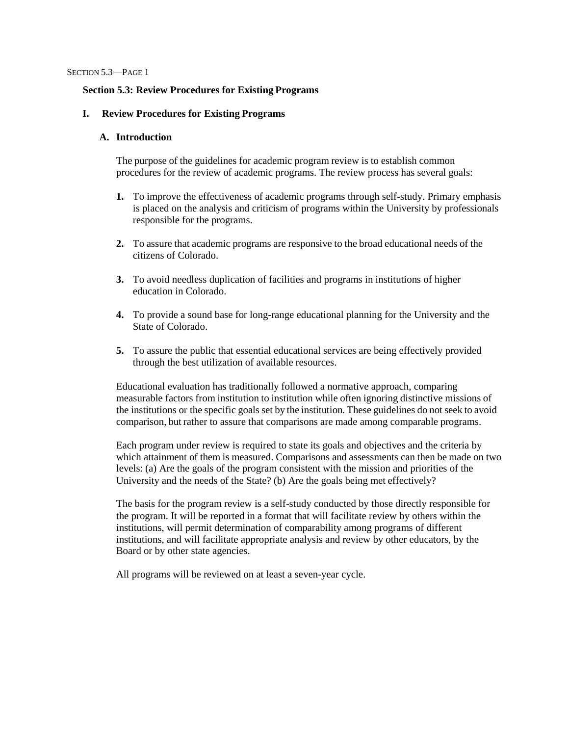## Section 5.3: Review Procedures for Existing Programs

### I. Review Procedures for Existing Programs

#### A. Introduction

The purpose of the guidelines for academic program review is to establish common procedures for the review of academic programs. The review process has several goals:

1. To improve the effectiveness of academic programs through self-study. Primary emphasis is placed on the analysis and criticism of programs within the University by professionals responsible for the programs.

2. To assure that academic programs are responsive to the broad educational needs of the citizens of Colorado.

3. To avoid needless duplication of facilities and programs in institutions of higher education in Colorado.

4. To provide a sound base for long-range educational planning for the University and the State of Colorado.

5. To assure the public that essential educational services are being effectively provided through the best utilization of available resources.

Educational evaluation has traditionally followed a normative approach, comparing measurable factors from institution to institution while often ignoring distinctive missions of the institutions or the specific goals set by the institution. These guidelines do not seek to avoid comparison, but rather to assure that comparisons are made among comparable programs.

Each program under review is required to state its goals and objectives and the criteria by which attainment of them is measured. Comparisons and assessments can then be made on two levels: (a) Are the goals of the program consistent with the mission and priorities of the University and the needs of the State? (b) Are the goals being met effectively?

The basis for the program review is a self-study conducted by those directly responsible for the program. It will be reported in a format that will facilitate review by others within the institutions, will permit determination of comparability among programs of different institutions, and will facilitate appropriate analysis and review by other educators, by the Board or by other state agencies.

All programs will be reviewed on at least a seven-year cycle.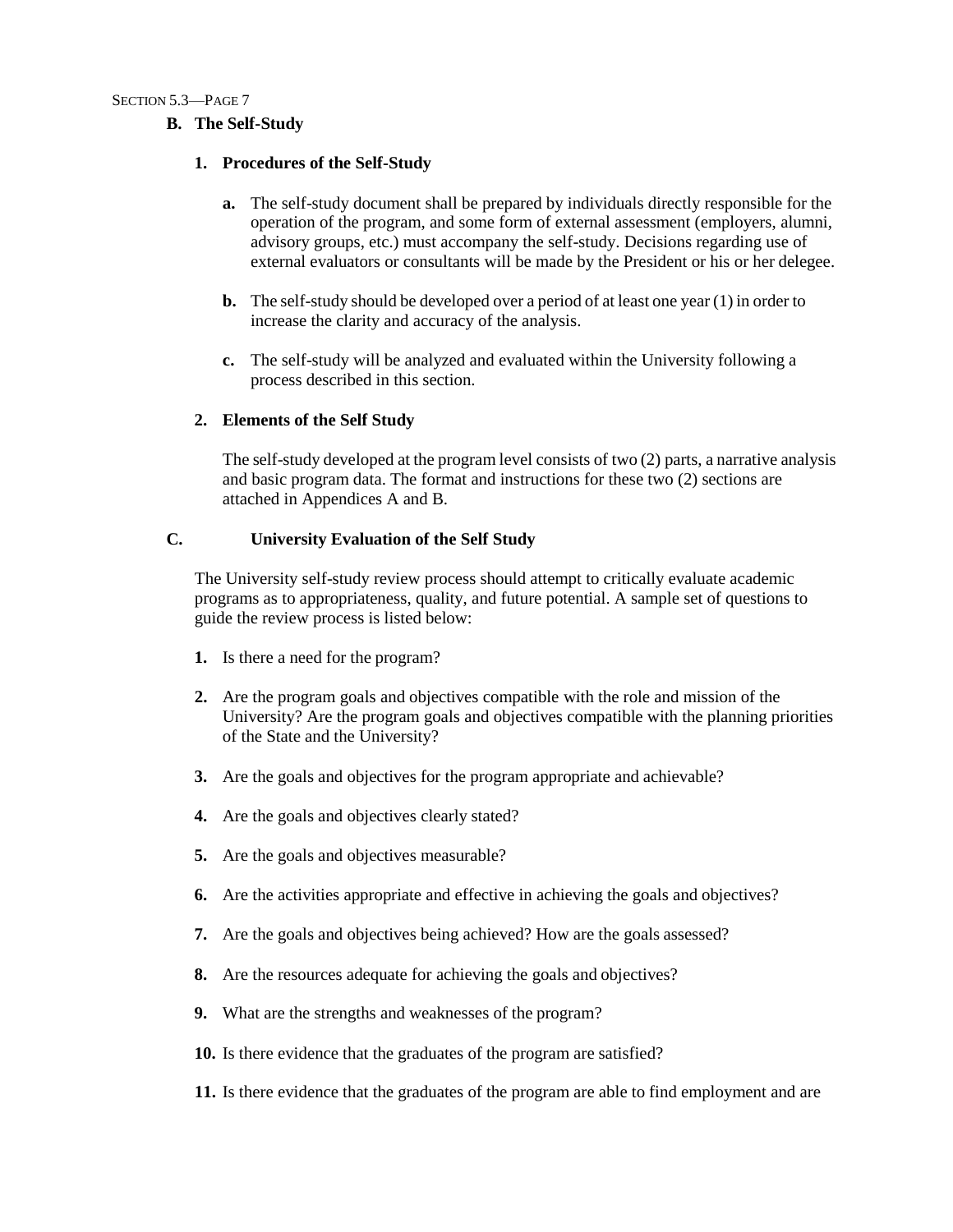**B. The Self-Study**

**1. Procedures of the Self-Study**

**a.** The self-study document shall be prepared by individuals directly responsible for the operation of the program, and some form of external assessment (employers, alumni, advisory groups, etc.) must accompany the self-study. Decisions regarding use of external evaluators or consultants will be made by the President or his or her delegee.

**b.** The self-study should be developed over a period of at least one year (1) in order to increase the clarity and accuracy of the analysis.

**c.** The self-study will be analyzed and evaluated within the University following a process described in this section.

**2. Elements of the Self Study**

The self-study developed at the program level consists of two (2) parts, a narrative analysis and basic program data. The format and instructions for these two (2) sections are attached in Appendices A and B.

**C. University Evaluation of the Self Study**

The University self-study review process should attempt to critically evaluate academic programs as to appropriateness, quality, and future potential. A sample set of questions to guide the review process is listed below:

**1.** Is there a need for the program?

**2.** Are the program goals and objectives compatible with the role and mission of the University? Are the program goals and objectives compatible with the planning priorities of the State and the University?

**3.** Are the goals and objectives for the program appropriate and achievable?

**4.** Are the goals and objectives clearly stated?

**5.** Are the goals and objectives measurable?

**6.** Are the activities appropriate and effective in achieving the goals and objectives?

**7.** Are the goals and objectives being achieved? How are the goals assessed?

**8.** Are the resources adequate for achieving the goals and objectives?

**9.** What are the strengths and weaknesses of the program?

**10.** Is there evidence that the graduates of the program are satisfied?

**11.** Is there evidence that the graduates of the program are able to find employment and are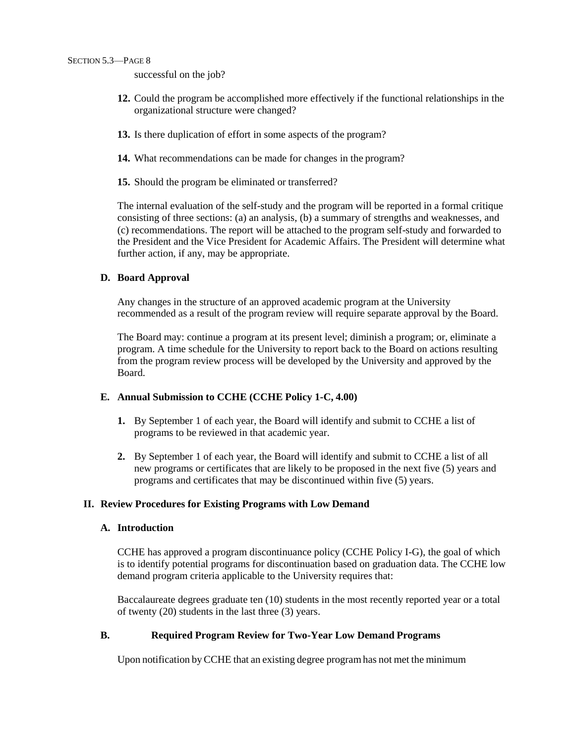successful on the job?

12. Could the program be accomplished more effectively if the functional relationships in the organizational structure were changed?

13. Is there duplication of effort in some aspects of the program?

14. What recommendations can be made for changes in the program?

15. Should the program be eliminated or transferred?

The internal evaluation of the self-study and the program will be reported in a formal critique consisting of three sections: (a) an analysis, (b) a summary of strengths and weaknesses, and (c) recommendations. The report will be attached to the program self-study and forwarded to the President and the Vice President for Academic Affairs. The President will determine what further action, if any, may be appropriate.

### D. Board Approval

Any changes in the structure of an approved academic program at the University recommended as a result of the program review will require separate approval by the Board.

The Board may: continue a program at its present level; diminish a program; or, eliminate a program. A time schedule for the University to report back to the Board on actions resulting from the program review process will be developed by the University and approved by the Board.

### E. Annual Submission to CCHE (CCHE Policy 1-C, 4.00)

1. By September 1 of each year, the Board will identify and submit to CCHE a list of programs to be reviewed in that academic year.

2. By September 1 of each year, the Board will identify and submit to CCHE a list of all new programs or certificates that are likely to be proposed in the next five (5) years and programs and certificates that may be discontinued within five (5) years.

## II. Review Procedures for Existing Programs with Low Demand

### A. Introduction

CCHE has approved a program discontinuance policy (CCHE Policy I-G), the goal of which is to identify potential programs for discontinuation based on graduation data. The CCHE low demand program criteria applicable to the University requires that:

Baccalaureate degrees graduate ten (10) students in the most recently reported year or a total of twenty (20) students in the last three (3) years.

### B. Required Program Review for Two-Year Low Demand Programs

Upon notification by CCHE that an existing degree program has not met the minimum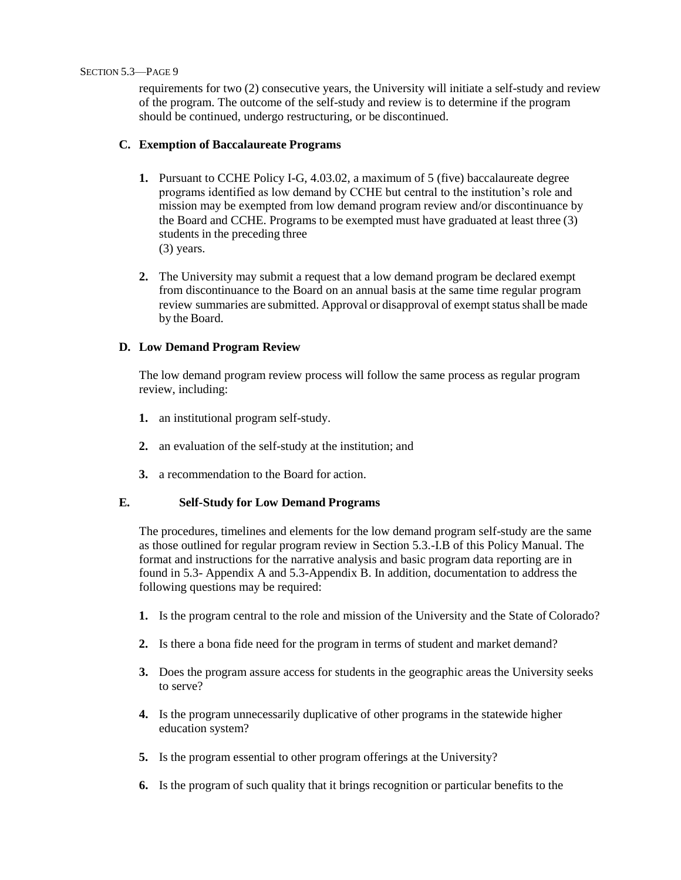requirements for two (2) consecutive years, the University will initiate a self-study and review of the program. The outcome of the self-study and review is to determine if the program should be continued, undergo restructuring, or be discontinued.

### C. Exemption of Baccalaureate Programs

1. Pursuant to CCHE Policy I-G, 4.03.02, a maximum of 5 (five) baccalaureate degree programs identified as low demand by CCHE but central to the institution's role and mission may be exempted from low demand program review and/or discontinuance by the Board and CCHE. Programs to be exempted must have graduated at least three (3) students in the preceding three (3) years.

2. The University may submit a request that a low demand program be declared exempt from discontinuance to the Board on an annual basis at the same time regular program review summaries are submitted. Approval or disapproval of exempt status shall be made by the Board.

### D. Low Demand Program Review

The low demand program review process will follow the same process as regular program review, including:

1. an institutional program self-study.

2. an evaluation of the self-study at the institution; and

3. a recommendation to the Board for action.

### E. Self-Study for Low Demand Programs

The procedures, timelines and elements for the low demand program self-study are the same as those outlined for regular program review in Section 5.3.-I.B of this Policy Manual. The format and instructions for the narrative analysis and basic program data reporting are in found in 5.3- Appendix A and 5.3-Appendix B. In addition, documentation to address the following questions may be required:

1. Is the program central to the role and mission of the University and the State of Colorado?

2. Is there a bona fide need for the program in terms of student and market demand?

3. Does the program assure access for students in the geographic areas the University seeks to serve?

4. Is the program unnecessarily duplicative of other programs in the statewide higher education system?

5. Is the program essential to other program offerings at the University?

6. Is the program of such quality that it brings recognition or particular benefits to the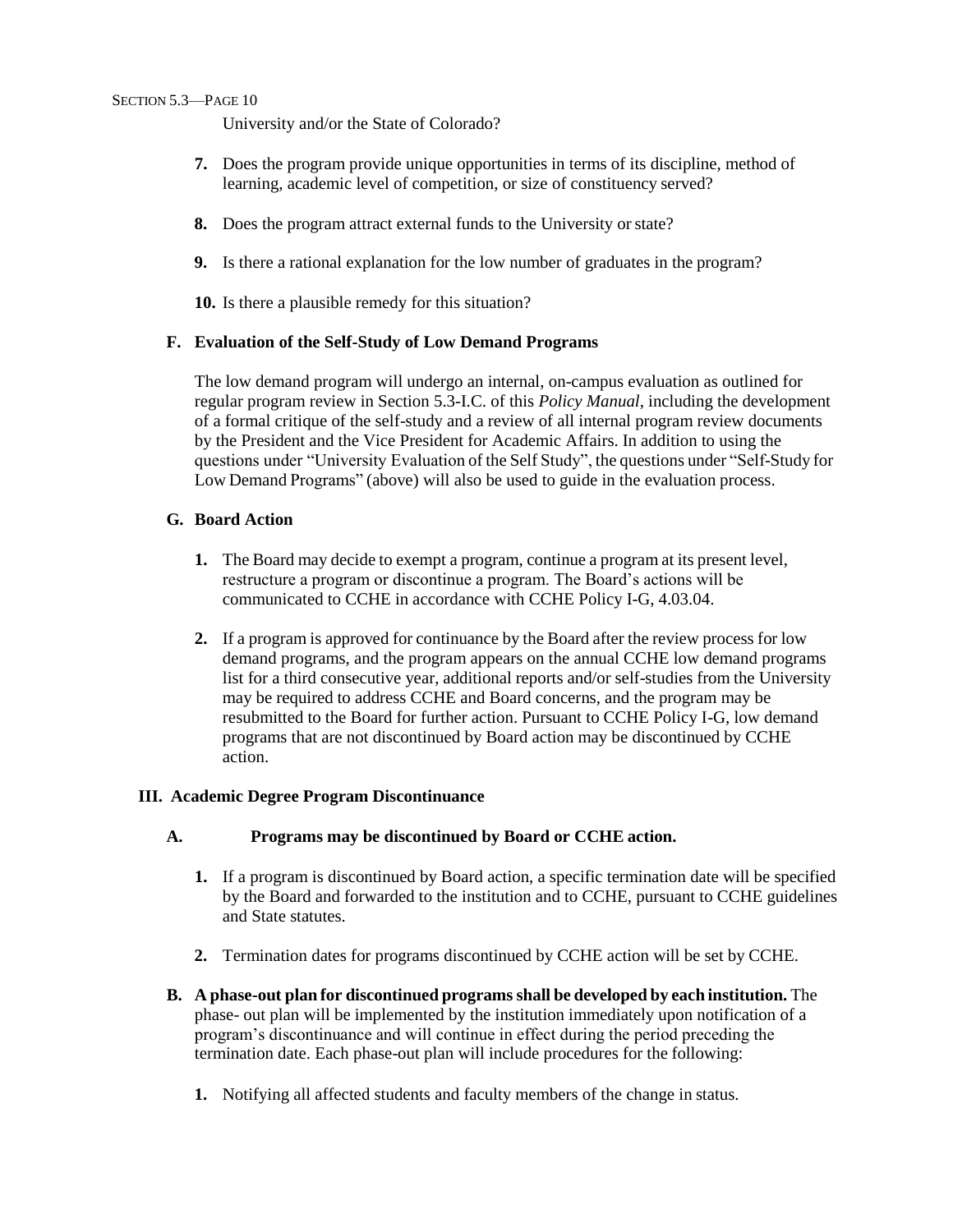University and/or the State of Colorado?

7. Does the program provide unique opportunities in terms of its discipline, method of learning, academic level of competition, or size of constituency served?

8. Does the program attract external funds to the University or state?

9. Is there a rational explanation for the low number of graduates in the program?

10. Is there a plausible remedy for this situation?

### F. Evaluation of the Self-Study of Low Demand Programs

The low demand program will undergo an internal, on-campus evaluation as outlined for regular program review in Section 5.3-I.C. of this *Policy Manual*, including the development of a formal critique of the self-study and a review of all internal program review documents by the President and the Vice President for Academic Affairs. In addition to using the questions under "University Evaluation of the Self Study", the questions under "Self-Study for Low Demand Programs" (above) will also be used to guide in the evaluation process.

### G. Board Action

1. The Board may decide to exempt a program, continue a program at its present level, restructure a program or discontinue a program. The Board's actions will be communicated to CCHE in accordance with CCHE Policy I-G, 4.03.04.

2. If a program is approved for continuance by the Board after the review process for low demand programs, and the program appears on the annual CCHE low demand programs list for a third consecutive year, additional reports and/or self-studies from the University may be required to address CCHE and Board concerns, and the program may be resubmitted to the Board for further action. Pursuant to CCHE Policy I-G, low demand programs that are not discontinued by Board action may be discontinued by CCHE action.

## III. Academic Degree Program Discontinuance

### A. Programs may be discontinued by Board or CCHE action.

1. If a program is discontinued by Board action, a specific termination date will be specified by the Board and forwarded to the institution and to CCHE, pursuant to CCHE guidelines and State statutes.

2. Termination dates for programs discontinued by CCHE action will be set by CCHE.

**B. A phase-out plan for discontinued programs shall be developed by each institution.** The phase- out plan will be implemented by the institution immediately upon notification of a program's discontinuance and will continue in effect during the period preceding the termination date. Each phase-out plan will include procedures for the following:

1. Notifying all affected students and faculty members of the change in status.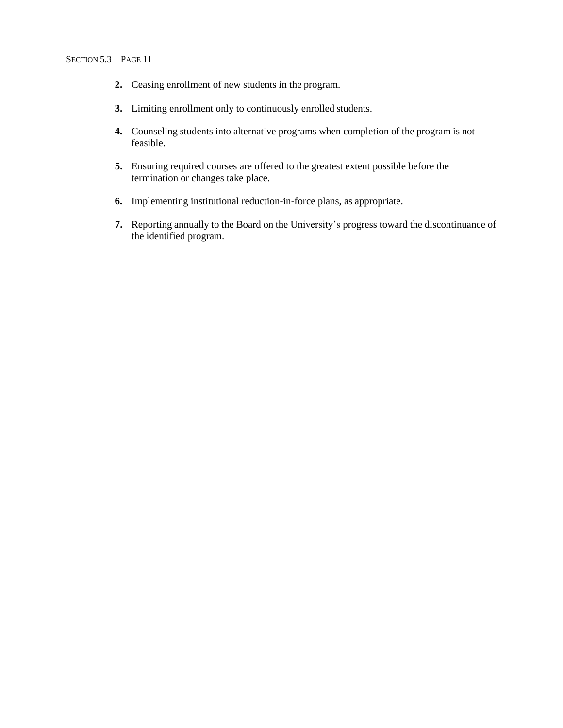2. Ceasing enrollment of new students in the program.

3. Limiting enrollment only to continuously enrolled students.

4. Counseling students into alternative programs when completion of the program is not feasible.

5. Ensuring required courses are offered to the greatest extent possible before the termination or changes take place.

6. Implementing institutional reduction-in-force plans, as appropriate.

7. Reporting annually to the Board on the University's progress toward the discontinuance of the identified program.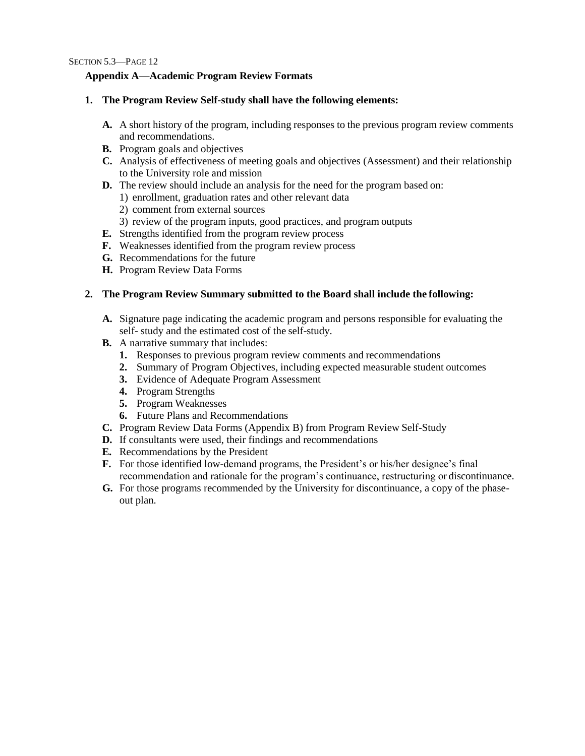## Appendix A—Academic Program Review Formats

**1. The Program Review Self-study shall have the following elements:**

- **A.** A short history of the program, including responses to the previous program review comments and recommendations.
- **B.** Program goals and objectives
- **C.** Analysis of effectiveness of meeting goals and objectives (Assessment) and their relationship to the University role and mission
- **D.** The review should include an analysis for the need for the program based on:
  - 1) enrollment, graduation rates and other relevant data
  - 2) comment from external sources
  - 3) review of the program inputs, good practices, and program outputs
- **E.** Strengths identified from the program review process
- **F.** Weaknesses identified from the program review process
- **G.** Recommendations for the future
- **H.** Program Review Data Forms

**2. The Program Review Summary submitted to the Board shall include the following:**

- **A.** Signature page indicating the academic program and persons responsible for evaluating the self- study and the estimated cost of the self-study.
- **B.** A narrative summary that includes:
  - **1.** Responses to previous program review comments and recommendations
  - **2.** Summary of Program Objectives, including expected measurable student outcomes
  - **3.** Evidence of Adequate Program Assessment
  - **4.** Program Strengths
  - **5.** Program Weaknesses
  - **6.** Future Plans and Recommendations
- **C.** Program Review Data Forms (Appendix B) from Program Review Self-Study
- **D.** If consultants were used, their findings and recommendations
- **E.** Recommendations by the President
- **F.** For those identified low-demand programs, the President's or his/her designee's final recommendation and rationale for the program's continuance, restructuring or discontinuance.
- **G.** For those programs recommended by the University for discontinuance, a copy of the phase-out plan.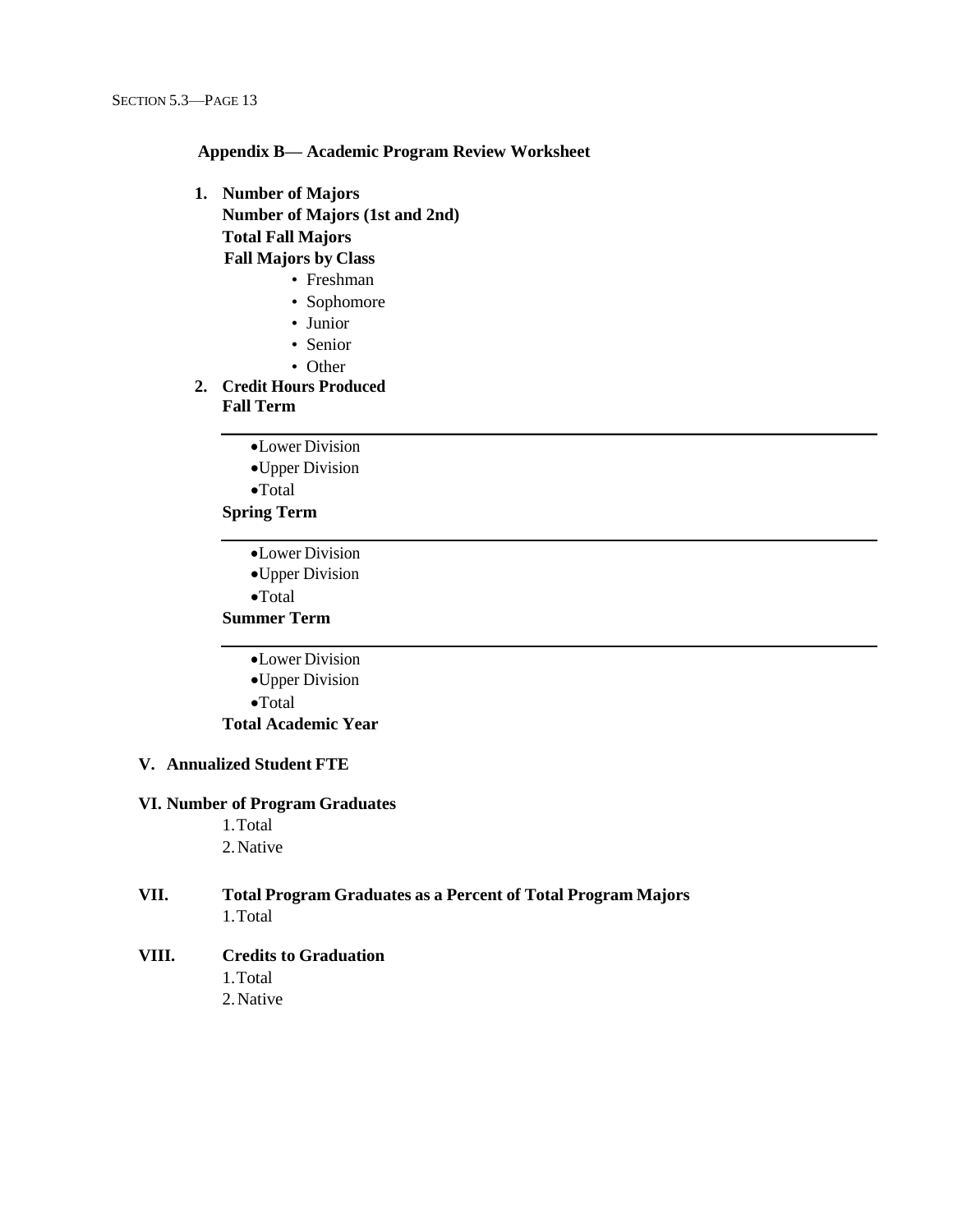## Appendix B— Academic Program Review Worksheet

1. **Number of Majors**
   **Number of Majors (1st and 2nd)**
   **Total Fall Majors**
   **Fall Majors by Class**
   - Freshman
   - Sophomore
   - Junior
   - Senior
   - Other
2. **Credit Hours Produced**
   **Fall Term**

   ---

   - Lower Division
   - Upper Division
   - Total

   **Spring Term**

   ---

   - Lower Division
   - Upper Division
   - Total

   **Summer Term**

   ---

   - Lower Division
   - Upper Division
   - Total

   **Total Academic Year**

**V. Annualized Student FTE**

**VI. Number of Program Graduates**

1. Total
2. Native

**VII. Total Program Graduates as a Percent of Total Program Majors**

1. Total

**VIII. Credits to Graduation**

1. Total
2. Native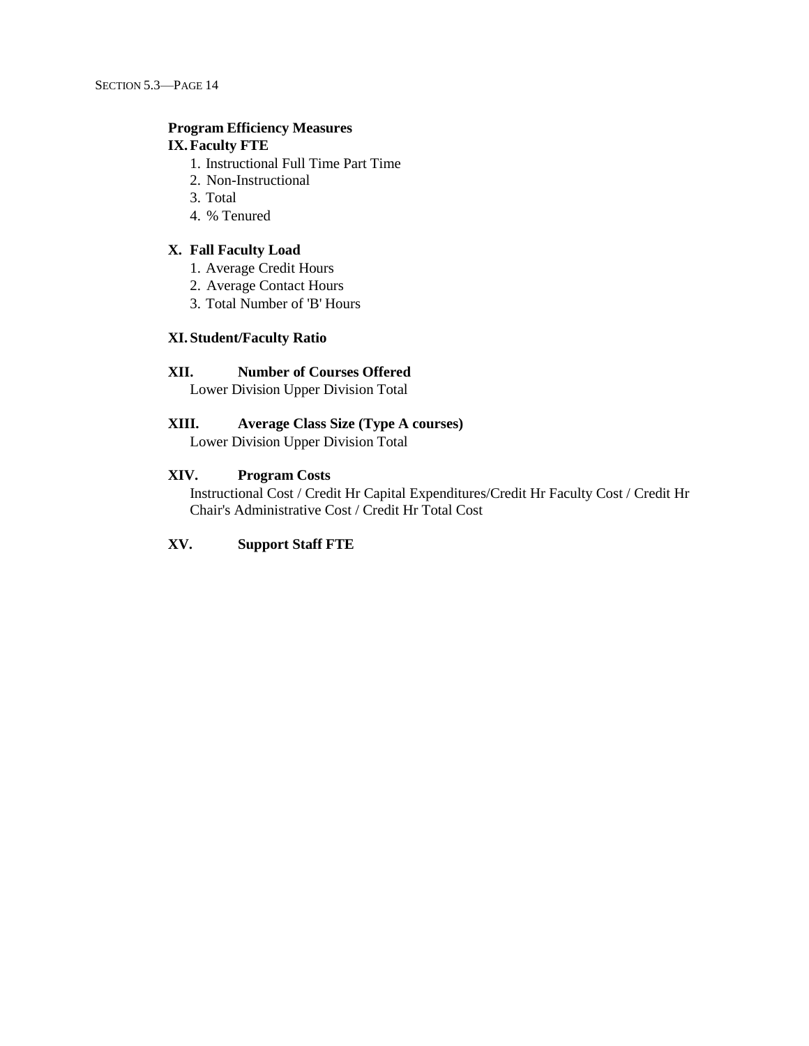**Program Efficiency Measures**

**IX. Faculty FTE**

1. Instructional Full Time Part Time
2. Non-Instructional
3. Total
4. % Tenured

**X. Fall Faculty Load**

1. Average Credit Hours
2. Average Contact Hours
3. Total Number of 'B' Hours

**XI. Student/Faculty Ratio**

**XII. Number of Courses Offered**

Lower Division Upper Division Total

**XIII. Average Class Size (Type A courses)**

Lower Division Upper Division Total

**XIV. Program Costs**

Instructional Cost / Credit Hr Capital Expenditures/Credit Hr Faculty Cost / Credit Hr Chair's Administrative Cost / Credit Hr Total Cost

**XV. Support Staff FTE**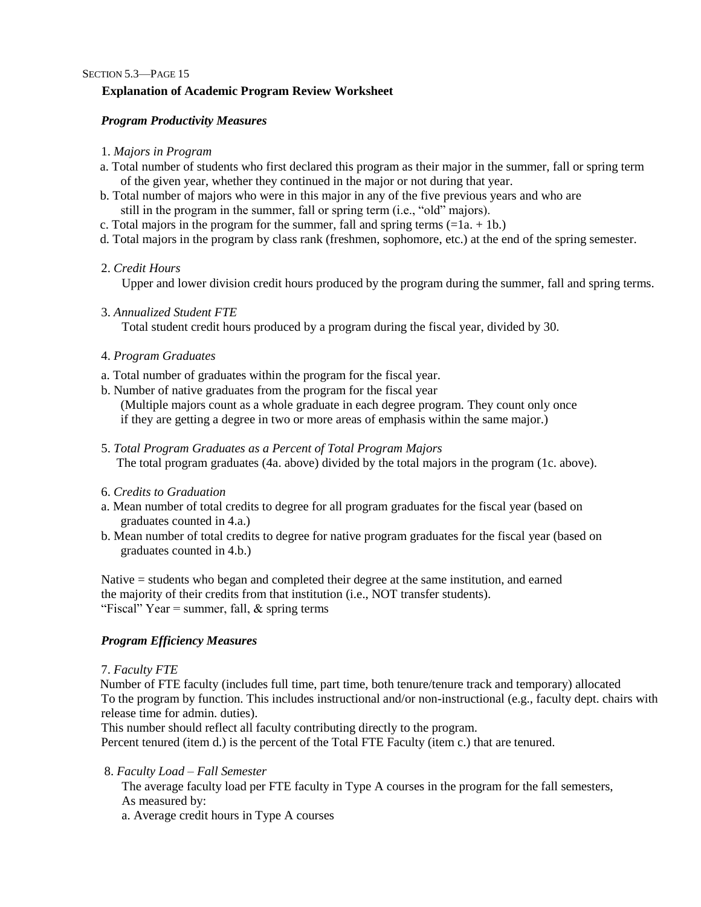SECTION 5.3—PAGE 15

## Explanation of Academic Program Review Worksheet

### *Program Productivity Measures*

1. *Majors in Program*

a. Total number of students who first declared this program as their major in the summer, fall or spring term of the given year, whether they continued in the major or not during that year.

b. Total number of majors who were in this major in any of the five previous years and who are still in the program in the summer, fall or spring term (i.e., "old" majors).

c. Total majors in the program for the summer, fall and spring terms (=1a. + 1b.)

d. Total majors in the program by class rank (freshmen, sophomore, etc.) at the end of the spring semester.

2. *Credit Hours*

Upper and lower division credit hours produced by the program during the summer, fall and spring terms.

3. *Annualized Student FTE*

Total student credit hours produced by a program during the fiscal year, divided by 30.

4. *Program Graduates*

a. Total number of graduates within the program for the fiscal year.

b. Number of native graduates from the program for the fiscal year
(Multiple majors count as a whole graduate in each degree program. They count only once if they are getting a degree in two or more areas of emphasis within the same major.)

5. *Total Program Graduates as a Percent of Total Program Majors*

The total program graduates (4a. above) divided by the total majors in the program (1c. above).

6. *Credits to Graduation*

a. Mean number of total credits to degree for all program graduates for the fiscal year (based on graduates counted in 4.a.)

b. Mean number of total credits to degree for native program graduates for the fiscal year (based on graduates counted in 4.b.)

Native = students who began and completed their degree at the same institution, and earned the majority of their credits from that institution (i.e., NOT transfer students).
"Fiscal" Year = summer, fall, & spring terms

### *Program Efficiency Measures*

7. *Faculty FTE*

Number of FTE faculty (includes full time, part time, both tenure/tenure track and temporary) allocated To the program by function. This includes instructional and/or non-instructional (e.g., faculty dept. chairs with release time for admin. duties).
This number should reflect all faculty contributing directly to the program.
Percent tenured (item d.) is the percent of the Total FTE Faculty (item c.) that are tenured.

8. *Faculty Load – Fall Semester*

The average faculty load per FTE faculty in Type A courses in the program for the fall semesters, As measured by:

a. Average credit hours in Type A courses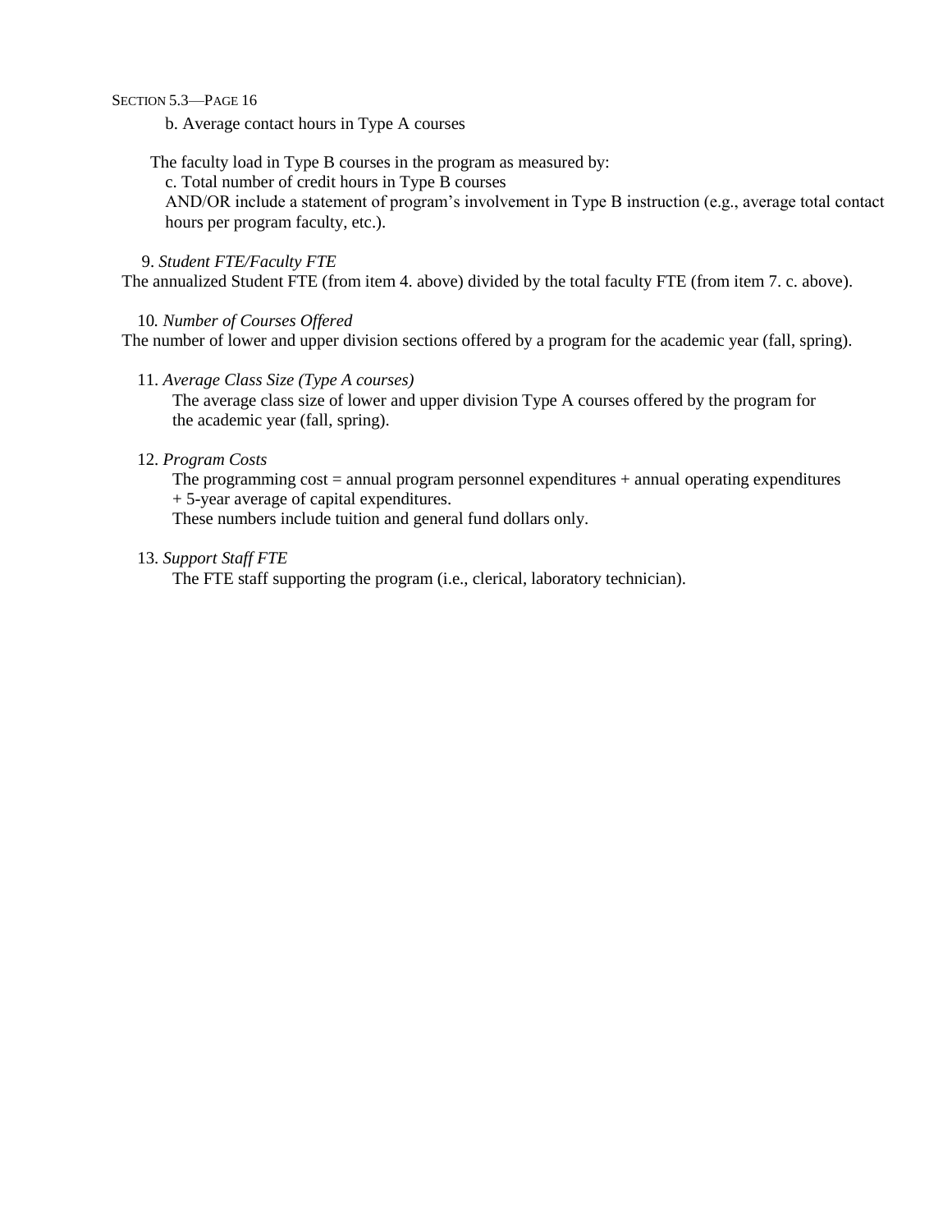b. Average contact hours in Type A courses

The faculty load in Type B courses in the program as measured by:

c. Total number of credit hours in Type B courses
AND/OR include a statement of program's involvement in Type B instruction (e.g., average total contact hours per program faculty, etc.).

9. *Student FTE/Faculty FTE*
The annualized Student FTE (from item 4. above) divided by the total faculty FTE (from item 7. c. above).

10. *Number of Courses Offered*
The number of lower and upper division sections offered by a program for the academic year (fall, spring).

11. *Average Class Size (Type A courses)*
The average class size of lower and upper division Type A courses offered by the program for the academic year (fall, spring).

12. *Program Costs*
The programming cost = annual program personnel expenditures + annual operating expenditures + 5-year average of capital expenditures.
These numbers include tuition and general fund dollars only.

13. *Support Staff FTE*
The FTE staff supporting the program (i.e., clerical, laboratory technician).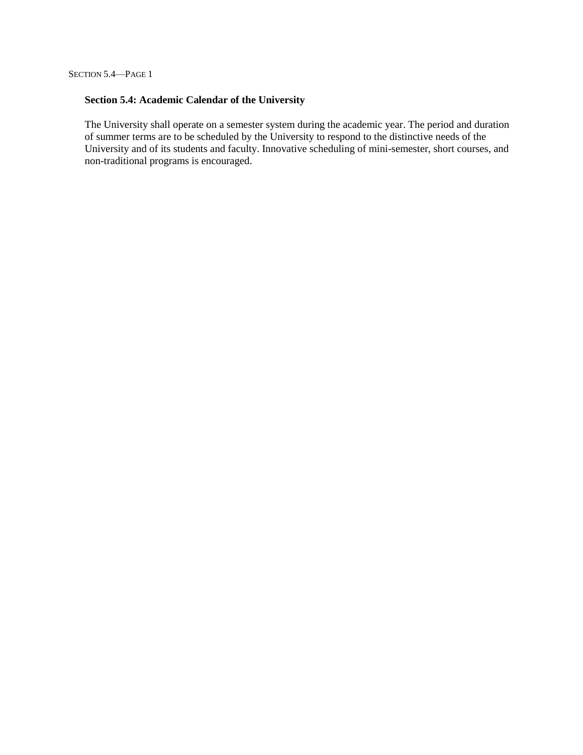## Section 5.4: Academic Calendar of the University

The University shall operate on a semester system during the academic year. The period and duration of summer terms are to be scheduled by the University to respond to the distinctive needs of the University and of its students and faculty. Innovative scheduling of mini-semester, short courses, and non-traditional programs is encouraged.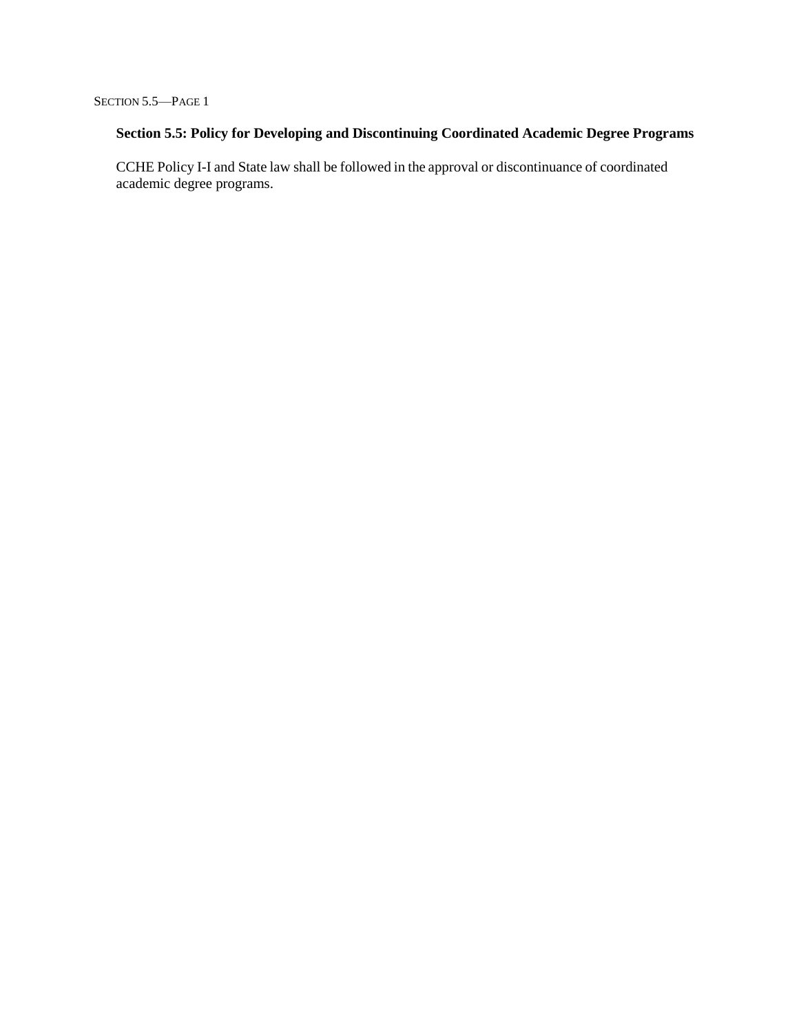## Section 5.5: Policy for Developing and Discontinuing Coordinated Academic Degree Programs

CCHE Policy I-I and State law shall be followed in the approval or discontinuance of coordinated academic degree programs.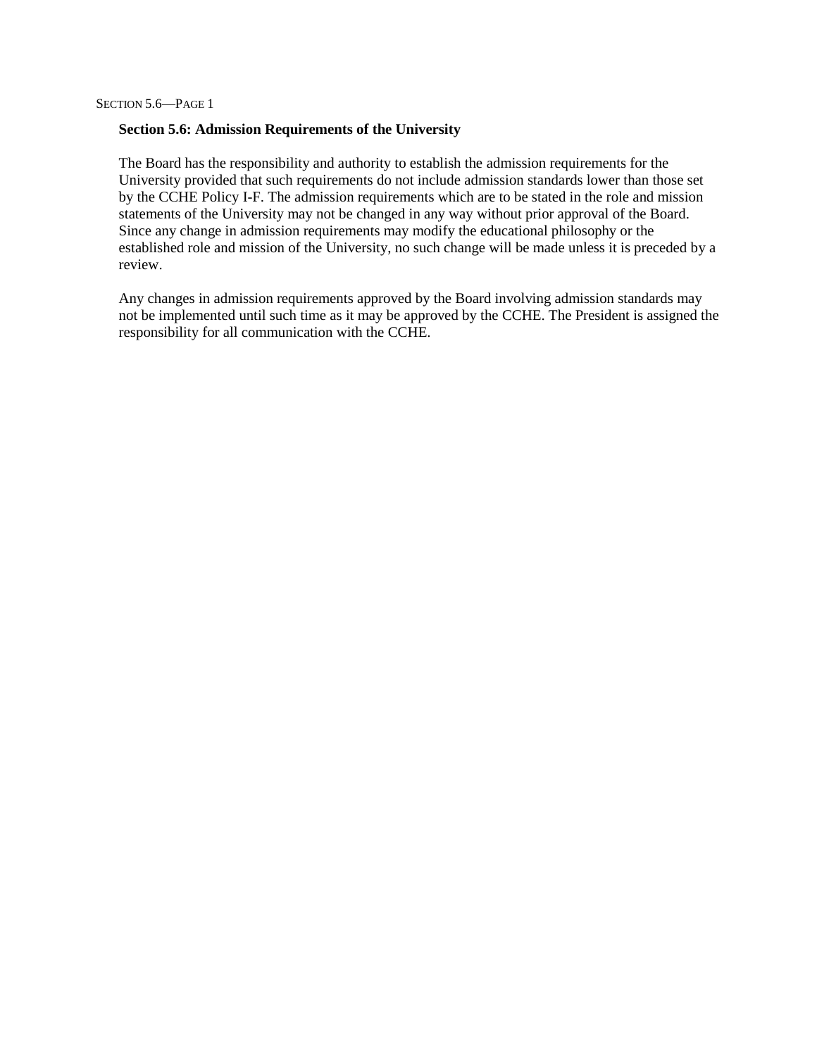## Section 5.6: Admission Requirements of the University

The Board has the responsibility and authority to establish the admission requirements for the University provided that such requirements do not include admission standards lower than those set by the CCHE Policy I-F. The admission requirements which are to be stated in the role and mission statements of the University may not be changed in any way without prior approval of the Board. Since any change in admission requirements may modify the educational philosophy or the established role and mission of the University, no such change will be made unless it is preceded by a review.

Any changes in admission requirements approved by the Board involving admission standards may not be implemented until such time as it may be approved by the CCHE. The President is assigned the responsibility for all communication with the CCHE.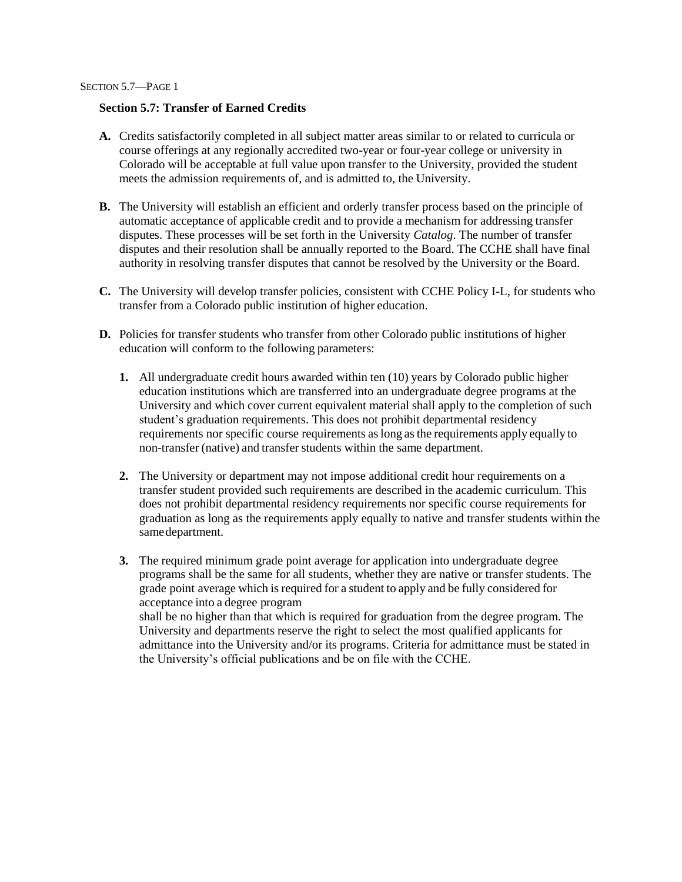## Section 5.7: Transfer of Earned Credits

**A.** Credits satisfactorily completed in all subject matter areas similar to or related to curricula or course offerings at any regionally accredited two-year or four-year college or university in Colorado will be acceptable at full value upon transfer to the University, provided the student meets the admission requirements of, and is admitted to, the University.

**B.** The University will establish an efficient and orderly transfer process based on the principle of automatic acceptance of applicable credit and to provide a mechanism for addressing transfer disputes. These processes will be set forth in the University *Catalog*. The number of transfer disputes and their resolution shall be annually reported to the Board. The CCHE shall have final authority in resolving transfer disputes that cannot be resolved by the University or the Board.

**C.** The University will develop transfer policies, consistent with CCHE Policy I-L, for students who transfer from a Colorado public institution of higher education.

**D.** Policies for transfer students who transfer from other Colorado public institutions of higher education will conform to the following parameters:

1. All undergraduate credit hours awarded within ten (10) years by Colorado public higher education institutions which are transferred into an undergraduate degree programs at the University and which cover current equivalent material shall apply to the completion of such student's graduation requirements. This does not prohibit departmental residency requirements nor specific course requirements as long as the requirements apply equally to non-transfer (native) and transfer students within the same department.

2. The University or department may not impose additional credit hour requirements on a transfer student provided such requirements are described in the academic curriculum. This does not prohibit departmental residency requirements nor specific course requirements for graduation as long as the requirements apply equally to native and transfer students within the same department.

3. The required minimum grade point average for application into undergraduate degree programs shall be the same for all students, whether they are native or transfer students. The grade point average which is required for a student to apply and be fully considered for acceptance into a degree program shall be no higher than that which is required for graduation from the degree program. The University and departments reserve the right to select the most qualified applicants for admittance into the University and/or its programs. Criteria for admittance must be stated in the University's official publications and be on file with the CCHE.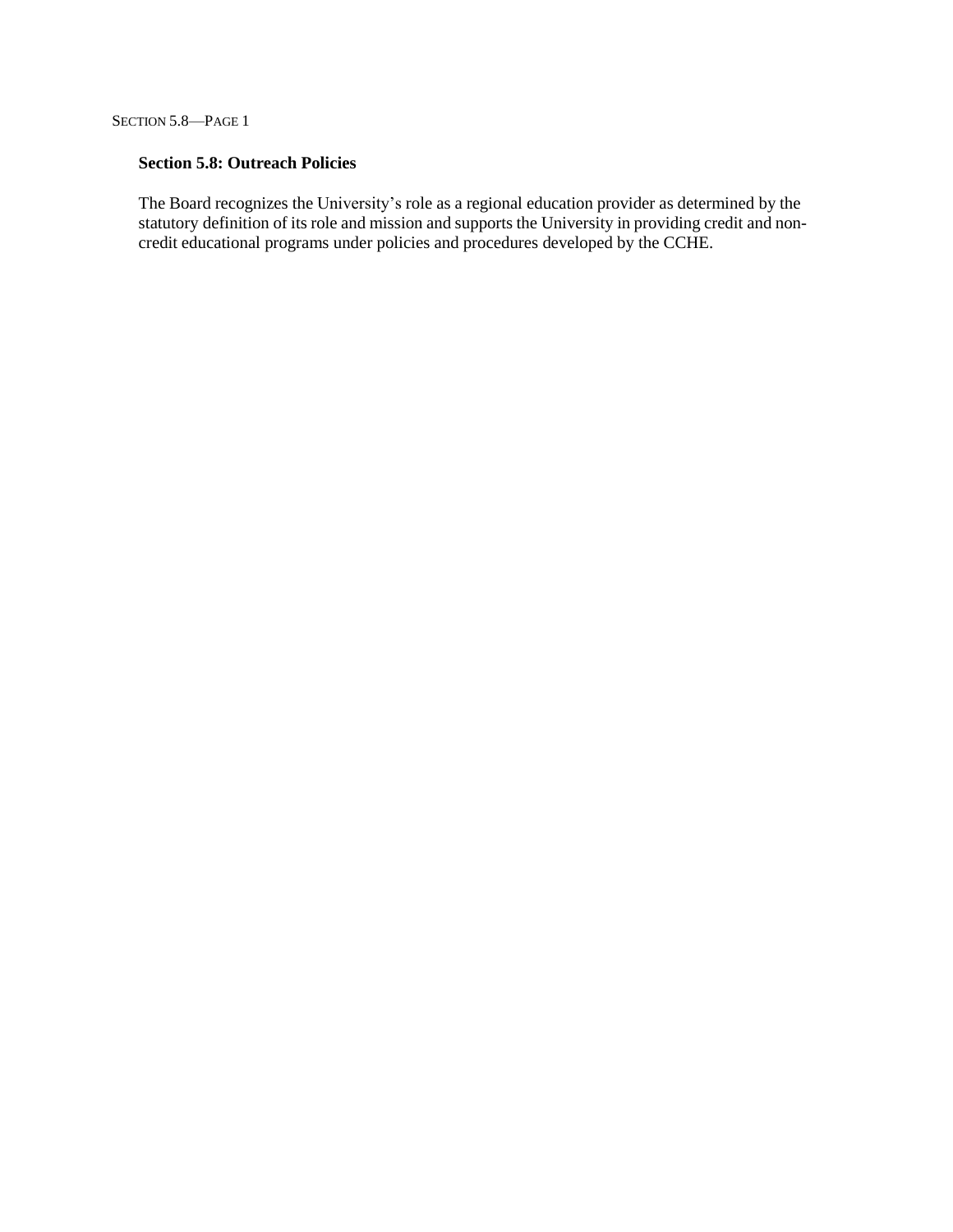## Section 5.8: Outreach Policies

The Board recognizes the University's role as a regional education provider as determined by the statutory definition of its role and mission and supports the University in providing credit and non-credit educational programs under policies and procedures developed by the CCHE.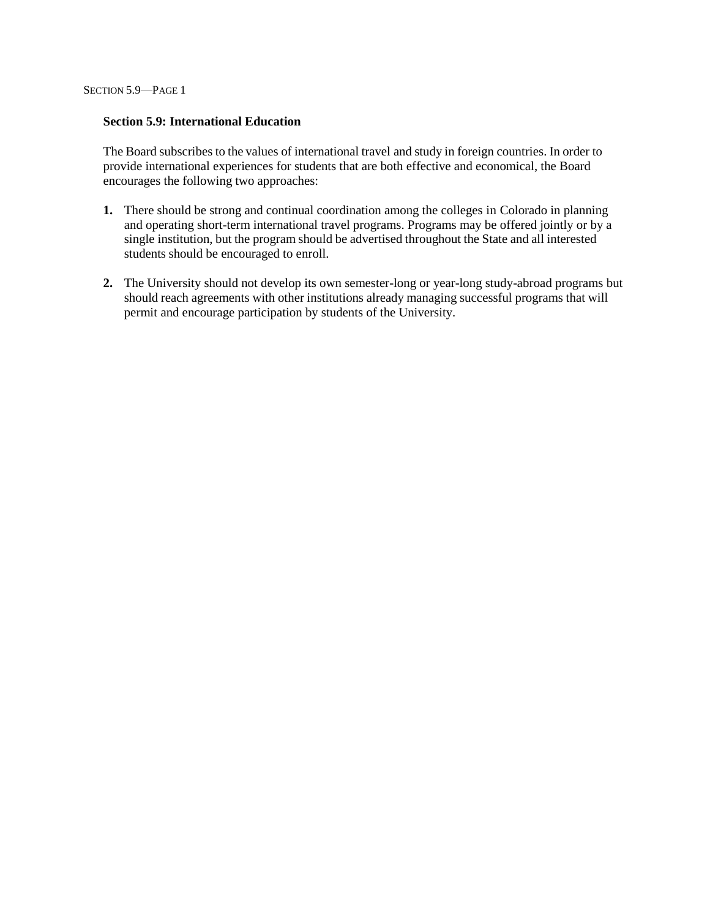**Section 5.9: International Education**

The Board subscribes to the values of international travel and study in foreign countries. In order to provide international experiences for students that are both effective and economical, the Board encourages the following two approaches:

1. There should be strong and continual coordination among the colleges in Colorado in planning and operating short-term international travel programs. Programs may be offered jointly or by a single institution, but the program should be advertised throughout the State and all interested students should be encouraged to enroll.

2. The University should not develop its own semester-long or year-long study-abroad programs but should reach agreements with other institutions already managing successful programs that will permit and encourage participation by students of the University.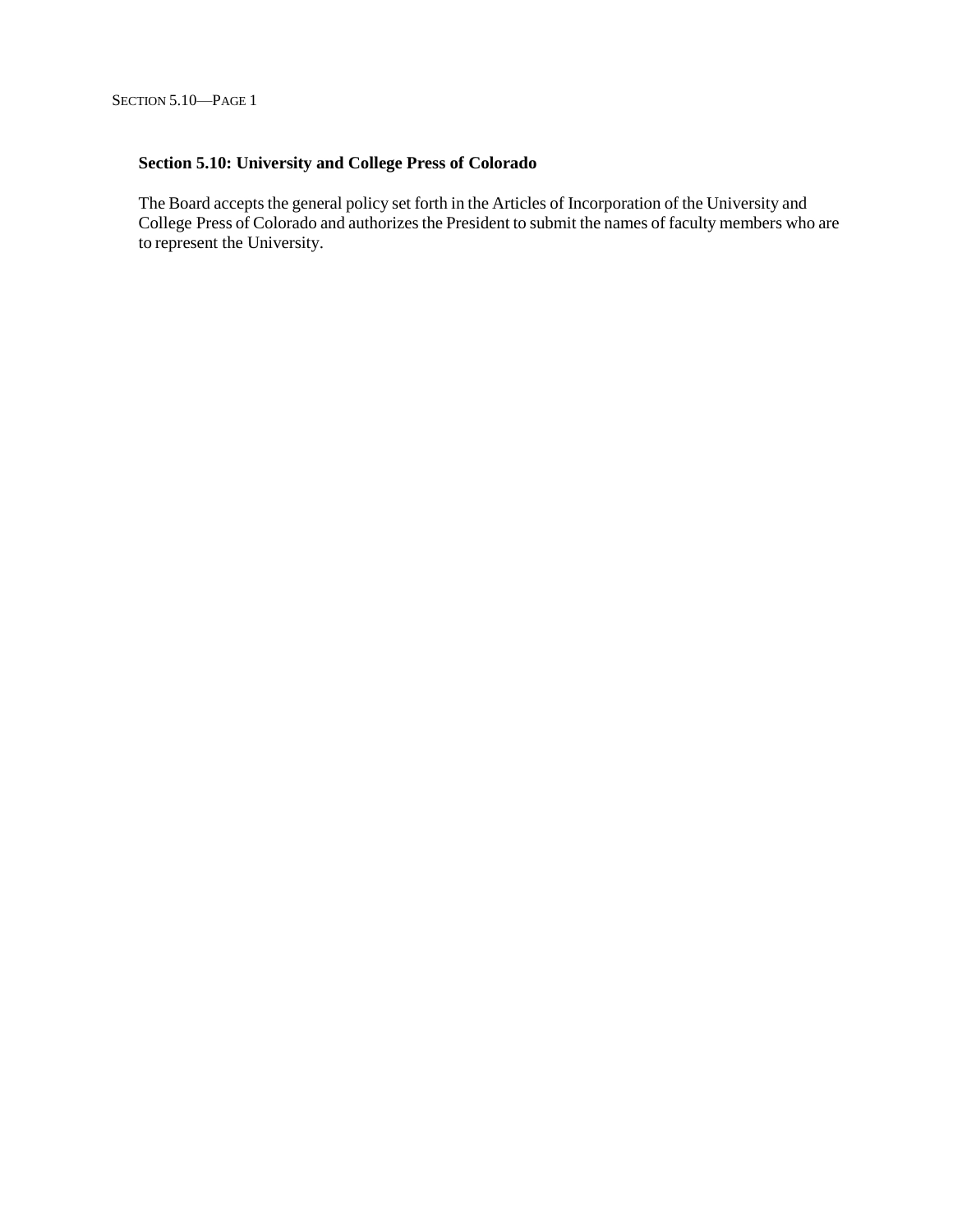### Section 5.10: University and College Press of Colorado

The Board accepts the general policy set forth in the Articles of Incorporation of the University and College Press of Colorado and authorizes the President to submit the names of faculty members who are to represent the University.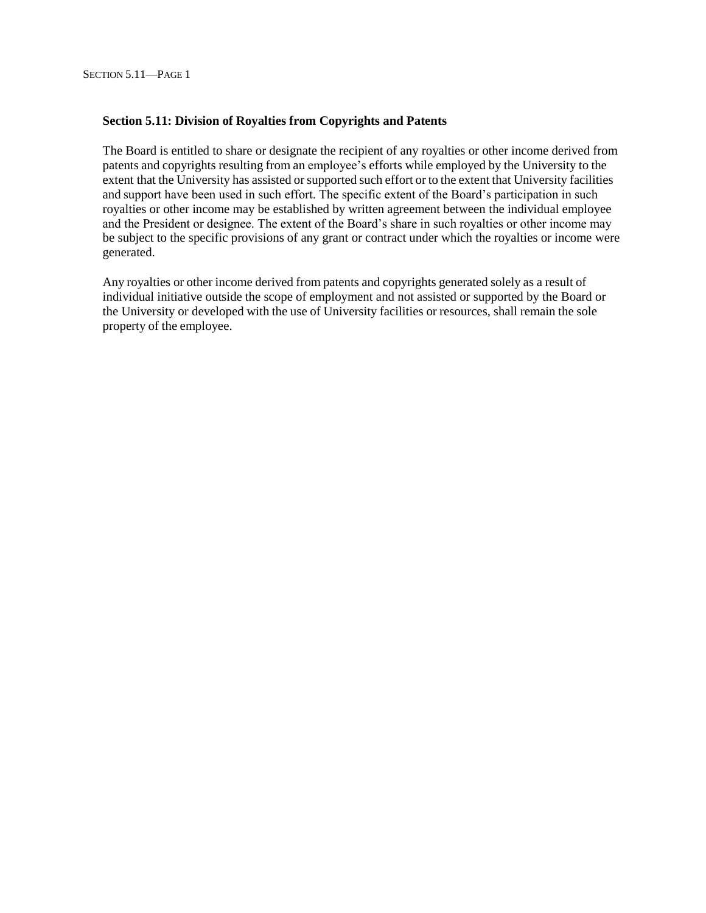## Section 5.11: Division of Royalties from Copyrights and Patents

The Board is entitled to share or designate the recipient of any royalties or other income derived from patents and copyrights resulting from an employee's efforts while employed by the University to the extent that the University has assisted or supported such effort or to the extent that University facilities and support have been used in such effort. The specific extent of the Board's participation in such royalties or other income may be established by written agreement between the individual employee and the President or designee. The extent of the Board's share in such royalties or other income may be subject to the specific provisions of any grant or contract under which the royalties or income were generated.

Any royalties or other income derived from patents and copyrights generated solely as a result of individual initiative outside the scope of employment and not assisted or supported by the Board or the University or developed with the use of University facilities or resources, shall remain the sole property of the employee.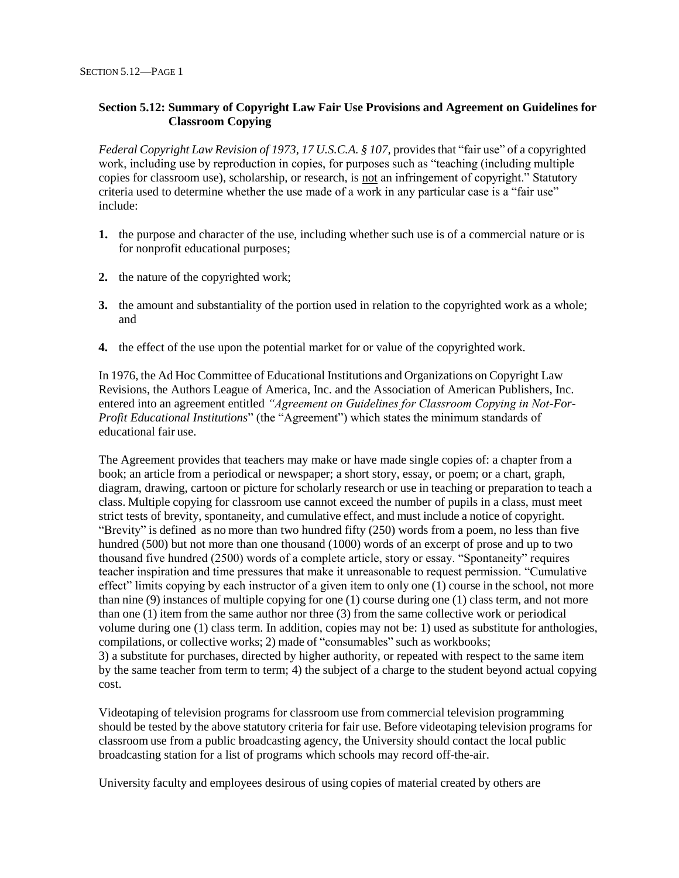## Section 5.12: Summary of Copyright Law Fair Use Provisions and Agreement on Guidelines for Classroom Copying

*Federal Copyright Law Revision of 1973, 17 U.S.C.A. § 107,* provides that "fair use" of a copyrighted work, including use by reproduction in copies, for purposes such as "teaching (including multiple copies for classroom use), scholarship, or research, is not an infringement of copyright." Statutory criteria used to determine whether the use made of a work in any particular case is a "fair use" include:

1. the purpose and character of the use, including whether such use is of a commercial nature or is for nonprofit educational purposes;
2. the nature of the copyrighted work;
3. the amount and substantiality of the portion used in relation to the copyrighted work as a whole; and
4. the effect of the use upon the potential market for or value of the copyrighted work.

In 1976, the Ad Hoc Committee of Educational Institutions and Organizations on Copyright Law Revisions, the Authors League of America, Inc. and the Association of American Publishers, Inc. entered into an agreement entitled *"Agreement on Guidelines for Classroom Copying in Not-For-Profit Educational Institutions*" (the "Agreement") which states the minimum standards of educational fair use.

The Agreement provides that teachers may make or have made single copies of: a chapter from a book; an article from a periodical or newspaper; a short story, essay, or poem; or a chart, graph, diagram, drawing, cartoon or picture for scholarly research or use in teaching or preparation to teach a class. Multiple copying for classroom use cannot exceed the number of pupils in a class, must meet strict tests of brevity, spontaneity, and cumulative effect, and must include a notice of copyright. "Brevity" is defined as no more than two hundred fifty (250) words from a poem, no less than five hundred (500) but not more than one thousand (1000) words of an excerpt of prose and up to two thousand five hundred (2500) words of a complete article, story or essay. "Spontaneity" requires teacher inspiration and time pressures that make it unreasonable to request permission. "Cumulative effect" limits copying by each instructor of a given item to only one (1) course in the school, not more than nine (9) instances of multiple copying for one (1) course during one (1) class term, and not more than one (1) item from the same author nor three (3) from the same collective work or periodical volume during one (1) class term. In addition, copies may not be: 1) used as substitute for anthologies, compilations, or collective works; 2) made of "consumables" such as workbooks; 3) a substitute for purchases, directed by higher authority, or repeated with respect to the same item by the same teacher from term to term; 4) the subject of a charge to the student beyond actual copying cost.

Videotaping of television programs for classroom use from commercial television programming should be tested by the above statutory criteria for fair use. Before videotaping television programs for classroom use from a public broadcasting agency, the University should contact the local public broadcasting station for a list of programs which schools may record off-the-air.

University faculty and employees desirous of using copies of material created by others are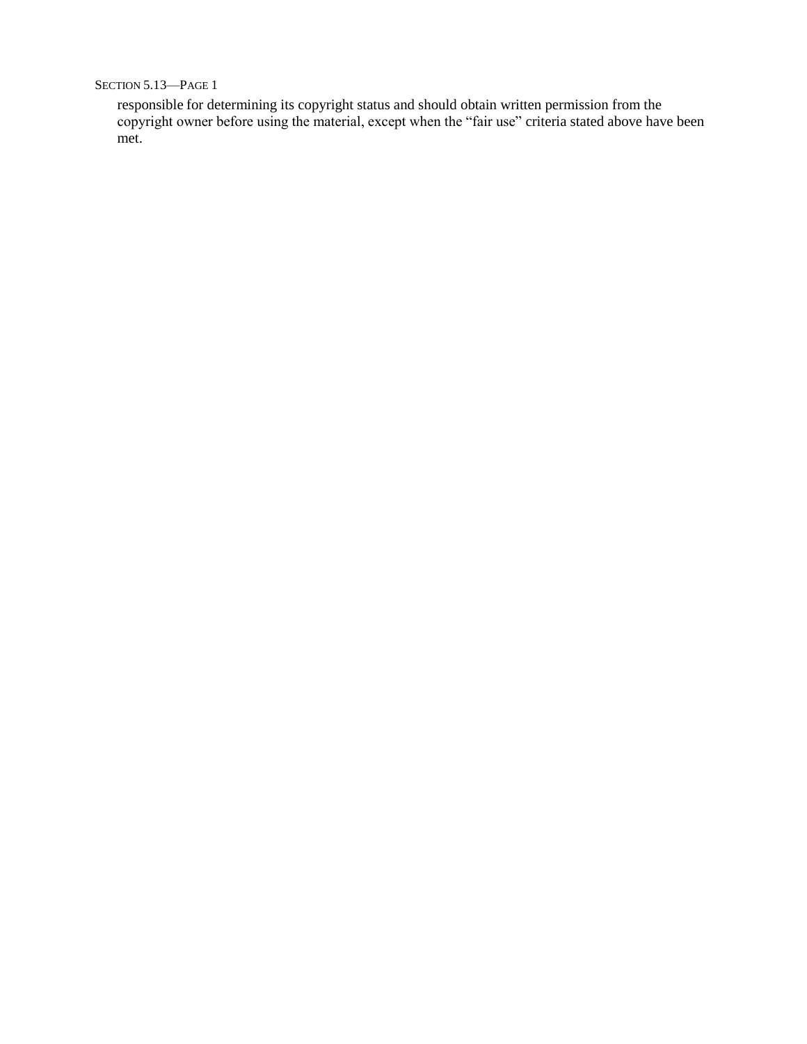responsible for determining its copyright status and should obtain written permission from the copyright owner before using the material, except when the “fair use” criteria stated above have been met.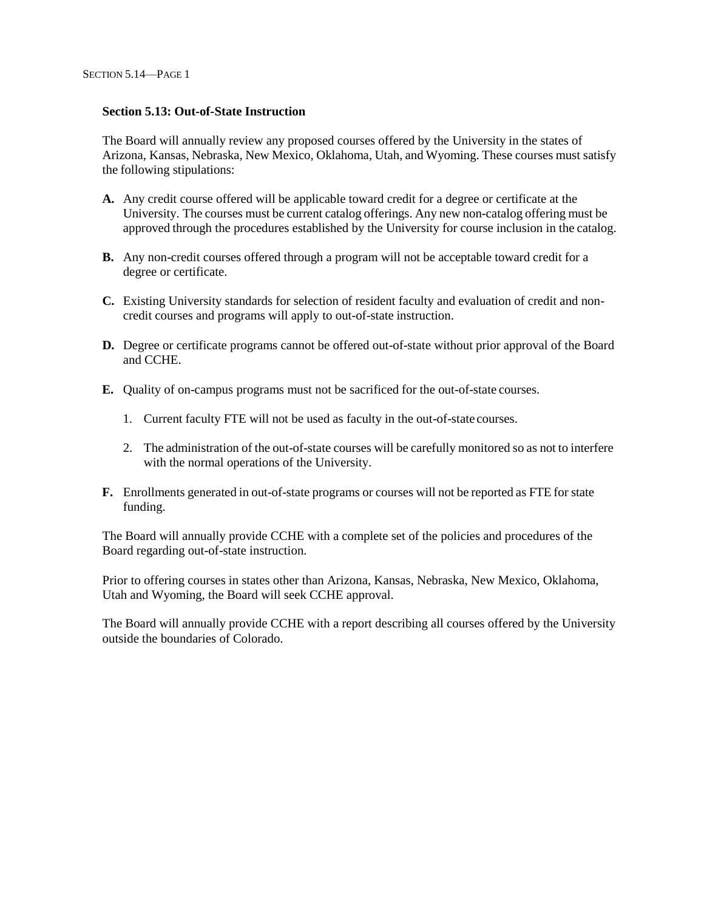### Section 5.13: Out-of-State Instruction

The Board will annually review any proposed courses offered by the University in the states of Arizona, Kansas, Nebraska, New Mexico, Oklahoma, Utah, and Wyoming. These courses must satisfy the following stipulations:

**A.** Any credit course offered will be applicable toward credit for a degree or certificate at the University. The courses must be current catalog offerings. Any new non-catalog offering must be approved through the procedures established by the University for course inclusion in the catalog.

**B.** Any non-credit courses offered through a program will not be acceptable toward credit for a degree or certificate.

**C.** Existing University standards for selection of resident faculty and evaluation of credit and non-credit courses and programs will apply to out-of-state instruction.

**D.** Degree or certificate programs cannot be offered out-of-state without prior approval of the Board and CCHE.

**E.** Quality of on-campus programs must not be sacrificed for the out-of-state courses.

1. Current faculty FTE will not be used as faculty in the out-of-state courses.
2. The administration of the out-of-state courses will be carefully monitored so as not to interfere with the normal operations of the University.

**F.** Enrollments generated in out-of-state programs or courses will not be reported as FTE for state funding.

The Board will annually provide CCHE with a complete set of the policies and procedures of the Board regarding out-of-state instruction.

Prior to offering courses in states other than Arizona, Kansas, Nebraska, New Mexico, Oklahoma, Utah and Wyoming, the Board will seek CCHE approval.

The Board will annually provide CCHE with a report describing all courses offered by the University outside the boundaries of Colorado.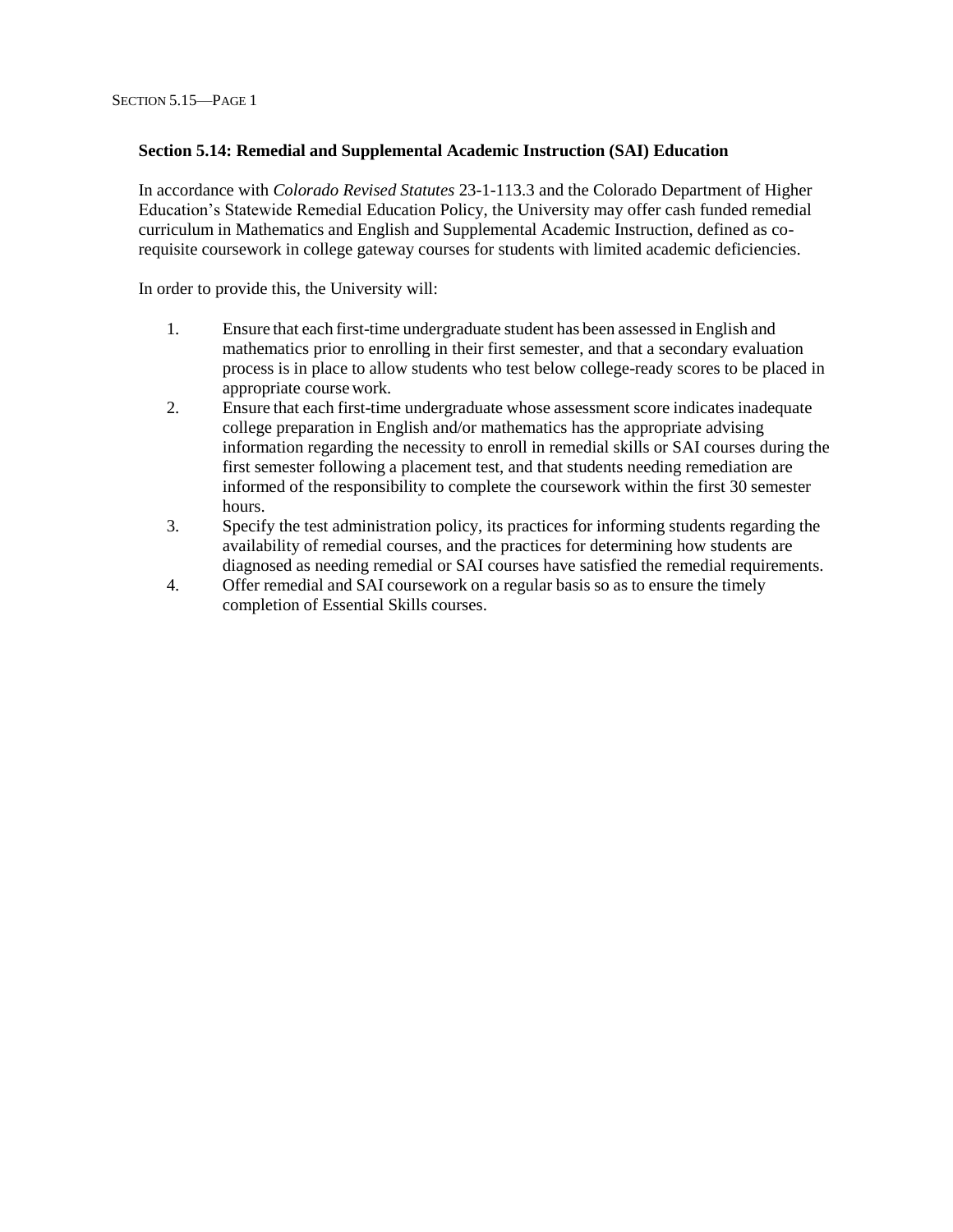**Section 5.14: Remedial and Supplemental Academic Instruction (SAI) Education**

In accordance with *Colorado Revised Statutes* 23-1-113.3 and the Colorado Department of Higher Education's Statewide Remedial Education Policy, the University may offer cash funded remedial curriculum in Mathematics and English and Supplemental Academic Instruction, defined as co-requisite coursework in college gateway courses for students with limited academic deficiencies.

In order to provide this, the University will:

1. Ensure that each first-time undergraduate student has been assessed in English and mathematics prior to enrolling in their first semester, and that a secondary evaluation process is in place to allow students who test below college-ready scores to be placed in appropriate course work.
2. Ensure that each first-time undergraduate whose assessment score indicates inadequate college preparation in English and/or mathematics has the appropriate advising information regarding the necessity to enroll in remedial skills or SAI courses during the first semester following a placement test, and that students needing remediation are informed of the responsibility to complete the coursework within the first 30 semester hours.
3. Specify the test administration policy, its practices for informing students regarding the availability of remedial courses, and the practices for determining how students are diagnosed as needing remedial or SAI courses have satisfied the remedial requirements.
4. Offer remedial and SAI coursework on a regular basis so as to ensure the timely completion of Essential Skills courses.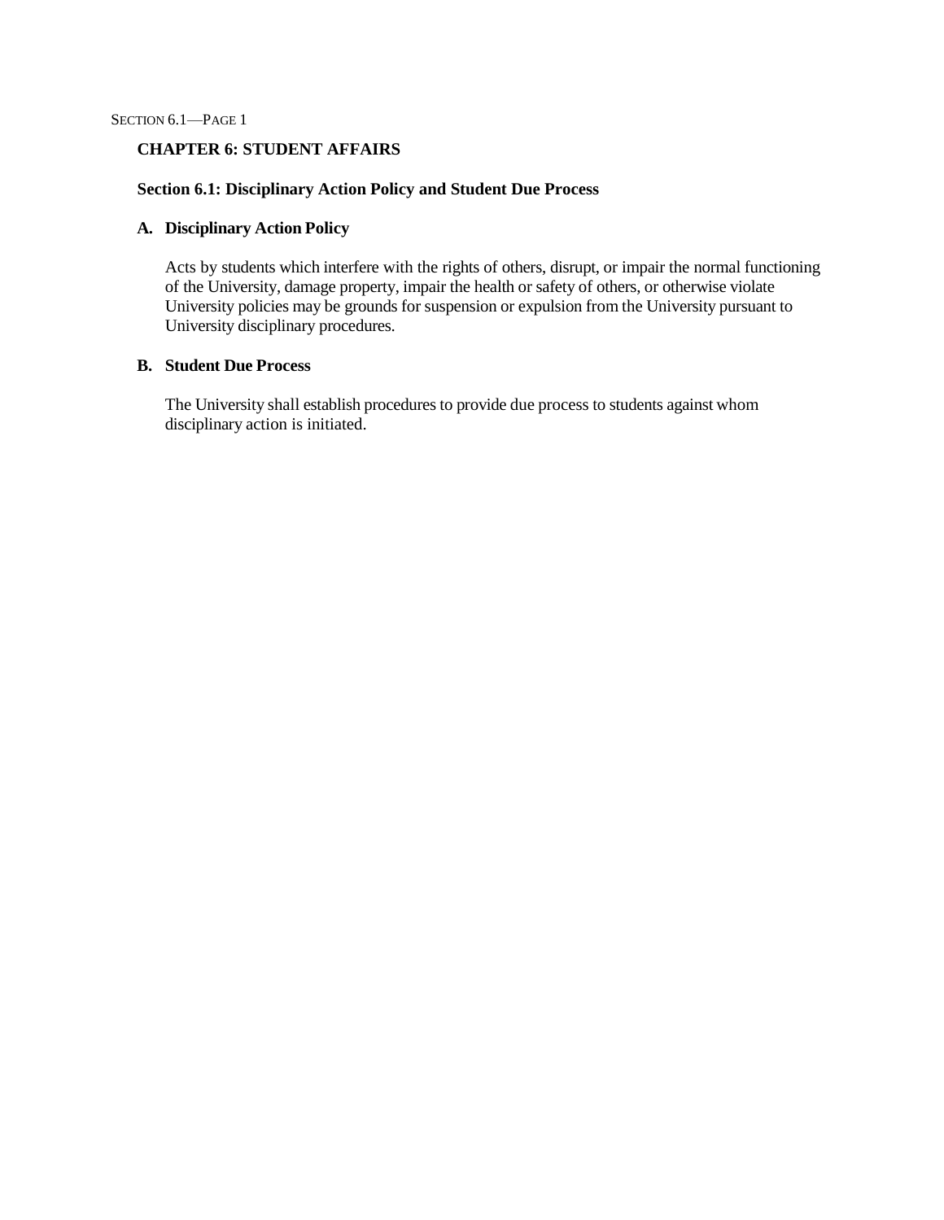# CHAPTER 6: STUDENT AFFAIRS

## Section 6.1: Disciplinary Action Policy and Student Due Process

### A. Disciplinary Action Policy

Acts by students which interfere with the rights of others, disrupt, or impair the normal functioning of the University, damage property, impair the health or safety of others, or otherwise violate University policies may be grounds for suspension or expulsion from the University pursuant to University disciplinary procedures.

### B. Student Due Process

The University shall establish procedures to provide due process to students against whom disciplinary action is initiated.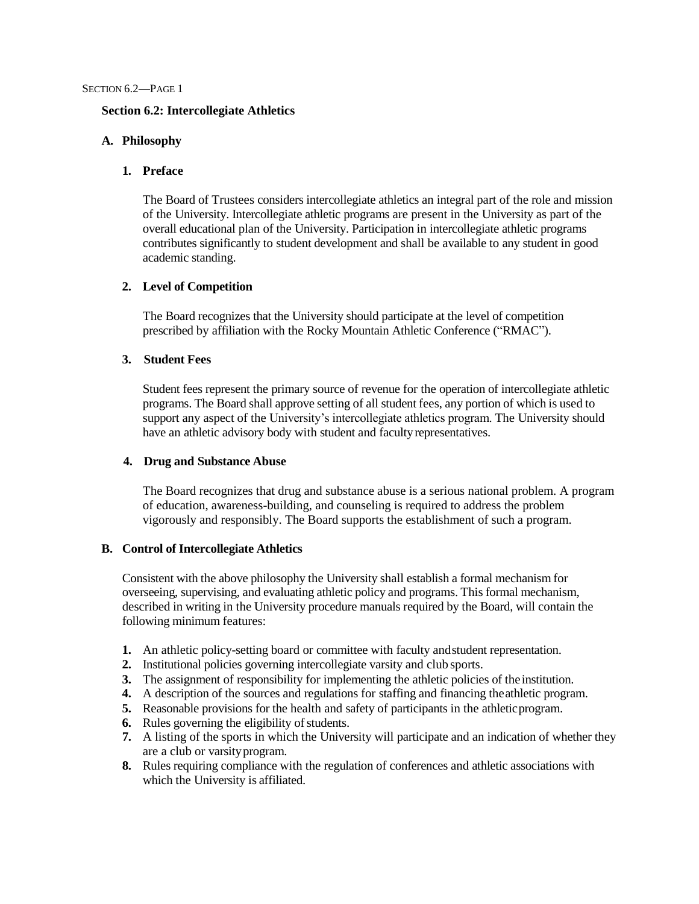## Section 6.2: Intercollegiate Athletics

### A. Philosophy

#### 1. Preface

The Board of Trustees considers intercollegiate athletics an integral part of the role and mission of the University. Intercollegiate athletic programs are present in the University as part of the overall educational plan of the University. Participation in intercollegiate athletic programs contributes significantly to student development and shall be available to any student in good academic standing.

#### 2. Level of Competition

The Board recognizes that the University should participate at the level of competition prescribed by affiliation with the Rocky Mountain Athletic Conference ("RMAC").

#### 3. Student Fees

Student fees represent the primary source of revenue for the operation of intercollegiate athletic programs. The Board shall approve setting of all student fees, any portion of which is used to support any aspect of the University's intercollegiate athletics program. The University should have an athletic advisory body with student and faculty representatives.

#### 4. Drug and Substance Abuse

The Board recognizes that drug and substance abuse is a serious national problem. A program of education, awareness-building, and counseling is required to address the problem vigorously and responsibly. The Board supports the establishment of such a program.

### B. Control of Intercollegiate Athletics

Consistent with the above philosophy the University shall establish a formal mechanism for overseeing, supervising, and evaluating athletic policy and programs. This formal mechanism, described in writing in the University procedure manuals required by the Board, will contain the following minimum features:

1. An athletic policy-setting board or committee with faculty and student representation.
2. Institutional policies governing intercollegiate varsity and club sports.
3. The assignment of responsibility for implementing the athletic policies of the institution.
4. A description of the sources and regulations for staffing and financing the athletic program.
5. Reasonable provisions for the health and safety of participants in the athletic program.
6. Rules governing the eligibility of students.
7. A listing of the sports in which the University will participate and an indication of whether they are a club or varsity program.
8. Rules requiring compliance with the regulation of conferences and athletic associations with which the University is affiliated.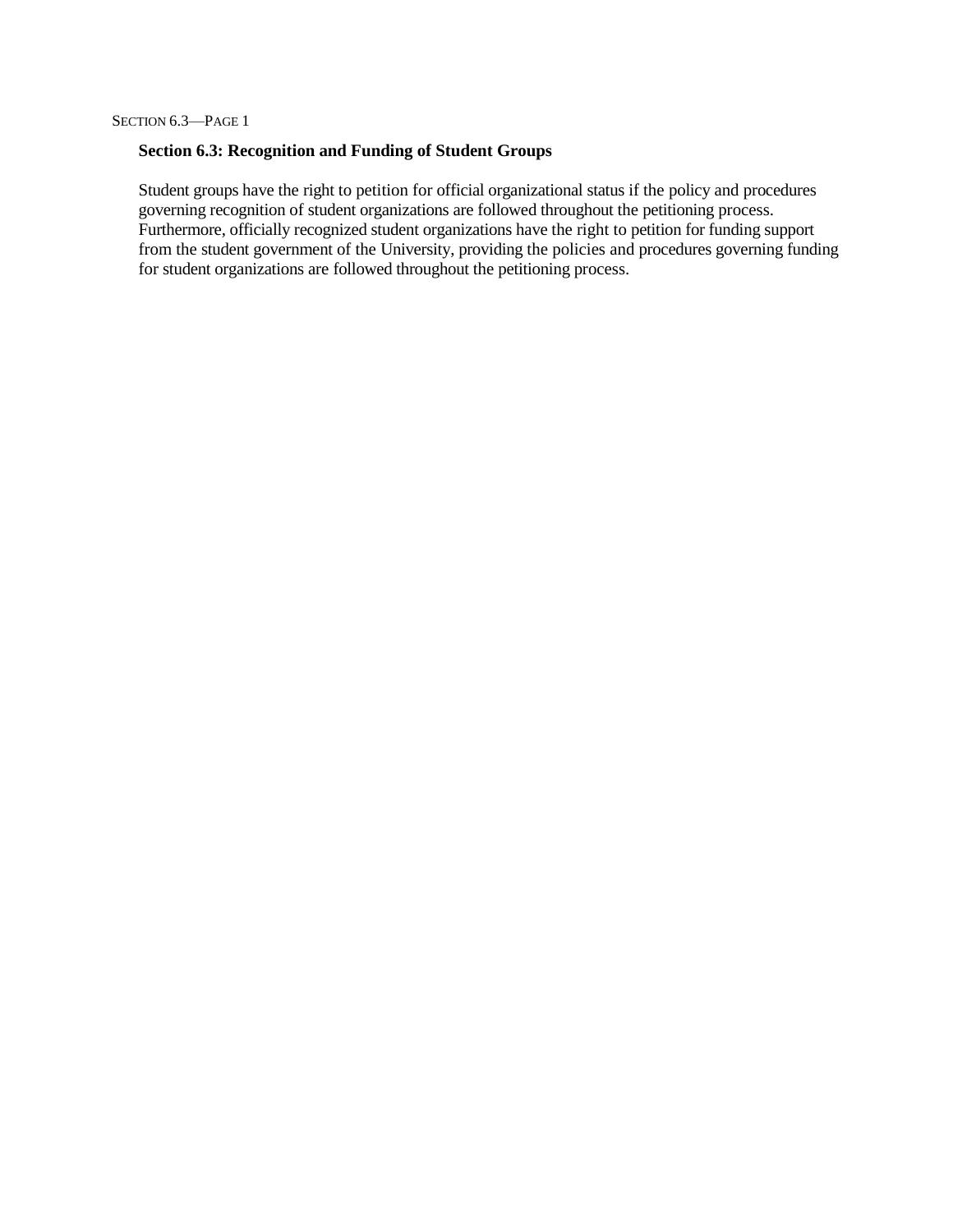## Section 6.3: Recognition and Funding of Student Groups

Student groups have the right to petition for official organizational status if the policy and procedures governing recognition of student organizations are followed throughout the petitioning process. Furthermore, officially recognized student organizations have the right to petition for funding support from the student government of the University, providing the policies and procedures governing funding for student organizations are followed throughout the petitioning process.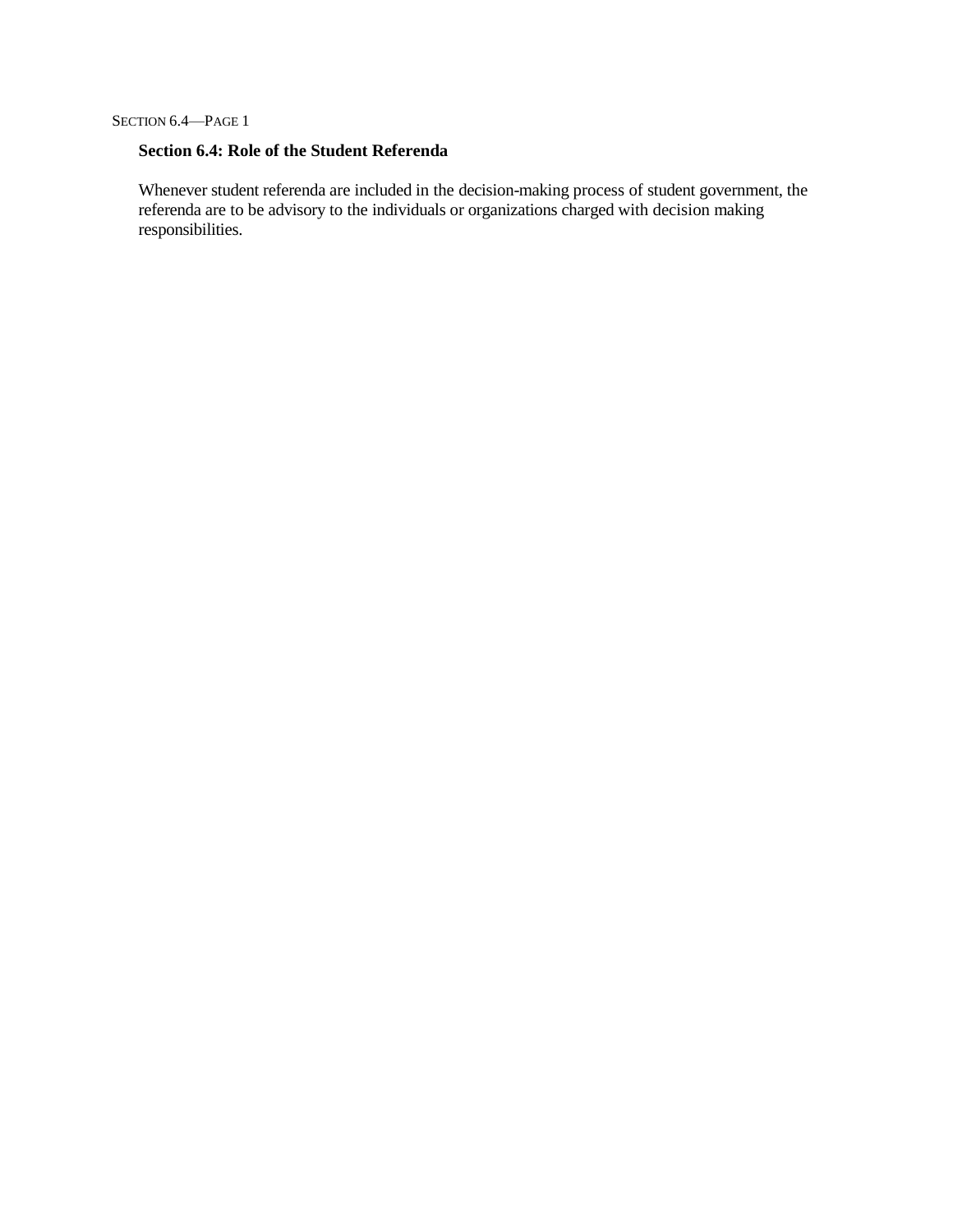## Section 6.4: Role of the Student Referenda

Whenever student referenda are included in the decision-making process of student government, the referenda are to be advisory to the individuals or organizations charged with decision making responsibilities.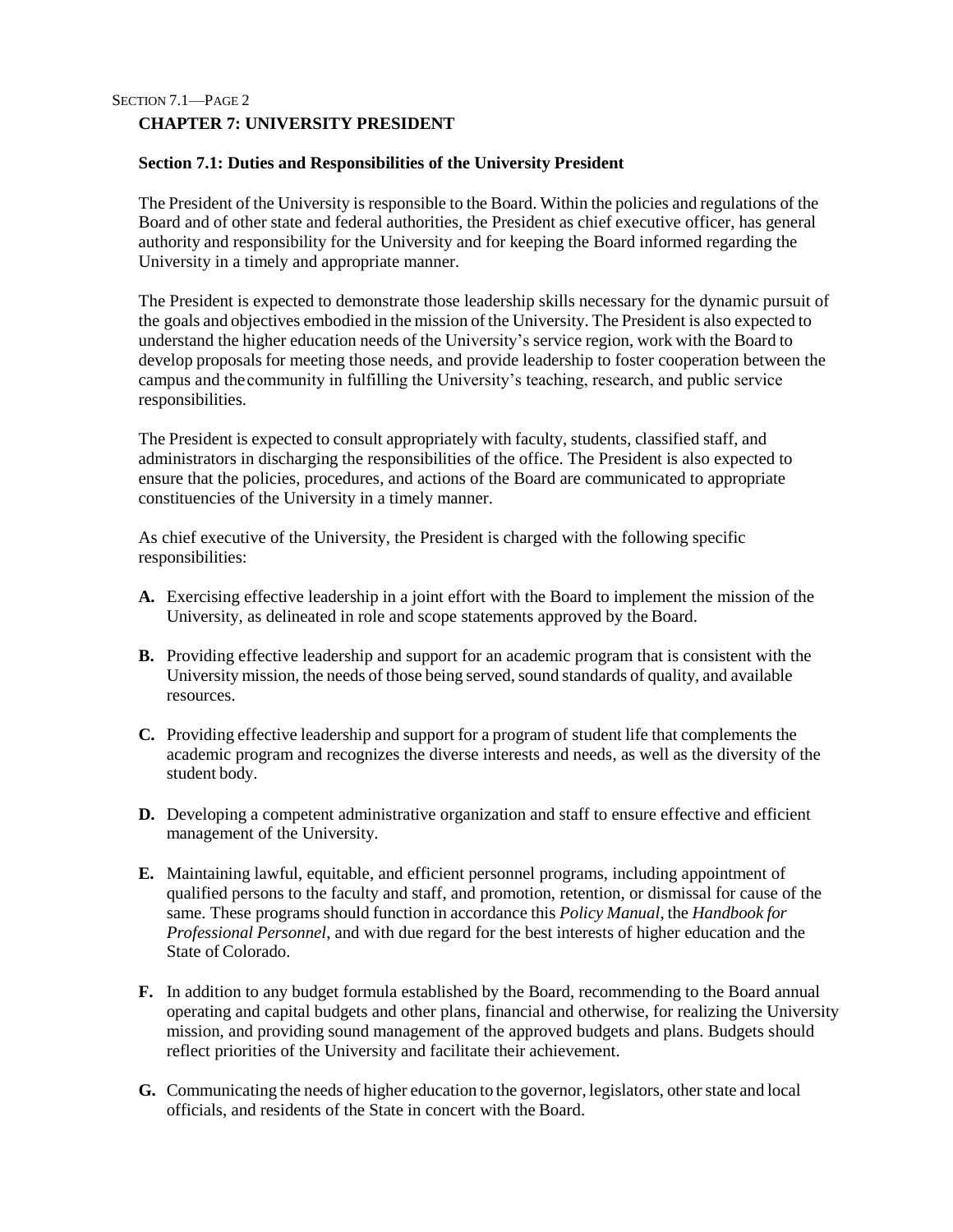# CHAPTER 7: UNIVERSITY PRESIDENT

## Section 7.1: Duties and Responsibilities of the University President

The President of the University is responsible to the Board. Within the policies and regulations of the Board and of other state and federal authorities, the President as chief executive officer, has general authority and responsibility for the University and for keeping the Board informed regarding the University in a timely and appropriate manner.

The President is expected to demonstrate those leadership skills necessary for the dynamic pursuit of the goals and objectives embodied in the mission of the University. The President is also expected to understand the higher education needs of the University's service region, work with the Board to develop proposals for meeting those needs, and provide leadership to foster cooperation between the campus and the community in fulfilling the University's teaching, research, and public service responsibilities.

The President is expected to consult appropriately with faculty, students, classified staff, and administrators in discharging the responsibilities of the office. The President is also expected to ensure that the policies, procedures, and actions of the Board are communicated to appropriate constituencies of the University in a timely manner.

As chief executive of the University, the President is charged with the following specific responsibilities:

**A.** Exercising effective leadership in a joint effort with the Board to implement the mission of the University, as delineated in role and scope statements approved by the Board.

**B.** Providing effective leadership and support for an academic program that is consistent with the University mission, the needs of those being served, sound standards of quality, and available resources.

**C.** Providing effective leadership and support for a program of student life that complements the academic program and recognizes the diverse interests and needs, as well as the diversity of the student body.

**D.** Developing a competent administrative organization and staff to ensure effective and efficient management of the University.

**E.** Maintaining lawful, equitable, and efficient personnel programs, including appointment of qualified persons to the faculty and staff, and promotion, retention, or dismissal for cause of the same. These programs should function in accordance this *Policy Manual*, the *Handbook for Professional Personnel*, and with due regard for the best interests of higher education and the State of Colorado.

**F.** In addition to any budget formula established by the Board, recommending to the Board annual operating and capital budgets and other plans, financial and otherwise, for realizing the University mission, and providing sound management of the approved budgets and plans. Budgets should reflect priorities of the University and facilitate their achievement.

**G.** Communicating the needs of higher education to the governor, legislators, other state and local officials, and residents of the State in concert with the Board.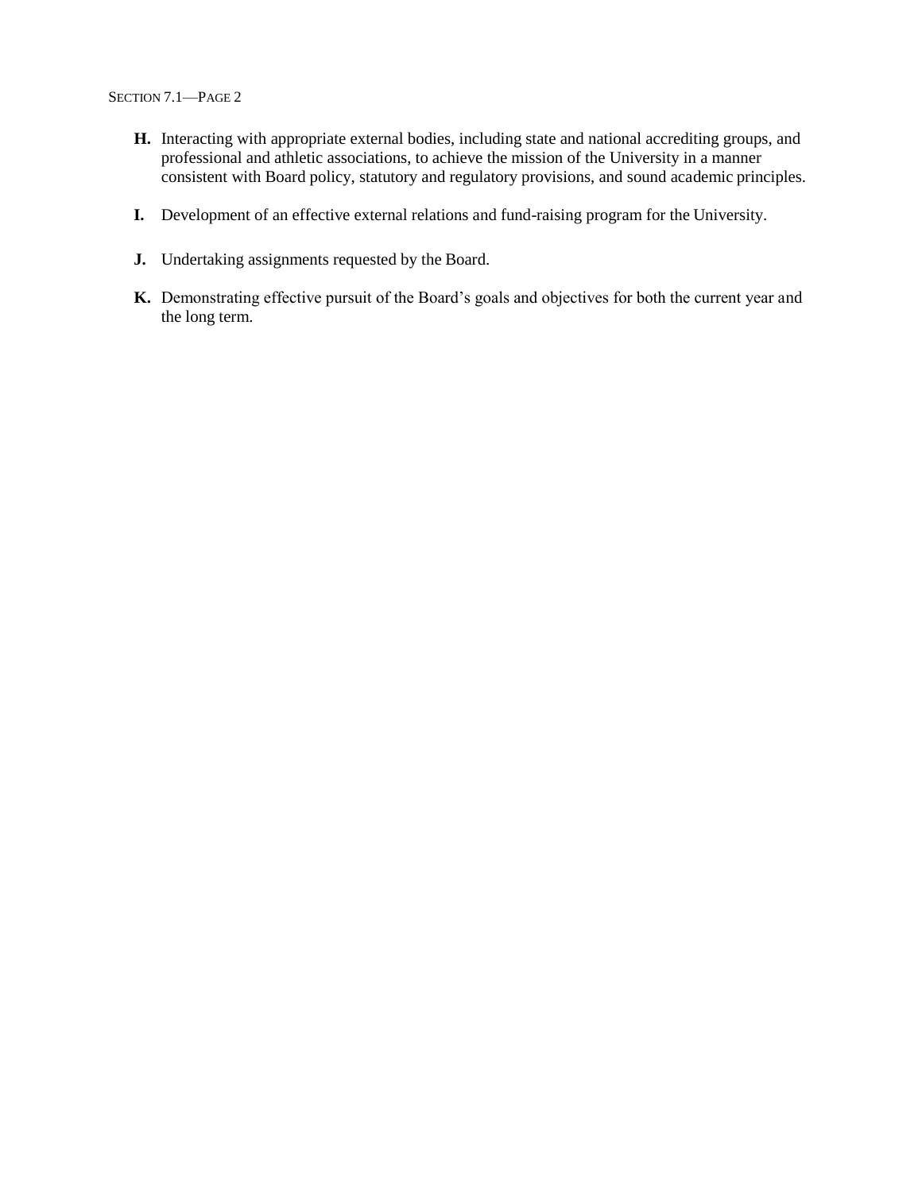**H.** Interacting with appropriate external bodies, including state and national accrediting groups, and professional and athletic associations, to achieve the mission of the University in a manner consistent with Board policy, statutory and regulatory provisions, and sound academic principles.

**I.** Development of an effective external relations and fund-raising program for the University.

**J.** Undertaking assignments requested by the Board.

**K.** Demonstrating effective pursuit of the Board's goals and objectives for both the current year and the long term.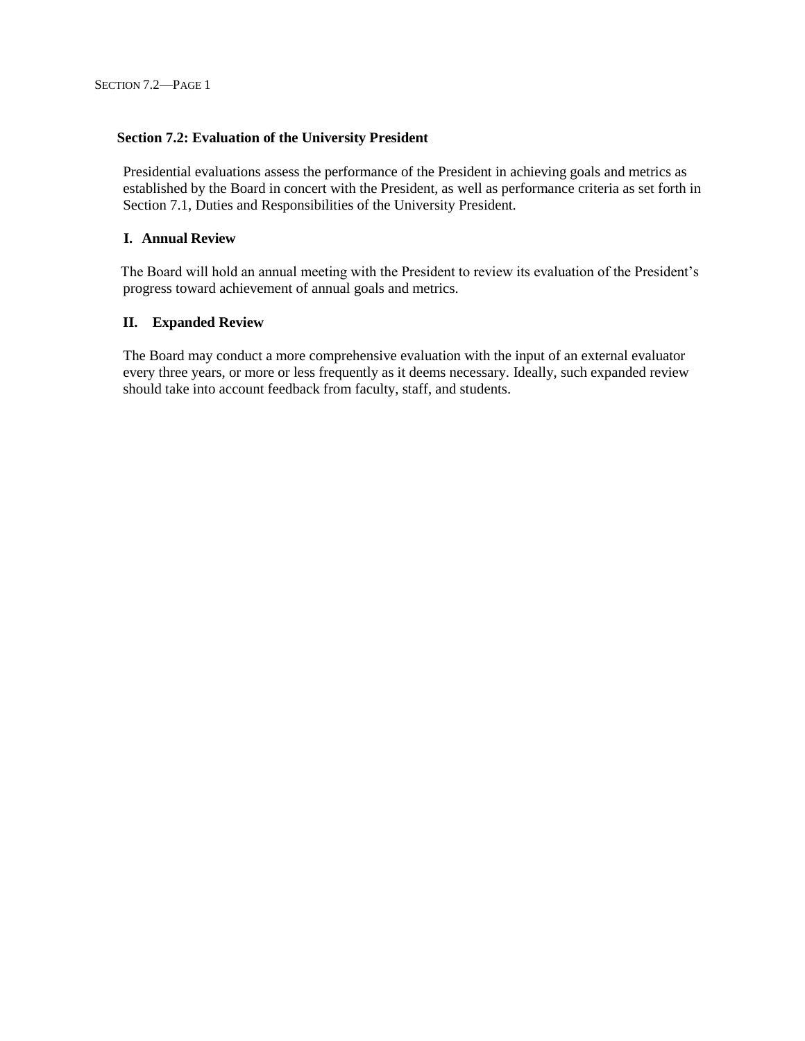## Section 7.2: Evaluation of the University President

Presidential evaluations assess the performance of the President in achieving goals and metrics as established by the Board in concert with the President, as well as performance criteria as set forth in Section 7.1, Duties and Responsibilities of the University President.

### I. Annual Review

The Board will hold an annual meeting with the President to review its evaluation of the President's progress toward achievement of annual goals and metrics.

### II. Expanded Review

The Board may conduct a more comprehensive evaluation with the input of an external evaluator every three years, or more or less frequently as it deems necessary. Ideally, such expanded review should take into account feedback from faculty, staff, and students.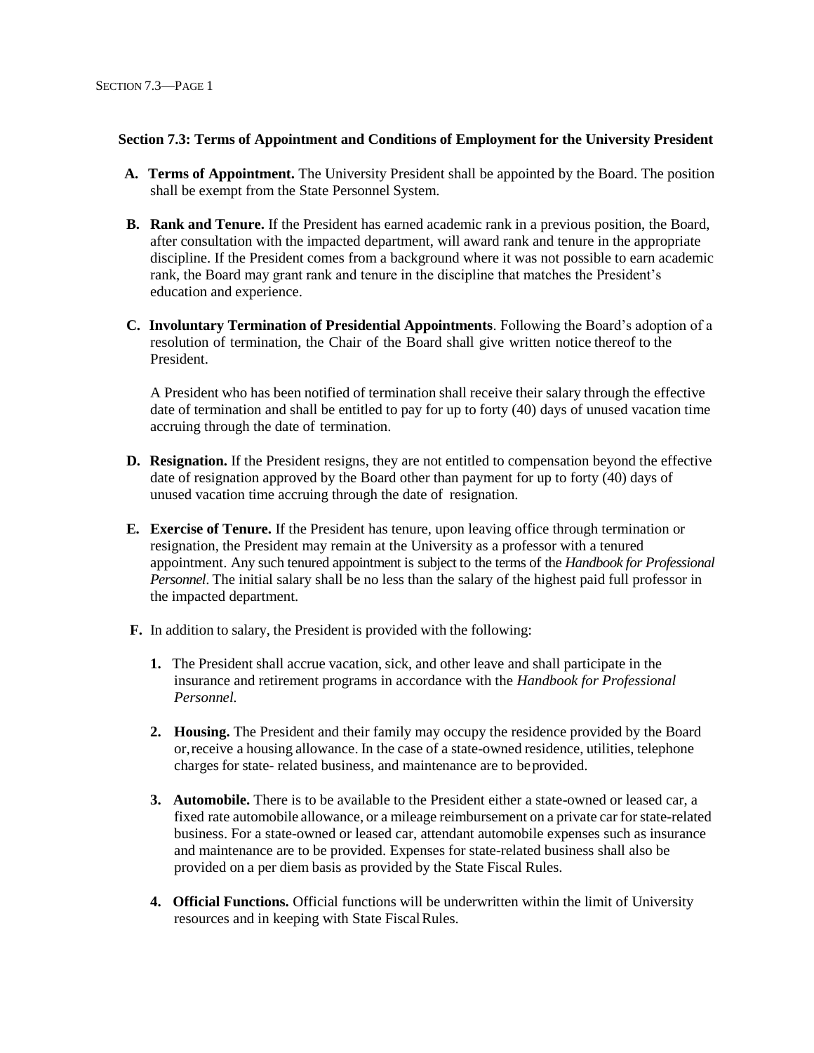### Section 7.3: Terms of Appointment and Conditions of Employment for the University President

**A. Terms of Appointment.** The University President shall be appointed by the Board. The position shall be exempt from the State Personnel System.

**B. Rank and Tenure.** If the President has earned academic rank in a previous position, the Board, after consultation with the impacted department, will award rank and tenure in the appropriate discipline. If the President comes from a background where it was not possible to earn academic rank, the Board may grant rank and tenure in the discipline that matches the President's education and experience.

**C. Involuntary Termination of Presidential Appointments**. Following the Board's adoption of a resolution of termination, the Chair of the Board shall give written notice thereof to the President.

A President who has been notified of termination shall receive their salary through the effective date of termination and shall be entitled to pay for up to forty (40) days of unused vacation time accruing through the date of termination.

**D. Resignation.** If the President resigns, they are not entitled to compensation beyond the effective date of resignation approved by the Board other than payment for up to forty (40) days of unused vacation time accruing through the date of resignation.

**E. Exercise of Tenure.** If the President has tenure, upon leaving office through termination or resignation, the President may remain at the University as a professor with a tenured appointment. Any such tenured appointment is subject to the terms of the *Handbook for Professional Personnel*. The initial salary shall be no less than the salary of the highest paid full professor in the impacted department.

**F.** In addition to salary, the President is provided with the following:

1. The President shall accrue vacation, sick, and other leave and shall participate in the insurance and retirement programs in accordance with the *Handbook for Professional Personnel.*

2. **Housing.** The President and their family may occupy the residence provided by the Board or, receive a housing allowance. In the case of a state-owned residence, utilities, telephone charges for state- related business, and maintenance are to be provided.

3. **Automobile.** There is to be available to the President either a state-owned or leased car, a fixed rate automobile allowance, or a mileage reimbursement on a private car for state-related business. For a state-owned or leased car, attendant automobile expenses such as insurance and maintenance are to be provided. Expenses for state-related business shall also be provided on a per diem basis as provided by the State Fiscal Rules.

4. **Official Functions.** Official functions will be underwritten within the limit of University resources and in keeping with State Fiscal Rules.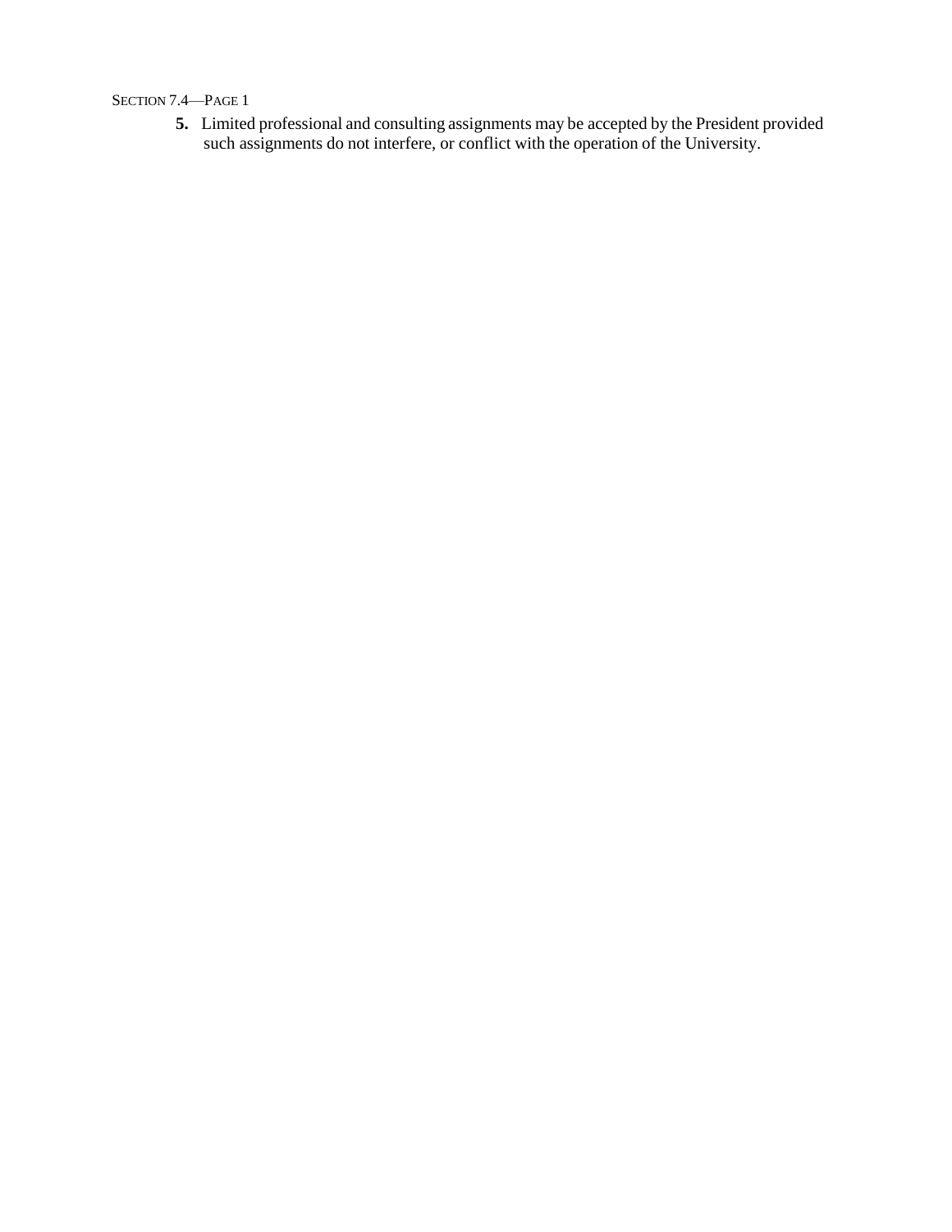5. Limited professional and consulting assignments may be accepted by the President provided such assignments do not interfere, or conflict with the operation of the University.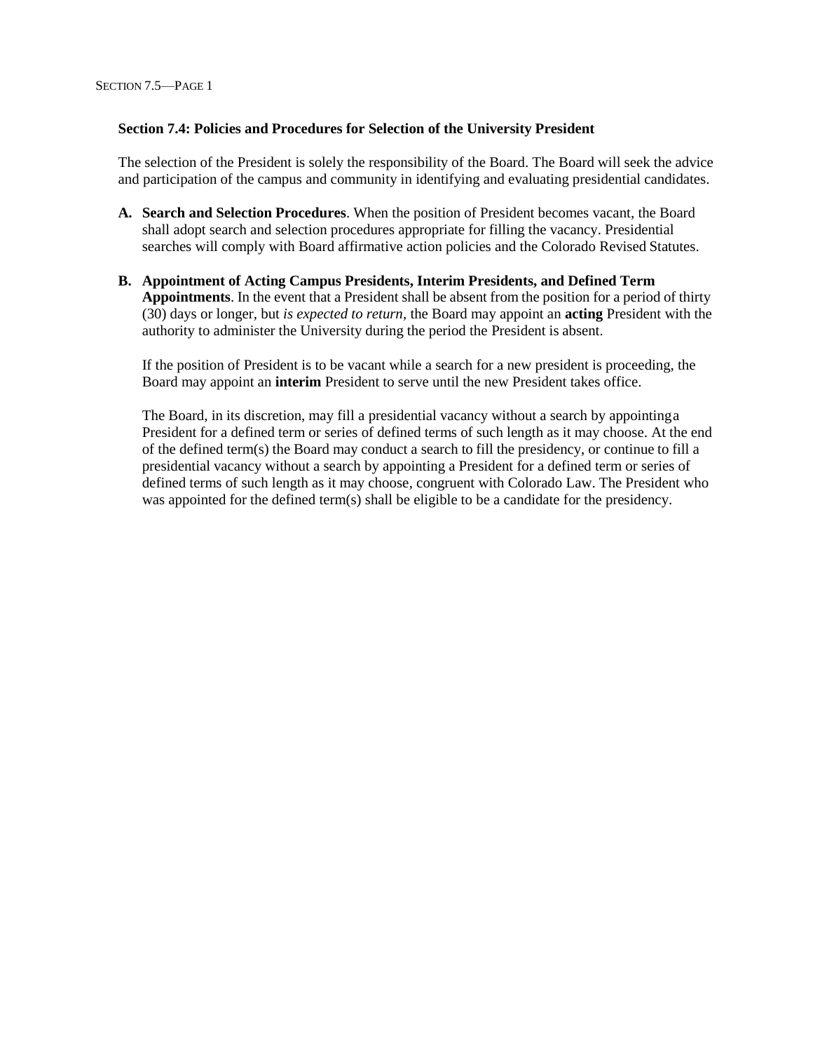**Section 7.4: Policies and Procedures for Selection of the University President**

The selection of the President is solely the responsibility of the Board. The Board will seek the advice and participation of the campus and community in identifying and evaluating presidential candidates.

**A. Search and Selection Procedures**. When the position of President becomes vacant, the Board shall adopt search and selection procedures appropriate for filling the vacancy. Presidential searches will comply with Board affirmative action policies and the Colorado Revised Statutes.

**B. Appointment of Acting Campus Presidents, Interim Presidents, and Defined Term Appointments**. In the event that a President shall be absent from the position for a period of thirty (30) days or longer, but *is expected to return*, the Board may appoint an **acting** President with the authority to administer the University during the period the President is absent.

   If the position of President is to be vacant while a search for a new president is proceeding, the Board may appoint an **interim** President to serve until the new President takes office.

   The Board, in its discretion, may fill a presidential vacancy without a search by appointing a President for a defined term or series of defined terms of such length as it may choose. At the end of the defined term(s) the Board may conduct a search to fill the presidency, or continue to fill a presidential vacancy without a search by appointing a President for a defined term or series of defined terms of such length as it may choose, congruent with Colorado Law. The President who was appointed for the defined term(s) shall be eligible to be a candidate for the presidency.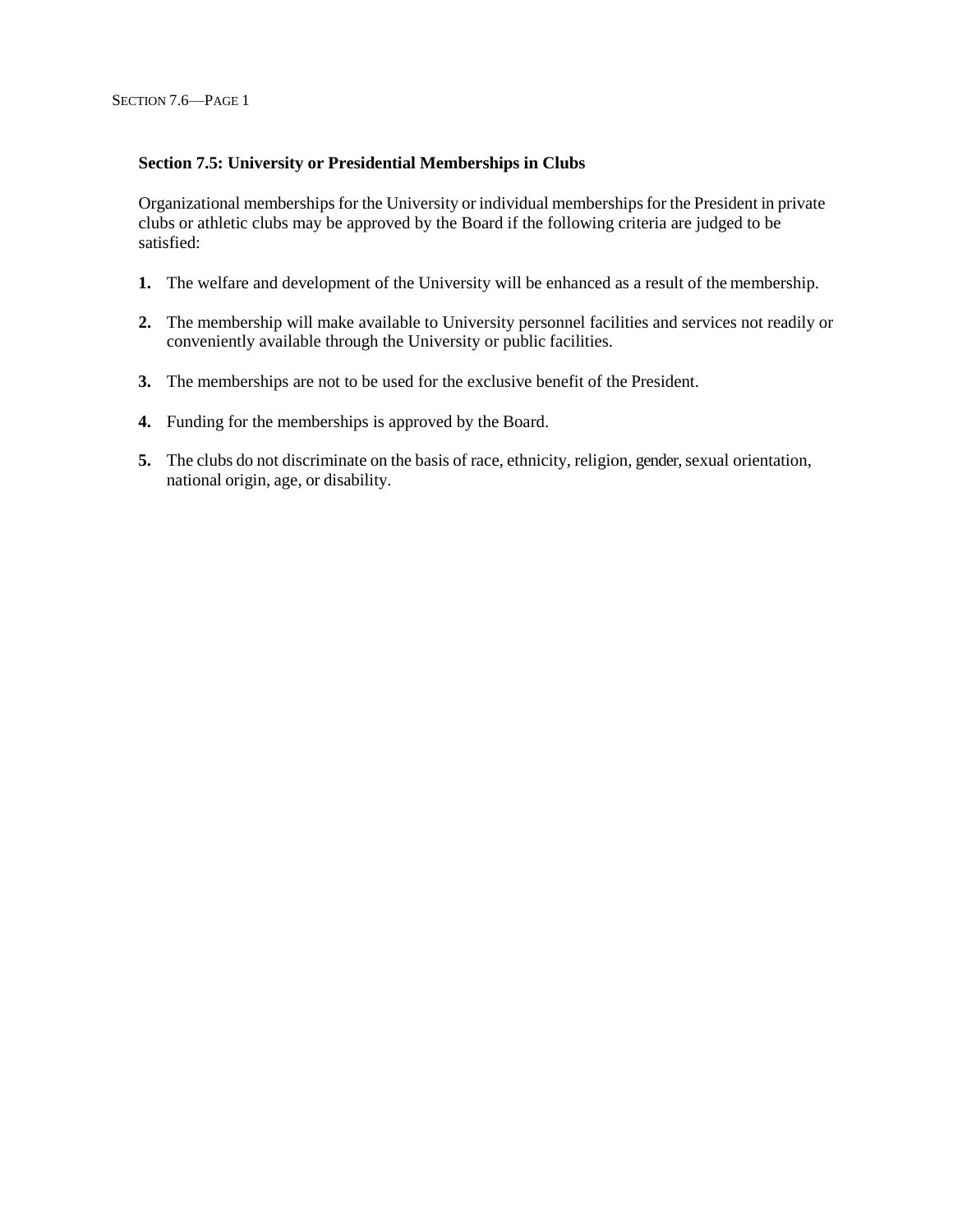## Section 7.5: University or Presidential Memberships in Clubs

Organizational memberships for the University or individual memberships for the President in private clubs or athletic clubs may be approved by the Board if the following criteria are judged to be satisfied:

1. The welfare and development of the University will be enhanced as a result of the membership.

2. The membership will make available to University personnel facilities and services not readily or conveniently available through the University or public facilities.

3. The memberships are not to be used for the exclusive benefit of the President.

4. Funding for the memberships is approved by the Board.

5. The clubs do not discriminate on the basis of race, ethnicity, religion, gender, sexual orientation, national origin, age, or disability.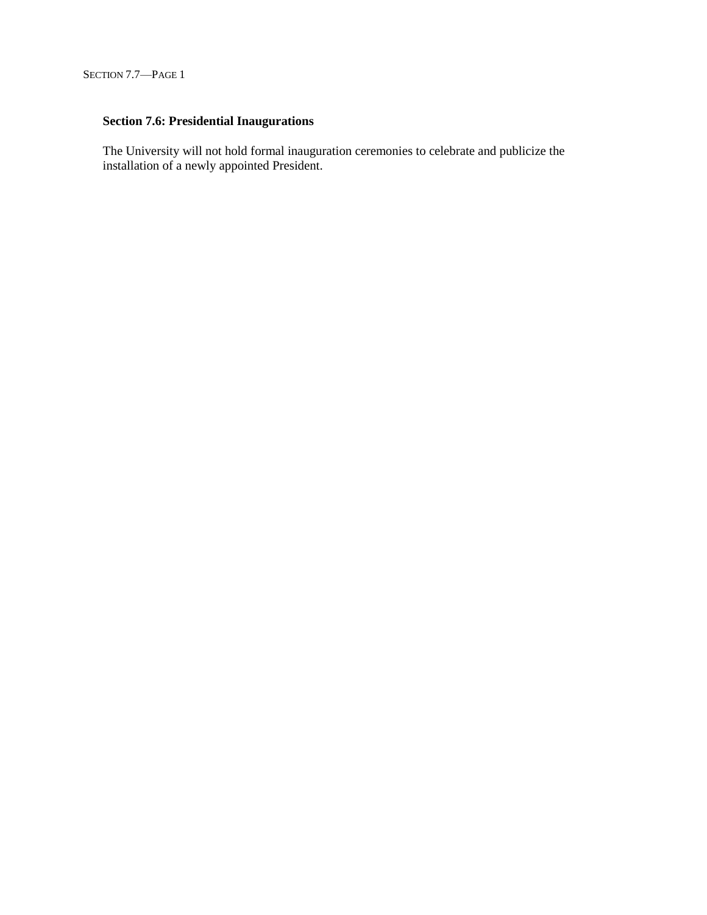### Section 7.6: Presidential Inaugurations

The University will not hold formal inauguration ceremonies to celebrate and publicize the installation of a newly appointed President.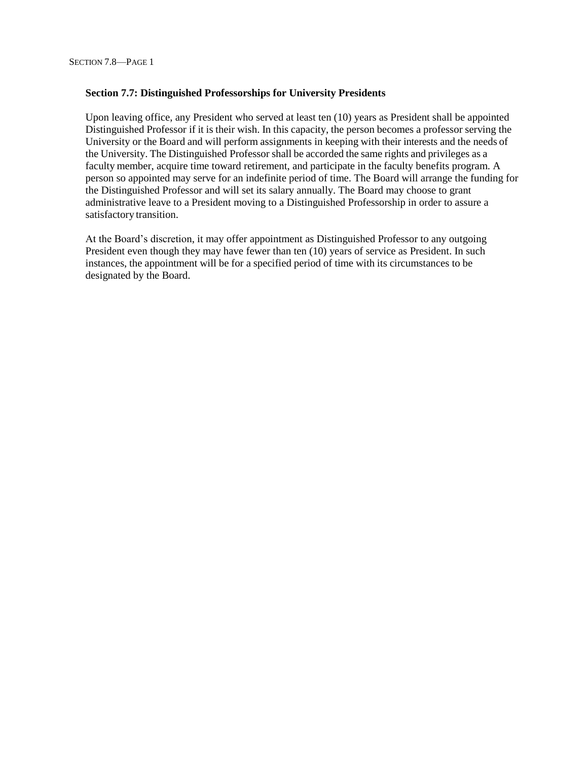### Section 7.7: Distinguished Professorships for University Presidents

Upon leaving office, any President who served at least ten (10) years as President shall be appointed Distinguished Professor if it is their wish. In this capacity, the person becomes a professor serving the University or the Board and will perform assignments in keeping with their interests and the needs of the University. The Distinguished Professor shall be accorded the same rights and privileges as a faculty member, acquire time toward retirement, and participate in the faculty benefits program. A person so appointed may serve for an indefinite period of time. The Board will arrange the funding for the Distinguished Professor and will set its salary annually. The Board may choose to grant administrative leave to a President moving to a Distinguished Professorship in order to assure a satisfactory transition.

At the Board's discretion, it may offer appointment as Distinguished Professor to any outgoing President even though they may have fewer than ten (10) years of service as President. In such instances, the appointment will be for a specified period of time with its circumstances to be designated by the Board.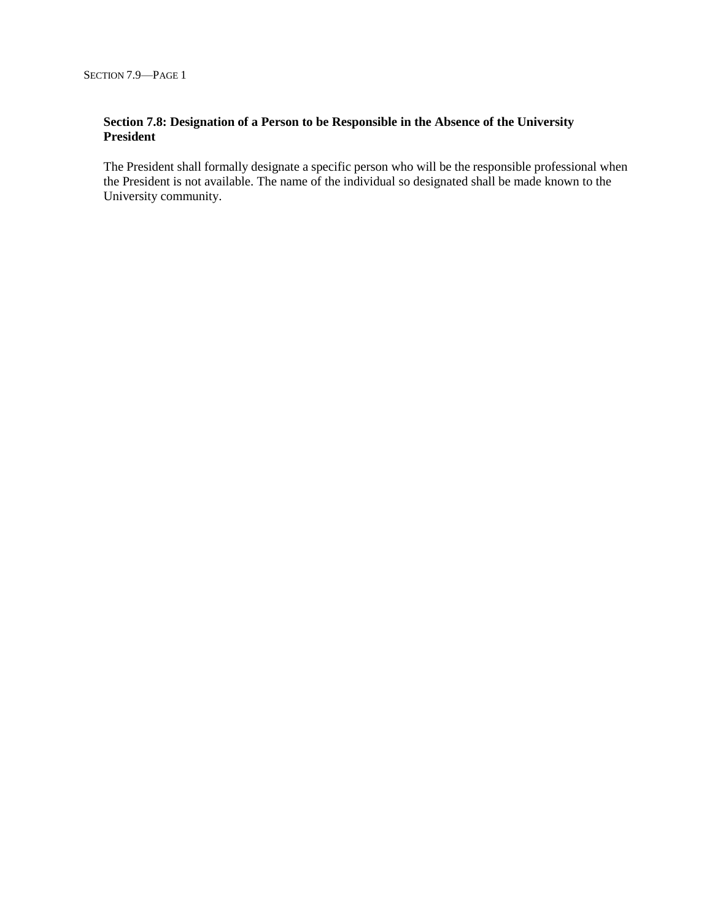### Section 7.8: Designation of a Person to be Responsible in the Absence of the University President

The President shall formally designate a specific person who will be the responsible professional when the President is not available. The name of the individual so designated shall be made known to the University community.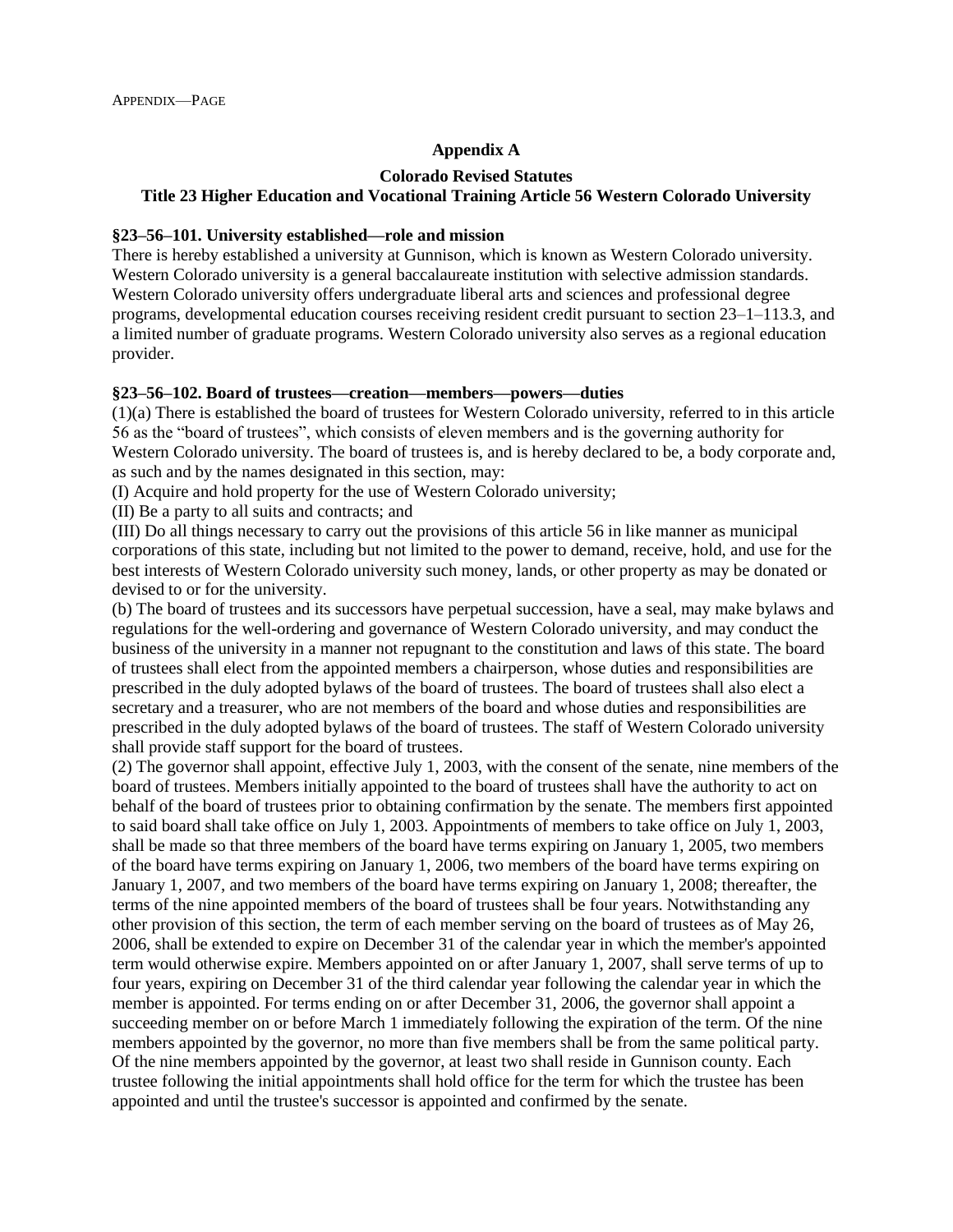## Appendix A

### Colorado Revised Statutes
### Title 23 Higher Education and Vocational Training Article 56 Western Colorado University

**§23–56–101. University established—role and mission**

There is hereby established a university at Gunnison, which is known as Western Colorado university. Western Colorado university is a general baccalaureate institution with selective admission standards. Western Colorado university offers undergraduate liberal arts and sciences and professional degree programs, developmental education courses receiving resident credit pursuant to section 23–1–113.3, and a limited number of graduate programs. Western Colorado university also serves as a regional education provider.

**§23–56–102. Board of trustees—creation—members—powers—duties**

(1)(a) There is established the board of trustees for Western Colorado university, referred to in this article 56 as the "board of trustees", which consists of eleven members and is the governing authority for Western Colorado university. The board of trustees is, and is hereby declared to be, a body corporate and, as such and by the names designated in this section, may:

(I) Acquire and hold property for the use of Western Colorado university;

(II) Be a party to all suits and contracts; and

(III) Do all things necessary to carry out the provisions of this article 56 in like manner as municipal corporations of this state, including but not limited to the power to demand, receive, hold, and use for the best interests of Western Colorado university such money, lands, or other property as may be donated or devised to or for the university.

(b) The board of trustees and its successors have perpetual succession, have a seal, may make bylaws and regulations for the well-ordering and governance of Western Colorado university, and may conduct the business of the university in a manner not repugnant to the constitution and laws of this state. The board of trustees shall elect from the appointed members a chairperson, whose duties and responsibilities are prescribed in the duly adopted bylaws of the board of trustees. The board of trustees shall also elect a secretary and a treasurer, who are not members of the board and whose duties and responsibilities are prescribed in the duly adopted bylaws of the board of trustees. The staff of Western Colorado university shall provide staff support for the board of trustees.

(2) The governor shall appoint, effective July 1, 2003, with the consent of the senate, nine members of the board of trustees. Members initially appointed to the board of trustees shall have the authority to act on behalf of the board of trustees prior to obtaining confirmation by the senate. The members first appointed to said board shall take office on July 1, 2003. Appointments of members to take office on July 1, 2003, shall be made so that three members of the board have terms expiring on January 1, 2005, two members of the board have terms expiring on January 1, 2006, two members of the board have terms expiring on January 1, 2007, and two members of the board have terms expiring on January 1, 2008; thereafter, the terms of the nine appointed members of the board of trustees shall be four years. Notwithstanding any other provision of this section, the term of each member serving on the board of trustees as of May 26, 2006, shall be extended to expire on December 31 of the calendar year in which the member's appointed term would otherwise expire. Members appointed on or after January 1, 2007, shall serve terms of up to four years, expiring on December 31 of the third calendar year following the calendar year in which the member is appointed. For terms ending on or after December 31, 2006, the governor shall appoint a succeeding member on or before March 1 immediately following the expiration of the term. Of the nine members appointed by the governor, no more than five members shall be from the same political party. Of the nine members appointed by the governor, at least two shall reside in Gunnison county. Each trustee following the initial appointments shall hold office for the term for which the trustee has been appointed and until the trustee's successor is appointed and confirmed by the senate.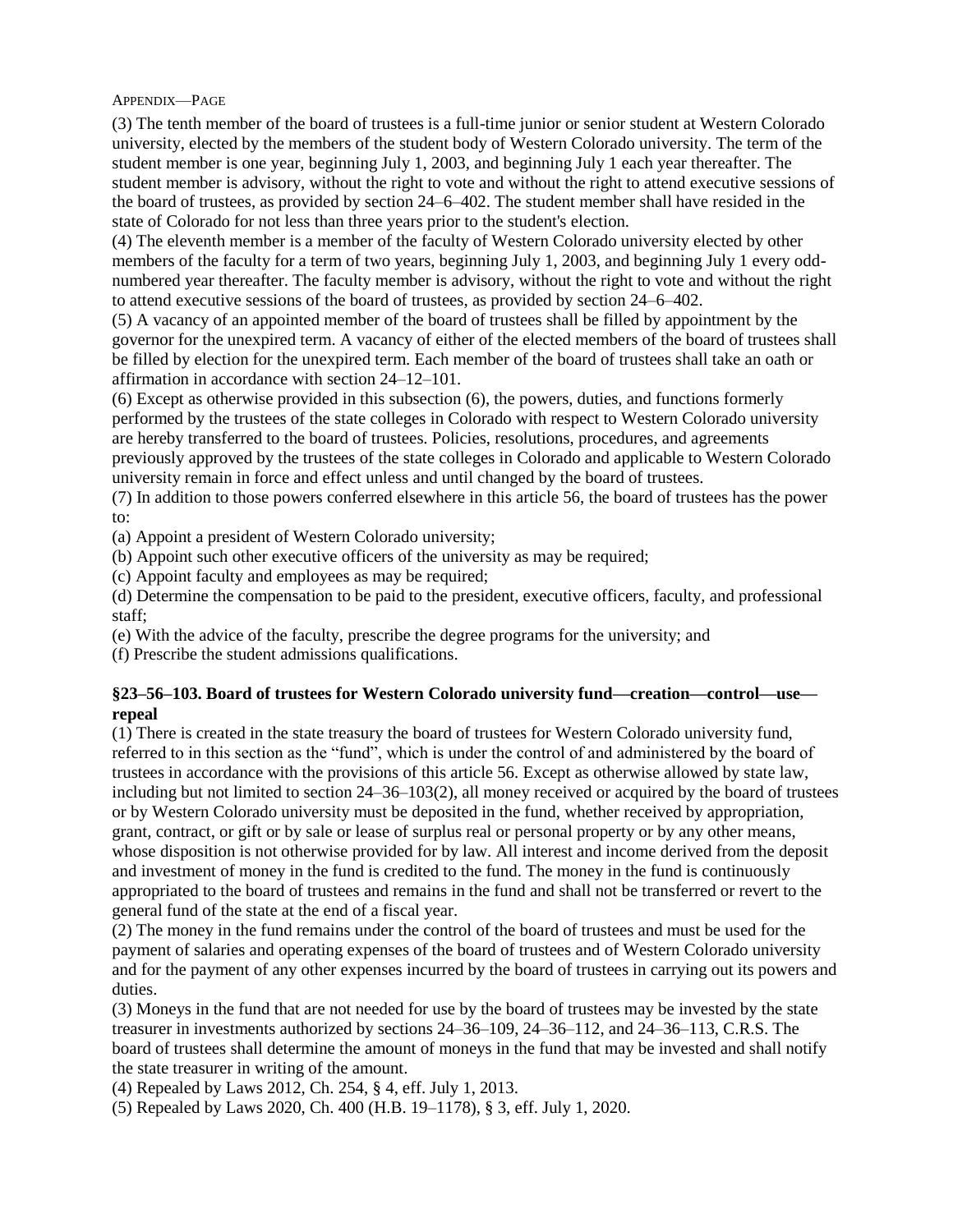(3) The tenth member of the board of trustees is a full-time junior or senior student at Western Colorado university, elected by the members of the student body of Western Colorado university. The term of the student member is one year, beginning July 1, 2003, and beginning July 1 each year thereafter. The student member is advisory, without the right to vote and without the right to attend executive sessions of the board of trustees, as provided by section 24–6–402. The student member shall have resided in the state of Colorado for not less than three years prior to the student's election.

(4) The eleventh member is a member of the faculty of Western Colorado university elected by other members of the faculty for a term of two years, beginning July 1, 2003, and beginning July 1 every odd-numbered year thereafter. The faculty member is advisory, without the right to vote and without the right to attend executive sessions of the board of trustees, as provided by section 24–6–402.

(5) A vacancy of an appointed member of the board of trustees shall be filled by appointment by the governor for the unexpired term. A vacancy of either of the elected members of the board of trustees shall be filled by election for the unexpired term. Each member of the board of trustees shall take an oath or affirmation in accordance with section 24–12–101.

(6) Except as otherwise provided in this subsection (6), the powers, duties, and functions formerly performed by the trustees of the state colleges in Colorado with respect to Western Colorado university are hereby transferred to the board of trustees. Policies, resolutions, procedures, and agreements previously approved by the trustees of the state colleges in Colorado and applicable to Western Colorado university remain in force and effect unless and until changed by the board of trustees.

(7) In addition to those powers conferred elsewhere in this article 56, the board of trustees has the power to:

(a) Appoint a president of Western Colorado university;

(b) Appoint such other executive officers of the university as may be required;

(c) Appoint faculty and employees as may be required;

(d) Determine the compensation to be paid to the president, executive officers, faculty, and professional staff;

(e) With the advice of the faculty, prescribe the degree programs for the university; and

(f) Prescribe the student admissions qualifications.

**§23–56–103. Board of trustees for Western Colorado university fund—creation—control—use—repeal**

(1) There is created in the state treasury the board of trustees for Western Colorado university fund, referred to in this section as the "fund", which is under the control of and administered by the board of trustees in accordance with the provisions of this article 56. Except as otherwise allowed by state law, including but not limited to section 24–36–103(2), all money received or acquired by the board of trustees or by Western Colorado university must be deposited in the fund, whether received by appropriation, grant, contract, or gift or by sale or lease of surplus real or personal property or by any other means, whose disposition is not otherwise provided for by law. All interest and income derived from the deposit and investment of money in the fund is credited to the fund. The money in the fund is continuously appropriated to the board of trustees and remains in the fund and shall not be transferred or revert to the general fund of the state at the end of a fiscal year.

(2) The money in the fund remains under the control of the board of trustees and must be used for the payment of salaries and operating expenses of the board of trustees and of Western Colorado university and for the payment of any other expenses incurred by the board of trustees in carrying out its powers and duties.

(3) Moneys in the fund that are not needed for use by the board of trustees may be invested by the state treasurer in investments authorized by sections 24–36–109, 24–36–112, and 24–36–113, C.R.S. The board of trustees shall determine the amount of moneys in the fund that may be invested and shall notify the state treasurer in writing of the amount.

(4) Repealed by Laws 2012, Ch. 254, § 4, eff. July 1, 2013.

(5) Repealed by Laws 2020, Ch. 400 (H.B. 19–1178), § 3, eff. July 1, 2020.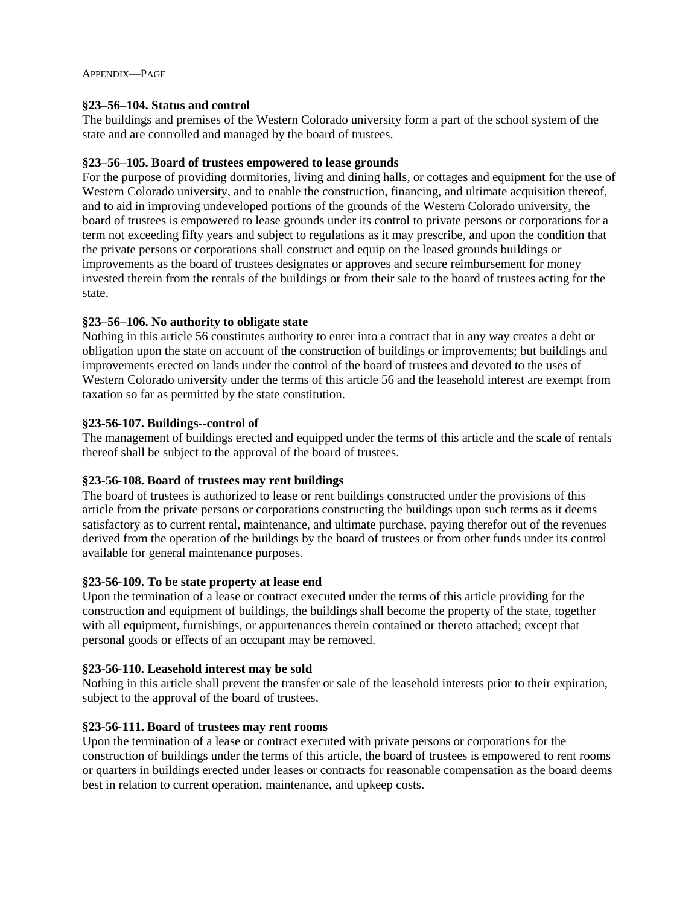**§23–56–104. Status and control**

The buildings and premises of the Western Colorado university form a part of the school system of the state and are controlled and managed by the board of trustees.

**§23–56–105. Board of trustees empowered to lease grounds**

For the purpose of providing dormitories, living and dining halls, or cottages and equipment for the use of Western Colorado university, and to enable the construction, financing, and ultimate acquisition thereof, and to aid in improving undeveloped portions of the grounds of the Western Colorado university, the board of trustees is empowered to lease grounds under its control to private persons or corporations for a term not exceeding fifty years and subject to regulations as it may prescribe, and upon the condition that the private persons or corporations shall construct and equip on the leased grounds buildings or improvements as the board of trustees designates or approves and secure reimbursement for money invested therein from the rentals of the buildings or from their sale to the board of trustees acting for the state.

**§23–56–106. No authority to obligate state**

Nothing in this article 56 constitutes authority to enter into a contract that in any way creates a debt or obligation upon the state on account of the construction of buildings or improvements; but buildings and improvements erected on lands under the control of the board of trustees and devoted to the uses of Western Colorado university under the terms of this article 56 and the leasehold interest are exempt from taxation so far as permitted by the state constitution.

**§23-56-107. Buildings--control of**

The management of buildings erected and equipped under the terms of this article and the scale of rentals thereof shall be subject to the approval of the board of trustees.

**§23-56-108. Board of trustees may rent buildings**

The board of trustees is authorized to lease or rent buildings constructed under the provisions of this article from the private persons or corporations constructing the buildings upon such terms as it deems satisfactory as to current rental, maintenance, and ultimate purchase, paying therefor out of the revenues derived from the operation of the buildings by the board of trustees or from other funds under its control available for general maintenance purposes.

**§23-56-109. To be state property at lease end**

Upon the termination of a lease or contract executed under the terms of this article providing for the construction and equipment of buildings, the buildings shall become the property of the state, together with all equipment, furnishings, or appurtenances therein contained or thereto attached; except that personal goods or effects of an occupant may be removed.

**§23-56-110. Leasehold interest may be sold**

Nothing in this article shall prevent the transfer or sale of the leasehold interests prior to their expiration, subject to the approval of the board of trustees.

**§23-56-111. Board of trustees may rent rooms**

Upon the termination of a lease or contract executed with private persons or corporations for the construction of buildings under the terms of this article, the board of trustees is empowered to rent rooms or quarters in buildings erected under leases or contracts for reasonable compensation as the board deems best in relation to current operation, maintenance, and upkeep costs.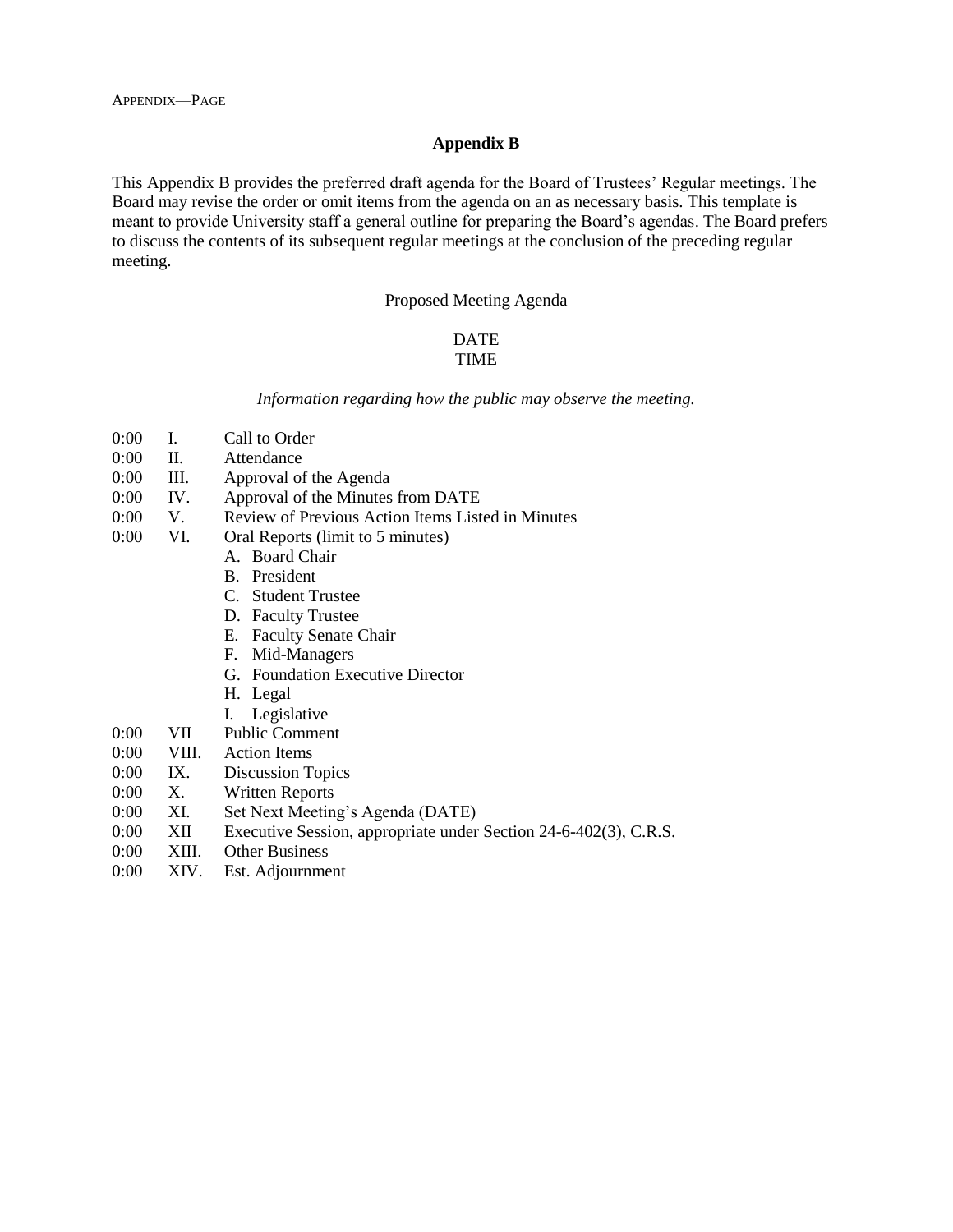## Appendix B

This Appendix B provides the preferred draft agenda for the Board of Trustees' Regular meetings. The Board may revise the order or omit items from the agenda on an as necessary basis. This template is meant to provide University staff a general outline for preparing the Board's agendas. The Board prefers to discuss the contents of its subsequent regular meetings at the conclusion of the preceding regular meeting.

Proposed Meeting Agenda

DATE
TIME

*Information regarding how the public may observe the meeting.*

0:00 I. Call to Order
0:00 II. Attendance
0:00 III. Approval of the Agenda
0:00 IV. Approval of the Minutes from DATE
0:00 V. Review of Previous Action Items Listed in Minutes
0:00 VI. Oral Reports (limit to 5 minutes)
- A. Board Chair
- B. President
- C. Student Trustee
- D. Faculty Trustee
- E. Faculty Senate Chair
- F. Mid-Managers
- G. Foundation Executive Director
- H. Legal
- I. Legislative

0:00 VII Public Comment
0:00 VIII. Action Items
0:00 IX. Discussion Topics
0:00 X. Written Reports
0:00 XI. Set Next Meeting's Agenda (DATE)
0:00 XII Executive Session, appropriate under Section 24-6-402(3), C.R.S.
0:00 XIII. Other Business
0:00 XIV. Est. Adjournment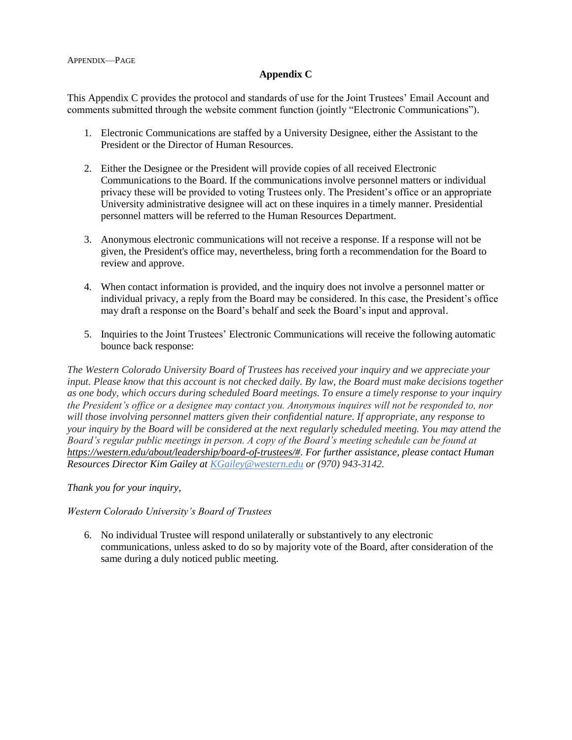## Appendix C

This Appendix C provides the protocol and standards of use for the Joint Trustees' Email Account and comments submitted through the website comment function (jointly "Electronic Communications").

1. Electronic Communications are staffed by a University Designee, either the Assistant to the President or the Director of Human Resources.

2. Either the Designee or the President will provide copies of all received Electronic Communications to the Board. If the communications involve personnel matters or individual privacy these will be provided to voting Trustees only. The President's office or an appropriate University administrative designee will act on these inquires in a timely manner. Presidential personnel matters will be referred to the Human Resources Department.

3. Anonymous electronic communications will not receive a response. If a response will not be given, the President's office may, nevertheless, bring forth a recommendation for the Board to review and approve.

4. When contact information is provided, and the inquiry does not involve a personnel matter or individual privacy, a reply from the Board may be considered. In this case, the President's office may draft a response on the Board's behalf and seek the Board's input and approval.

5. Inquiries to the Joint Trustees' Electronic Communications will receive the following automatic bounce back response:

*The Western Colorado University Board of Trustees has received your inquiry and we appreciate your input. Please know that this account is not checked daily. By law, the Board must make decisions together as one body, which occurs during scheduled Board meetings. To ensure a timely response to your inquiry the President's office or a designee may contact you. Anonymous inquires will not be responded to, nor will those involving personnel matters given their confidential nature. If appropriate, any response to your inquiry by the Board will be considered at the next regularly scheduled meeting. You may attend the Board's regular public meetings in person. A copy of the Board's meeting schedule can be found at https://western.edu/about/leadership/board-of-trustees/#. For further assistance, please contact Human Resources Director Kim Gailey at KGailey@western.edu or (970) 943-3142.*

*Thank you for your inquiry,*

*Western Colorado University's Board of Trustees*

6. No individual Trustee will respond unilaterally or substantively to any electronic communications, unless asked to do so by majority vote of the Board, after consideration of the same during a duly noticed public meeting.